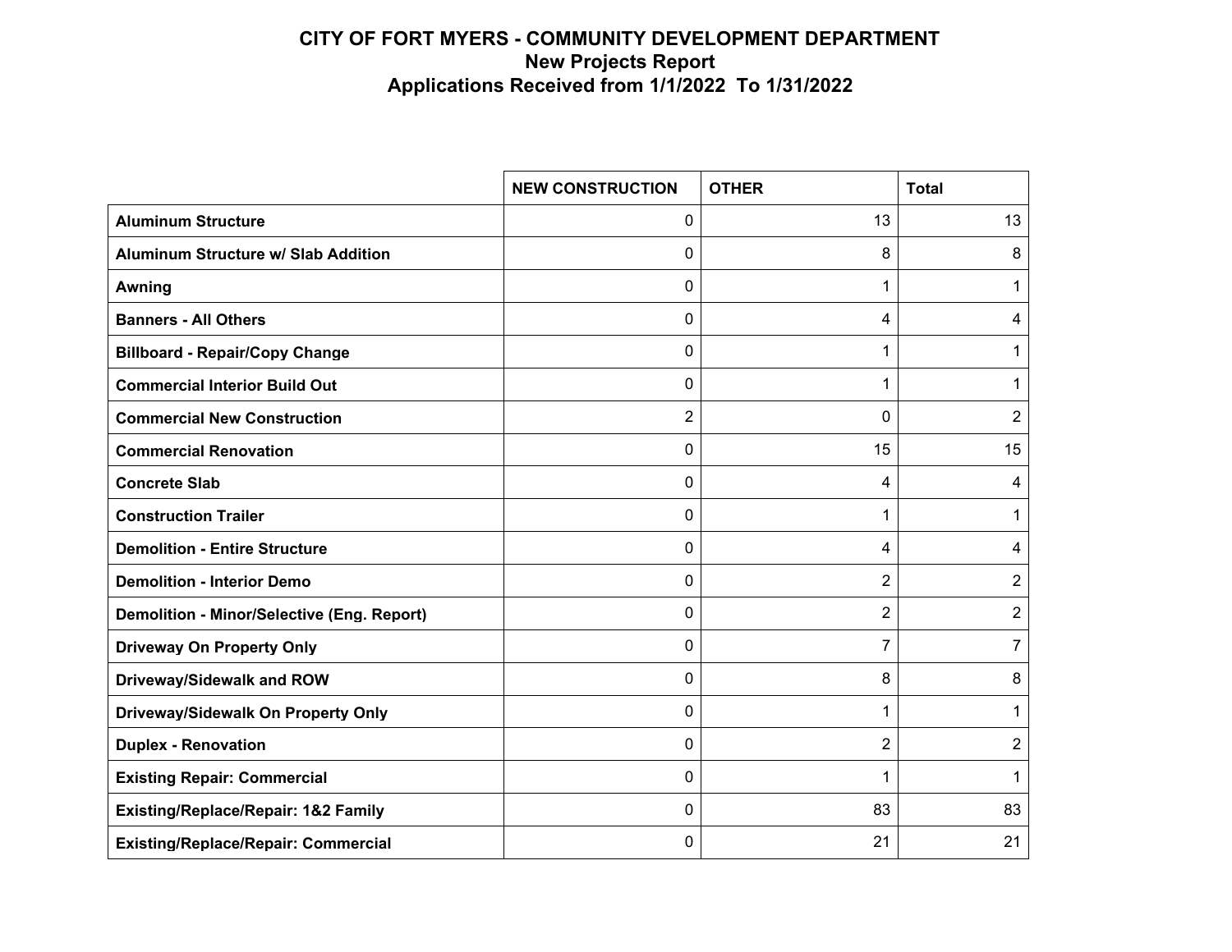# CITY OF FORT MYERS - COMMUNITY DEVELOPMENT DEPARTMENT

## New Projects Report

## Applications Received from 1/1/2022 To 1/31/2022

| | NEW CONSTRUCTION | OTHER | Total |
|---|---|---|---|
| **Aluminum Structure** | 0 | 13 | 13 |
| **Aluminum Structure w/ Slab Addition** | 0 | 8 | 8 |
| **Awning** | 0 | 1 | 1 |
| **Banners - All Others** | 0 | 4 | 4 |
| **Billboard - Repair/Copy Change** | 0 | 1 | 1 |
| **Commercial Interior Build Out** | 0 | 1 | 1 |
| **Commercial New Construction** | 2 | 0 | 2 |
| **Commercial Renovation** | 0 | 15 | 15 |
| **Concrete Slab** | 0 | 4 | 4 |
| **Construction Trailer** | 0 | 1 | 1 |
| **Demolition - Entire Structure** | 0 | 4 | 4 |
| **Demolition - Interior Demo** | 0 | 2 | 2 |
| **Demolition - Minor/Selective (Eng. Report)** | 0 | 2 | 2 |
| **Driveway On Property Only** | 0 | 7 | 7 |
| **Driveway/Sidewalk and ROW** | 0 | 8 | 8 |
| **Driveway/Sidewalk On Property Only** | 0 | 1 | 1 |
| **Duplex - Renovation** | 0 | 2 | 2 |
| **Existing Repair: Commercial** | 0 | 1 | 1 |
| **Existing/Replace/Repair: 1&2 Family** | 0 | 83 | 83 |
| **Existing/Replace/Repair: Commercial** | 0 | 21 | 21 |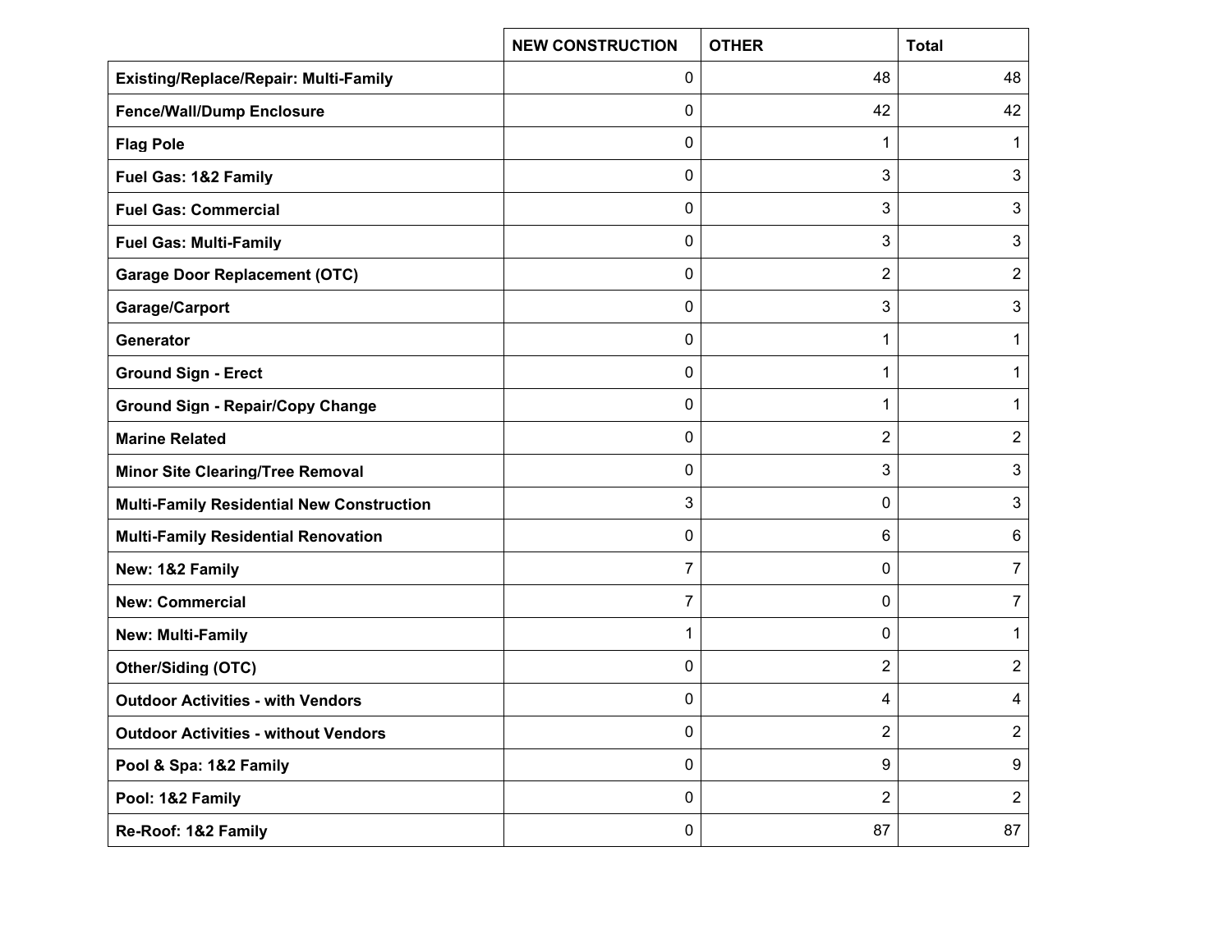| | NEW CONSTRUCTION | OTHER | Total |
|---|---|---|---|
| **Existing/Replace/Repair: Multi-Family** | 0 | 48 | 48 |
| **Fence/Wall/Dump Enclosure** | 0 | 42 | 42 |
| **Flag Pole** | 0 | 1 | 1 |
| **Fuel Gas: 1&2 Family** | 0 | 3 | 3 |
| **Fuel Gas: Commercial** | 0 | 3 | 3 |
| **Fuel Gas: Multi-Family** | 0 | 3 | 3 |
| **Garage Door Replacement (OTC)** | 0 | 2 | 2 |
| **Garage/Carport** | 0 | 3 | 3 |
| **Generator** | 0 | 1 | 1 |
| **Ground Sign - Erect** | 0 | 1 | 1 |
| **Ground Sign - Repair/Copy Change** | 0 | 1 | 1 |
| **Marine Related** | 0 | 2 | 2 |
| **Minor Site Clearing/Tree Removal** | 0 | 3 | 3 |
| **Multi-Family Residential New Construction** | 3 | 0 | 3 |
| **Multi-Family Residential Renovation** | 0 | 6 | 6 |
| **New: 1&2 Family** | 7 | 0 | 7 |
| **New: Commercial** | 7 | 0 | 7 |
| **New: Multi-Family** | 1 | 0 | 1 |
| **Other/Siding (OTC)** | 0 | 2 | 2 |
| **Outdoor Activities - with Vendors** | 0 | 4 | 4 |
| **Outdoor Activities - without Vendors** | 0 | 2 | 2 |
| **Pool & Spa: 1&2 Family** | 0 | 9 | 9 |
| **Pool: 1&2 Family** | 0 | 2 | 2 |
| **Re-Roof: 1&2 Family** | 0 | 87 | 87 |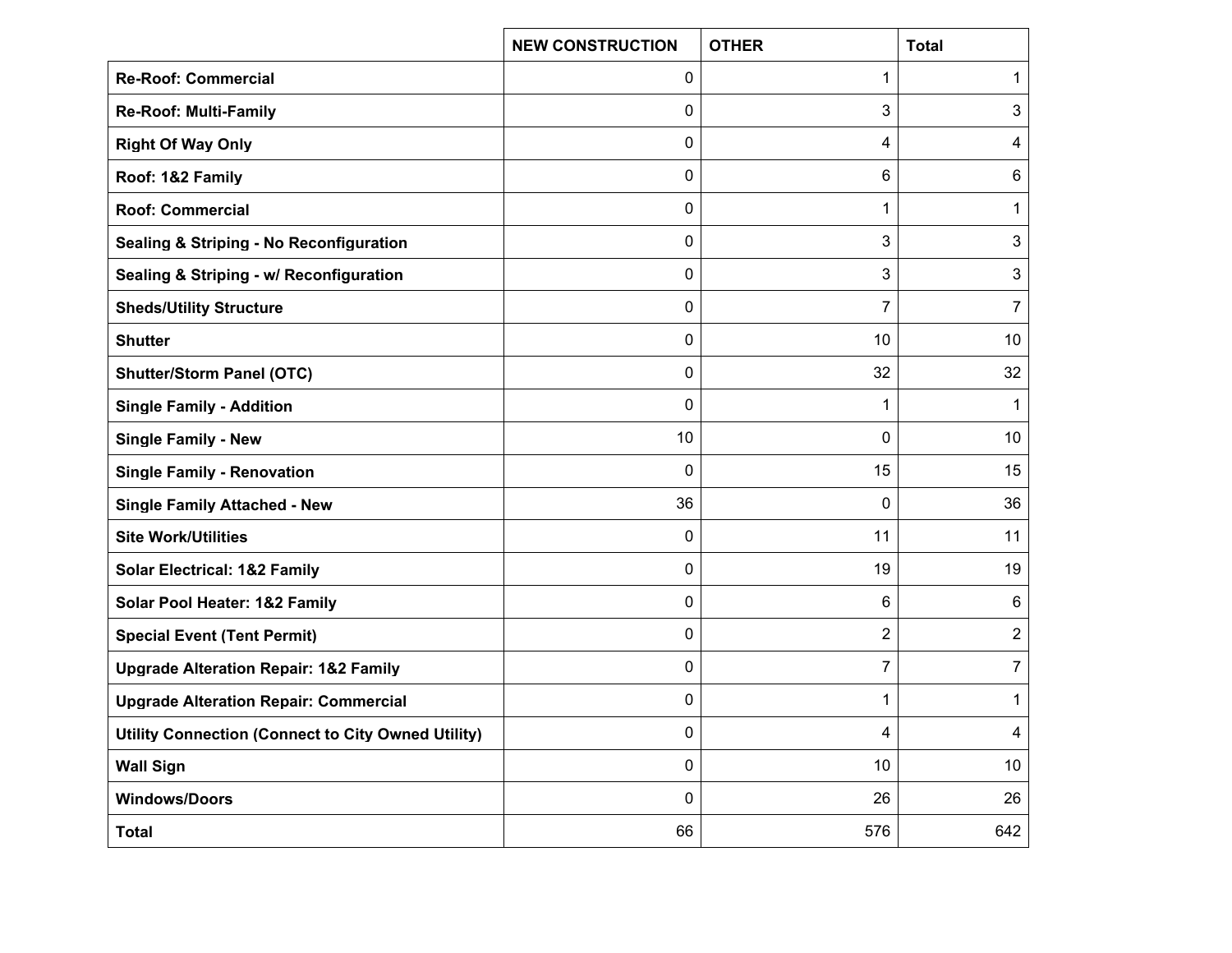| | NEW CONSTRUCTION | OTHER | Total |
|---|---|---|---|
| **Re-Roof: Commercial** | 0 | 1 | 1 |
| **Re-Roof: Multi-Family** | 0 | 3 | 3 |
| **Right Of Way Only** | 0 | 4 | 4 |
| **Roof: 1&2 Family** | 0 | 6 | 6 |
| **Roof: Commercial** | 0 | 1 | 1 |
| **Sealing & Striping - No Reconfiguration** | 0 | 3 | 3 |
| **Sealing & Striping - w/ Reconfiguration** | 0 | 3 | 3 |
| **Sheds/Utility Structure** | 0 | 7 | 7 |
| **Shutter** | 0 | 10 | 10 |
| **Shutter/Storm Panel (OTC)** | 0 | 32 | 32 |
| **Single Family - Addition** | 0 | 1 | 1 |
| **Single Family - New** | 10 | 0 | 10 |
| **Single Family - Renovation** | 0 | 15 | 15 |
| **Single Family Attached - New** | 36 | 0 | 36 |
| **Site Work/Utilities** | 0 | 11 | 11 |
| **Solar Electrical: 1&2 Family** | 0 | 19 | 19 |
| **Solar Pool Heater: 1&2 Family** | 0 | 6 | 6 |
| **Special Event (Tent Permit)** | 0 | 2 | 2 |
| **Upgrade Alteration Repair: 1&2 Family** | 0 | 7 | 7 |
| **Upgrade Alteration Repair: Commercial** | 0 | 1 | 1 |
| **Utility Connection (Connect to City Owned Utility)** | 0 | 4 | 4 |
| **Wall Sign** | 0 | 10 | 10 |
| **Windows/Doors** | 0 | 26 | 26 |
| **Total** | 66 | 576 | 642 |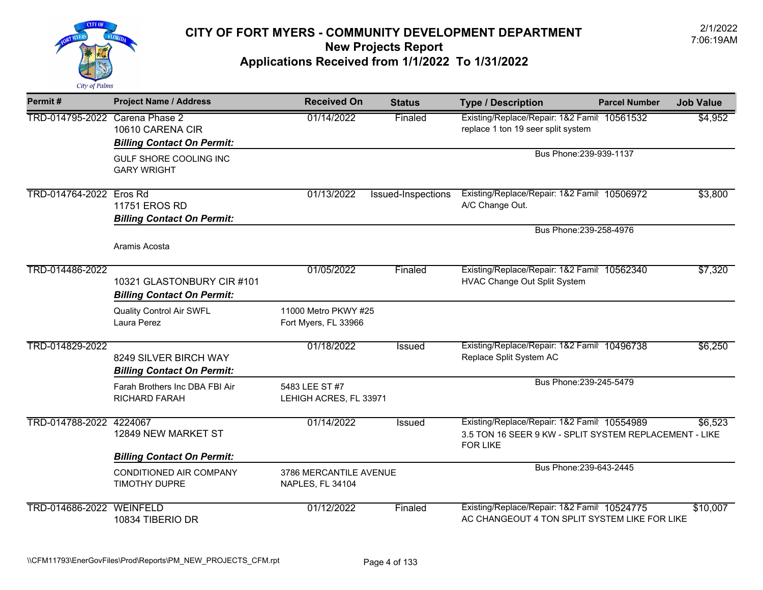# CITY OF FORT MYERS - COMMUNITY DEVELOPMENT DEPARTMENT
## New Projects Report
## Applications Received from 1/1/2022 To 1/31/2022

2/1/2022
7:06:19AM

| Permit # | Project Name / Address | Received On | Status | Type / Description | Parcel Number | Job Value |
|---|---|---|---|---|---|---|
| TRD-014795-2022 | Carena Phase 2<br>10610 CARENA CIR<br>***Billing Contact On Permit:***<br>GULF SHORE COOLING INC<br>GARY WRIGHT | 01/14/2022 | Finaled | Existing/Replace/Repair: 1&2 Famil<br>replace 1 ton 19 seer split system<br>Bus Phone:239-939-1137 | 10561532 | $4,952 |
| TRD-014764-2022 | Eros Rd<br>11751 EROS RD<br>***Billing Contact On Permit:***<br>Aramis Acosta | 01/13/2022 | Issued-Inspections | Existing/Replace/Repair: 1&2 Famil<br>A/C Change Out.<br>Bus Phone:239-258-4976 | 10506972 | $3,800 |
| TRD-014486-2022 | 10321 GLASTONBURY CIR #101<br>***Billing Contact On Permit:***<br>Quality Control Air SWFL<br>Laura Perez<br>11000 Metro PKWY #25<br>Fort Myers, FL 33966 | 01/05/2022 | Finaled | Existing/Replace/Repair: 1&2 Famil<br>HVAC Change Out Split System | 10562340 | $7,320 |
| TRD-014829-2022 | 8249 SILVER BIRCH WAY<br>***Billing Contact On Permit:***<br>Farah Brothers Inc DBA FBI Air<br>RICHARD FARAH<br>5483 LEE ST #7<br>LEHIGH ACRES, FL 33971 | 01/18/2022 | Issued | Existing/Replace/Repair: 1&2 Famil<br>Replace Split System AC<br>Bus Phone:239-245-5479 | 10496738 | $6,250 |
| TRD-014788-2022 | 4224067<br>12849 NEW MARKET ST<br>***Billing Contact On Permit:***<br>CONDITIONED AIR COMPANY<br>TIMOTHY DUPRE<br>3786 MERCANTILE AVENUE<br>NAPLES, FL 34104 | 01/14/2022 | Issued | Existing/Replace/Repair: 1&2 Famil<br>3.5 TON 16 SEER 9 KW - SPLIT SYSTEM REPLACEMENT - LIKE FOR LIKE<br>Bus Phone:239-643-2445 | 10554989 | $6,523 |
| TRD-014686-2022 | WEINFELD<br>10834 TIBERIO DR | 01/12/2022 | Finaled | Existing/Replace/Repair: 1&2 Famil<br>AC CHANGEOUT 4 TON SPLIT SYSTEM LIKE FOR LIKE | 10524775 | $10,007 |

\\CFM11793\EnerGovFiles\Prod\Reports\PM_NEW_PROJECTS_CFM.rpt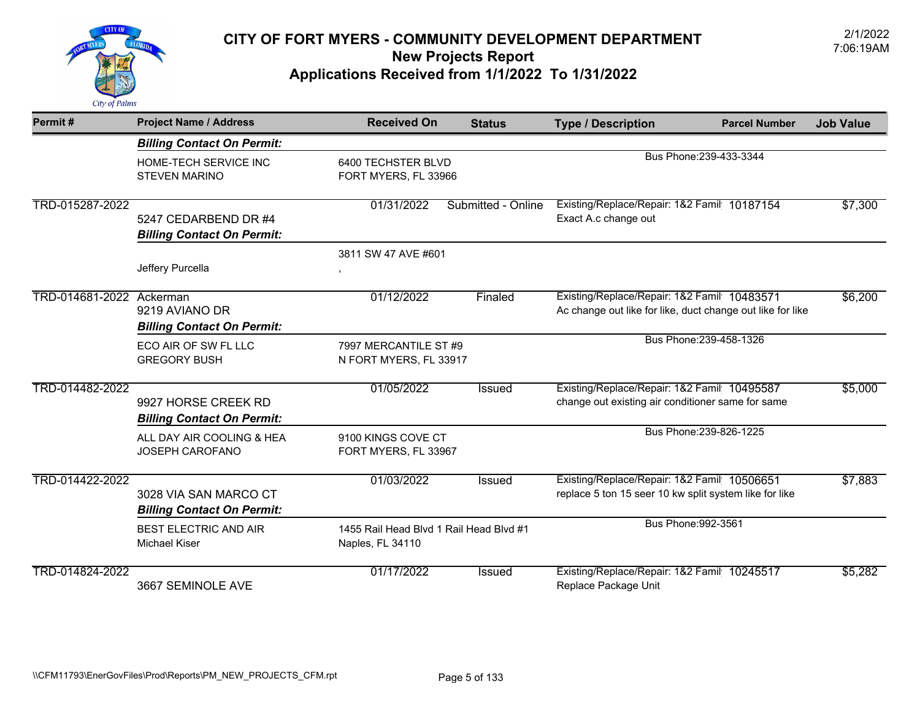# CITY OF FORT MYERS - COMMUNITY DEVELOPMENT DEPARTMENT

## New Projects Report

## Applications Received from 1/1/2022 To 1/31/2022

2/1/2022
7:06:19AM

| Permit # | Project Name / Address | Received On | Status | Type / Description | Parcel Number | Job Value |
|---|---|---|---|---|---|---|
| | ***Billing Contact On Permit:*** | | | | | |
| | HOME-TECH SERVICE INC<br>STEVEN MARINO | 6400 TECHSTER BLVD<br>FORT MYERS, FL 33966 | | Bus Phone:239-433-3344 | | |
| TRD-015287-2022 | 5247 CEDARBEND DR #4 | 01/31/2022 | Submitted - Online | Existing/Replace/Repair: 1&2 Famil<br>Exact A.c change out | 10187154 | $7,300 |
| | ***Billing Contact On Permit:*** | | | | | |
| | Jeffery Purcella | 3811 SW 47 AVE #601<br>, | | | | |
| TRD-014681-2022 | Ackerman<br>9219 AVIANO DR | 01/12/2022 | Finaled | Existing/Replace/Repair: 1&2 Famil<br>Ac change out like for like, duct change out like for like | 10483571 | $6,200 |
| | ***Billing Contact On Permit:*** | | | | | |
| | ECO AIR OF SW FL LLC<br>GREGORY BUSH | 7997 MERCANTILE ST #9<br>N FORT MYERS, FL 33917 | | Bus Phone:239-458-1326 | | |
| TRD-014482-2022 | 9927 HORSE CREEK RD | 01/05/2022 | Issued | Existing/Replace/Repair: 1&2 Famil<br>change out existing air conditioner same for same | 10495587 | $5,000 |
| | ***Billing Contact On Permit:*** | | | | | |
| | ALL DAY AIR COOLING & HEA<br>JOSEPH CAROFANO | 9100 KINGS COVE CT<br>FORT MYERS, FL 33967 | | Bus Phone:239-826-1225 | | |
| TRD-014422-2022 | 3028 VIA SAN MARCO CT | 01/03/2022 | Issued | Existing/Replace/Repair: 1&2 Famil<br>replace 5 ton 15 seer 10 kw split system like for like | 10506651 | $7,883 |
| | ***Billing Contact On Permit:*** | | | | | |
| | BEST ELECTRIC AND AIR<br>Michael Kiser | 1455 Rail Head Blvd 1 Rail Head Blvd #1<br>Naples, FL 34110 | | Bus Phone:992-3561 | | |
| TRD-014824-2022 | 3667 SEMINOLE AVE | 01/17/2022 | Issued | Existing/Replace/Repair: 1&2 Famil<br>Replace Package Unit | 10245517 | $5,282 |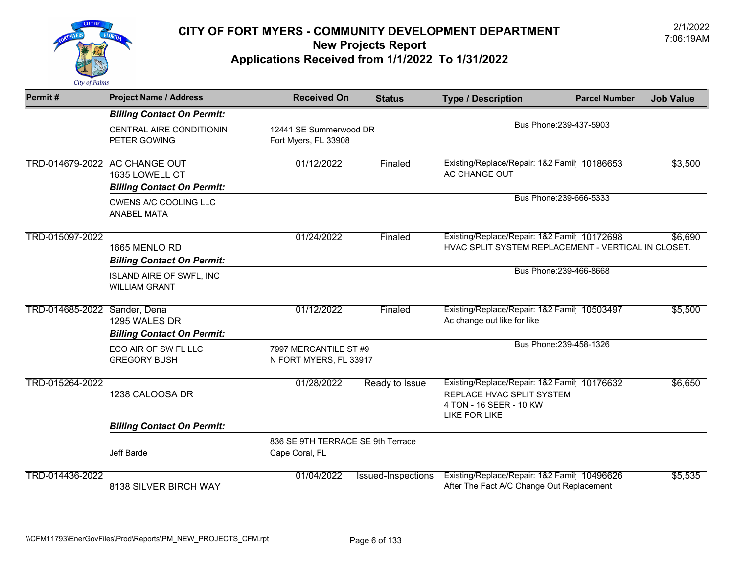# CITY OF FORT MYERS - COMMUNITY DEVELOPMENT DEPARTMENT

## New Projects Report

## Applications Received from 1/1/2022 To 1/31/2022

2/1/2022
7:06:19AM

| Permit # | Project Name / Address | Received On | Status | Type / Description | Parcel Number | Job Value |
|---|---|---|---|---|---|---|
| | ***Billing Contact On Permit:*** | | | | | |
| | CENTRAL AIRE CONDITIONIN<br>PETER GOWING | 12441 SE Summerwood DR<br>Fort Myers, FL 33908 | | Bus Phone:239-437-5903 | | |
| TRD-014679-2022 | AC CHANGE OUT<br>1635 LOWELL CT | 01/12/2022 | Finaled | Existing/Replace/Repair: 1&2 Famil<br>AC CHANGE OUT | 10186653 | $3,500 |
| | ***Billing Contact On Permit:*** | | | | | |
| | OWENS A/C COOLING LLC<br>ANABEL MATA | | | Bus Phone:239-666-5333 | | |
| TRD-015097-2022 | 1665 MENLO RD | 01/24/2022 | Finaled | Existing/Replace/Repair: 1&2 Famil<br>HVAC SPLIT SYSTEM REPLACEMENT - VERTICAL IN CLOSET. | 10172698 | $6,690 |
| | ***Billing Contact On Permit:*** | | | | | |
| | ISLAND AIRE OF SWFL, INC<br>WILLIAM GRANT | | | Bus Phone:239-466-8668 | | |
| TRD-014685-2022 | Sander, Dena<br>1295 WALES DR | 01/12/2022 | Finaled | Existing/Replace/Repair: 1&2 Famil<br>Ac change out like for like | 10503497 | $5,500 |
| | ***Billing Contact On Permit:*** | | | | | |
| | ECO AIR OF SW FL LLC<br>GREGORY BUSH | 7997 MERCANTILE ST #9<br>N FORT MYERS, FL 33917 | | Bus Phone:239-458-1326 | | |
| TRD-015264-2022 | 1238 CALOOSA DR | 01/28/2022 | Ready to Issue | Existing/Replace/Repair: 1&2 Famil<br>REPLACE HVAC SPLIT SYSTEM<br>4 TON - 16 SEER - 10 KW<br>LIKE FOR LIKE | 10176632 | $6,650 |
| | ***Billing Contact On Permit:*** | | | | | |
| | Jeff Barde | 836 SE 9TH TERRACE SE 9th Terrace<br>Cape Coral, FL | | | | |
| TRD-014436-2022 | 8138 SILVER BIRCH WAY | 01/04/2022 | Issued-Inspections | Existing/Replace/Repair: 1&2 Famil<br>After The Fact A/C Change Out Replacement | 10496626 | $5,535 |

\\CFM11793\EnerGovFiles\Prod\Reports\PM_NEW_PROJECTS_CFM.rpt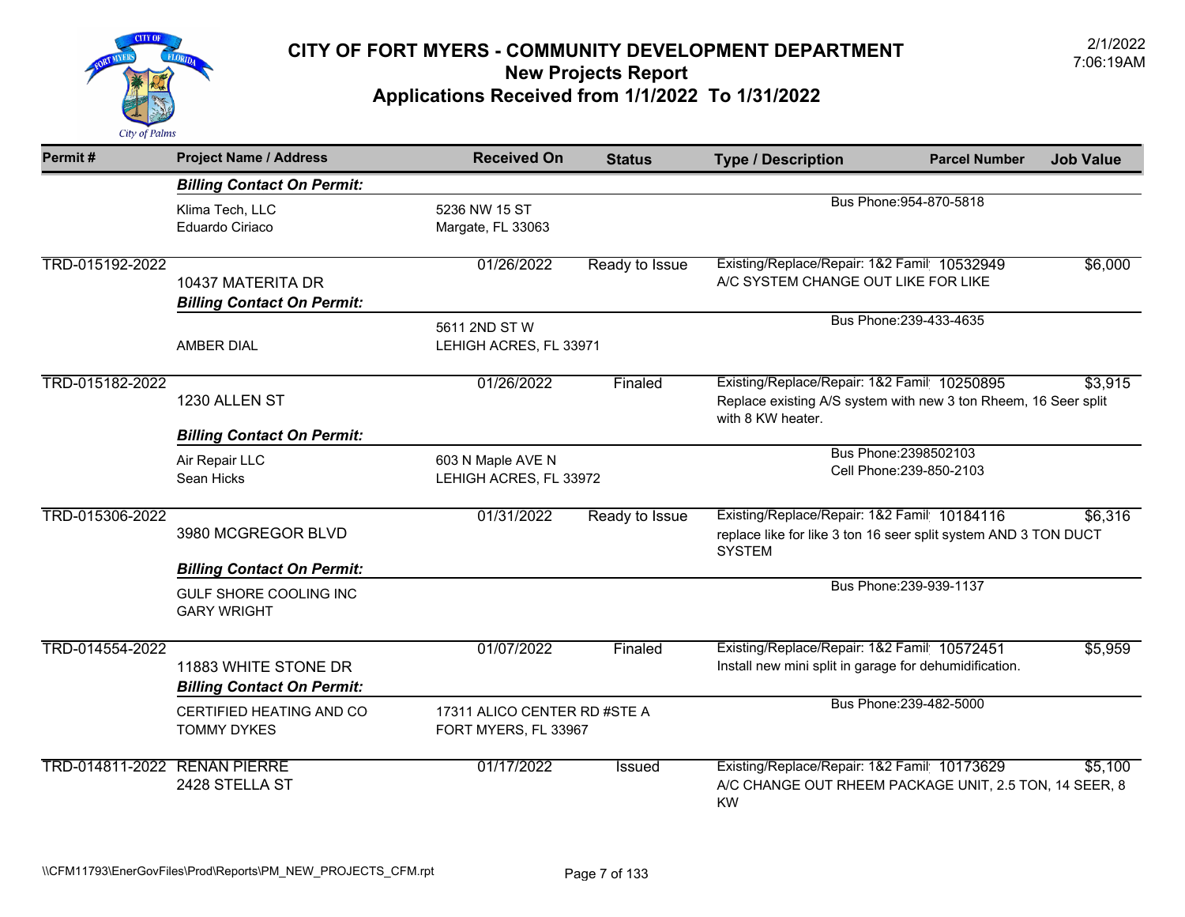# CITY OF FORT MYERS - COMMUNITY DEVELOPMENT DEPARTMENT

## New Projects Report

## Applications Received from 1/1/2022 To 1/31/2022

2/1/2022
7:06:19AM

| Permit # | Project Name / Address | Received On | Status | Type / Description | Parcel Number | Job Value |
|---|---|---|---|---|---|---|
| | ***Billing Contact On Permit:*** | | | | | |
| | Klima Tech, LLC<br>Eduardo Ciriaco | 5236 NW 15 ST<br>Margate, FL 33063 | | Bus Phone:954-870-5818 | | |
| TRD-015192-2022 | 10437 MATERITA DR | 01/26/2022 | Ready to Issue | Existing/Replace/Repair: 1&2 Famil<br>A/C SYSTEM CHANGE OUT LIKE FOR LIKE | 10532949 | $6,000 |
| | ***Billing Contact On Permit:*** | | | | | |
| | AMBER DIAL | 5611 2ND ST W<br>LEHIGH ACRES, FL 33971 | | Bus Phone:239-433-4635 | | |
| TRD-015182-2022 | 1230 ALLEN ST | 01/26/2022 | Finaled | Existing/Replace/Repair: 1&2 Famil<br>Replace existing A/S system with new 3 ton Rheem, 16 Seer split with 8 KW heater. | 10250895 | $3,915 |
| | ***Billing Contact On Permit:*** | | | | | |
| | Air Repair LLC<br>Sean Hicks | 603 N Maple AVE N<br>LEHIGH ACRES, FL 33972 | | Bus Phone:2398502103<br>Cell Phone:239-850-2103 | | |
| TRD-015306-2022 | 3980 MCGREGOR BLVD | 01/31/2022 | Ready to Issue | Existing/Replace/Repair: 1&2 Famil<br>replace like for like 3 ton 16 seer split system AND 3 TON DUCT SYSTEM | 10184116 | $6,316 |
| | ***Billing Contact On Permit:*** | | | | | |
| | GULF SHORE COOLING INC<br>GARY WRIGHT | | | Bus Phone:239-939-1137 | | |
| TRD-014554-2022 | 11883 WHITE STONE DR | 01/07/2022 | Finaled | Existing/Replace/Repair: 1&2 Famil<br>Install new mini split in garage for dehumidification. | 10572451 | $5,959 |
| | ***Billing Contact On Permit:*** | | | | | |
| | CERTIFIED HEATING AND CO<br>TOMMY DYKES | 17311 ALICO CENTER RD #STE A<br>FORT MYERS, FL 33967 | | Bus Phone:239-482-5000 | | |
| TRD-014811-2022 | RENAN PIERRE<br>2428 STELLA ST | 01/17/2022 | Issued | Existing/Replace/Repair: 1&2 Famil<br>A/C CHANGE OUT RHEEM PACKAGE UNIT, 2.5 TON, 14 SEER, 8 KW | 10173629 | $5,100 |

\\CFM11793\EnerGovFiles\Prod\Reports\PM_NEW_PROJECTS_CFM.rpt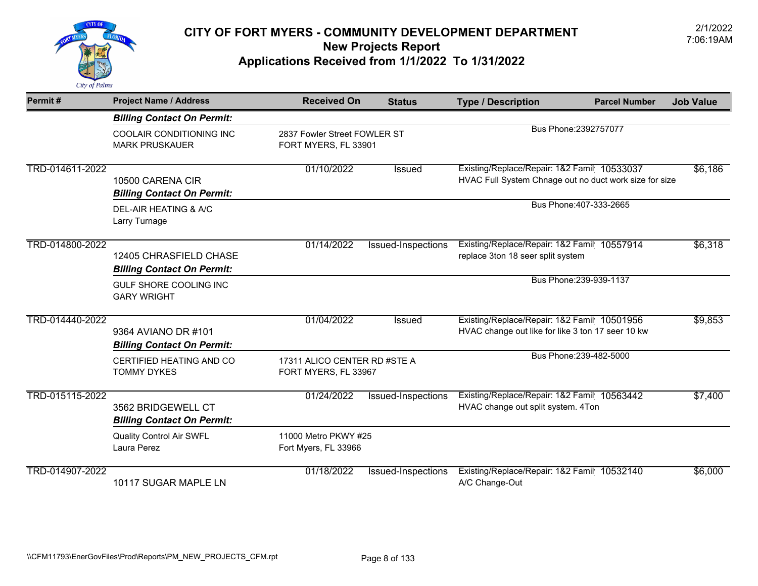# CITY OF FORT MYERS - COMMUNITY DEVELOPMENT DEPARTMENT
## New Projects Report
## Applications Received from 1/1/2022 To 1/31/2022

2/1/2022
7:06:19AM

| Permit # | Project Name / Address | Received On | Status | Type / Description | Parcel Number | Job Value |
|---|---|---|---|---|---|---|
| | ***Billing Contact On Permit:*** | | | | | |
| | COOLAIR CONDITIONING INC<br>MARK PRUSKAUER | 2837 Fowler Street FOWLER ST<br>FORT MYERS, FL 33901 | | Bus Phone:2392757077 | | |
| TRD-014611-2022 | 10500 CARENA CIR | 01/10/2022 | Issued | Existing/Replace/Repair: 1&2 Famil<br>HVAC Full System Chnage out no duct work size for size | 10533037 | $6,186 |
| | ***Billing Contact On Permit:*** | | | | | |
| | DEL-AIR HEATING & A/C<br>Larry Turnage | | | Bus Phone:407-333-2665 | | |
| TRD-014800-2022 | 12405 CHRASFIELD CHASE | 01/14/2022 | Issued-Inspections | Existing/Replace/Repair: 1&2 Famil<br>replace 3ton 18 seer split system | 10557914 | $6,318 |
| | ***Billing Contact On Permit:*** | | | | | |
| | GULF SHORE COOLING INC<br>GARY WRIGHT | | | Bus Phone:239-939-1137 | | |
| TRD-014440-2022 | 9364 AVIANO DR #101 | 01/04/2022 | Issued | Existing/Replace/Repair: 1&2 Famil<br>HVAC change out like for like 3 ton 17 seer 10 kw | 10501956 | $9,853 |
| | ***Billing Contact On Permit:*** | | | | | |
| | CERTIFIED HEATING AND CO<br>TOMMY DYKES | 17311 ALICO CENTER RD #STE A<br>FORT MYERS, FL 33967 | | Bus Phone:239-482-5000 | | |
| TRD-015115-2022 | 3562 BRIDGEWELL CT | 01/24/2022 | Issued-Inspections | Existing/Replace/Repair: 1&2 Famil<br>HVAC change out split system. 4Ton | 10563442 | $7,400 |
| | ***Billing Contact On Permit:*** | | | | | |
| | Quality Control Air SWFL<br>Laura Perez | 11000 Metro PKWY #25<br>Fort Myers, FL 33966 | | | | |
| TRD-014907-2022 | 10117 SUGAR MAPLE LN | 01/18/2022 | Issued-Inspections | Existing/Replace/Repair: 1&2 Famil<br>A/C Change-Out | 10532140 | $6,000 |

\\CFM11793\EnerGovFiles\Prod\Reports\PM_NEW_PROJECTS_CFM.rpt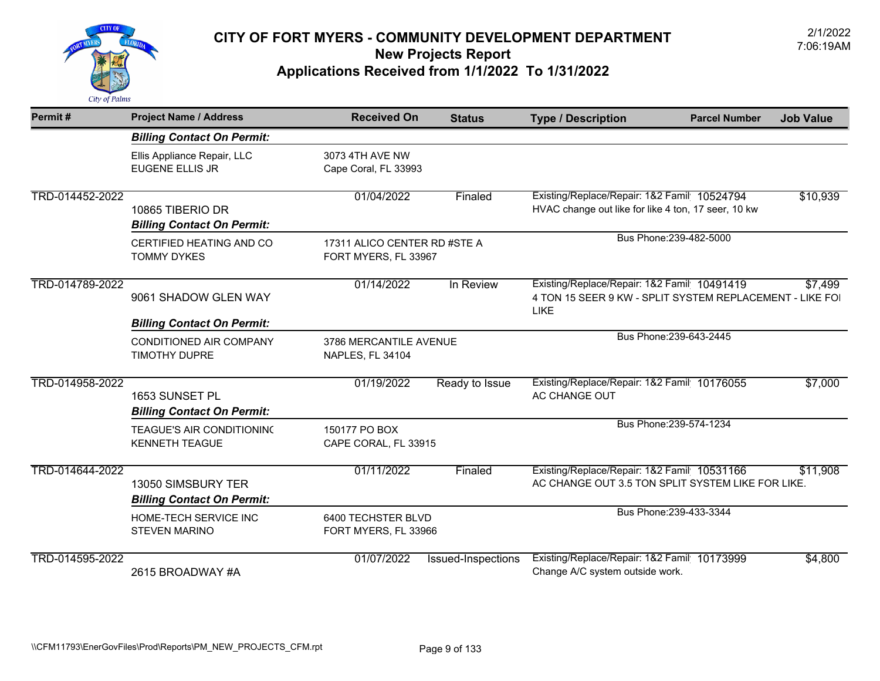# CITY OF FORT MYERS - COMMUNITY DEVELOPMENT DEPARTMENT

## New Projects Report

## Applications Received from 1/1/2022 To 1/31/2022

2/1/2022
7:06:19AM

| Permit # | Project Name / Address | Received On | Status | Type / Description | Parcel Number | Job Value |
|---|---|---|---|---|---|---|
| | ***Billing Contact On Permit:*** | | | | | |
| | Ellis Appliance Repair, LLC<br>EUGENE ELLIS JR | 3073 4TH AVE NW<br>Cape Coral, FL 33993 | | | | |
| TRD-014452-2022 | 10865 TIBERIO DR | 01/04/2022 | Finaled | Existing/Replace/Repair: 1&2 Famil<br>HVAC change out like for like 4 ton, 17 seer, 10 kw | 10524794 | $10,939 |
| | ***Billing Contact On Permit:*** | | | | | |
| | CERTIFIED HEATING AND CO<br>TOMMY DYKES | 17311 ALICO CENTER RD #STE A<br>FORT MYERS, FL 33967 | | Bus Phone:239-482-5000 | | |
| TRD-014789-2022 | 9061 SHADOW GLEN WAY | 01/14/2022 | In Review | Existing/Replace/Repair: 1&2 Famil<br>4 TON 15 SEER 9 KW - SPLIT SYSTEM REPLACEMENT - LIKE FOI LIKE | 10491419 | $7,499 |
| | ***Billing Contact On Permit:*** | | | | | |
| | CONDITIONED AIR COMPANY<br>TIMOTHY DUPRE | 3786 MERCANTILE AVENUE<br>NAPLES, FL 34104 | | Bus Phone:239-643-2445 | | |
| TRD-014958-2022 | 1653 SUNSET PL | 01/19/2022 | Ready to Issue | Existing/Replace/Repair: 1&2 Famil<br>AC CHANGE OUT | 10176055 | $7,000 |
| | ***Billing Contact On Permit:*** | | | | | |
| | TEAGUE'S AIR CONDITIONINC<br>KENNETH TEAGUE | 150177 PO BOX<br>CAPE CORAL, FL 33915 | | Bus Phone:239-574-1234 | | |
| TRD-014644-2022 | 13050 SIMSBURY TER | 01/11/2022 | Finaled | Existing/Replace/Repair: 1&2 Famil<br>AC CHANGE OUT 3.5 TON SPLIT SYSTEM LIKE FOR LIKE. | 10531166 | $11,908 |
| | ***Billing Contact On Permit:*** | | | | | |
| | HOME-TECH SERVICE INC<br>STEVEN MARINO | 6400 TECHSTER BLVD<br>FORT MYERS, FL 33966 | | Bus Phone:239-433-3344 | | |
| TRD-014595-2022 | 2615 BROADWAY #A | 01/07/2022 | Issued-Inspections | Existing/Replace/Repair: 1&2 Famil<br>Change A/C system outside work. | 10173999 | $4,800 |

\\CFM11793\EnerGovFiles\Prod\Reports\PM_NEW_PROJECTS_CFM.rpt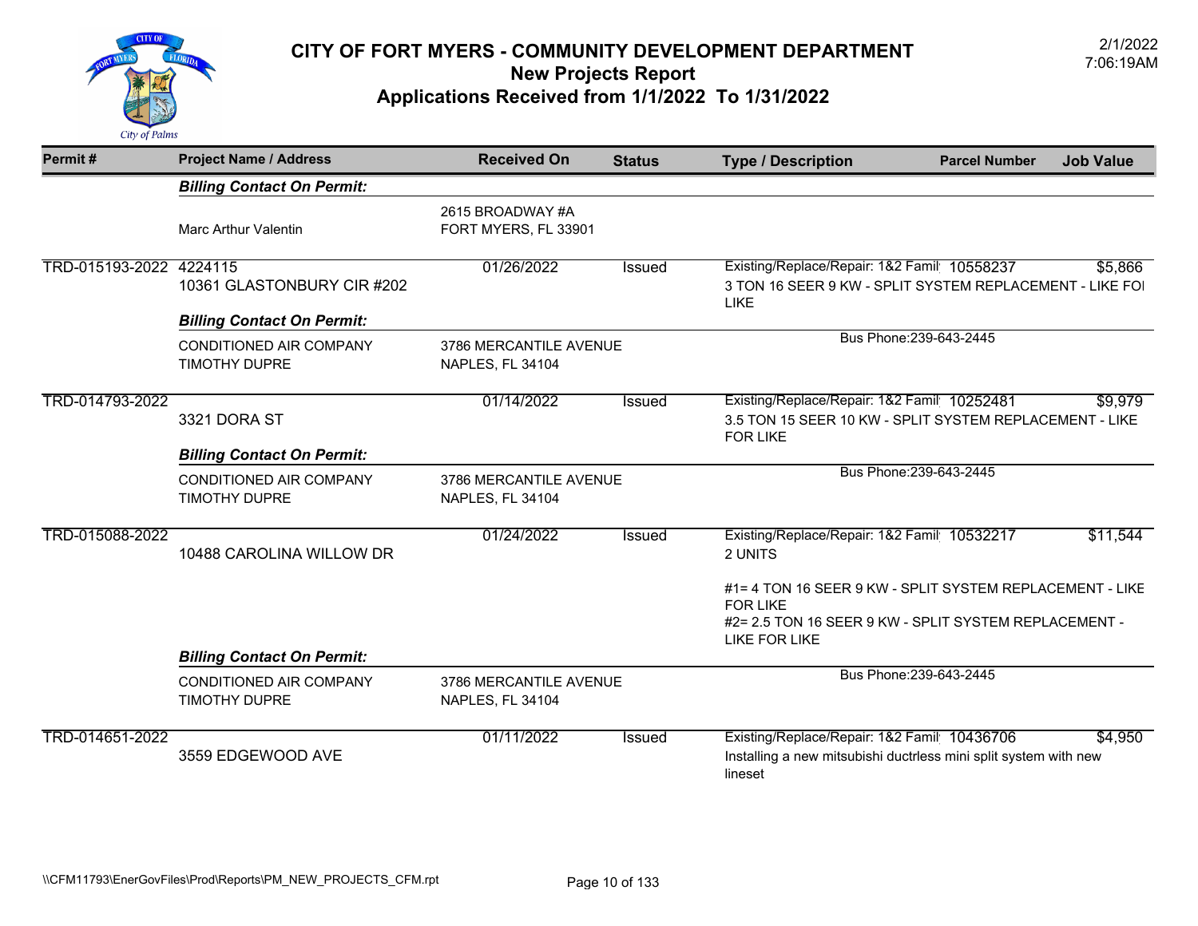# CITY OF FORT MYERS - COMMUNITY DEVELOPMENT DEPARTMENT
## New Projects Report
## Applications Received from 1/1/2022 To 1/31/2022

2/1/2022
7:06:19AM

| Permit # | Project Name / Address | Received On | Status | Type / Description | Parcel Number | Job Value |
|---|---|---|---|---|---|---|
| | ***Billing Contact On Permit:*** | | | | | |
| | Marc Arthur Valentin | 2615 BROADWAY #A<br>FORT MYERS, FL 33901 | | | | |
| TRD-015193-2022 | 4224115<br>10361 GLASTONBURY CIR #202 | 01/26/2022 | Issued | Existing/Replace/Repair: 1&2 Famil<br>3 TON 16 SEER 9 KW - SPLIT SYSTEM REPLACEMENT - LIKE FOI LIKE | 10558237 | $5,866 |
| | ***Billing Contact On Permit:*** | | | | | |
| | CONDITIONED AIR COMPANY<br>TIMOTHY DUPRE | 3786 MERCANTILE AVENUE<br>NAPLES, FL 34104 | | Bus Phone:239-643-2445 | | |
| TRD-014793-2022 | 3321 DORA ST | 01/14/2022 | Issued | Existing/Replace/Repair: 1&2 Famil<br>3.5 TON 15 SEER 10 KW - SPLIT SYSTEM REPLACEMENT - LIKE FOR LIKE | 10252481 | $9,979 |
| | ***Billing Contact On Permit:*** | | | | | |
| | CONDITIONED AIR COMPANY<br>TIMOTHY DUPRE | 3786 MERCANTILE AVENUE<br>NAPLES, FL 34104 | | Bus Phone:239-643-2445 | | |
| TRD-015088-2022 | 10488 CAROLINA WILLOW DR | 01/24/2022 | Issued | Existing/Replace/Repair: 1&2 Famil<br>2 UNITS<br><br>#1= 4 TON 16 SEER 9 KW - SPLIT SYSTEM REPLACEMENT - LIKE FOR LIKE<br>#2= 2.5 TON 16 SEER 9 KW - SPLIT SYSTEM REPLACEMENT - LIKE FOR LIKE | 10532217 | $11,544 |
| | ***Billing Contact On Permit:*** | | | | | |
| | CONDITIONED AIR COMPANY<br>TIMOTHY DUPRE | 3786 MERCANTILE AVENUE<br>NAPLES, FL 34104 | | Bus Phone:239-643-2445 | | |
| TRD-014651-2022 | 3559 EDGEWOOD AVE | 01/11/2022 | Issued | Existing/Replace/Repair: 1&2 Famil<br>Installing a new mitsubishi ductrless mini split system with new lineset | 10436706 | $4,950 |

\\CFM11793\EnerGovFiles\Prod\Reports\PM_NEW_PROJECTS_CFM.rpt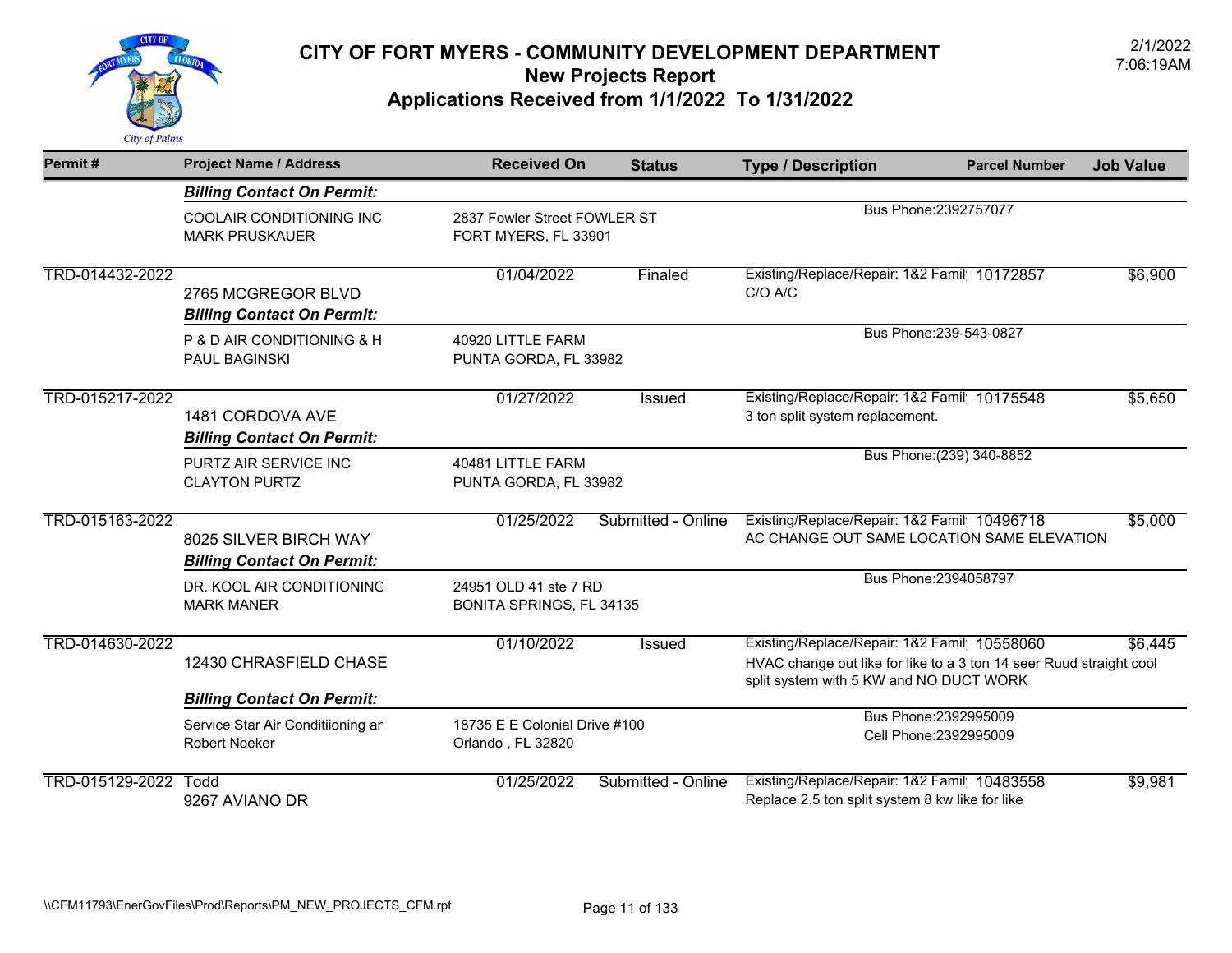# CITY OF FORT MYERS - COMMUNITY DEVELOPMENT DEPARTMENT

## New Projects Report

## Applications Received from 1/1/2022 To 1/31/2022

2/1/2022
7:06:19AM

| Permit # | Project Name / Address | Received On | Status | Type / Description | Parcel Number | Job Value |
|---|---|---|---|---|---|---|
| | ***Billing Contact On Permit:*** | | | | | |
| | COOLAIR CONDITIONING INC<br>MARK PRUSKAUER | 2837 Fowler Street FOWLER ST<br>FORT MYERS, FL 33901 | | Bus Phone:2392757077 | | |
| TRD-014432-2022 | 2765 MCGREGOR BLVD | 01/04/2022 | Finaled | Existing/Replace/Repair: 1&2 Famil<br>C/O A/C | 10172857 | $6,900 |
| | ***Billing Contact On Permit:*** | | | | | |
| | P & D AIR CONDITIONING & H<br>PAUL BAGINSKI | 40920 LITTLE FARM<br>PUNTA GORDA, FL 33982 | | Bus Phone:239-543-0827 | | |
| TRD-015217-2022 | 1481 CORDOVA AVE | 01/27/2022 | Issued | Existing/Replace/Repair: 1&2 Famil<br>3 ton split system replacement. | 10175548 | $5,650 |
| | ***Billing Contact On Permit:*** | | | | | |
| | PURTZ AIR SERVICE INC<br>CLAYTON PURTZ | 40481 LITTLE FARM<br>PUNTA GORDA, FL 33982 | | Bus Phone:(239) 340-8852 | | |
| TRD-015163-2022 | 8025 SILVER BIRCH WAY | 01/25/2022 | Submitted - Online | Existing/Replace/Repair: 1&2 Famil<br>AC CHANGE OUT SAME LOCATION SAME ELEVATION | 10496718 | $5,000 |
| | ***Billing Contact On Permit:*** | | | | | |
| | DR. KOOL AIR CONDITIONINC<br>MARK MANER | 24951 OLD 41 ste 7 RD<br>BONITA SPRINGS, FL 34135 | | Bus Phone:2394058797 | | |
| TRD-014630-2022 | 12430 CHRASFIELD CHASE | 01/10/2022 | Issued | Existing/Replace/Repair: 1&2 Famil<br>HVAC change out like for like to a 3 ton 14 seer Ruud straight cool split system with 5 KW and NO DUCT WORK | 10558060 | $6,445 |
| | ***Billing Contact On Permit:*** | | | | | |
| | Service Star Air Conditiioning ar<br>Robert Noeker | 18735 E E Colonial Drive #100<br>Orlando , FL 32820 | | Bus Phone:2392995009<br>Cell Phone:2392995009 | | |
| TRD-015129-2022 | Todd<br>9267 AVIANO DR | 01/25/2022 | Submitted - Online | Existing/Replace/Repair: 1&2 Famil<br>Replace 2.5 ton split system 8 kw like for like | 10483558 | $9,981 |

\\CFM11793\EnerGovFiles\Prod\Reports\PM_NEW_PROJECTS_CFM.rpt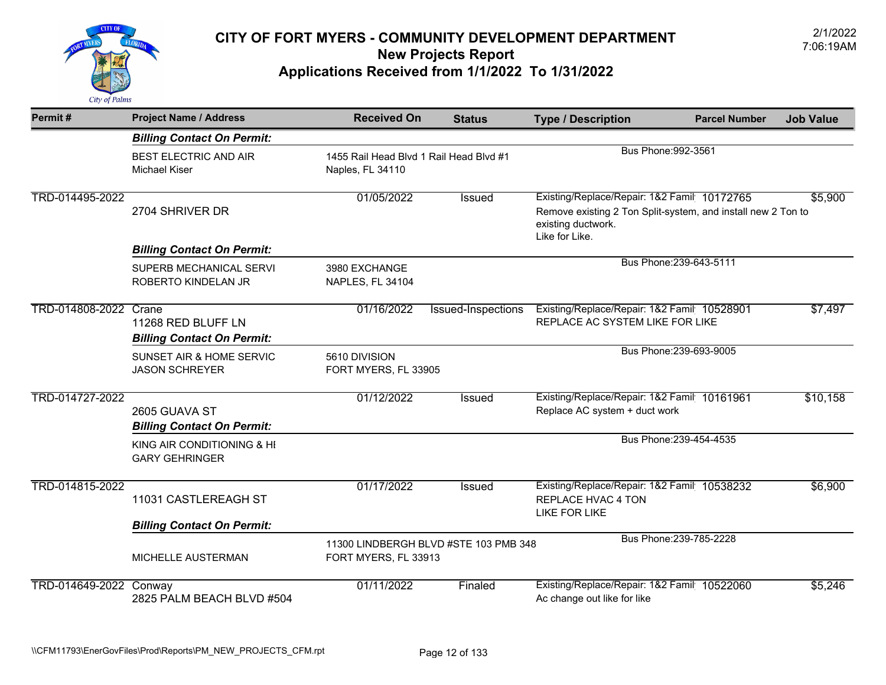# CITY OF FORT MYERS - COMMUNITY DEVELOPMENT DEPARTMENT

## New Projects Report

## Applications Received from 1/1/2022 To 1/31/2022

2/1/2022
7:06:19AM

| Permit # | Project Name / Address | Received On | Status | Type / Description | Parcel Number | Job Value |
|---|---|---|---|---|---|---|
| | ***Billing Contact On Permit:*** | | | | | |
| | BEST ELECTRIC AND AIR<br>Michael Kiser | 1455 Rail Head Blvd 1 Rail Head Blvd #1<br>Naples, FL 34110 | | Bus Phone:992-3561 | | |
| TRD-014495-2022 | 2704 SHRIVER DR | 01/05/2022 | Issued | Existing/Replace/Repair: 1&2 Famil<br>Remove existing 2 Ton Split-system, and install new 2 Ton to existing ductwork.<br>Like for Like. | 10172765 | $5,900 |
| | ***Billing Contact On Permit:*** | | | | | |
| | SUPERB MECHANICAL SERVI<br>ROBERTO KINDELAN JR | 3980 EXCHANGE<br>NAPLES, FL 34104 | | Bus Phone:239-643-5111 | | |
| TRD-014808-2022 | Crane<br>11268 RED BLUFF LN | 01/16/2022 | Issued-Inspections | Existing/Replace/Repair: 1&2 Famil<br>REPLACE AC SYSTEM LIKE FOR LIKE | 10528901 | $7,497 |
| | ***Billing Contact On Permit:*** | | | | | |
| | SUNSET AIR & HOME SERVIC<br>JASON SCHREYER | 5610 DIVISION<br>FORT MYERS, FL 33905 | | Bus Phone:239-693-9005 | | |
| TRD-014727-2022 | 2605 GUAVA ST | 01/12/2022 | Issued | Existing/Replace/Repair: 1&2 Famil<br>Replace AC system + duct work | 10161961 | $10,158 |
| | ***Billing Contact On Permit:*** | | | | | |
| | KING AIR CONDITIONING & HI<br>GARY GEHRINGER | | | Bus Phone:239-454-4535 | | |
| TRD-014815-2022 | 11031 CASTLEREAGH ST | 01/17/2022 | Issued | Existing/Replace/Repair: 1&2 Famil<br>REPLACE HVAC 4 TON<br>LIKE FOR LIKE | 10538232 | $6,900 |
| | ***Billing Contact On Permit:*** | | | | | |
| | MICHELLE AUSTERMAN | 11300 LINDBERGH BLVD #STE 103 PMB 348<br>FORT MYERS, FL 33913 | | Bus Phone:239-785-2228 | | |
| TRD-014649-2022 | Conway<br>2825 PALM BEACH BLVD #504 | 01/11/2022 | Finaled | Existing/Replace/Repair: 1&2 Famil<br>Ac change out like for like | 10522060 | $5,246 |

\\CFM11793\EnerGovFiles\Prod\Reports\PM_NEW_PROJECTS_CFM.rpt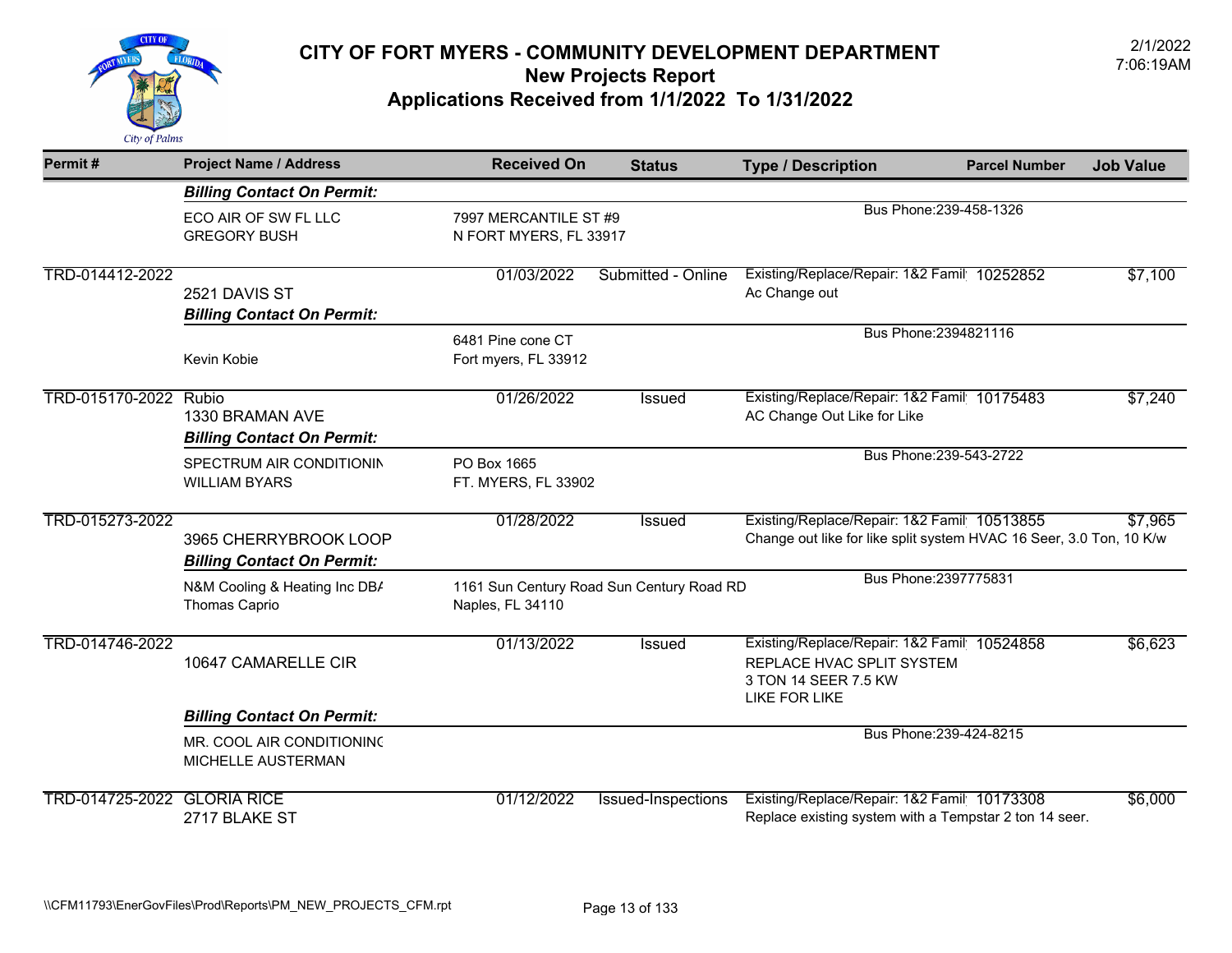# CITY OF FORT MYERS - COMMUNITY DEVELOPMENT DEPARTMENT

## New Projects Report

## Applications Received from 1/1/2022 To 1/31/2022

2/1/2022
7:06:19AM

| Permit # | Project Name / Address | Received On | Status | Type / Description | Parcel Number | Job Value |
|---|---|---|---|---|---|---|
| | ***Billing Contact On Permit:*** | | | | | |
| | ECO AIR OF SW FL LLC<br>GREGORY BUSH | 7997 MERCANTILE ST #9<br>N FORT MYERS, FL 33917 | | Bus Phone:239-458-1326 | | |
| TRD-014412-2022 | 2521 DAVIS ST | 01/03/2022 | Submitted - Online | Existing/Replace/Repair: 1&2 Famil<br>Ac Change out | 10252852 | $7,100 |
| | ***Billing Contact On Permit:*** | | | | | |
| | Kevin Kobie | 6481 Pine cone CT<br>Fort myers, FL 33912 | | Bus Phone:2394821116 | | |
| TRD-015170-2022 | Rubio<br>1330 BRAMAN AVE | 01/26/2022 | Issued | Existing/Replace/Repair: 1&2 Famil<br>AC Change Out Like for Like | 10175483 | $7,240 |
| | ***Billing Contact On Permit:*** | | | | | |
| | SPECTRUM AIR CONDITIONIN<br>WILLIAM BYARS | PO Box 1665<br>FT. MYERS, FL 33902 | | Bus Phone:239-543-2722 | | |
| TRD-015273-2022 | 3965 CHERRYBROOK LOOP | 01/28/2022 | Issued | Existing/Replace/Repair: 1&2 Famil<br>Change out like for like split system HVAC 16 Seer, 3.0 Ton, 10 K/w | 10513855 | $7,965 |
| | ***Billing Contact On Permit:*** | | | | | |
| | N&M Cooling & Heating Inc DB/<br>Thomas Caprio | 1161 Sun Century Road Sun Century Road RD<br>Naples, FL 34110 | | Bus Phone:2397775831 | | |
| TRD-014746-2022 | 10647 CAMARELLE CIR | 01/13/2022 | Issued | Existing/Replace/Repair: 1&2 Famil<br>REPLACE HVAC SPLIT SYSTEM<br>3 TON 14 SEER 7.5 KW<br>LIKE FOR LIKE | 10524858 | $6,623 |
| | ***Billing Contact On Permit:*** | | | | | |
| | MR. COOL AIR CONDITIONINC<br>MICHELLE AUSTERMAN | | | Bus Phone:239-424-8215 | | |
| TRD-014725-2022 | GLORIA RICE<br>2717 BLAKE ST | 01/12/2022 | Issued-Inspections | Existing/Replace/Repair: 1&2 Famil<br>Replace existing system with a Tempstar 2 ton 14 seer. | 10173308 | $6,000 |

\\CFM11793\EnerGovFiles\Prod\Reports\PM_NEW_PROJECTS_CFM.rpt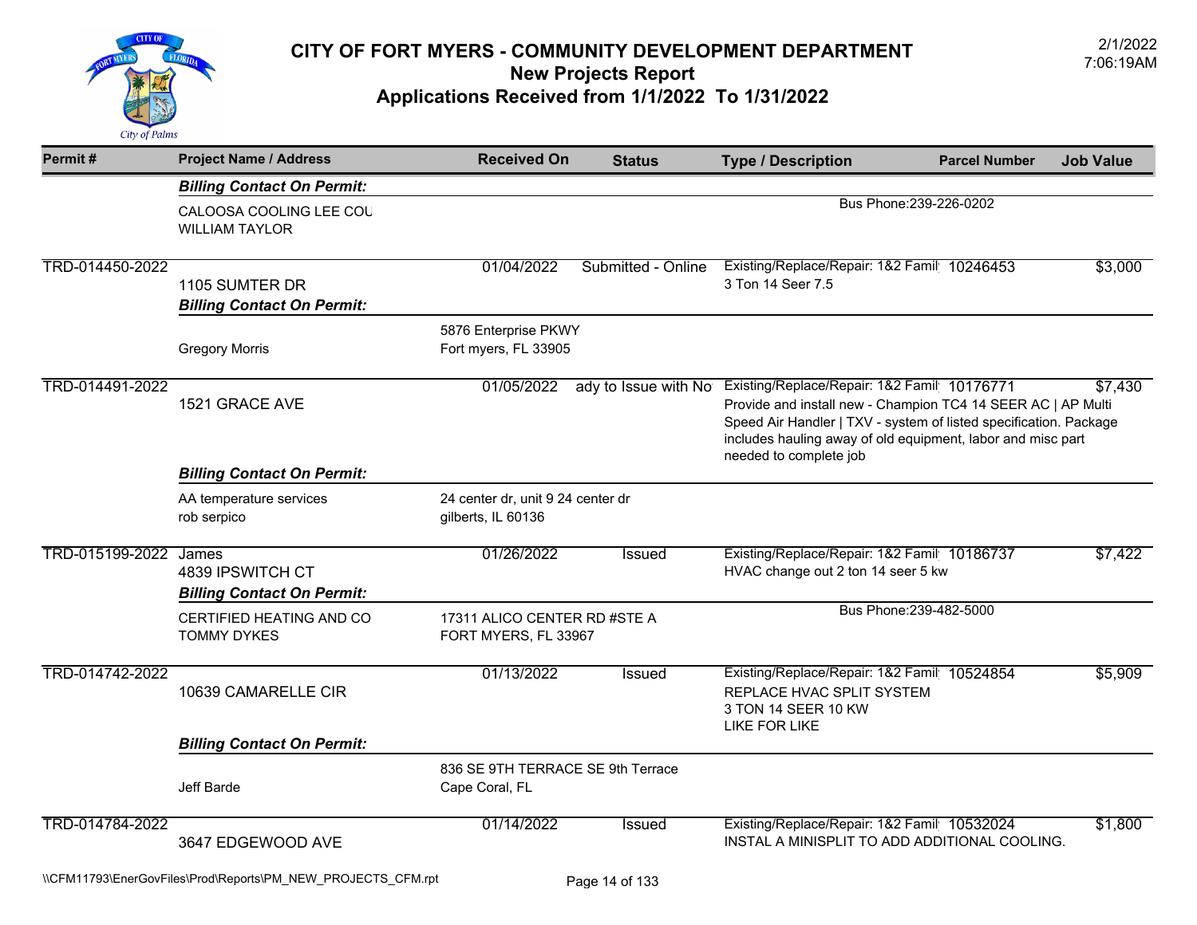# CITY OF FORT MYERS - COMMUNITY DEVELOPMENT DEPARTMENT

## New Projects Report

## Applications Received from 1/1/2022 To 1/31/2022

2/1/2022
7:06:19AM

| Permit # | Project Name / Address | Received On | Status | Type / Description | Parcel Number | Job Value |
|---|---|---|---|---|---|---|
| | ***Billing Contact On Permit:*** | | | | | |
| | CALOOSA COOLING LEE COU<br>WILLIAM TAYLOR | | | Bus Phone:239-226-0202 | | |
| TRD-014450-2022 | 1105 SUMTER DR | 01/04/2022 | Submitted - Online | Existing/Replace/Repair: 1&2 Famil<br>3 Ton 14 Seer 7.5 | 10246453 | $3,000 |
| | ***Billing Contact On Permit:*** | | | | | |
| | Gregory Morris | 5876 Enterprise PKWY<br>Fort myers, FL 33905 | | | | |
| TRD-014491-2022 | 1521 GRACE AVE | 01/05/2022 | ady to Issue with No | Existing/Replace/Repair: 1&2 Famil<br>Provide and install new - Champion TC4 14 SEER AC \| AP Multi Speed Air Handler \| TXV - system of listed specification. Package includes hauling away of old equipment, labor and misc part needed to complete job | 10176771 | $7,430 |
| | ***Billing Contact On Permit:*** | | | | | |
| | AA temperature services<br>rob serpico | 24 center dr, unit 9 24 center dr<br>gilberts, IL 60136 | | | | |
| TRD-015199-2022 | James<br>4839 IPSWITCH CT | 01/26/2022 | Issued | Existing/Replace/Repair: 1&2 Famil<br>HVAC change out 2 ton 14 seer 5 kw | 10186737 | $7,422 |
| | ***Billing Contact On Permit:*** | | | | | |
| | CERTIFIED HEATING AND CO<br>TOMMY DYKES | 17311 ALICO CENTER RD #STE A<br>FORT MYERS, FL 33967 | | Bus Phone:239-482-5000 | | |
| TRD-014742-2022 | 10639 CAMARELLE CIR | 01/13/2022 | Issued | Existing/Replace/Repair: 1&2 Famil<br>REPLACE HVAC SPLIT SYSTEM<br>3 TON 14 SEER 10 KW<br>LIKE FOR LIKE | 10524854 | $5,909 |
| | ***Billing Contact On Permit:*** | | | | | |
| | Jeff Barde | 836 SE 9TH TERRACE SE 9th Terrace<br>Cape Coral, FL | | | | |
| TRD-014784-2022 | 3647 EDGEWOOD AVE | 01/14/2022 | Issued | Existing/Replace/Repair: 1&2 Famil<br>INSTAL A MINISPLIT TO ADD ADDITIONAL COOLING. | 10532024 | $1,800 |

\\CFM11793\EnerGovFiles\Prod\Reports\PM_NEW_PROJECTS_CFM.rpt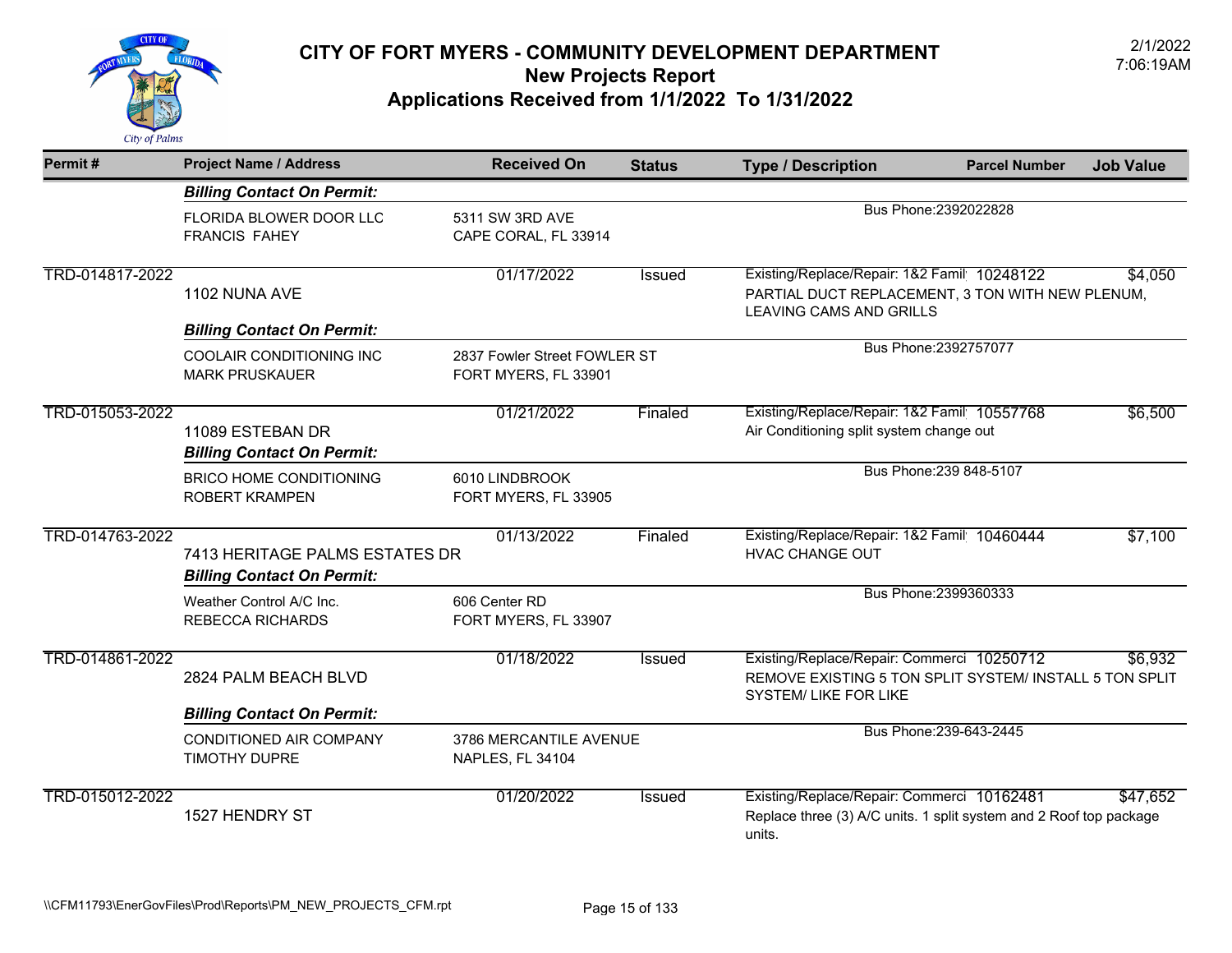# CITY OF FORT MYERS - COMMUNITY DEVELOPMENT DEPARTMENT
## New Projects Report
## Applications Received from 1/1/2022 To 1/31/2022

2/1/2022
7:06:19AM

| Permit # | Project Name / Address | Received On | Status | Type / Description | Parcel Number | Job Value |
|---|---|---|---|---|---|---|
| | ***Billing Contact On Permit:*** | | | | | |
| | FLORIDA BLOWER DOOR LLC<br>FRANCIS FAHEY | 5311 SW 3RD AVE<br>CAPE CORAL, FL 33914 | | Bus Phone:2392022828 | | |
| TRD-014817-2022 | 1102 NUNA AVE | 01/17/2022 | Issued | Existing/Replace/Repair: 1&2 Famil<br>PARTIAL DUCT REPLACEMENT, 3 TON WITH NEW PLENUM, LEAVING CAMS AND GRILLS | 10248122 | $4,050 |
| | ***Billing Contact On Permit:*** | | | | | |
| | COOLAIR CONDITIONING INC<br>MARK PRUSKAUER | 2837 Fowler Street FOWLER ST<br>FORT MYERS, FL 33901 | | Bus Phone:2392757077 | | |
| TRD-015053-2022 | 11089 ESTEBAN DR | 01/21/2022 | Finaled | Existing/Replace/Repair: 1&2 Famil<br>Air Conditioning split system change out | 10557768 | $6,500 |
| | ***Billing Contact On Permit:*** | | | | | |
| | BRICO HOME CONDITIONING<br>ROBERT KRAMPEN | 6010 LINDBROOK<br>FORT MYERS, FL 33905 | | Bus Phone:239 848-5107 | | |
| TRD-014763-2022 | 7413 HERITAGE PALMS ESTATES DR | 01/13/2022 | Finaled | Existing/Replace/Repair: 1&2 Famil<br>HVAC CHANGE OUT | 10460444 | $7,100 |
| | ***Billing Contact On Permit:*** | | | | | |
| | Weather Control A/C Inc.<br>REBECCA RICHARDS | 606 Center RD<br>FORT MYERS, FL 33907 | | Bus Phone:2399360333 | | |
| TRD-014861-2022 | 2824 PALM BEACH BLVD | 01/18/2022 | Issued | Existing/Replace/Repair: Commerci<br>REMOVE EXISTING 5 TON SPLIT SYSTEM/ INSTALL 5 TON SPLIT SYSTEM/ LIKE FOR LIKE | 10250712 | $6,932 |
| | ***Billing Contact On Permit:*** | | | | | |
| | CONDITIONED AIR COMPANY<br>TIMOTHY DUPRE | 3786 MERCANTILE AVENUE<br>NAPLES, FL 34104 | | Bus Phone:239-643-2445 | | |
| TRD-015012-2022 | 1527 HENDRY ST | 01/20/2022 | Issued | Existing/Replace/Repair: Commerci<br>Replace three (3) A/C units. 1 split system and 2 Roof top package units. | 10162481 | $47,652 |

\\CFM11793\EnerGovFiles\Prod\Reports\PM_NEW_PROJECTS_CFM.rpt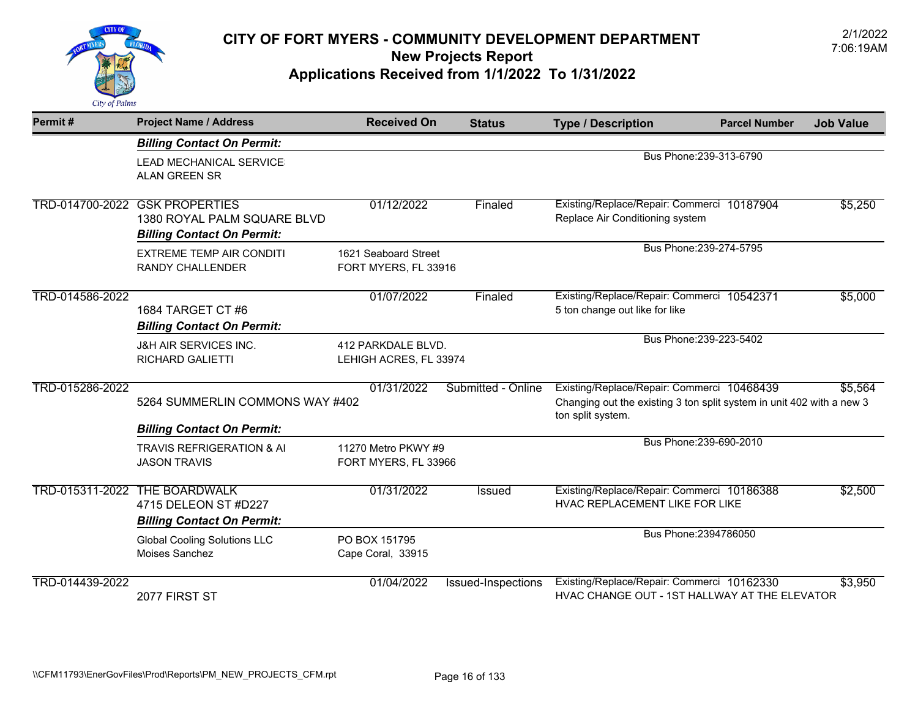# CITY OF FORT MYERS - COMMUNITY DEVELOPMENT DEPARTMENT

## New Projects Report

## Applications Received from 1/1/2022 To 1/31/2022

2/1/2022
7:06:19AM

| Permit # | Project Name / Address | Received On | Status | Type / Description | Parcel Number | Job Value |
|---|---|---|---|---|---|---|
| | ***Billing Contact On Permit:*** | | | | | |
| | LEAD MECHANICAL SERVICE<br>ALAN GREEN SR | | | Bus Phone:239-313-6790 | | |
| TRD-014700-2022 | GSK PROPERTIES<br>1380 ROYAL PALM SQUARE BLVD | 01/12/2022 | Finaled | Existing/Replace/Repair: Commerci<br>Replace Air Conditioning system | 10187904 | $5,250 |
| | ***Billing Contact On Permit:*** | | | | | |
| | EXTREME TEMP AIR CONDITI<br>RANDY CHALLENDER | 1621 Seaboard Street<br>FORT MYERS, FL 33916 | | Bus Phone:239-274-5795 | | |
| TRD-014586-2022 | 1684 TARGET CT #6 | 01/07/2022 | Finaled | Existing/Replace/Repair: Commerci<br>5 ton change out like for like | 10542371 | $5,000 |
| | ***Billing Contact On Permit:*** | | | | | |
| | J&H AIR SERVICES INC.<br>RICHARD GALIETTI | 412 PARKDALE BLVD.<br>LEHIGH ACRES, FL 33974 | | Bus Phone:239-223-5402 | | |
| TRD-015286-2022 | 5264 SUMMERLIN COMMONS WAY #402 | 01/31/2022 | Submitted - Online | Existing/Replace/Repair: Commerci<br>Changing out the existing 3 ton split system in unit 402 with a new 3 ton split system. | 10468439 | $5,564 |
| | ***Billing Contact On Permit:*** | | | | | |
| | TRAVIS REFRIGERATION & AI<br>JASON TRAVIS | 11270 Metro PKWY #9<br>FORT MYERS, FL 33966 | | Bus Phone:239-690-2010 | | |
| TRD-015311-2022 | THE BOARDWALK<br>4715 DELEON ST #D227 | 01/31/2022 | Issued | Existing/Replace/Repair: Commerci<br>HVAC REPLACEMENT LIKE FOR LIKE | 10186388 | $2,500 |
| | ***Billing Contact On Permit:*** | | | | | |
| | Global Cooling Solutions LLC<br>Moises Sanchez | PO BOX 151795<br>Cape Coral, 33915 | | Bus Phone:2394786050 | | |
| TRD-014439-2022 | 2077 FIRST ST | 01/04/2022 | Issued-Inspections | Existing/Replace/Repair: Commerci<br>HVAC CHANGE OUT - 1ST HALLWAY AT THE ELEVATOR | 10162330 | $3,950 |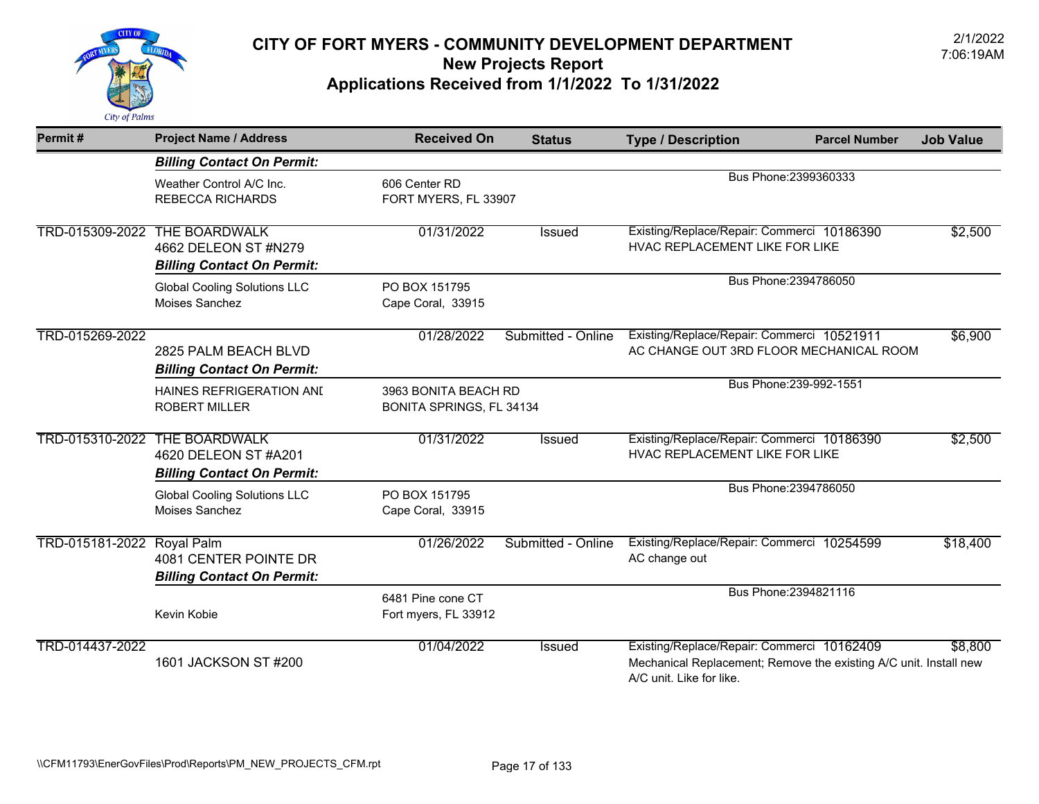# CITY OF FORT MYERS - COMMUNITY DEVELOPMENT DEPARTMENT

## New Projects Report

## Applications Received from 1/1/2022 To 1/31/2022

2/1/2022
7:06:19AM

| Permit # | Project Name / Address | Received On | Status | Type / Description | Parcel Number | Job Value |
|---|---|---|---|---|---|---|
| | ***Billing Contact On Permit:*** | | | | | |
| | Weather Control A/C Inc.<br>REBECCA RICHARDS | 606 Center RD<br>FORT MYERS, FL 33907 | | Bus Phone:2399360333 | | |
| TRD-015309-2022 | THE BOARDWALK<br>4662 DELEON ST #N279 | 01/31/2022 | Issued | Existing/Replace/Repair: Commerci<br>HVAC REPLACEMENT LIKE FOR LIKE | 10186390 | $2,500 |
| | ***Billing Contact On Permit:*** | | | | | |
| | Global Cooling Solutions LLC<br>Moises Sanchez | PO BOX 151795<br>Cape Coral, 33915 | | Bus Phone:2394786050 | | |
| TRD-015269-2022 | 2825 PALM BEACH BLVD | 01/28/2022 | Submitted - Online | Existing/Replace/Repair: Commerci<br>AC CHANGE OUT 3RD FLOOR MECHANICAL ROOM | 10521911 | $6,900 |
| | ***Billing Contact On Permit:*** | | | | | |
| | HAINES REFRIGERATION ANI<br>ROBERT MILLER | 3963 BONITA BEACH RD<br>BONITA SPRINGS, FL 34134 | | Bus Phone:239-992-1551 | | |
| TRD-015310-2022 | THE BOARDWALK<br>4620 DELEON ST #A201 | 01/31/2022 | Issued | Existing/Replace/Repair: Commerci<br>HVAC REPLACEMENT LIKE FOR LIKE | 10186390 | $2,500 |
| | ***Billing Contact On Permit:*** | | | | | |
| | Global Cooling Solutions LLC<br>Moises Sanchez | PO BOX 151795<br>Cape Coral, 33915 | | Bus Phone:2394786050 | | |
| TRD-015181-2022 | Royal Palm<br>4081 CENTER POINTE DR | 01/26/2022 | Submitted - Online | Existing/Replace/Repair: Commerci<br>AC change out | 10254599 | $18,400 |
| | ***Billing Contact On Permit:*** | | | | | |
| | Kevin Kobie | 6481 Pine cone CT<br>Fort myers, FL 33912 | | Bus Phone:2394821116 | | |
| TRD-014437-2022 | 1601 JACKSON ST #200 | 01/04/2022 | Issued | Existing/Replace/Repair: Commerci<br>Mechanical Replacement; Remove the existing A/C unit. Install new A/C unit. Like for like. | 10162409 | $8,800 |

\\CFM11793\EnerGovFiles\Prod\Reports\PM_NEW_PROJECTS_CFM.rpt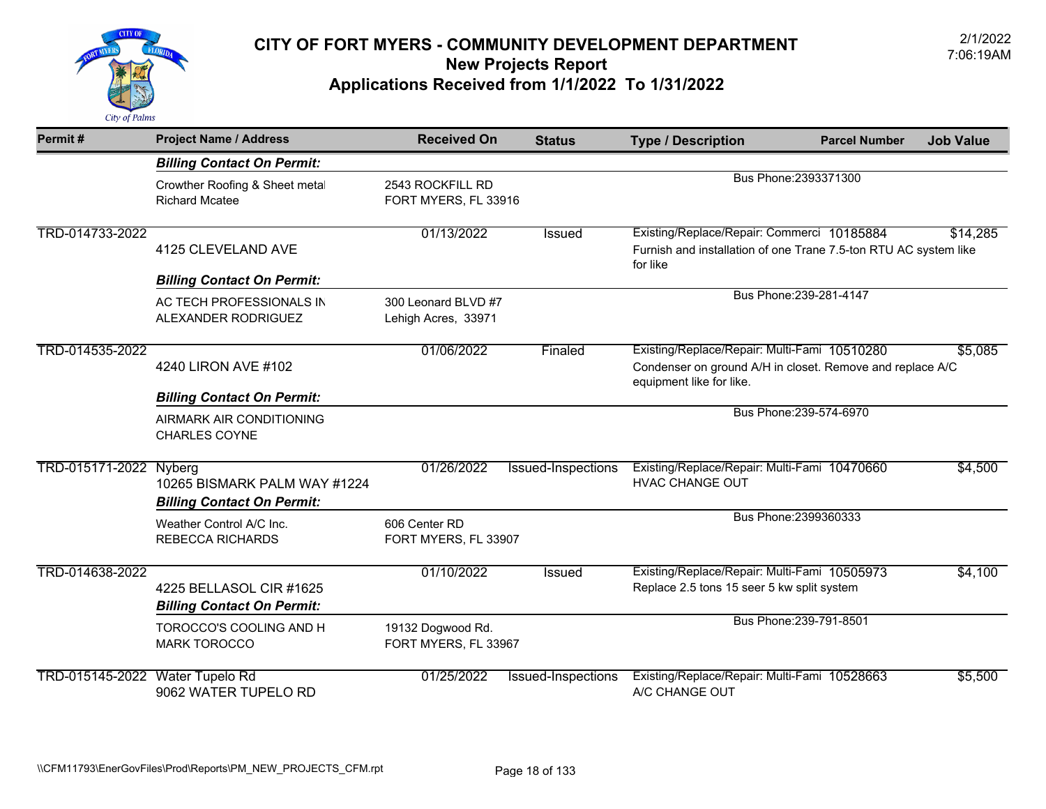# CITY OF FORT MYERS - COMMUNITY DEVELOPMENT DEPARTMENT

## New Projects Report

## Applications Received from 1/1/2022 To 1/31/2022

2/1/2022
7:06:19AM

| Permit # | Project Name / Address | Received On | Status | Type / Description | Parcel Number | Job Value |
|---|---|---|---|---|---|---|
| | ***Billing Contact On Permit:*** | | | | | |
| | Crowther Roofing & Sheet metal<br>Richard Mcatee | 2543 ROCKFILL RD<br>FORT MYERS, FL 33916 | | Bus Phone:2393371300 | | |
| TRD-014733-2022 | 4125 CLEVELAND AVE | 01/13/2022 | Issued | Existing/Replace/Repair: Commerci<br>Furnish and installation of one Trane 7.5-ton RTU AC system like for like | 10185884 | $14,285 |
| | ***Billing Contact On Permit:*** | | | | | |
| | AC TECH PROFESSIONALS IN<br>ALEXANDER RODRIGUEZ | 300 Leonard BLVD #7<br>Lehigh Acres, 33971 | | Bus Phone:239-281-4147 | | |
| TRD-014535-2022 | 4240 LIRON AVE #102 | 01/06/2022 | Finaled | Existing/Replace/Repair: Multi-Fami<br>Condenser on ground A/H in closet. Remove and replace A/C equipment like for like. | 10510280 | $5,085 |
| | ***Billing Contact On Permit:*** | | | | | |
| | AIRMARK AIR CONDITIONING<br>CHARLES COYNE | | | Bus Phone:239-574-6970 | | |
| TRD-015171-2022 | Nyberg<br>10265 BISMARK PALM WAY #1224 | 01/26/2022 | Issued-Inspections | Existing/Replace/Repair: Multi-Fami<br>HVAC CHANGE OUT | 10470660 | $4,500 |
| | ***Billing Contact On Permit:*** | | | | | |
| | Weather Control A/C Inc.<br>REBECCA RICHARDS | 606 Center RD<br>FORT MYERS, FL 33907 | | Bus Phone:2399360333 | | |
| TRD-014638-2022 | 4225 BELLASOL CIR #1625 | 01/10/2022 | Issued | Existing/Replace/Repair: Multi-Fami<br>Replace 2.5 tons 15 seer 5 kw split system | 10505973 | $4,100 |
| | ***Billing Contact On Permit:*** | | | | | |
| | TOROCCO'S COOLING AND H<br>MARK TOROCCO | 19132 Dogwood Rd.<br>FORT MYERS, FL 33967 | | Bus Phone:239-791-8501 | | |
| TRD-015145-2022 | Water Tupelo Rd<br>9062 WATER TUPELO RD | 01/25/2022 | Issued-Inspections | Existing/Replace/Repair: Multi-Fami<br>A/C CHANGE OUT | 10528663 | $5,500 |

\\CFM11793\EnerGovFiles\Prod\Reports\PM_NEW_PROJECTS_CFM.rpt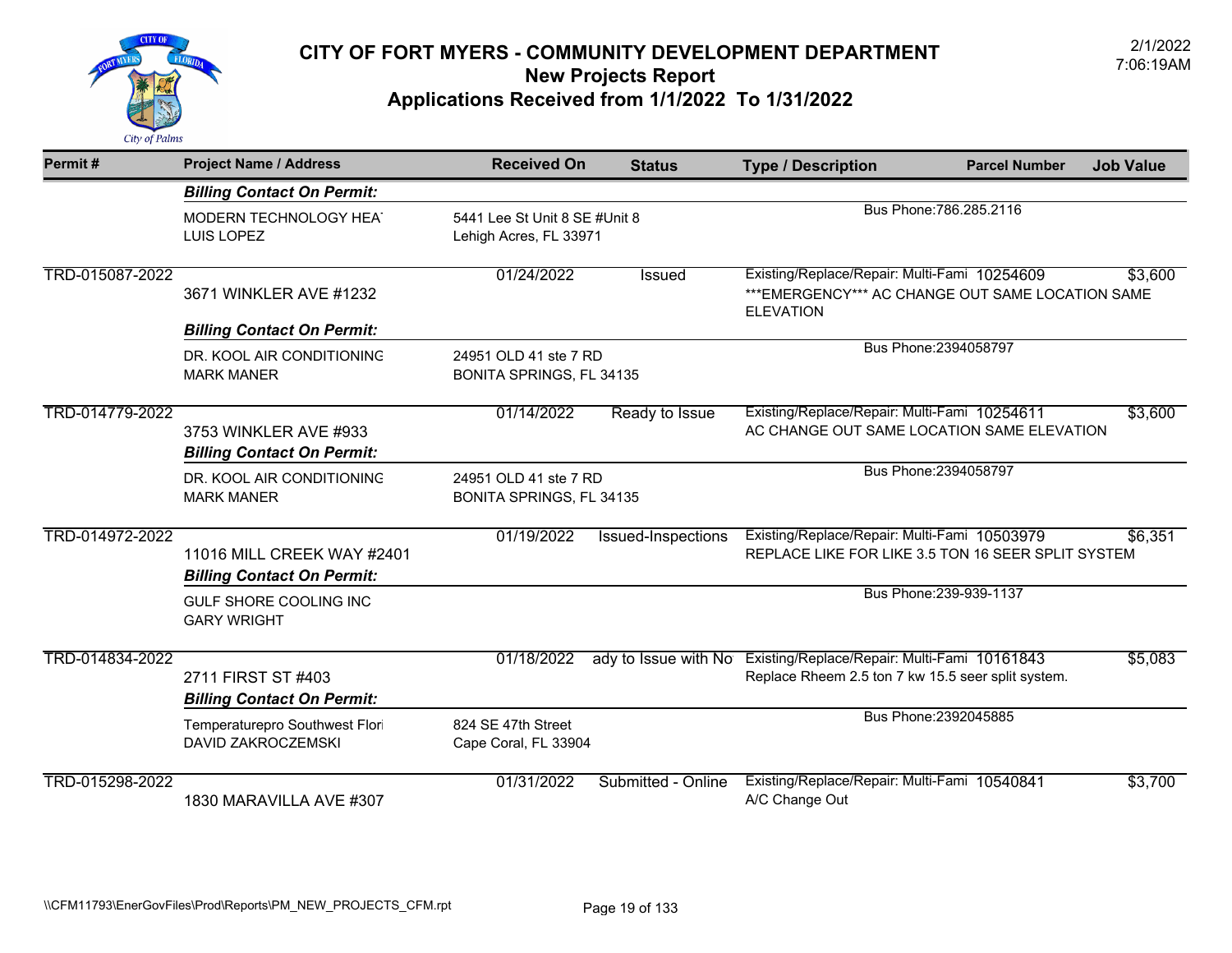# CITY OF FORT MYERS - COMMUNITY DEVELOPMENT DEPARTMENT

## New Projects Report

## Applications Received from 1/1/2022 To 1/31/2022

2/1/2022
7:06:19AM

| Permit # | Project Name / Address | Received On | Status | Type / Description | Parcel Number | Job Value |
|---|---|---|---|---|---|---|
| | ***Billing Contact On Permit:*** | | | | | |
| | MODERN TECHNOLOGY HEA LUIS LOPEZ | 5441 Lee St Unit 8 SE #Unit 8 Lehigh Acres, FL 33971 | | Bus Phone:786.285.2116 | | |
| TRD-015087-2022 | 3671 WINKLER AVE #1232 | 01/24/2022 | Issued | Existing/Replace/Repair: Multi-Fami ***EMERGENCY*** AC CHANGE OUT SAME LOCATION SAME ELEVATION | 10254609 | $3,600 |
| | ***Billing Contact On Permit:*** | | | | | |
| | DR. KOOL AIR CONDITIONING MARK MANER | 24951 OLD 41 ste 7 RD BONITA SPRINGS, FL 34135 | | Bus Phone:2394058797 | | |
| TRD-014779-2022 | 3753 WINKLER AVE #933 | 01/14/2022 | Ready to Issue | Existing/Replace/Repair: Multi-Fami AC CHANGE OUT SAME LOCATION SAME ELEVATION | 10254611 | $3,600 |
| | ***Billing Contact On Permit:*** | | | | | |
| | DR. KOOL AIR CONDITIONING MARK MANER | 24951 OLD 41 ste 7 RD BONITA SPRINGS, FL 34135 | | Bus Phone:2394058797 | | |
| TRD-014972-2022 | 11016 MILL CREEK WAY #2401 | 01/19/2022 | Issued-Inspections | Existing/Replace/Repair: Multi-Fami REPLACE LIKE FOR LIKE 3.5 TON 16 SEER SPLIT SYSTEM | 10503979 | $6,351 |
| | ***Billing Contact On Permit:*** | | | | | |
| | GULF SHORE COOLING INC GARY WRIGHT | | | Bus Phone:239-939-1137 | | |
| TRD-014834-2022 | 2711 FIRST ST #403 | 01/18/2022 | ady to Issue with No | Existing/Replace/Repair: Multi-Fami Replace Rheem 2.5 ton 7 kw 15.5 seer split system. | 10161843 | $5,083 |
| | ***Billing Contact On Permit:*** | | | | | |
| | Temperaturepro Southwest Flori DAVID ZAKROCZEMSKI | 824 SE 47th Street Cape Coral, FL 33904 | | Bus Phone:2392045885 | | |
| TRD-015298-2022 | 1830 MARAVILLA AVE #307 | 01/31/2022 | Submitted - Online | Existing/Replace/Repair: Multi-Fami A/C Change Out | 10540841 | $3,700 |

\\CFM11793\EnerGovFiles\Prod\Reports\PM_NEW_PROJECTS_CFM.rpt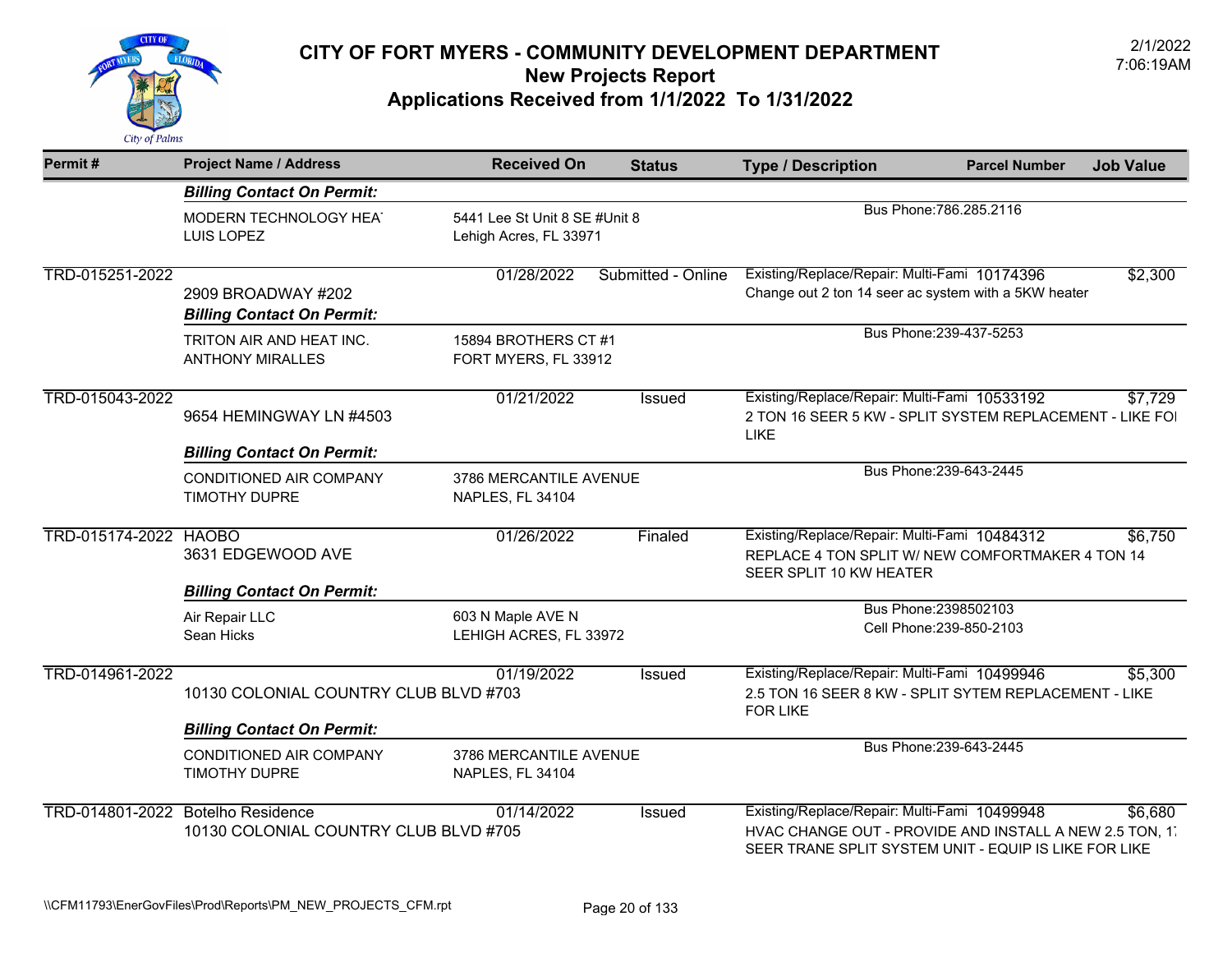# CITY OF FORT MYERS - COMMUNITY DEVELOPMENT DEPARTMENT
## New Projects Report
## Applications Received from 1/1/2022 To 1/31/2022

2/1/2022
7:06:19AM

| Permit # | Project Name / Address | Received On | Status | Type / Description | Parcel Number | Job Value |
|---|---|---|---|---|---|---|
| | ***Billing Contact On Permit:*** | | | | | |
| | MODERN TECHNOLOGY HEA<br>LUIS LOPEZ | 5441 Lee St Unit 8 SE #Unit 8<br>Lehigh Acres, FL 33971 | | Bus Phone:786.285.2116 | | |
| TRD-015251-2022 | 2909 BROADWAY #202 | 01/28/2022 | Submitted - Online | Existing/Replace/Repair: Multi-Fami<br>Change out 2 ton 14 seer ac system with a 5KW heater | 10174396 | $2,300 |
| | ***Billing Contact On Permit:*** | | | | | |
| | TRITON AIR AND HEAT INC.<br>ANTHONY MIRALLES | 15894 BROTHERS CT #1<br>FORT MYERS, FL 33912 | | Bus Phone:239-437-5253 | | |
| TRD-015043-2022 | 9654 HEMINGWAY LN #4503 | 01/21/2022 | Issued | Existing/Replace/Repair: Multi-Fami<br>2 TON 16 SEER 5 KW - SPLIT SYSTEM REPLACEMENT - LIKE FOI LIKE | 10533192 | $7,729 |
| | ***Billing Contact On Permit:*** | | | | | |
| | CONDITIONED AIR COMPANY<br>TIMOTHY DUPRE | 3786 MERCANTILE AVENUE<br>NAPLES, FL 34104 | | Bus Phone:239-643-2445 | | |
| TRD-015174-2022 | HAOBO<br>3631 EDGEWOOD AVE | 01/26/2022 | Finaled | Existing/Replace/Repair: Multi-Fami<br>REPLACE 4 TON SPLIT W/ NEW COMFORTMAKER 4 TON 14 SEER SPLIT 10 KW HEATER | 10484312 | $6,750 |
| | ***Billing Contact On Permit:*** | | | | | |
| | Air Repair LLC<br>Sean Hicks | 603 N Maple AVE N<br>LEHIGH ACRES, FL 33972 | | Bus Phone:2398502103<br>Cell Phone:239-850-2103 | | |
| TRD-014961-2022 | 10130 COLONIAL COUNTRY CLUB BLVD #703 | 01/19/2022 | Issued | Existing/Replace/Repair: Multi-Fami<br>2.5 TON 16 SEER 8 KW - SPLIT SYTEM REPLACEMENT - LIKE FOR LIKE | 10499946 | $5,300 |
| | ***Billing Contact On Permit:*** | | | | | |
| | CONDITIONED AIR COMPANY<br>TIMOTHY DUPRE | 3786 MERCANTILE AVENUE<br>NAPLES, FL 34104 | | Bus Phone:239-643-2445 | | |
| TRD-014801-2022 | Botelho Residence<br>10130 COLONIAL COUNTRY CLUB BLVD #705 | 01/14/2022 | Issued | Existing/Replace/Repair: Multi-Fami<br>HVAC CHANGE OUT - PROVIDE AND INSTALL A NEW 2.5 TON, 1 SEER TRANE SPLIT SYSTEM UNIT - EQUIP IS LIKE FOR LIKE | 10499948 | $6,680 |

\\CFM11793\EnerGovFiles\Prod\Reports\PM_NEW_PROJECTS_CFM.rpt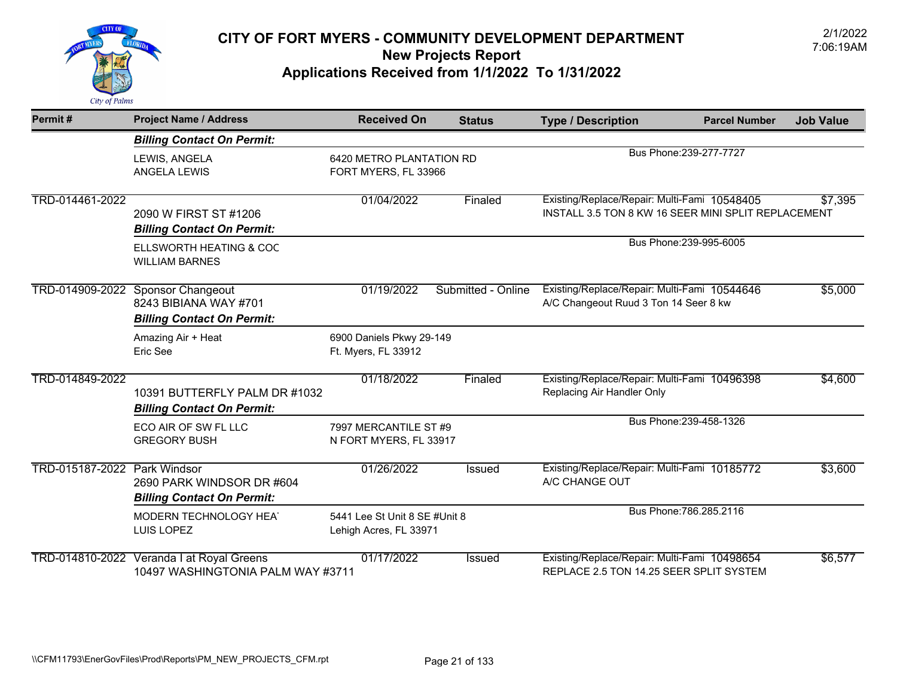# CITY OF FORT MYERS - COMMUNITY DEVELOPMENT DEPARTMENT
## New Projects Report
## Applications Received from 1/1/2022 To 1/31/2022

2/1/2022
7:06:19AM

| Permit # | Project Name / Address | Received On | Status | Type / Description | Parcel Number | Job Value |
|---|---|---|---|---|---|---|
| | ***Billing Contact On Permit:*** | | | | | |
| | LEWIS, ANGELA<br>ANGELA LEWIS | 6420 METRO PLANTATION RD<br>FORT MYERS, FL 33966 | | Bus Phone:239-277-7727 | | |
| TRD-014461-2022 | 2090 W FIRST ST #1206 | 01/04/2022 | Finaled | Existing/Replace/Repair: Multi-Fami<br>INSTALL 3.5 TON 8 KW 16 SEER MINI SPLIT REPLACEMENT | 10548405 | $7,395 |
| | ***Billing Contact On Permit:*** | | | | | |
| | ELLSWORTH HEATING & COC<br>WILLIAM BARNES | | | Bus Phone:239-995-6005 | | |
| TRD-014909-2022 | Sponsor Changeout<br>8243 BIBIANA WAY #701 | 01/19/2022 | Submitted - Online | Existing/Replace/Repair: Multi-Fami<br>A/C Changeout Ruud 3 Ton 14 Seer 8 kw | 10544646 | $5,000 |
| | ***Billing Contact On Permit:*** | | | | | |
| | Amazing Air + Heat<br>Eric See | 6900 Daniels Pkwy 29-149<br>Ft. Myers, FL 33912 | | | | |
| TRD-014849-2022 | 10391 BUTTERFLY PALM DR #1032 | 01/18/2022 | Finaled | Existing/Replace/Repair: Multi-Fami<br>Replacing Air Handler Only | 10496398 | $4,600 |
| | ***Billing Contact On Permit:*** | | | | | |
| | ECO AIR OF SW FL LLC<br>GREGORY BUSH | 7997 MERCANTILE ST #9<br>N FORT MYERS, FL 33917 | | Bus Phone:239-458-1326 | | |
| TRD-015187-2022 | Park Windsor<br>2690 PARK WINDSOR DR #604 | 01/26/2022 | Issued | Existing/Replace/Repair: Multi-Fami<br>A/C CHANGE OUT | 10185772 | $3,600 |
| | ***Billing Contact On Permit:*** | | | | | |
| | MODERN TECHNOLOGY HEA<br>LUIS LOPEZ | 5441 Lee St Unit 8 SE #Unit 8<br>Lehigh Acres, FL 33971 | | Bus Phone:786.285.2116 | | |
| TRD-014810-2022 | Veranda I at Royal Greens<br>10497 WASHINGTONIA PALM WAY #3711 | 01/17/2022 | Issued | Existing/Replace/Repair: Multi-Fami<br>REPLACE 2.5 TON 14.25 SEER SPLIT SYSTEM | 10498654 | $6,577 |

\\CFM11793\EnerGovFiles\Prod\Reports\PM_NEW_PROJECTS_CFM.rpt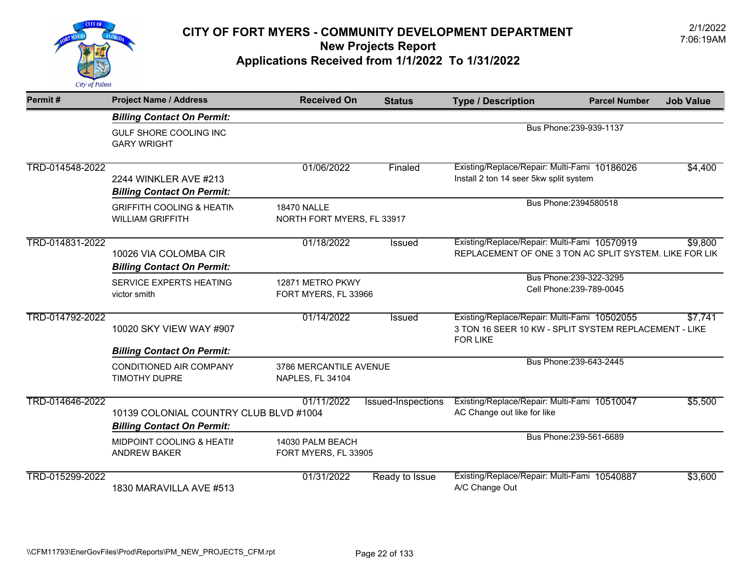# CITY OF FORT MYERS - COMMUNITY DEVELOPMENT DEPARTMENT
## New Projects Report
## Applications Received from 1/1/2022 To 1/31/2022

2/1/2022
7:06:19AM

| Permit # | Project Name / Address | Received On | Status | Type / Description | Parcel Number | Job Value |
|---|---|---|---|---|---|---|
| | ***Billing Contact On Permit:*** | | | | | |
| | GULF SHORE COOLING INC<br>GARY WRIGHT | | | Bus Phone:239-939-1137 | | |
| TRD-014548-2022 | 2244 WINKLER AVE #213 | 01/06/2022 | Finaled | Existing/Replace/Repair: Multi-Fami<br>Install 2 ton 14 seer 5kw split system | 10186026 | $4,400 |
| | ***Billing Contact On Permit:*** | | | | | |
| | GRIFFITH COOLING & HEATIN<br>WILLIAM GRIFFITH | 18470 NALLE<br>NORTH FORT MYERS, FL 33917 | | Bus Phone:2394580518 | | |
| TRD-014831-2022 | 10026 VIA COLOMBA CIR | 01/18/2022 | Issued | Existing/Replace/Repair: Multi-Fami<br>REPLACEMENT OF ONE 3 TON AC SPLIT SYSTEM. LIKE FOR LIK | 10570919 | $9,800 |
| | ***Billing Contact On Permit:*** | | | | | |
| | SERVICE EXPERTS HEATING<br>victor smith | 12871 METRO PKWY<br>FORT MYERS, FL 33966 | | Bus Phone:239-322-3295<br>Cell Phone:239-789-0045 | | |
| TRD-014792-2022 | 10020 SKY VIEW WAY #907 | 01/14/2022 | Issued | Existing/Replace/Repair: Multi-Fami<br>3 TON 16 SEER 10 KW - SPLIT SYSTEM REPLACEMENT - LIKE FOR LIKE | 10502055 | $7,741 |
| | ***Billing Contact On Permit:*** | | | | | |
| | CONDITIONED AIR COMPANY<br>TIMOTHY DUPRE | 3786 MERCANTILE AVENUE<br>NAPLES, FL 34104 | | Bus Phone:239-643-2445 | | |
| TRD-014646-2022 | 10139 COLONIAL COUNTRY CLUB BLVD #1004 | 01/11/2022 | Issued-Inspections | Existing/Replace/Repair: Multi-Fami<br>AC Change out like for like | 10510047 | $5,500 |
| | ***Billing Contact On Permit:*** | | | | | |
| | MIDPOINT COOLING & HEATII<br>ANDREW BAKER | 14030 PALM BEACH<br>FORT MYERS, FL 33905 | | Bus Phone:239-561-6689 | | |
| TRD-015299-2022 | 1830 MARAVILLA AVE #513 | 01/31/2022 | Ready to Issue | Existing/Replace/Repair: Multi-Fami<br>A/C Change Out | 10540887 | $3,600 |

\\CFM11793\EnerGovFiles\Prod\Reports\PM_NEW_PROJECTS_CFM.rpt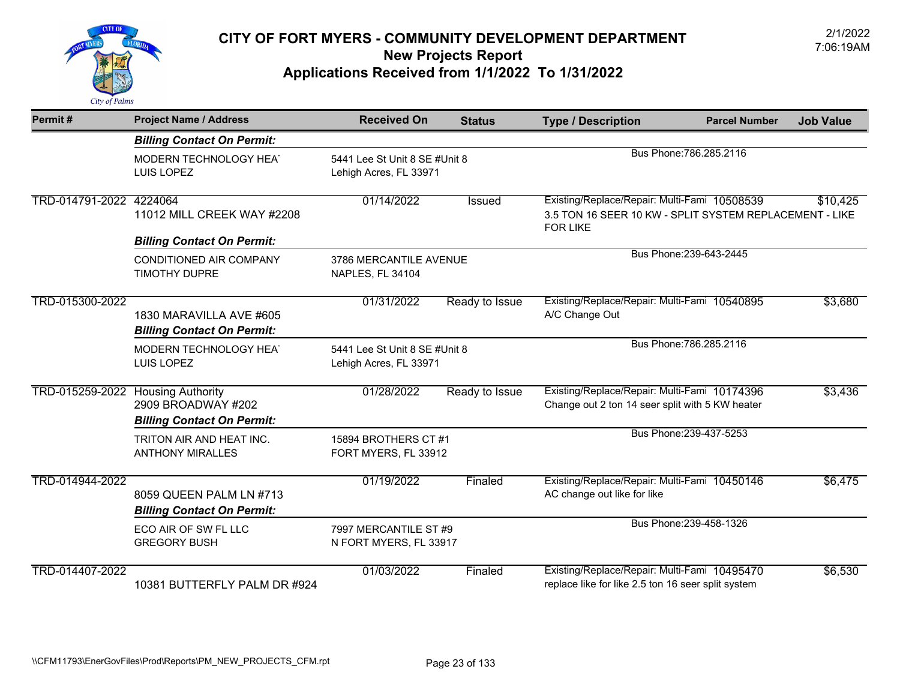# CITY OF FORT MYERS - COMMUNITY DEVELOPMENT DEPARTMENT
## New Projects Report
## Applications Received from 1/1/2022 To 1/31/2022

| Permit # | Project Name / Address | Received On | Status | Type / Description | Parcel Number | Job Value |
|---|---|---|---|---|---|---|
| | ***Billing Contact On Permit:*** | | | | | |
| | MODERN TECHNOLOGY HEA<br>LUIS LOPEZ | 5441 Lee St Unit 8 SE #Unit 8<br>Lehigh Acres, FL 33971 | | Bus Phone:786.285.2116 | | |
| TRD-014791-2022 | 4224064<br>11012 MILL CREEK WAY #2208 | 01/14/2022 | Issued | Existing/Replace/Repair: Multi-Fami<br>3.5 TON 16 SEER 10 KW - SPLIT SYSTEM REPLACEMENT - LIKE FOR LIKE | 10508539 | $10,425 |
| | ***Billing Contact On Permit:*** | | | | | |
| | CONDITIONED AIR COMPANY<br>TIMOTHY DUPRE | 3786 MERCANTILE AVENUE<br>NAPLES, FL 34104 | | Bus Phone:239-643-2445 | | |
| TRD-015300-2022 | 1830 MARAVILLA AVE #605 | 01/31/2022 | Ready to Issue | Existing/Replace/Repair: Multi-Fami<br>A/C Change Out | 10540895 | $3,680 |
| | ***Billing Contact On Permit:*** | | | | | |
| | MODERN TECHNOLOGY HEA<br>LUIS LOPEZ | 5441 Lee St Unit 8 SE #Unit 8<br>Lehigh Acres, FL 33971 | | Bus Phone:786.285.2116 | | |
| TRD-015259-2022 | Housing Authority<br>2909 BROADWAY #202 | 01/28/2022 | Ready to Issue | Existing/Replace/Repair: Multi-Fami<br>Change out 2 ton 14 seer split with 5 KW heater | 10174396 | $3,436 |
| | ***Billing Contact On Permit:*** | | | | | |
| | TRITON AIR AND HEAT INC.<br>ANTHONY MIRALLES | 15894 BROTHERS CT #1<br>FORT MYERS, FL 33912 | | Bus Phone:239-437-5253 | | |
| TRD-014944-2022 | 8059 QUEEN PALM LN #713 | 01/19/2022 | Finaled | Existing/Replace/Repair: Multi-Fami<br>AC change out like for like | 10450146 | $6,475 |
| | ***Billing Contact On Permit:*** | | | | | |
| | ECO AIR OF SW FL LLC<br>GREGORY BUSH | 7997 MERCANTILE ST #9<br>N FORT MYERS, FL 33917 | | Bus Phone:239-458-1326 | | |
| TRD-014407-2022 | 10381 BUTTERFLY PALM DR #924 | 01/03/2022 | Finaled | Existing/Replace/Repair: Multi-Fami<br>replace like for like 2.5 ton 16 seer split system | 10495470 | $6,530 |

\\CFM11793\EnerGovFiles\Prod\Reports\PM_NEW_PROJECTS_CFM.rpt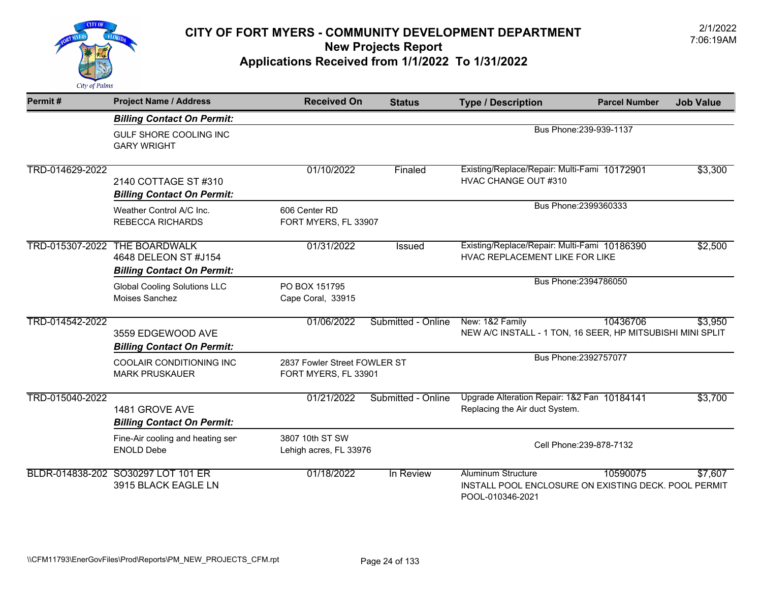# CITY OF FORT MYERS - COMMUNITY DEVELOPMENT DEPARTMENT

## New Projects Report

## Applications Received from 1/1/2022 To 1/31/2022

2/1/2022
7:06:19AM

| Permit # | Project Name / Address | Received On | Status | Type / Description | Parcel Number | Job Value |
|---|---|---|---|---|---|---|
| | ***Billing Contact On Permit:*** | | | | | |
| | GULF SHORE COOLING INC<br>GARY WRIGHT | | | Bus Phone:239-939-1137 | | |
| TRD-014629-2022 | 2140 COTTAGE ST #310<br>***Billing Contact On Permit:*** | 01/10/2022 | Finaled | Existing/Replace/Repair: Multi-Fami<br>HVAC CHANGE OUT #310 | 10172901 | $3,300 |
| | Weather Control A/C Inc.<br>REBECCA RICHARDS | 606 Center RD<br>FORT MYERS, FL 33907 | | Bus Phone:2399360333 | | |
| TRD-015307-2022 | THE BOARDWALK<br>4648 DELEON ST #J154<br>***Billing Contact On Permit:*** | 01/31/2022 | Issued | Existing/Replace/Repair: Multi-Fami<br>HVAC REPLACEMENT LIKE FOR LIKE | 10186390 | $2,500 |
| | Global Cooling Solutions LLC<br>Moises Sanchez | PO BOX 151795<br>Cape Coral, 33915 | | Bus Phone:2394786050 | | |
| TRD-014542-2022 | 3559 EDGEWOOD AVE<br>***Billing Contact On Permit:*** | 01/06/2022 | Submitted - Online | New: 1&2 Family<br>NEW A/C INSTALL - 1 TON, 16 SEER, HP MITSUBISHI MINI SPLIT | 10436706 | $3,950 |
| | COOLAIR CONDITIONING INC<br>MARK PRUSKAUER | 2837 Fowler Street FOWLER ST<br>FORT MYERS, FL 33901 | | Bus Phone:2392757077 | | |
| TRD-015040-2022 | 1481 GROVE AVE<br>***Billing Contact On Permit:*** | 01/21/2022 | Submitted - Online | Upgrade Alteration Repair: 1&2 Fan<br>Replacing the Air duct System. | 10184141 | $3,700 |
| | Fine-Air cooling and heating ser<br>ENOLD Debe | 3807 10th ST SW<br>Lehigh acres, FL 33976 | | Cell Phone:239-878-7132 | | |
| BLDR-014838-202 | SO30297 LOT 101 ER<br>3915 BLACK EAGLE LN | 01/18/2022 | In Review | Aluminum Structure<br>INSTALL POOL ENCLOSURE ON EXISTING DECK. POOL PERMIT POOL-010346-2021 | 10590075 | $7,607 |

\\CFM11793\EnerGovFiles\Prod\Reports\PM_NEW_PROJECTS_CFM.rpt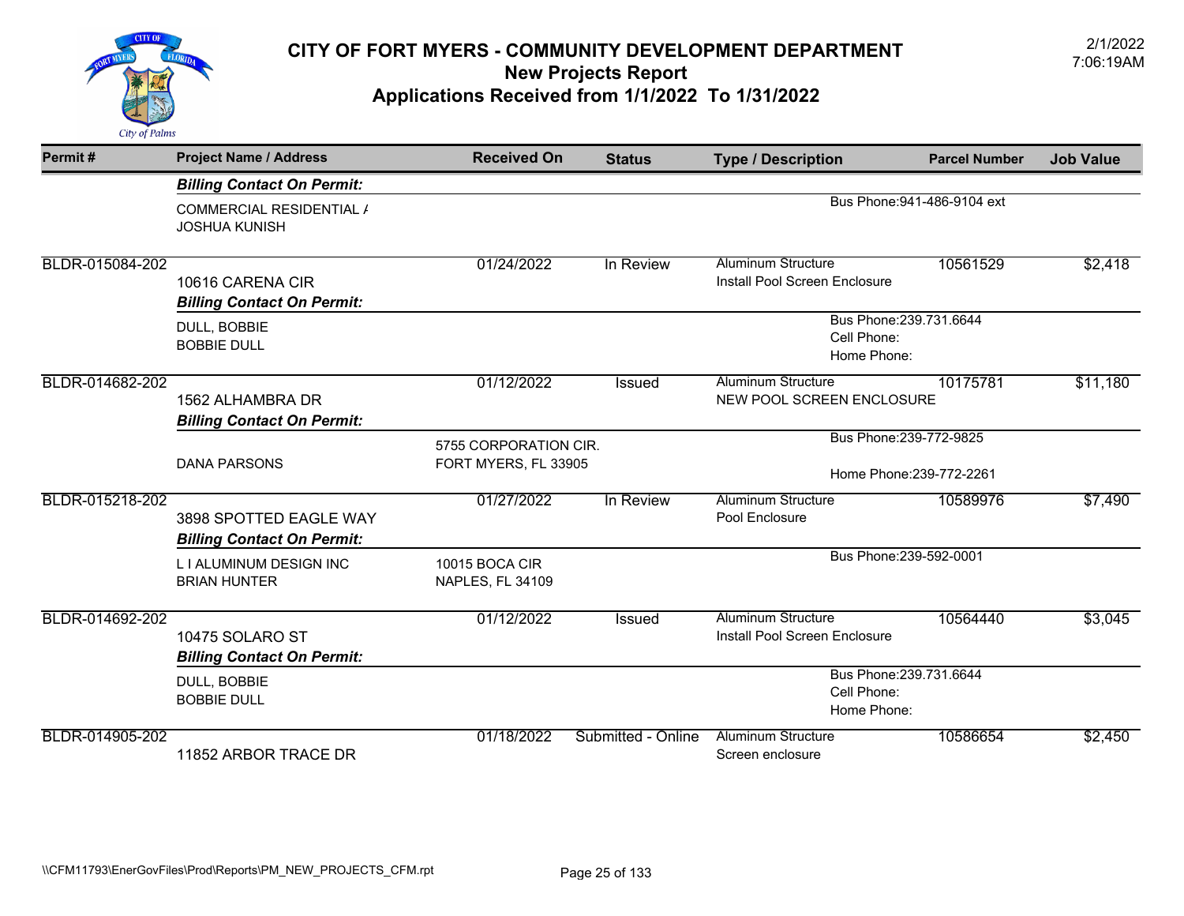# CITY OF FORT MYERS - COMMUNITY DEVELOPMENT DEPARTMENT
## New Projects Report
## Applications Received from 1/1/2022 To 1/31/2022

2/1/2022
7:06:19AM

| Permit # | Project Name / Address | Received On | Status | Type / Description | Parcel Number | Job Value |
|---|---|---|---|---|---|---|
| | ***Billing Contact On Permit:*** | | | | | |
| | COMMERCIAL RESIDENTIAL / JOSHUA KUNISH | | | Bus Phone:941-486-9104 ext | | |
| BLDR-015084-202 | 10616 CARENA CIR | 01/24/2022 | In Review | Aluminum Structure<br>Install Pool Screen Enclosure | 10561529 | $2,418 |
| | ***Billing Contact On Permit:*** | | | | | |
| | DULL, BOBBIE<br>BOBBIE DULL | | | Bus Phone:239.731.6644<br>Cell Phone:<br>Home Phone: | | |
| BLDR-014682-202 | 1562 ALHAMBRA DR | 01/12/2022 | Issued | Aluminum Structure<br>NEW POOL SCREEN ENCLOSURE | 10175781 | $11,180 |
| | ***Billing Contact On Permit:*** | | | | | |
| | DANA PARSONS | 5755 CORPORATION CIR.<br>FORT MYERS, FL 33905 | | Bus Phone:239-772-9825<br>Home Phone:239-772-2261 | | |
| BLDR-015218-202 | 3898 SPOTTED EAGLE WAY | 01/27/2022 | In Review | Aluminum Structure<br>Pool Enclosure | 10589976 | $7,490 |
| | ***Billing Contact On Permit:*** | | | | | |
| | L I ALUMINUM DESIGN INC<br>BRIAN HUNTER | 10015 BOCA CIR<br>NAPLES, FL 34109 | | Bus Phone:239-592-0001 | | |
| BLDR-014692-202 | 10475 SOLARO ST | 01/12/2022 | Issued | Aluminum Structure<br>Install Pool Screen Enclosure | 10564440 | $3,045 |
| | ***Billing Contact On Permit:*** | | | | | |
| | DULL, BOBBIE<br>BOBBIE DULL | | | Bus Phone:239.731.6644<br>Cell Phone:<br>Home Phone: | | |
| BLDR-014905-202 | 11852 ARBOR TRACE DR | 01/18/2022 | Submitted - Online | Aluminum Structure<br>Screen enclosure | 10586654 | $2,450 |

\\CFM11793\EnerGovFiles\Prod\Reports\PM_NEW_PROJECTS_CFM.rpt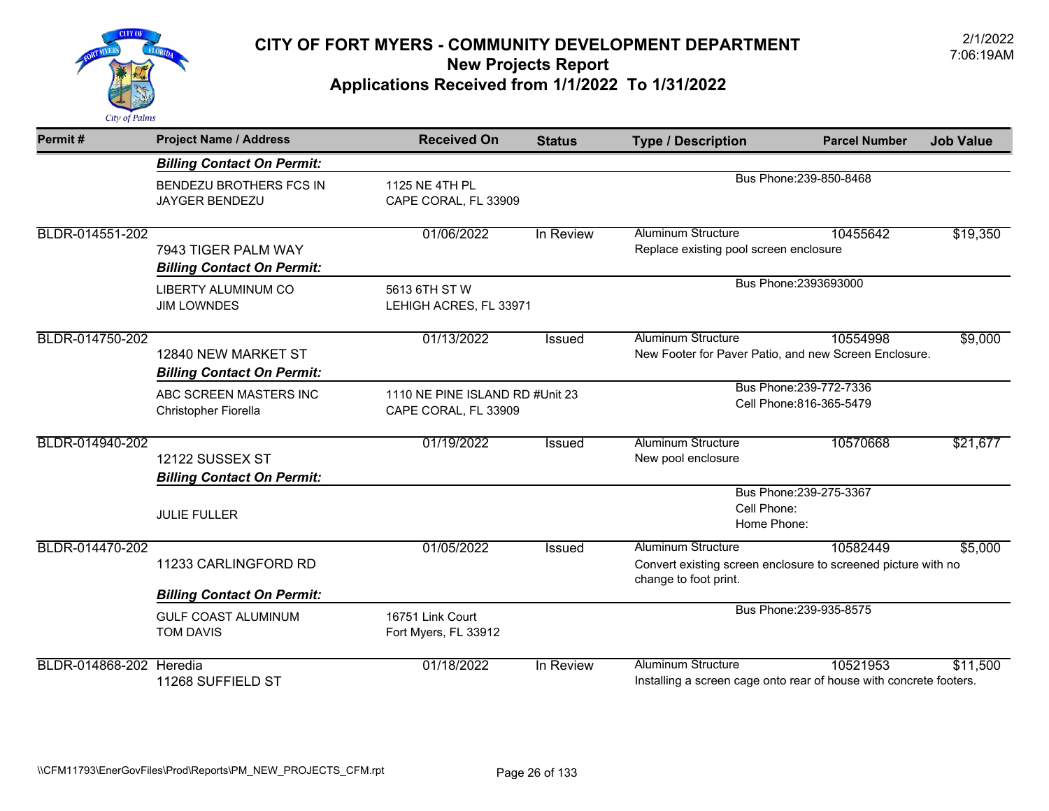# CITY OF FORT MYERS - COMMUNITY DEVELOPMENT DEPARTMENT
## New Projects Report
## Applications Received from 1/1/2022 To 1/31/2022

2/1/2022
7:06:19AM

| Permit # | Project Name / Address | Received On | Status | Type / Description | Parcel Number | Job Value |
|---|---|---|---|---|---|---|
| | ***Billing Contact On Permit:*** | | | | | |
| | BENDEZU BROTHERS FCS IN<br>JAYGER BENDEZU | 1125 NE 4TH PL<br>CAPE CORAL, FL 33909 | | Bus Phone:239-850-8468 | | |
| BLDR-014551-202 | 7943 TIGER PALM WAY | 01/06/2022 | In Review | Aluminum Structure<br>Replace existing pool screen enclosure | 10455642 | $19,350 |
| | ***Billing Contact On Permit:*** | | | | | |
| | LIBERTY ALUMINUM CO<br>JIM LOWNDES | 5613 6TH ST W<br>LEHIGH ACRES, FL 33971 | | Bus Phone:2393693000 | | |
| BLDR-014750-202 | 12840 NEW MARKET ST | 01/13/2022 | Issued | Aluminum Structure<br>New Footer for Paver Patio, and new Screen Enclosure. | 10554998 | $9,000 |
| | ***Billing Contact On Permit:*** | | | | | |
| | ABC SCREEN MASTERS INC<br>Christopher Fiorella | 1110 NE PINE ISLAND RD #Unit 23<br>CAPE CORAL, FL 33909 | | Bus Phone:239-772-7336<br>Cell Phone:816-365-5479 | | |
| BLDR-014940-202 | 12122 SUSSEX ST | 01/19/2022 | Issued | Aluminum Structure<br>New pool enclosure | 10570668 | $21,677 |
| | ***Billing Contact On Permit:*** | | | | | |
| | JULIE FULLER | | | Bus Phone:239-275-3367<br>Cell Phone:<br>Home Phone: | | |
| BLDR-014470-202 | 11233 CARLINGFORD RD | 01/05/2022 | Issued | Aluminum Structure<br>Convert existing screen enclosure to screened picture with no change to foot print. | 10582449 | $5,000 |
| | ***Billing Contact On Permit:*** | | | | | |
| | GULF COAST ALUMINUM<br>TOM DAVIS | 16751 Link Court<br>Fort Myers, FL 33912 | | Bus Phone:239-935-8575 | | |
| BLDR-014868-202 | Heredia<br>11268 SUFFIELD ST | 01/18/2022 | In Review | Aluminum Structure<br>Installing a screen cage onto rear of house with concrete footers. | 10521953 | $11,500 |

\\CFM11793\EnerGovFiles\Prod\Reports\PM_NEW_PROJECTS_CFM.rpt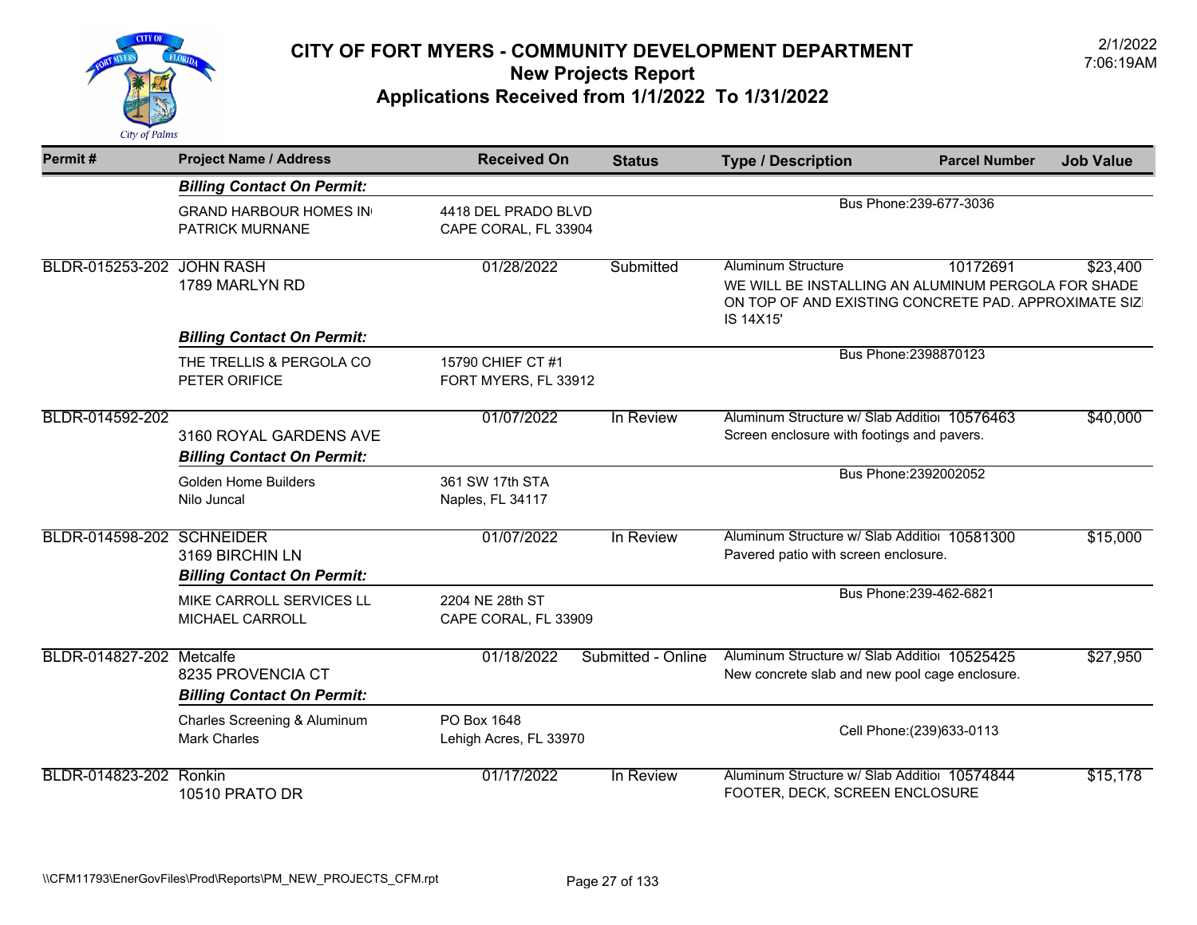# CITY OF FORT MYERS - COMMUNITY DEVELOPMENT DEPARTMENT
## New Projects Report
## Applications Received from 1/1/2022 To 1/31/2022

2/1/2022
7:06:19AM

| Permit # | Project Name / Address | Received On | Status | Type / Description | Parcel Number | Job Value |
|---|---|---|---|---|---|---|
| | ***Billing Contact On Permit:*** | | | | | |
| | GRAND HARBOUR HOMES IN<br>PATRICK MURNANE | 4418 DEL PRADO BLVD<br>CAPE CORAL, FL 33904 | | Bus Phone:239-677-3036 | | |
| BLDR-015253-202 | JOHN RASH<br>1789 MARLYN RD | 01/28/2022 | Submitted | Aluminum Structure<br>WE WILL BE INSTALLING AN ALUMINUM PERGOLA FOR SHADE ON TOP OF AND EXISTING CONCRETE PAD. APPROXIMATE SIZI IS 14X15' | 10172691 | $23,400 |
| | ***Billing Contact On Permit:*** | | | | | |
| | THE TRELLIS & PERGOLA CO<br>PETER ORIFICE | 15790 CHIEF CT #1<br>FORT MYERS, FL 33912 | | Bus Phone:2398870123 | | |
| BLDR-014592-202 | 3160 ROYAL GARDENS AVE | 01/07/2022 | In Review | Aluminum Structure w/ Slab Additio<br>Screen enclosure with footings and pavers. | 10576463 | $40,000 |
| | ***Billing Contact On Permit:*** | | | | | |
| | Golden Home Builders<br>Nilo Juncal | 361 SW 17th STA<br>Naples, FL 34117 | | Bus Phone:2392002052 | | |
| BLDR-014598-202 | SCHNEIDER<br>3169 BIRCHIN LN | 01/07/2022 | In Review | Aluminum Structure w/ Slab Additio<br>Pavered patio with screen enclosure. | 10581300 | $15,000 |
| | ***Billing Contact On Permit:*** | | | | | |
| | MIKE CARROLL SERVICES LL<br>MICHAEL CARROLL | 2204 NE 28th ST<br>CAPE CORAL, FL 33909 | | Bus Phone:239-462-6821 | | |
| BLDR-014827-202 | Metcalfe<br>8235 PROVENCIA CT | 01/18/2022 | Submitted - Online | Aluminum Structure w/ Slab Additio<br>New concrete slab and new pool cage enclosure. | 10525425 | $27,950 |
| | ***Billing Contact On Permit:*** | | | | | |
| | Charles Screening & Aluminum<br>Mark Charles | PO Box 1648<br>Lehigh Acres, FL 33970 | | Cell Phone:(239)633-0113 | | |
| BLDR-014823-202 | Ronkin<br>10510 PRATO DR | 01/17/2022 | In Review | Aluminum Structure w/ Slab Additio<br>FOOTER, DECK, SCREEN ENCLOSURE | 10574844 | $15,178 |

\\CFM11793\EnerGovFiles\Prod\Reports\PM_NEW_PROJECTS_CFM.rpt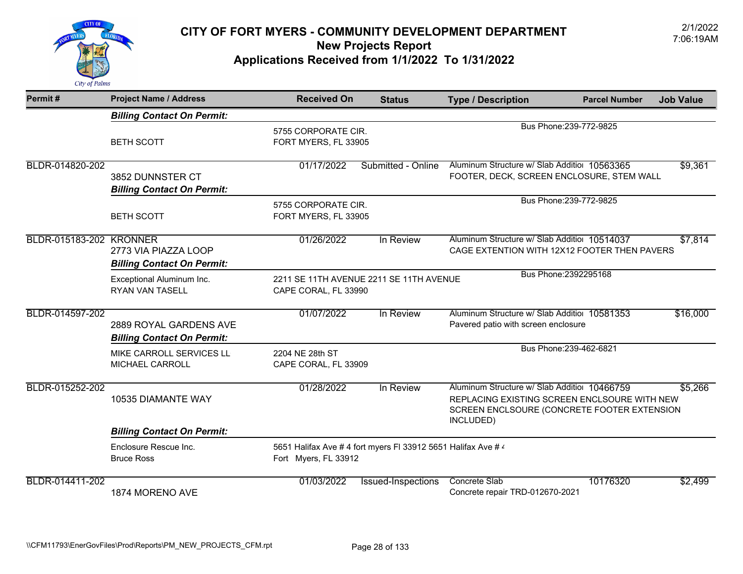# CITY OF FORT MYERS - COMMUNITY DEVELOPMENT DEPARTMENT

## New Projects Report

## Applications Received from 1/1/2022 To 1/31/2022

2/1/2022
7:06:19AM

| Permit # | Project Name / Address | Received On | Status | Type / Description | Parcel Number | Job Value |
|---|---|---|---|---|---|---|
| | ***Billing Contact On Permit:*** | | | | | |
| | BETH SCOTT | 5755 CORPORATE CIR. FORT MYERS, FL 33905 | | Bus Phone:239-772-9825 | | |
| BLDR-014820-202 | 3852 DUNNSTER CT | 01/17/2022 | Submitted - Online | Aluminum Structure w/ Slab Additioi FOOTER, DECK, SCREEN ENCLOSURE, STEM WALL | 10563365 | $9,361 |
| | ***Billing Contact On Permit:*** | | | | | |
| | BETH SCOTT | 5755 CORPORATE CIR. FORT MYERS, FL 33905 | | Bus Phone:239-772-9825 | | |
| BLDR-015183-202 | KRONNER 2773 VIA PIAZZA LOOP | 01/26/2022 | In Review | Aluminum Structure w/ Slab Additioi CAGE EXTENTION WITH 12X12 FOOTER THEN PAVERS | 10514037 | $7,814 |
| | ***Billing Contact On Permit:*** | | | | | |
| | Exceptional Aluminum Inc. RYAN VAN TASELL | 2211 SE 11TH AVENUE 2211 SE 11TH AVENUE CAPE CORAL, FL 33990 | | Bus Phone:2392295168 | | |
| BLDR-014597-202 | 2889 ROYAL GARDENS AVE | 01/07/2022 | In Review | Aluminum Structure w/ Slab Additioi Pavered patio with screen enclosure | 10581353 | $16,000 |
| | ***Billing Contact On Permit:*** | | | | | |
| | MIKE CARROLL SERVICES LL MICHAEL CARROLL | 2204 NE 28th ST CAPE CORAL, FL 33909 | | Bus Phone:239-462-6821 | | |
| BLDR-015252-202 | 10535 DIAMANTE WAY | 01/28/2022 | In Review | Aluminum Structure w/ Slab Additioi REPLACING EXISTING SCREEN ENCLSOURE WITH NEW SCREEN ENCLSOURE (CONCRETE FOOTER EXTENSION INCLUDED) | 10466759 | $5,266 |
| | ***Billing Contact On Permit:*** | | | | | |
| | Enclosure Rescue Inc. Bruce Ross | 5651 Halifax Ave # 4 fort myers Fl 33912 5651 Halifax Ave # 4 Fort Myers, FL 33912 | | | | |
| BLDR-014411-202 | 1874 MORENO AVE | 01/03/2022 | Issued-Inspections | Concrete Slab Concrete repair TRD-012670-2021 | 10176320 | $2,499 |

\\CFM11793\EnerGovFiles\Prod\Reports\PM_NEW_PROJECTS_CFM.rpt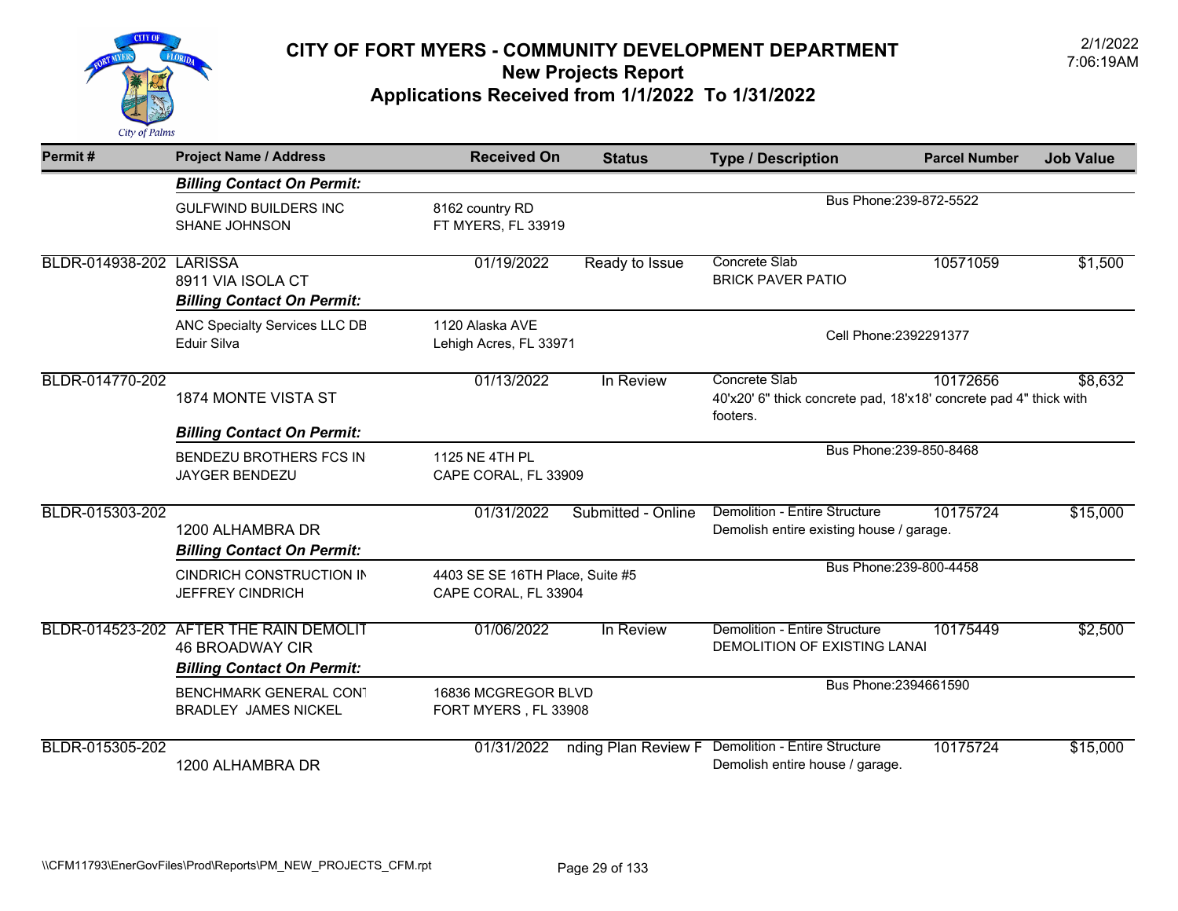# CITY OF FORT MYERS - COMMUNITY DEVELOPMENT DEPARTMENT
## New Projects Report
## Applications Received from 1/1/2022 To 1/31/2022

2/1/2022
7:06:19AM

| Permit # | Project Name / Address | Received On | Status | Type / Description | Parcel Number | Job Value |
|---|---|---|---|---|---|---|
| | ***Billing Contact On Permit:*** | | | | | |
| | GULFWIND BUILDERS INC<br>SHANE JOHNSON | 8162 country RD<br>FT MYERS, FL 33919 | | Bus Phone:239-872-5522 | | |
| BLDR-014938-202 | LARISSA<br>8911 VIA ISOLA CT | 01/19/2022 | Ready to Issue | Concrete Slab<br>BRICK PAVER PATIO | 10571059 | $1,500 |
| | ***Billing Contact On Permit:*** | | | | | |
| | ANC Specialty Services LLC DB<br>Eduir Silva | 1120 Alaska AVE<br>Lehigh Acres, FL 33971 | | Cell Phone:2392291377 | | |
| BLDR-014770-202 | 1874 MONTE VISTA ST | 01/13/2022 | In Review | Concrete Slab<br>40'x20' 6" thick concrete pad, 18'x18' concrete pad 4" thick with footers. | 10172656 | $8,632 |
| | ***Billing Contact On Permit:*** | | | | | |
| | BENDEZU BROTHERS FCS IN<br>JAYGER BENDEZU | 1125 NE 4TH PL<br>CAPE CORAL, FL 33909 | | Bus Phone:239-850-8468 | | |
| BLDR-015303-202 | 1200 ALHAMBRA DR | 01/31/2022 | Submitted - Online | Demolition - Entire Structure<br>Demolish entire existing house / garage. | 10175724 | $15,000 |
| | ***Billing Contact On Permit:*** | | | | | |
| | CINDRICH CONSTRUCTION IN<br>JEFFREY CINDRICH | 4403 SE SE 16TH Place, Suite #5<br>CAPE CORAL, FL 33904 | | Bus Phone:239-800-4458 | | |
| BLDR-014523-202 | AFTER THE RAIN DEMOLIT<br>46 BROADWAY CIR | 01/06/2022 | In Review | Demolition - Entire Structure<br>DEMOLITION OF EXISTING LANAI | 10175449 | $2,500 |
| | ***Billing Contact On Permit:*** | | | | | |
| | BENCHMARK GENERAL CON<br>BRADLEY JAMES NICKEL | 16836 MCGREGOR BLVD<br>FORT MYERS , FL 33908 | | Bus Phone:2394661590 | | |
| BLDR-015305-202 | 1200 ALHAMBRA DR | 01/31/2022 | nding Plan Review F | Demolition - Entire Structure<br>Demolish entire house / garage. | 10175724 | $15,000 |

\\CFM11793\EnerGovFiles\Prod\Reports\PM_NEW_PROJECTS_CFM.rpt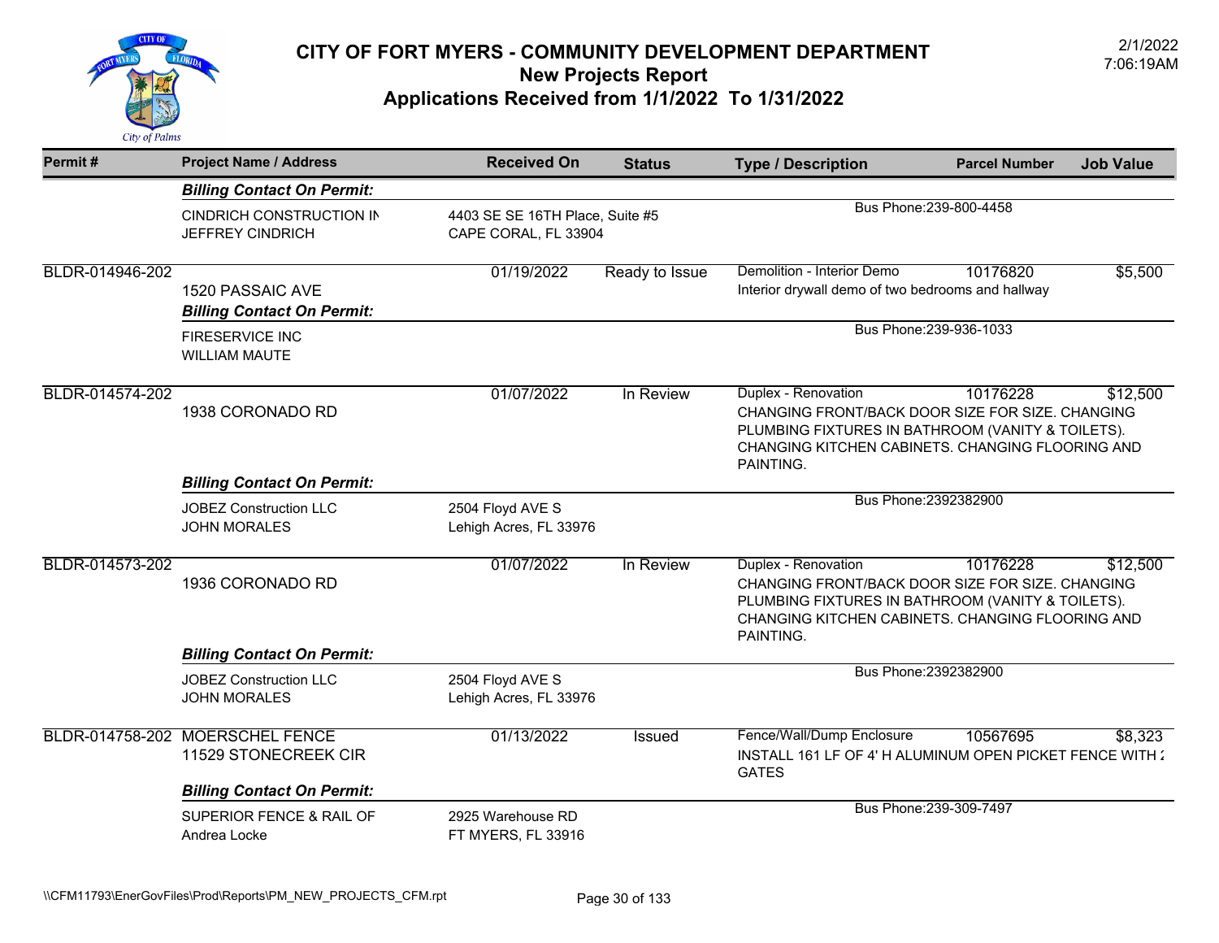# CITY OF FORT MYERS - COMMUNITY DEVELOPMENT DEPARTMENT
## New Projects Report
## Applications Received from 1/1/2022 To 1/31/2022

2/1/2022
7:06:19AM

| Permit # | Project Name / Address | Received On | Status | Type / Description | Parcel Number | Job Value |
|---|---|---|---|---|---|---|
| | ***Billing Contact On Permit:*** | | | | | |
| | CINDRICH CONSTRUCTION IN<br>JEFFREY CINDRICH | 4403 SE SE 16TH Place, Suite #5<br>CAPE CORAL, FL 33904 | | Bus Phone:239-800-4458 | | |
| BLDR-014946-202 | 1520 PASSAIC AVE | 01/19/2022 | Ready to Issue | Demolition - Interior Demo<br>Interior drywall demo of two bedrooms and hallway | 10176820 | $5,500 |
| | ***Billing Contact On Permit:*** | | | | | |
| | FIRESERVICE INC<br>WILLIAM MAUTE | | | Bus Phone:239-936-1033 | | |
| BLDR-014574-202 | 1938 CORONADO RD | 01/07/2022 | In Review | Duplex - Renovation<br>CHANGING FRONT/BACK DOOR SIZE FOR SIZE. CHANGING PLUMBING FIXTURES IN BATHROOM (VANITY & TOILETS). CHANGING KITCHEN CABINETS. CHANGING FLOORING AND PAINTING. | 10176228 | $12,500 |
| | ***Billing Contact On Permit:*** | | | | | |
| | JOBEZ Construction LLC<br>JOHN MORALES | 2504 Floyd AVE S<br>Lehigh Acres, FL 33976 | | Bus Phone:2392382900 | | |
| BLDR-014573-202 | 1936 CORONADO RD | 01/07/2022 | In Review | Duplex - Renovation<br>CHANGING FRONT/BACK DOOR SIZE FOR SIZE. CHANGING PLUMBING FIXTURES IN BATHROOM (VANITY & TOILETS). CHANGING KITCHEN CABINETS. CHANGING FLOORING AND PAINTING. | 10176228 | $12,500 |
| | ***Billing Contact On Permit:*** | | | | | |
| | JOBEZ Construction LLC<br>JOHN MORALES | 2504 Floyd AVE S<br>Lehigh Acres, FL 33976 | | Bus Phone:2392382900 | | |
| BLDR-014758-202 | MOERSCHEL FENCE<br>11529 STONECREEK CIR | 01/13/2022 | Issued | Fence/Wall/Dump Enclosure<br>INSTALL 161 LF OF 4' H ALUMINUM OPEN PICKET FENCE WITH 2 GATES | 10567695 | $8,323 |
| | ***Billing Contact On Permit:*** | | | | | |
| | SUPERIOR FENCE & RAIL OF<br>Andrea Locke | 2925 Warehouse RD<br>FT MYERS, FL 33916 | | Bus Phone:239-309-7497 | | |

\\CFM11793\EnerGovFiles\Prod\Reports\PM_NEW_PROJECTS_CFM.rpt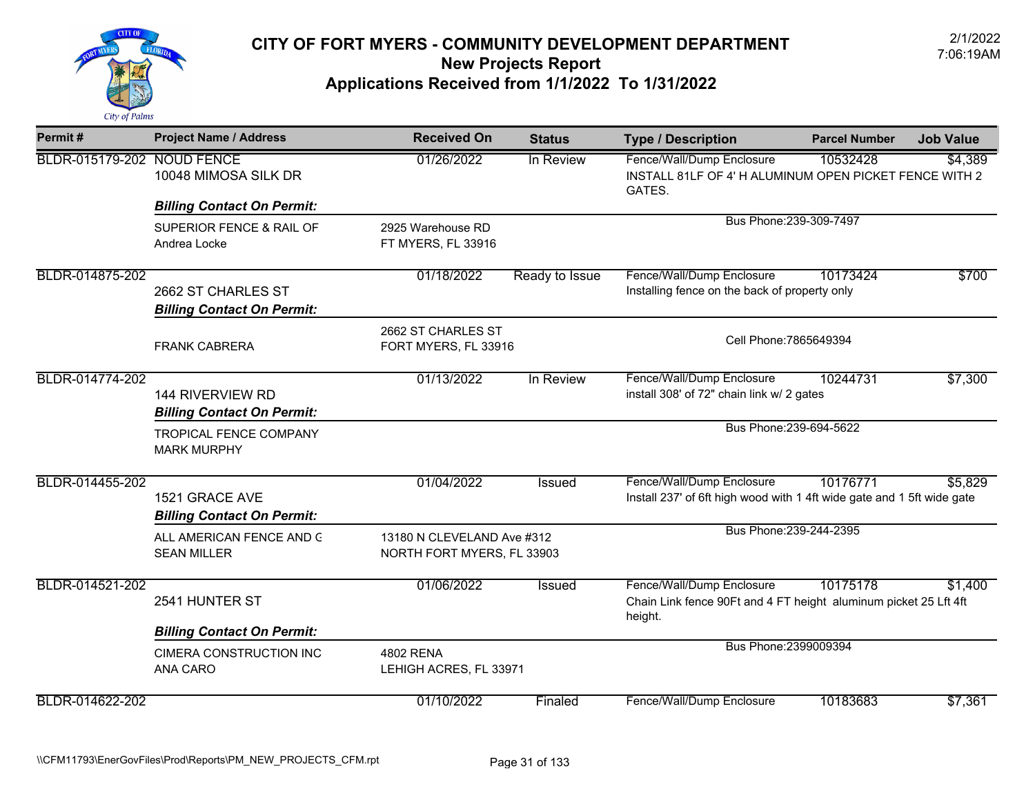# CITY OF FORT MYERS - COMMUNITY DEVELOPMENT DEPARTMENT

## New Projects Report

## Applications Received from 1/1/2022 To 1/31/2022

2/1/2022
7:06:19AM

| Permit # | Project Name / Address | Received On | Status | Type / Description | Parcel Number | Job Value |
|---|---|---|---|---|---|---|
| BLDR-015179-202 | NOUD FENCE<br>10048 MIMOSA SILK DR | 01/26/2022 | In Review | Fence/Wall/Dump Enclosure<br>INSTALL 81LF OF 4' H ALUMINUM OPEN PICKET FENCE WITH 2 GATES. | 10532428 | $4,389 |
| | ***Billing Contact On Permit:*** | | | | | |
| | SUPERIOR FENCE & RAIL OF<br>Andrea Locke | 2925 Warehouse RD<br>FT MYERS, FL 33916 | | Bus Phone:239-309-7497 | | |
| BLDR-014875-202 | 2662 ST CHARLES ST | 01/18/2022 | Ready to Issue | Fence/Wall/Dump Enclosure<br>Installing fence on the back of property only | 10173424 | $700 |
| | ***Billing Contact On Permit:*** | | | | | |
| | FRANK CABRERA | 2662 ST CHARLES ST<br>FORT MYERS, FL 33916 | | Cell Phone:7865649394 | | |
| BLDR-014774-202 | 144 RIVERVIEW RD | 01/13/2022 | In Review | Fence/Wall/Dump Enclosure<br>install 308' of 72" chain link w/ 2 gates | 10244731 | $7,300 |
| | ***Billing Contact On Permit:*** | | | | | |
| | TROPICAL FENCE COMPANY<br>MARK MURPHY | | | Bus Phone:239-694-5622 | | |
| BLDR-014455-202 | 1521 GRACE AVE | 01/04/2022 | Issued | Fence/Wall/Dump Enclosure<br>Install 237' of 6ft high wood with 1 4ft wide gate and 1 5ft wide gate | 10176771 | $5,829 |
| | ***Billing Contact On Permit:*** | | | | | |
| | ALL AMERICAN FENCE AND G<br>SEAN MILLER | 13180 N CLEVELAND Ave #312<br>NORTH FORT MYERS, FL 33903 | | Bus Phone:239-244-2395 | | |
| BLDR-014521-202 | 2541 HUNTER ST | 01/06/2022 | Issued | Fence/Wall/Dump Enclosure<br>Chain Link fence 90Ft and 4 FT height aluminum picket 25 Lft 4ft height. | 10175178 | $1,400 |
| | ***Billing Contact On Permit:*** | | | | | |
| | CIMERA CONSTRUCTION INC<br>ANA CARO | 4802 RENA<br>LEHIGH ACRES, FL 33971 | | Bus Phone:2399009394 | | |
| BLDR-014622-202 | | 01/10/2022 | Finaled | Fence/Wall/Dump Enclosure | 10183683 | $7,361 |

\\CFM11793\EnerGovFiles\Prod\Reports\PM_NEW_PROJECTS_CFM.rpt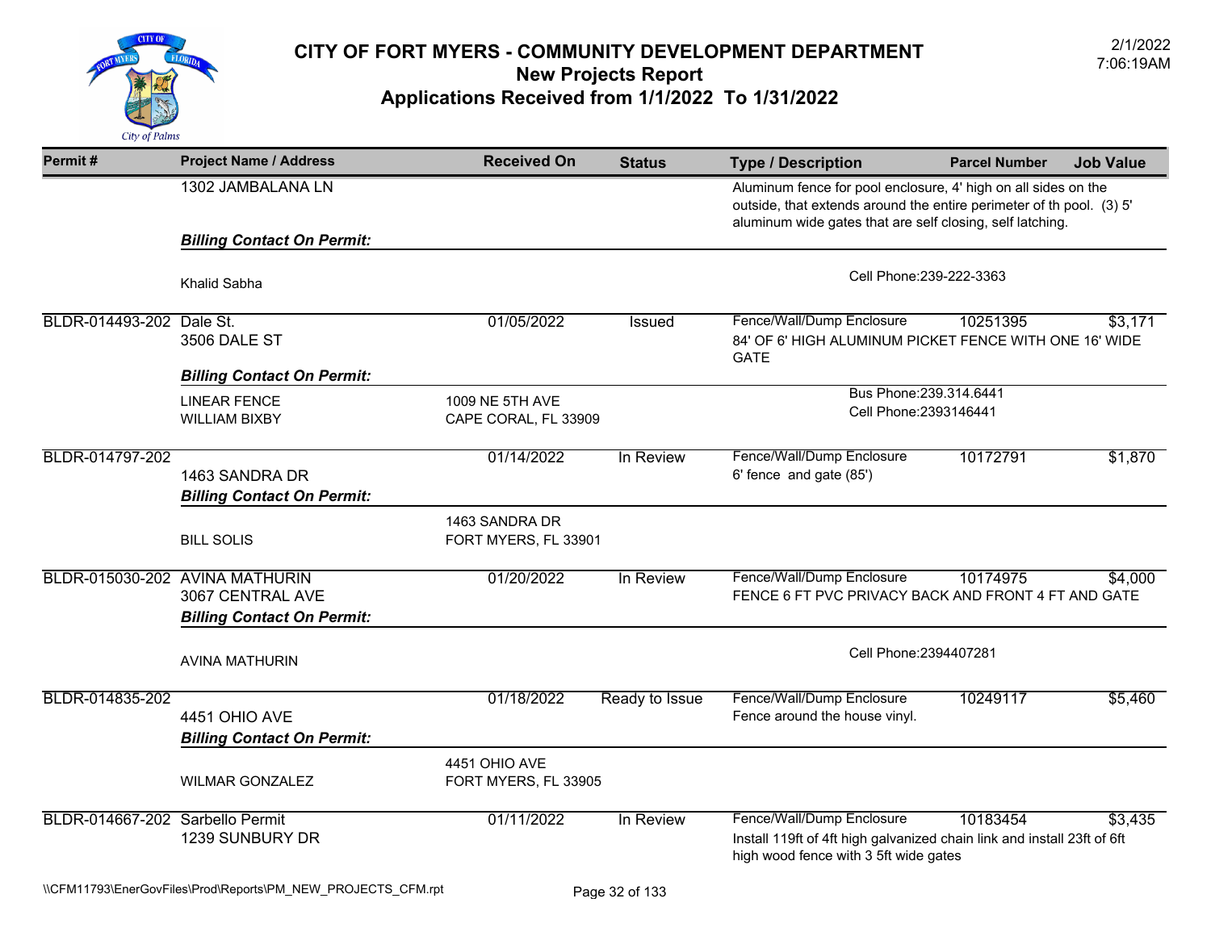# CITY OF FORT MYERS - COMMUNITY DEVELOPMENT DEPARTMENT

## New Projects Report

## Applications Received from 1/1/2022 To 1/31/2022

2/1/2022
7:06:19AM

| Permit # | Project Name / Address | Received On | Status | Type / Description | Parcel Number | Job Value |
|---|---|---|---|---|---|---|
| | 1302 JAMBALANA LN | | | Aluminum fence for pool enclosure, 4' high on all sides on the outside, that extends around the entire perimeter of th pool. (3) 5' aluminum wide gates that are self closing, self latching. | | |
| | ***Billing Contact On Permit:*** | | | | | |
| | Khalid Sabha | | | Cell Phone:239-222-3363 | | |
| BLDR-014493-202 | Dale St.<br>3506 DALE ST | 01/05/2022 | Issued | Fence/Wall/Dump Enclosure<br>84' OF 6' HIGH ALUMINUM PICKET FENCE WITH ONE 16' WIDE GATE | 10251395 | $3,171 |
| | ***Billing Contact On Permit:*** | | | | | |
| | LINEAR FENCE<br>WILLIAM BIXBY | 1009 NE 5TH AVE<br>CAPE CORAL, FL 33909 | | Bus Phone:239.314.6441<br>Cell Phone:2393146441 | | |
| BLDR-014797-202 | 1463 SANDRA DR | 01/14/2022 | In Review | Fence/Wall/Dump Enclosure<br>6' fence and gate (85') | 10172791 | $1,870 |
| | ***Billing Contact On Permit:*** | | | | | |
| | BILL SOLIS | 1463 SANDRA DR<br>FORT MYERS, FL 33901 | | | | |
| BLDR-015030-202 | AVINA MATHURIN<br>3067 CENTRAL AVE | 01/20/2022 | In Review | Fence/Wall/Dump Enclosure<br>FENCE 6 FT PVC PRIVACY BACK AND FRONT 4 FT AND GATE | 10174975 | $4,000 |
| | ***Billing Contact On Permit:*** | | | | | |
| | AVINA MATHURIN | | | Cell Phone:2394407281 | | |
| BLDR-014835-202 | 4451 OHIO AVE | 01/18/2022 | Ready to Issue | Fence/Wall/Dump Enclosure<br>Fence around the house vinyl. | 10249117 | $5,460 |
| | ***Billing Contact On Permit:*** | | | | | |
| | WILMAR GONZALEZ | 4451 OHIO AVE<br>FORT MYERS, FL 33905 | | | | |
| BLDR-014667-202 | Sarbello Permit<br>1239 SUNBURY DR | 01/11/2022 | In Review | Fence/Wall/Dump Enclosure<br>Install 119ft of 4ft high galvanized chain link and install 23ft of 6ft high wood fence with 3 5ft wide gates | 10183454 | $3,435 |

\\CFM11793\EnerGovFiles\Prod\Reports\PM_NEW_PROJECTS_CFM.rpt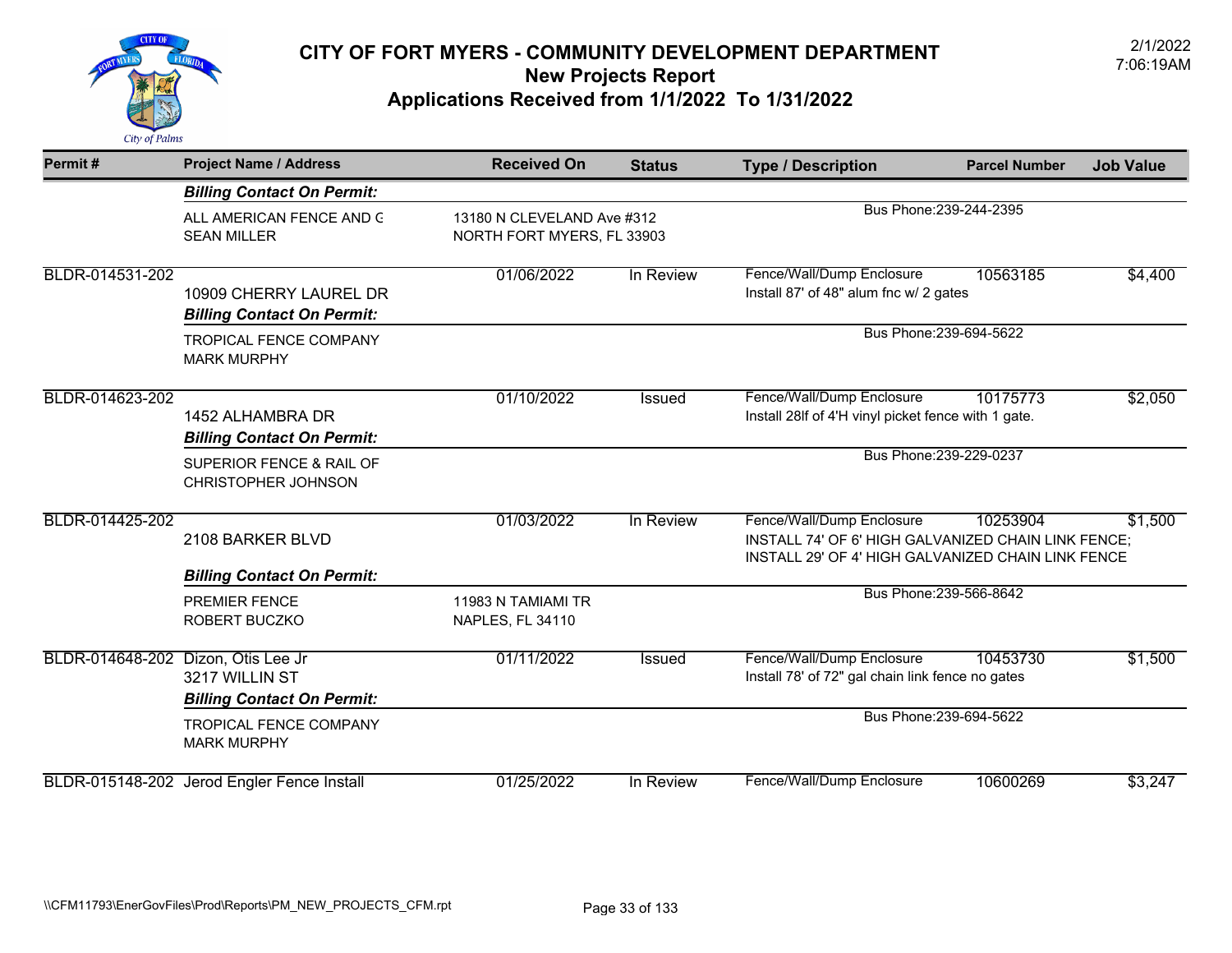# CITY OF FORT MYERS - COMMUNITY DEVELOPMENT DEPARTMENT
## New Projects Report
## Applications Received from 1/1/2022 To 1/31/2022

2/1/2022
7:06:19AM

| Permit # | Project Name / Address | Received On | Status | Type / Description | Parcel Number | Job Value |
|---|---|---|---|---|---|---|
| | ***Billing Contact On Permit:*** | | | | | |
| | ALL AMERICAN FENCE AND G<br>SEAN MILLER | 13180 N CLEVELAND Ave #312<br>NORTH FORT MYERS, FL 33903 | | Bus Phone:239-244-2395 | | |
| BLDR-014531-202 | 10909 CHERRY LAUREL DR | 01/06/2022 | In Review | Fence/Wall/Dump Enclosure<br>Install 87' of 48" alum fnc w/ 2 gates | 10563185 | $4,400 |
| | ***Billing Contact On Permit:*** | | | | | |
| | TROPICAL FENCE COMPANY<br>MARK MURPHY | | | Bus Phone:239-694-5622 | | |
| BLDR-014623-202 | 1452 ALHAMBRA DR | 01/10/2022 | Issued | Fence/Wall/Dump Enclosure<br>Install 28lf of 4'H vinyl picket fence with 1 gate. | 10175773 | $2,050 |
| | ***Billing Contact On Permit:*** | | | | | |
| | SUPERIOR FENCE & RAIL OF<br>CHRISTOPHER JOHNSON | | | Bus Phone:239-229-0237 | | |
| BLDR-014425-202 | 2108 BARKER BLVD | 01/03/2022 | In Review | Fence/Wall/Dump Enclosure<br>INSTALL 74' OF 6' HIGH GALVANIZED CHAIN LINK FENCE; INSTALL 29' OF 4' HIGH GALVANIZED CHAIN LINK FENCE | 10253904 | $1,500 |
| | ***Billing Contact On Permit:*** | | | | | |
| | PREMIER FENCE<br>ROBERT BUCZKO | 11983 N TAMIAMI TR<br>NAPLES, FL 34110 | | Bus Phone:239-566-8642 | | |
| BLDR-014648-202 | Dizon, Otis Lee Jr<br>3217 WILLIN ST | 01/11/2022 | Issued | Fence/Wall/Dump Enclosure<br>Install 78' of 72" gal chain link fence no gates | 10453730 | $1,500 |
| | ***Billing Contact On Permit:*** | | | | | |
| | TROPICAL FENCE COMPANY<br>MARK MURPHY | | | Bus Phone:239-694-5622 | | |
| BLDR-015148-202 | Jerod Engler Fence Install | 01/25/2022 | In Review | Fence/Wall/Dump Enclosure | 10600269 | $3,247 |

\\CFM11793\EnerGovFiles\Prod\Reports\PM_NEW_PROJECTS_CFM.rpt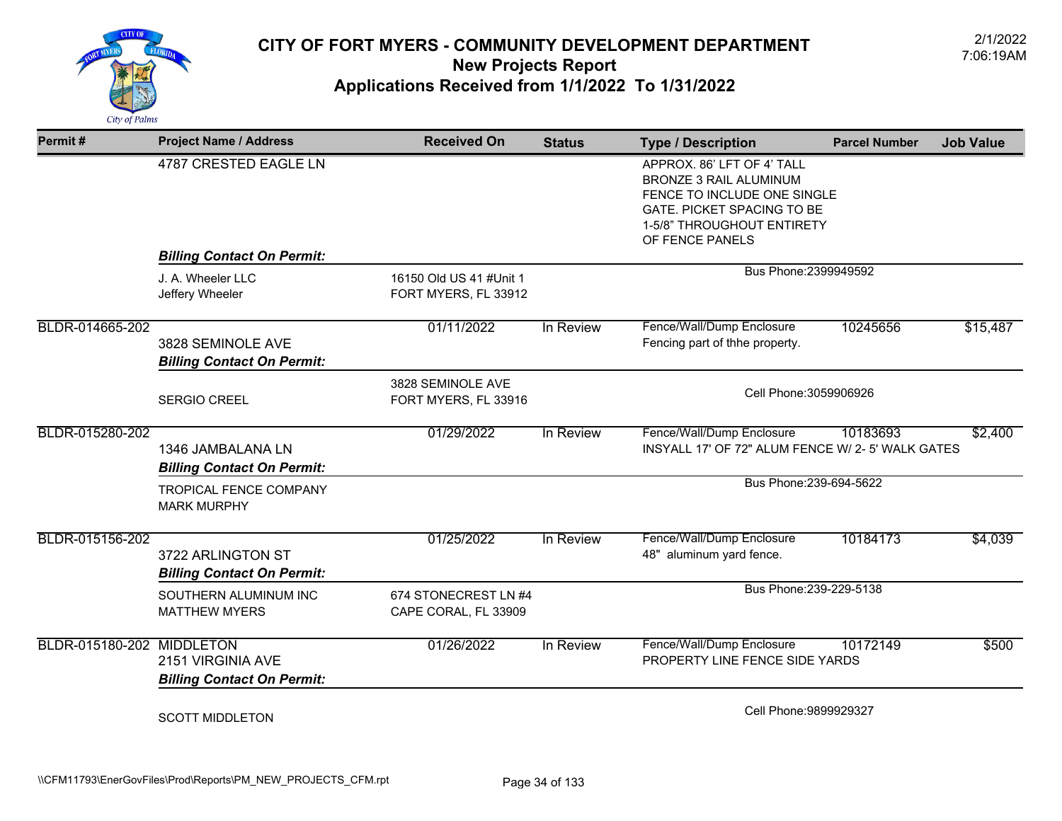# CITY OF FORT MYERS - COMMUNITY DEVELOPMENT DEPARTMENT
## New Projects Report
## Applications Received from 1/1/2022 To 1/31/2022

2/1/2022
7:06:19AM

| Permit # | Project Name / Address | Received On | Status | Type / Description | Parcel Number | Job Value |
|---|---|---|---|---|---|---|
| | 4787 CRESTED EAGLE LN | | | APPROX. 86' LFT OF 4' TALL BRONZE 3 RAIL ALUMINUM FENCE TO INCLUDE ONE SINGLE GATE. PICKET SPACING TO BE 1-5/8" THROUGHOUT ENTIRETY OF FENCE PANELS | | |
| | ***Billing Contact On Permit:*** | | | | | |
| | J. A. Wheeler LLC<br>Jeffery Wheeler | 16150 Old US 41 #Unit 1<br>FORT MYERS, FL 33912 | | Bus Phone:2399949592 | | |
| BLDR-014665-202 | 3828 SEMINOLE AVE | 01/11/2022 | In Review | Fence/Wall/Dump Enclosure<br>Fencing part of thhe property. | 10245656 | $15,487 |
| | ***Billing Contact On Permit:*** | | | | | |
| | SERGIO CREEL | 3828 SEMINOLE AVE<br>FORT MYERS, FL 33916 | | Cell Phone:3059906926 | | |
| BLDR-015280-202 | 1346 JAMBALANA LN | 01/29/2022 | In Review | Fence/Wall/Dump Enclosure<br>INSYALL 17' OF 72" ALUM FENCE W/ 2- 5' WALK GATES | 10183693 | $2,400 |
| | ***Billing Contact On Permit:*** | | | | | |
| | TROPICAL FENCE COMPANY<br>MARK MURPHY | | | Bus Phone:239-694-5622 | | |
| BLDR-015156-202 | 3722 ARLINGTON ST | 01/25/2022 | In Review | Fence/Wall/Dump Enclosure<br>48" aluminum yard fence. | 10184173 | $4,039 |
| | ***Billing Contact On Permit:*** | | | | | |
| | SOUTHERN ALUMINUM INC<br>MATTHEW MYERS | 674 STONECREST LN #4<br>CAPE CORAL, FL 33909 | | Bus Phone:239-229-5138 | | |
| BLDR-015180-202 | MIDDLETON<br>2151 VIRGINIA AVE | 01/26/2022 | In Review | Fence/Wall/Dump Enclosure<br>PROPERTY LINE FENCE SIDE YARDS | 10172149 | $500 |
| | ***Billing Contact On Permit:*** | | | | | |
| | SCOTT MIDDLETON | | | Cell Phone:9899929327 | | |

\\CFM11793\EnerGovFiles\Prod\Reports\PM_NEW_PROJECTS_CFM.rpt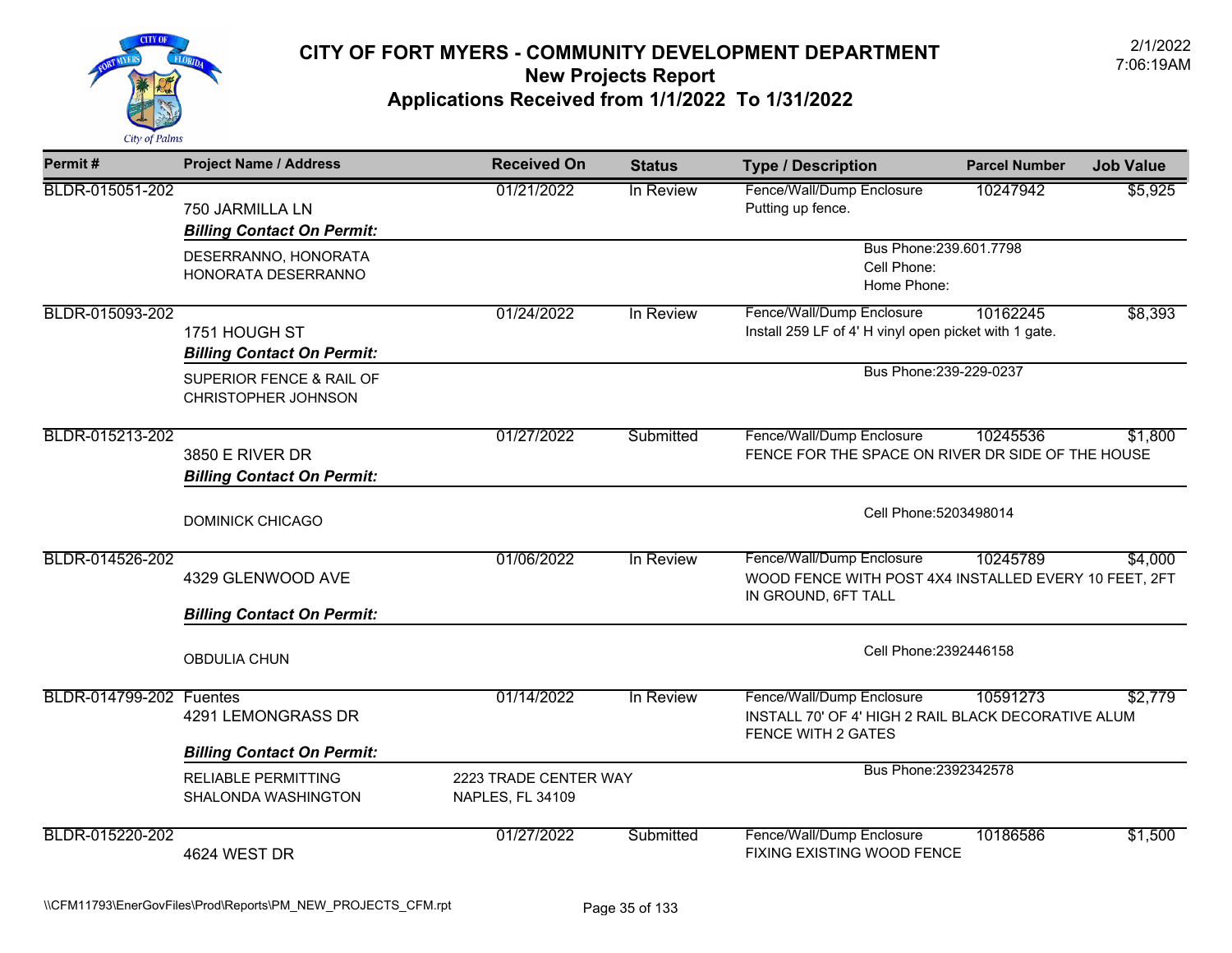# CITY OF FORT MYERS - COMMUNITY DEVELOPMENT DEPARTMENT
## New Projects Report
## Applications Received from 1/1/2022 To 1/31/2022

2/1/2022
7:06:19AM

| Permit # | Project Name / Address | Received On | Status | Type / Description | Parcel Number | Job Value |
|---|---|---|---|---|---|---|
| BLDR-015051-202 | 750 JARMILLA LN | 01/21/2022 | In Review | Fence/Wall/Dump Enclosure<br>Putting up fence. | 10247942 | $5,925 |
| | ***Billing Contact On Permit:***<br>DESERRANNO, HONORATA<br>HONORATA DESERRANNO | | | Bus Phone:239.601.7798<br>Cell Phone:<br>Home Phone: | | |
| BLDR-015093-202 | 1751 HOUGH ST | 01/24/2022 | In Review | Fence/Wall/Dump Enclosure<br>Install 259 LF of 4' H vinyl open picket with 1 gate. | 10162245 | $8,393 |
| | ***Billing Contact On Permit:***<br>SUPERIOR FENCE & RAIL OF<br>CHRISTOPHER JOHNSON | | | Bus Phone:239-229-0237 | | |
| BLDR-015213-202 | 3850 E RIVER DR | 01/27/2022 | Submitted | Fence/Wall/Dump Enclosure<br>FENCE FOR THE SPACE ON RIVER DR SIDE OF THE HOUSE | 10245536 | $1,800 |
| | ***Billing Contact On Permit:***<br>DOMINICK CHICAGO | | | Cell Phone:5203498014 | | |
| BLDR-014526-202 | 4329 GLENWOOD AVE | 01/06/2022 | In Review | Fence/Wall/Dump Enclosure<br>WOOD FENCE WITH POST 4X4 INSTALLED EVERY 10 FEET, 2FT IN GROUND, 6FT TALL | 10245789 | $4,000 |
| | ***Billing Contact On Permit:***<br>OBDULIA CHUN | | | Cell Phone:2392446158 | | |
| BLDR-014799-202 | Fuentes<br>4291 LEMONGRASS DR | 01/14/2022 | In Review | Fence/Wall/Dump Enclosure<br>INSTALL 70' OF 4' HIGH 2 RAIL BLACK DECORATIVE ALUM FENCE WITH 2 GATES | 10591273 | $2,779 |
| | ***Billing Contact On Permit:***<br>RELIABLE PERMITTING<br>SHALONDA WASHINGTON | 2223 TRADE CENTER WAY<br>NAPLES, FL 34109 | | Bus Phone:2392342578 | | |
| BLDR-015220-202 | 4624 WEST DR | 01/27/2022 | Submitted | Fence/Wall/Dump Enclosure<br>FIXING EXISTING WOOD FENCE | 10186586 | $1,500 |

\\CFM11793\EnerGovFiles\Prod\Reports\PM_NEW_PROJECTS_CFM.rpt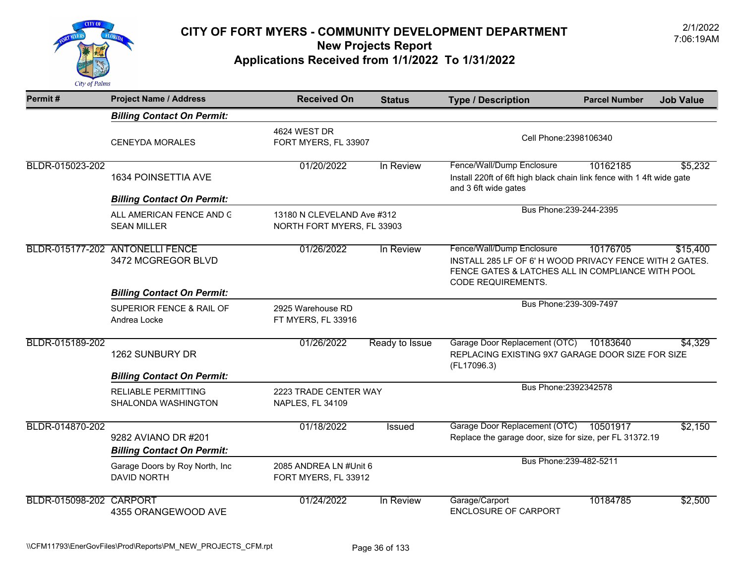# CITY OF FORT MYERS - COMMUNITY DEVELOPMENT DEPARTMENT
## New Projects Report
## Applications Received from 1/1/2022 To 1/31/2022

2/1/2022
7:06:19AM

| Permit # | Project Name / Address | Received On | Status | Type / Description | Parcel Number | Job Value |
|---|---|---|---|---|---|---|
| | ***Billing Contact On Permit:*** | | | | | |
| | CENEYDA MORALES | 4624 WEST DR<br>FORT MYERS, FL 33907 | | Cell Phone:2398106340 | | |
| BLDR-015023-202 | 1634 POINSETTIA AVE | 01/20/2022 | In Review | Fence/Wall/Dump Enclosure<br>Install 220ft of 6ft high black chain link fence with 1 4ft wide gate and 3 6ft wide gates | 10162185 | $5,232 |
| | ***Billing Contact On Permit:*** | | | | | |
| | ALL AMERICAN FENCE AND G<br>SEAN MILLER | 13180 N CLEVELAND Ave #312<br>NORTH FORT MYERS, FL 33903 | | Bus Phone:239-244-2395 | | |
| BLDR-015177-202 | ANTONELLI FENCE<br>3472 MCGREGOR BLVD | 01/26/2022 | In Review | Fence/Wall/Dump Enclosure<br>INSTALL 285 LF OF 6' H WOOD PRIVACY FENCE WITH 2 GATES. FENCE GATES & LATCHES ALL IN COMPLIANCE WITH POOL CODE REQUIREMENTS. | 10176705 | $15,400 |
| | ***Billing Contact On Permit:*** | | | | | |
| | SUPERIOR FENCE & RAIL OF<br>Andrea Locke | 2925 Warehouse RD<br>FT MYERS, FL 33916 | | Bus Phone:239-309-7497 | | |
| BLDR-015189-202 | 1262 SUNBURY DR | 01/26/2022 | Ready to Issue | Garage Door Replacement (OTC)<br>REPLACING EXISTING 9X7 GARAGE DOOR SIZE FOR SIZE (FL17096.3) | 10183640 | $4,329 |
| | ***Billing Contact On Permit:*** | | | | | |
| | RELIABLE PERMITTING<br>SHALONDA WASHINGTON | 2223 TRADE CENTER WAY<br>NAPLES, FL 34109 | | Bus Phone:2392342578 | | |
| BLDR-014870-202 | 9282 AVIANO DR #201 | 01/18/2022 | Issued | Garage Door Replacement (OTC)<br>Replace the garage door, size for size, per FL 31372.19 | 10501917 | $2,150 |
| | ***Billing Contact On Permit:*** | | | | | |
| | Garage Doors by Roy North, Inc<br>DAVID NORTH | 2085 ANDREA LN #Unit 6<br>FORT MYERS, FL 33912 | | Bus Phone:239-482-5211 | | |
| BLDR-015098-202 | CARPORT<br>4355 ORANGEWOOD AVE | 01/24/2022 | In Review | Garage/Carport<br>ENCLOSURE OF CARPORT | 10184785 | $2,500 |

\\CFM11793\EnerGovFiles\Prod\Reports\PM_NEW_PROJECTS_CFM.rpt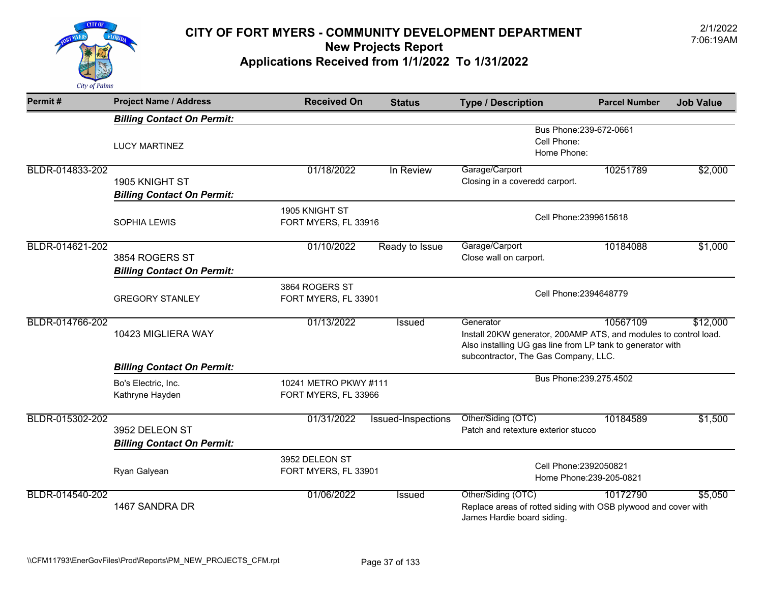# CITY OF FORT MYERS - COMMUNITY DEVELOPMENT DEPARTMENT
## New Projects Report
## Applications Received from 1/1/2022 To 1/31/2022

2/1/2022
7:06:19AM

| Permit # | Project Name / Address | Received On | Status | Type / Description | Parcel Number | Job Value |
|---|---|---|---|---|---|---|
| | ***Billing Contact On Permit:*** | | | | | |
| | LUCY MARTINEZ | | | Bus Phone:239-672-0661<br>Cell Phone:<br>Home Phone: | | |
| BLDR-014833-202 | 1905 KNIGHT ST | 01/18/2022 | In Review | Garage/Carport<br>Closing in a coveredd carport. | 10251789 | $2,000 |
| | ***Billing Contact On Permit:*** | | | | | |
| | SOPHIA LEWIS | 1905 KNIGHT ST<br>FORT MYERS, FL 33916 | | Cell Phone:2399615618 | | |
| BLDR-014621-202 | 3854 ROGERS ST | 01/10/2022 | Ready to Issue | Garage/Carport<br>Close wall on carport. | 10184088 | $1,000 |
| | ***Billing Contact On Permit:*** | | | | | |
| | GREGORY STANLEY | 3864 ROGERS ST<br>FORT MYERS, FL 33901 | | Cell Phone:2394648779 | | |
| BLDR-014766-202 | 10423 MIGLIERA WAY | 01/13/2022 | Issued | Generator<br>Install 20KW generator, 200AMP ATS, and modules to control load. Also installing UG gas line from LP tank to generator with subcontractor, The Gas Company, LLC. | 10567109 | $12,000 |
| | ***Billing Contact On Permit:*** | | | | | |
| | Bo's Electric, Inc.<br>Kathryne Hayden | 10241 METRO PKWY #111<br>FORT MYERS, FL 33966 | | Bus Phone:239.275.4502 | | |
| BLDR-015302-202 | 3952 DELEON ST | 01/31/2022 | Issued-Inspections | Other/Siding (OTC)<br>Patch and retexture exterior stucco | 10184589 | $1,500 |
| | ***Billing Contact On Permit:*** | | | | | |
| | Ryan Galyean | 3952 DELEON ST<br>FORT MYERS, FL 33901 | | Cell Phone:2392050821<br>Home Phone:239-205-0821 | | |
| BLDR-014540-202 | 1467 SANDRA DR | 01/06/2022 | Issued | Other/Siding (OTC)<br>Replace areas of rotted siding with OSB plywood and cover with James Hardie board siding. | 10172790 | $5,050 |

\\CFM11793\EnerGovFiles\Prod\Reports\PM_NEW_PROJECTS_CFM.rpt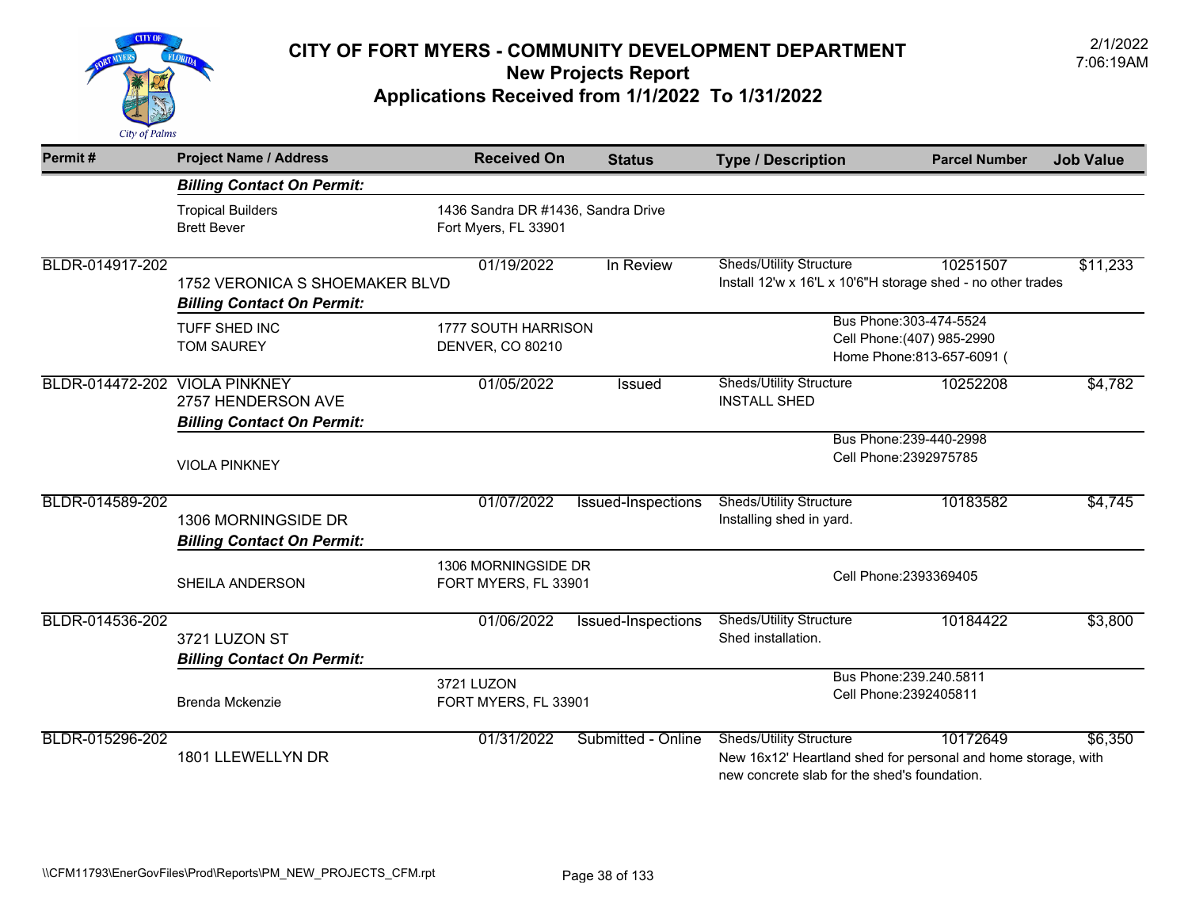# CITY OF FORT MYERS - COMMUNITY DEVELOPMENT DEPARTMENT
## New Projects Report
## Applications Received from 1/1/2022 To 1/31/2022

2/1/2022 7:06:19AM

| Permit # | Project Name / Address | Received On | Status | Type / Description | Parcel Number | Job Value |
|---|---|---|---|---|---|---|
| | ***Billing Contact On Permit:*** | | | | | |
| | Tropical Builders<br>Brett Bever | 1436 Sandra DR #1436, Sandra Drive<br>Fort Myers, FL 33901 | | | | |
| BLDR-014917-202 | 1752 VERONICA S SHOEMAKER BLVD | 01/19/2022 | In Review | Sheds/Utility Structure<br>Install 12'w x 16'L x 10'6"H storage shed - no other trades | 10251507 | $11,233 |
| | ***Billing Contact On Permit:*** | | | | | |
| | TUFF SHED INC<br>TOM SAUREY | 1777 SOUTH HARRISON<br>DENVER, CO 80210 | | Bus Phone:303-474-5524<br>Cell Phone:(407) 985-2990<br>Home Phone:813-657-6091 ( | | |
| BLDR-014472-202 | VIOLA PINKNEY<br>2757 HENDERSON AVE | 01/05/2022 | Issued | Sheds/Utility Structure<br>INSTALL SHED | 10252208 | $4,782 |
| | ***Billing Contact On Permit:*** | | | | | |
| | VIOLA PINKNEY | | | Bus Phone:239-440-2998<br>Cell Phone:2392975785 | | |
| BLDR-014589-202 | 1306 MORNINGSIDE DR | 01/07/2022 | Issued-Inspections | Sheds/Utility Structure<br>Installing shed in yard. | 10183582 | $4,745 |
| | ***Billing Contact On Permit:*** | | | | | |
| | SHEILA ANDERSON | 1306 MORNINGSIDE DR<br>FORT MYERS, FL 33901 | | Cell Phone:2393369405 | | |
| BLDR-014536-202 | 3721 LUZON ST | 01/06/2022 | Issued-Inspections | Sheds/Utility Structure<br>Shed installation. | 10184422 | $3,800 |
| | ***Billing Contact On Permit:*** | | | | | |
| | Brenda Mckenzie | 3721 LUZON<br>FORT MYERS, FL 33901 | | Bus Phone:239.240.5811<br>Cell Phone:2392405811 | | |
| BLDR-015296-202 | 1801 LLEWELLYN DR | 01/31/2022 | Submitted - Online | Sheds/Utility Structure<br>New 16x12' Heartland shed for personal and home storage, with new concrete slab for the shed's foundation. | 10172649 | $6,350 |

\\CFM11793\EnerGovFiles\Prod\Reports\PM_NEW_PROJECTS_CFM.rpt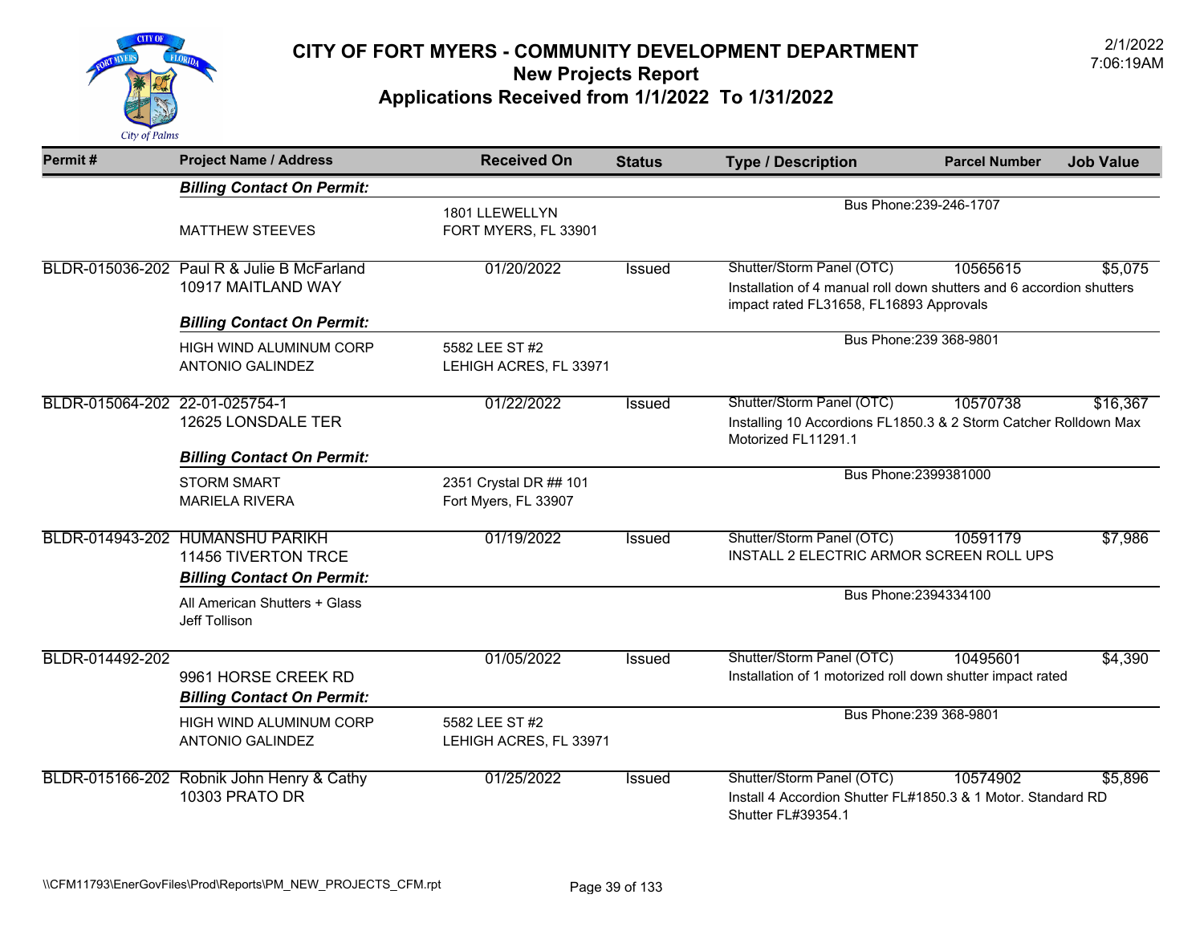# CITY OF FORT MYERS - COMMUNITY DEVELOPMENT DEPARTMENT

## New Projects Report

## Applications Received from 1/1/2022 To 1/31/2022

2/1/2022 7:06:19AM

| Permit # | Project Name / Address | Received On | Status | Type / Description | Parcel Number | Job Value |
|---|---|---|---|---|---|---|
| | ***Billing Contact On Permit:*** | | | | | |
| | MATTHEW STEEVES | 1801 LLEWELLYN<br>FORT MYERS, FL 33901 | | Bus Phone:239-246-1707 | | |
| BLDR-015036-202 | Paul R & Julie B McFarland<br>10917 MAITLAND WAY | 01/20/2022 | Issued | Shutter/Storm Panel (OTC)<br>Installation of 4 manual roll down shutters and 6 accordion shutters impact rated FL31658, FL16893 Approvals | 10565615 | $5,075 |
| | ***Billing Contact On Permit:*** | | | | | |
| | HIGH WIND ALUMINUM CORP<br>ANTONIO GALINDEZ | 5582 LEE ST #2<br>LEHIGH ACRES, FL 33971 | | Bus Phone:239 368-9801 | | |
| BLDR-015064-202 | 22-01-025754-1<br>12625 LONSDALE TER | 01/22/2022 | Issued | Shutter/Storm Panel (OTC)<br>Installing 10 Accordions FL1850.3 & 2 Storm Catcher Rolldown Max Motorized FL11291.1 | 10570738 | $16,367 |
| | ***Billing Contact On Permit:*** | | | | | |
| | STORM SMART<br>MARIELA RIVERA | 2351 Crystal DR ## 101<br>Fort Myers, FL 33907 | | Bus Phone:2399381000 | | |
| BLDR-014943-202 | HUMANSHU PARIKH<br>11456 TIVERTON TRCE | 01/19/2022 | Issued | Shutter/Storm Panel (OTC)<br>INSTALL 2 ELECTRIC ARMOR SCREEN ROLL UPS | 10591179 | $7,986 |
| | ***Billing Contact On Permit:*** | | | | | |
| | All American Shutters + Glass<br>Jeff Tollison | | | Bus Phone:2394334100 | | |
| BLDR-014492-202 | 9961 HORSE CREEK RD | 01/05/2022 | Issued | Shutter/Storm Panel (OTC)<br>Installation of 1 motorized roll down shutter impact rated | 10495601 | $4,390 |
| | ***Billing Contact On Permit:*** | | | | | |
| | HIGH WIND ALUMINUM CORP<br>ANTONIO GALINDEZ | 5582 LEE ST #2<br>LEHIGH ACRES, FL 33971 | | Bus Phone:239 368-9801 | | |
| BLDR-015166-202 | Robnik John Henry & Cathy<br>10303 PRATO DR | 01/25/2022 | Issued | Shutter/Storm Panel (OTC)<br>Install 4 Accordion Shutter FL#1850.3 & 1 Motor. Standard RD Shutter FL#39354.1 | 10574902 | $5,896 |

\\CFM11793\EnerGovFiles\Prod\Reports\PM_NEW_PROJECTS_CFM.rpt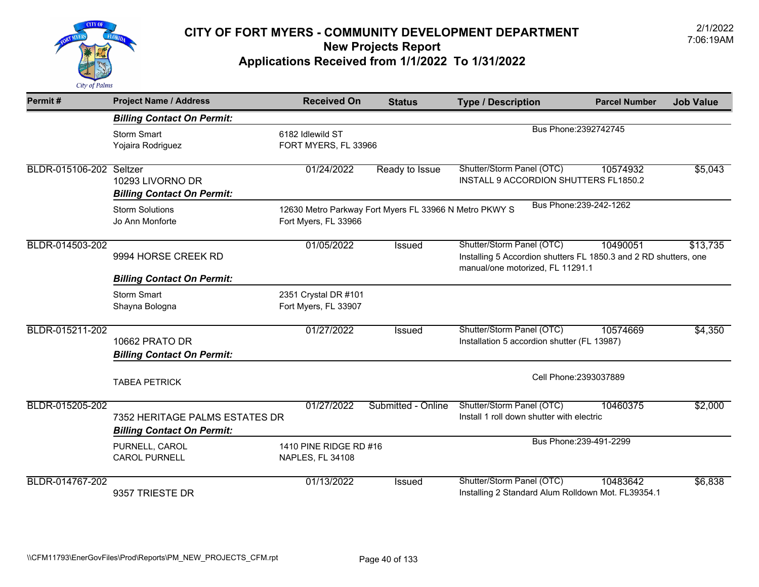# CITY OF FORT MYERS - COMMUNITY DEVELOPMENT DEPARTMENT
## New Projects Report
## Applications Received from 1/1/2022 To 1/31/2022

2/1/2022
7:06:19AM

| Permit # | Project Name / Address | Received On | Status | Type / Description | Parcel Number | Job Value |
|---|---|---|---|---|---|---|
| | ***Billing Contact On Permit:*** | | | | | |
| | Storm Smart<br>Yojaira Rodriguez | 6182 Idlewild ST<br>FORT MYERS, FL 33966 | | Bus Phone:2392742745 | | |
| BLDR-015106-202 | Seltzer<br>10293 LIVORNO DR | 01/24/2022 | Ready to Issue | Shutter/Storm Panel (OTC)<br>INSTALL 9 ACCORDION SHUTTERS FL1850.2 | 10574932 | $5,043 |
| | ***Billing Contact On Permit:*** | | | | | |
| | Storm Solutions<br>Jo Ann Monforte | 12630 Metro Parkway Fort Myers FL 33966 N Metro PKWY S<br>Fort Myers, FL 33966 | | Bus Phone:239-242-1262 | | |
| BLDR-014503-202 | 9994 HORSE CREEK RD | 01/05/2022 | Issued | Shutter/Storm Panel (OTC)<br>Installing 5 Accordion shutters FL 1850.3 and 2 RD shutters, one manual/one motorized, FL 11291.1 | 10490051 | $13,735 |
| | ***Billing Contact On Permit:*** | | | | | |
| | Storm Smart<br>Shayna Bologna | 2351 Crystal DR #101<br>Fort Myers, FL 33907 | | | | |
| BLDR-015211-202 | 10662 PRATO DR | 01/27/2022 | Issued | Shutter/Storm Panel (OTC)<br>Installation 5 accordion shutter (FL 13987) | 10574669 | $4,350 |
| | ***Billing Contact On Permit:*** | | | | | |
| | TABEA PETRICK | | | Cell Phone:2393037889 | | |
| BLDR-015205-202 | 7352 HERITAGE PALMS ESTATES DR | 01/27/2022 | Submitted - Online | Shutter/Storm Panel (OTC)<br>Install 1 roll down shutter with electric | 10460375 | $2,000 |
| | ***Billing Contact On Permit:*** | | | | | |
| | PURNELL, CAROL<br>CAROL PURNELL | 1410 PINE RIDGE RD #16<br>NAPLES, FL 34108 | | Bus Phone:239-491-2299 | | |
| BLDR-014767-202 | 9357 TRIESTE DR | 01/13/2022 | Issued | Shutter/Storm Panel (OTC)<br>Installing 2 Standard Alum Rolldown Mot. FL39354.1 | 10483642 | $6,838 |

\\CFM11793\EnerGovFiles\Prod\Reports\PM_NEW_PROJECTS_CFM.rpt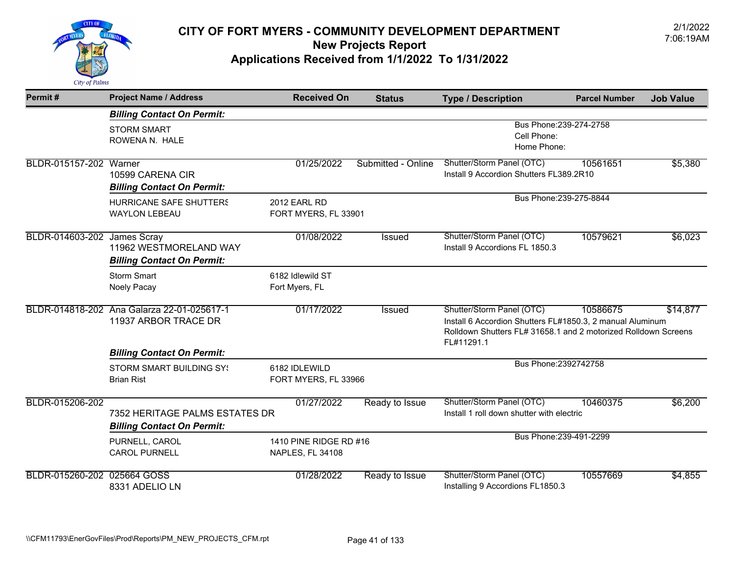# CITY OF FORT MYERS - COMMUNITY DEVELOPMENT DEPARTMENT

## New Projects Report

## Applications Received from 1/1/2022 To 1/31/2022

2/1/2022
7:06:19AM

| Permit # | Project Name / Address | Received On | Status | Type / Description | Parcel Number | Job Value |
|---|---|---|---|---|---|---|
| | ***Billing Contact On Permit:*** | | | | | |
| | STORM SMART<br>ROWENA N. HALE | | | Bus Phone:239-274-2758<br>Cell Phone:<br>Home Phone: | | |
| BLDR-015157-202 | Warner<br>10599 CARENA CIR | 01/25/2022 | Submitted - Online | Shutter/Storm Panel (OTC)<br>Install 9 Accordion Shutters FL389.2R10 | 10561651 | $5,380 |
| | ***Billing Contact On Permit:*** | | | | | |
| | HURRICANE SAFE SHUTTERS<br>WAYLON LEBEAU | 2012 EARL RD<br>FORT MYERS, FL 33901 | | Bus Phone:239-275-8844 | | |
| BLDR-014603-202 | James Scray<br>11962 WESTMORELAND WAY | 01/08/2022 | Issued | Shutter/Storm Panel (OTC)<br>Install 9 Accordions FL 1850.3 | 10579621 | $6,023 |
| | ***Billing Contact On Permit:*** | | | | | |
| | Storm Smart<br>Noely Pacay | 6182 Idlewild ST<br>Fort Myers, FL | | | | |
| BLDR-014818-202 | Ana Galarza 22-01-025617-1<br>11937 ARBOR TRACE DR | 01/17/2022 | Issued | Shutter/Storm Panel (OTC)<br>Install 6 Accordion Shutters FL#1850.3, 2 manual Aluminum Rolldown Shutters FL# 31658.1 and 2 motorized Rolldown Screens FL#11291.1 | 10586675 | $14,877 |
| | ***Billing Contact On Permit:*** | | | | | |
| | STORM SMART BUILDING SYS<br>Brian Rist | 6182 IDLEWILD<br>FORT MYERS, FL 33966 | | Bus Phone:2392742758 | | |
| BLDR-015206-202 | 7352 HERITAGE PALMS ESTATES DR | 01/27/2022 | Ready to Issue | Shutter/Storm Panel (OTC)<br>Install 1 roll down shutter with electric | 10460375 | $6,200 |
| | ***Billing Contact On Permit:*** | | | | | |
| | PURNELL, CAROL<br>CAROL PURNELL | 1410 PINE RIDGE RD #16<br>NAPLES, FL 34108 | | Bus Phone:239-491-2299 | | |
| BLDR-015260-202 | 025664 GOSS<br>8331 ADELIO LN | 01/28/2022 | Ready to Issue | Shutter/Storm Panel (OTC)<br>Installing 9 Accordions FL1850.3 | 10557669 | $4,855 |

\\CFM11793\EnerGovFiles\Prod\Reports\PM_NEW_PROJECTS_CFM.rpt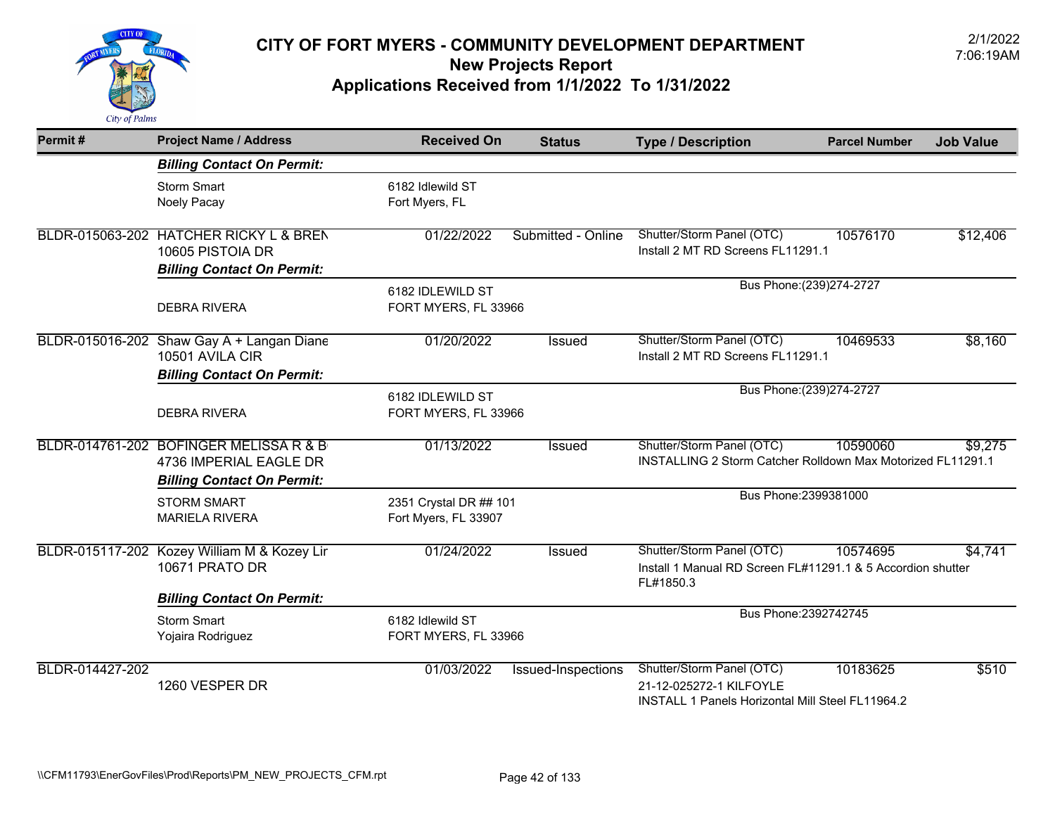# CITY OF FORT MYERS - COMMUNITY DEVELOPMENT DEPARTMENT
## New Projects Report
## Applications Received from 1/1/2022 To 1/31/2022

2/1/2022
7:06:19AM

| Permit # | Project Name / Address | Received On | Status | Type / Description | Parcel Number | Job Value |
|---|---|---|---|---|---|---|
| | ***Billing Contact On Permit:*** | | | | | |
| | Storm Smart<br>Noely Pacay | 6182 Idlewild ST<br>Fort Myers, FL | | | | |
| BLDR-015063-202 | HATCHER RICKY L & BREN<br>10605 PISTOIA DR | 01/22/2022 | Submitted - Online | Shutter/Storm Panel (OTC)<br>Install 2 MT RD Screens FL11291.1 | 10576170 | $12,406 |
| | ***Billing Contact On Permit:*** | | | | | |
| | DEBRA RIVERA | 6182 IDLEWILD ST<br>FORT MYERS, FL 33966 | | Bus Phone:(239)274-2727 | | |
| BLDR-015016-202 | Shaw Gay A + Langan Diane<br>10501 AVILA CIR | 01/20/2022 | Issued | Shutter/Storm Panel (OTC)<br>Install 2 MT RD Screens FL11291.1 | 10469533 | $8,160 |
| | ***Billing Contact On Permit:*** | | | | | |
| | DEBRA RIVERA | 6182 IDLEWILD ST<br>FORT MYERS, FL 33966 | | Bus Phone:(239)274-2727 | | |
| BLDR-014761-202 | BOFINGER MELISSA R & B<br>4736 IMPERIAL EAGLE DR | 01/13/2022 | Issued | Shutter/Storm Panel (OTC)<br>INSTALLING 2 Storm Catcher Rolldown Max Motorized FL11291.1 | 10590060 | $9,275 |
| | ***Billing Contact On Permit:*** | | | | | |
| | STORM SMART<br>MARIELA RIVERA | 2351 Crystal DR ## 101<br>Fort Myers, FL 33907 | | Bus Phone:2399381000 | | |
| BLDR-015117-202 | Kozey William M & Kozey Lir<br>10671 PRATO DR | 01/24/2022 | Issued | Shutter/Storm Panel (OTC)<br>Install 1 Manual RD Screen FL#11291.1 & 5 Accordion shutter FL#1850.3 | 10574695 | $4,741 |
| | ***Billing Contact On Permit:*** | | | | | |
| | Storm Smart<br>Yojaira Rodriguez | 6182 Idlewild ST<br>FORT MYERS, FL 33966 | | Bus Phone:2392742745 | | |
| BLDR-014427-202 | 1260 VESPER DR | 01/03/2022 | Issued-Inspections | Shutter/Storm Panel (OTC)<br>21-12-025272-1 KILFOYLE<br>INSTALL 1 Panels Horizontal Mill Steel FL11964.2 | 10183625 | $510 |

\\CFM11793\EnerGovFiles\Prod\Reports\PM_NEW_PROJECTS_CFM.rpt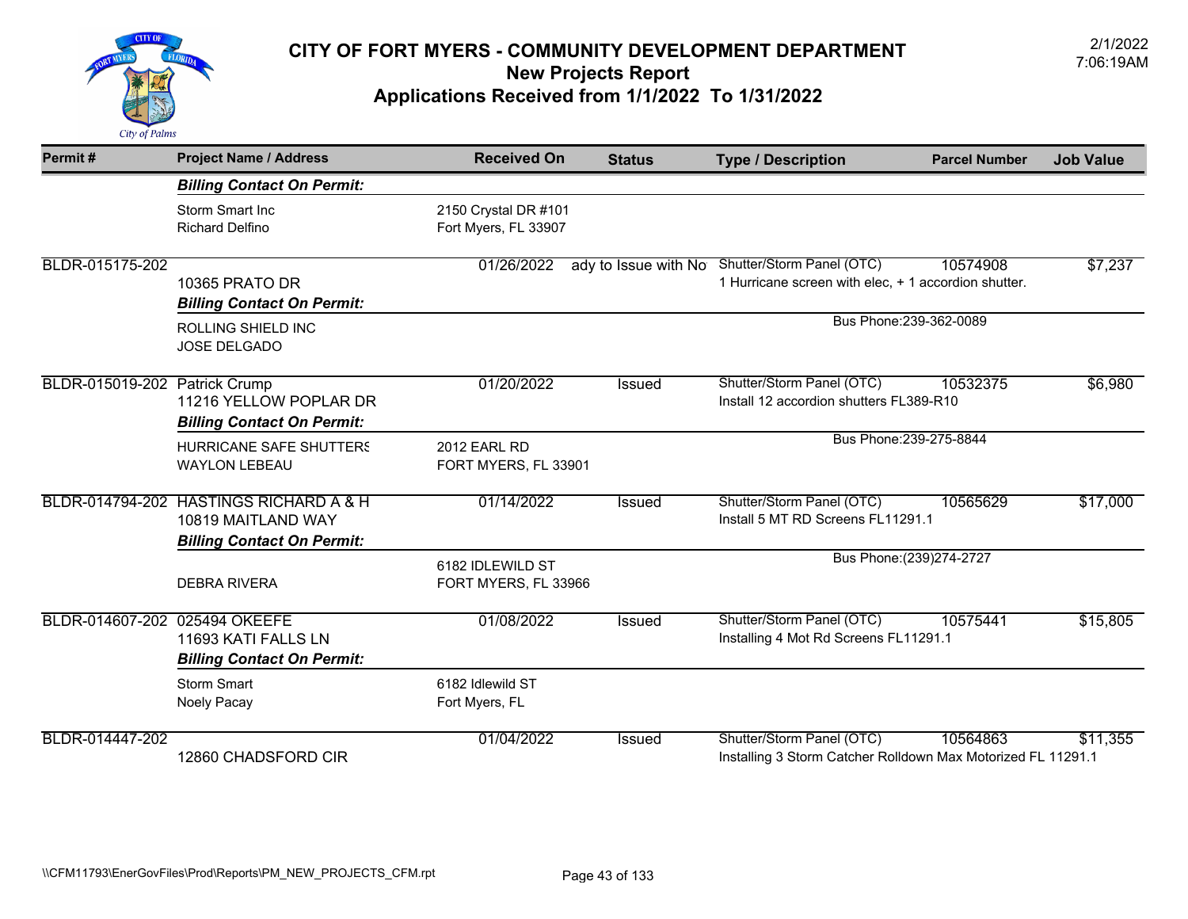# CITY OF FORT MYERS - COMMUNITY DEVELOPMENT DEPARTMENT

## New Projects Report

## Applications Received from 1/1/2022 To 1/31/2022

2/1/2022
7:06:19AM

| Permit # | Project Name / Address | Received On | Status | Type / Description | Parcel Number | Job Value |
|---|---|---|---|---|---|---|
| | ***Billing Contact On Permit:*** | | | | | |
| | Storm Smart Inc<br>Richard Delfino | 2150 Crystal DR #101<br>Fort Myers, FL 33907 | | | | |
| BLDR-015175-202 | 10365 PRATO DR | 01/26/2022 | ady to Issue with No | Shutter/Storm Panel (OTC)<br>1 Hurricane screen with elec, + 1 accordion shutter. | 10574908 | $7,237 |
| | ***Billing Contact On Permit:*** | | | | | |
| | ROLLING SHIELD INC<br>JOSE DELGADO | | | Bus Phone:239-362-0089 | | |
| BLDR-015019-202 | Patrick Crump<br>11216 YELLOW POPLAR DR | 01/20/2022 | Issued | Shutter/Storm Panel (OTC)<br>Install 12 accordion shutters FL389-R10 | 10532375 | $6,980 |
| | ***Billing Contact On Permit:*** | | | | | |
| | HURRICANE SAFE SHUTTERS<br>WAYLON LEBEAU | 2012 EARL RD<br>FORT MYERS, FL 33901 | | Bus Phone:239-275-8844 | | |
| BLDR-014794-202 | HASTINGS RICHARD A & H<br>10819 MAITLAND WAY | 01/14/2022 | Issued | Shutter/Storm Panel (OTC)<br>Install 5 MT RD Screens FL11291.1 | 10565629 | $17,000 |
| | ***Billing Contact On Permit:*** | | | | | |
| | DEBRA RIVERA | 6182 IDLEWILD ST<br>FORT MYERS, FL 33966 | | Bus Phone:(239)274-2727 | | |
| BLDR-014607-202 | 025494 OKEEFE<br>11693 KATI FALLS LN | 01/08/2022 | Issued | Shutter/Storm Panel (OTC)<br>Installing 4 Mot Rd Screens FL11291.1 | 10575441 | $15,805 |
| | ***Billing Contact On Permit:*** | | | | | |
| | Storm Smart<br>Noely Pacay | 6182 Idlewild ST<br>Fort Myers, FL | | | | |
| BLDR-014447-202 | 12860 CHADSFORD CIR | 01/04/2022 | Issued | Shutter/Storm Panel (OTC)<br>Installing 3 Storm Catcher Rolldown Max Motorized FL 11291.1 | 10564863 | $11,355 |

\\CFM11793\EnerGovFiles\Prod\Reports\PM_NEW_PROJECTS_CFM.rpt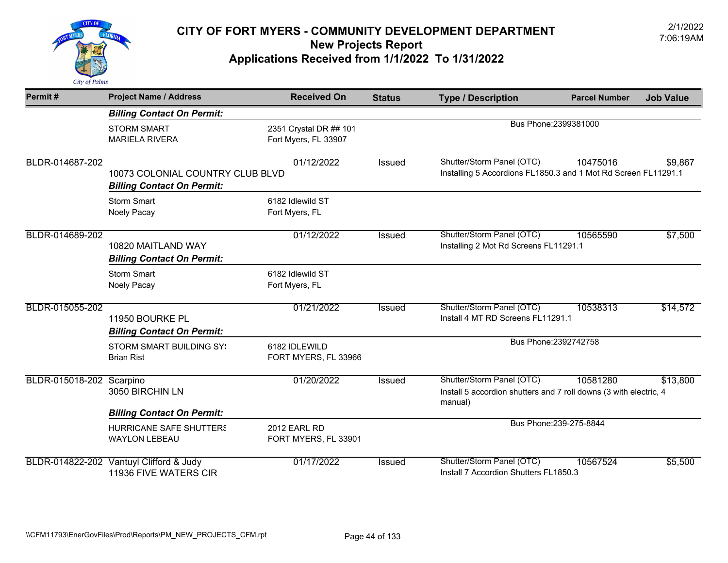# CITY OF FORT MYERS - COMMUNITY DEVELOPMENT DEPARTMENT

## New Projects Report

## Applications Received from 1/1/2022 To 1/31/2022

2/1/2022
7:06:19AM

| Permit # | Project Name / Address | Received On | Status | Type / Description | Parcel Number | Job Value |
|---|---|---|---|---|---|---|
| | ***Billing Contact On Permit:*** | | | | | |
| | STORM SMART<br>MARIELA RIVERA | 2351 Crystal DR ## 101<br>Fort Myers, FL 33907 | | Bus Phone:2399381000 | | |
| BLDR-014687-202 | 10073 COLONIAL COUNTRY CLUB BLVD | 01/12/2022 | Issued | Shutter/Storm Panel (OTC)<br>Installing 5 Accordions FL1850.3 and 1 Mot Rd Screen FL11291.1 | 10475016 | $9,867 |
| | ***Billing Contact On Permit:*** | | | | | |
| | Storm Smart<br>Noely Pacay | 6182 Idlewild ST<br>Fort Myers, FL | | | | |
| BLDR-014689-202 | 10820 MAITLAND WAY | 01/12/2022 | Issued | Shutter/Storm Panel (OTC)<br>Installing 2 Mot Rd Screens FL11291.1 | 10565590 | $7,500 |
| | ***Billing Contact On Permit:*** | | | | | |
| | Storm Smart<br>Noely Pacay | 6182 Idlewild ST<br>Fort Myers, FL | | | | |
| BLDR-015055-202 | 11950 BOURKE PL | 01/21/2022 | Issued | Shutter/Storm Panel (OTC)<br>Install 4 MT RD Screens FL11291.1 | 10538313 | $14,572 |
| | ***Billing Contact On Permit:*** | | | | | |
| | STORM SMART BUILDING SY!<br>Brian Rist | 6182 IDLEWILD<br>FORT MYERS, FL 33966 | | Bus Phone:2392742758 | | |
| BLDR-015018-202 | Scarpino<br>3050 BIRCHIN LN | 01/20/2022 | Issued | Shutter/Storm Panel (OTC)<br>Install 5 accordion shutters and 7 roll downs (3 with electric, 4 manual) | 10581280 | $13,800 |
| | ***Billing Contact On Permit:*** | | | | | |
| | HURRICANE SAFE SHUTTERS<br>WAYLON LEBEAU | 2012 EARL RD<br>FORT MYERS, FL 33901 | | Bus Phone:239-275-8844 | | |
| BLDR-014822-202 | Vantuyl Clifford & Judy<br>11936 FIVE WATERS CIR | 01/17/2022 | Issued | Shutter/Storm Panel (OTC)<br>Install 7 Accordion Shutters FL1850.3 | 10567524 | $5,500 |

\\CFM11793\EnerGovFiles\Prod\Reports\PM_NEW_PROJECTS_CFM.rpt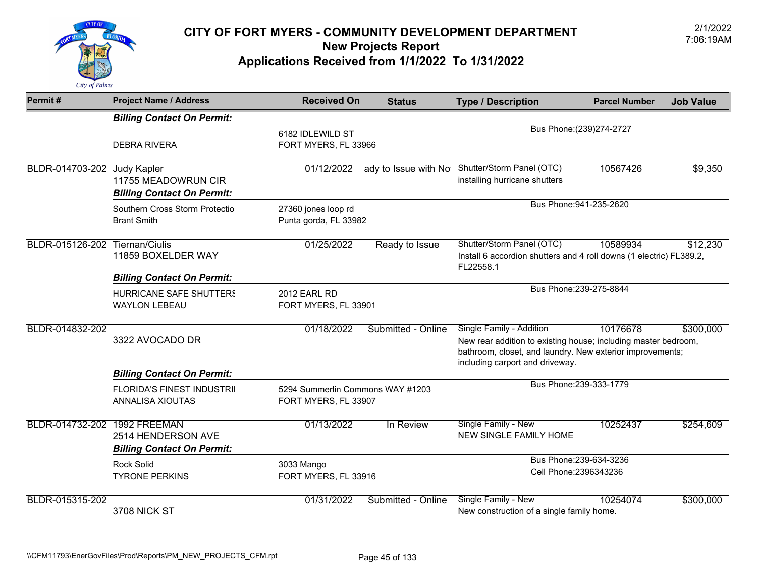# CITY OF FORT MYERS - COMMUNITY DEVELOPMENT DEPARTMENT
## New Projects Report
## Applications Received from 1/1/2022 To 1/31/2022

2/1/2022
7:06:19AM

| Permit # | Project Name / Address | Received On | Status | Type / Description | Parcel Number | Job Value |
|---|---|---|---|---|---|---|
| | ***Billing Contact On Permit:*** | | | | | |
| | DEBRA RIVERA | 6182 IDLEWILD ST<br>FORT MYERS, FL 33966 | | Bus Phone:(239)274-2727 | | |
| BLDR-014703-202 | Judy Kapler<br>11755 MEADOWRUN CIR | 01/12/2022 | ady to Issue with No | Shutter/Storm Panel (OTC)<br>installing hurricane shutters | 10567426 | $9,350 |
| | ***Billing Contact On Permit:*** | | | | | |
| | Southern Cross Storm Protectio<br>Brant Smith | 27360 jones loop rd<br>Punta gorda, FL 33982 | | Bus Phone:941-235-2620 | | |
| BLDR-015126-202 | Tiernan/Ciulis<br>11859 BOXELDER WAY | 01/25/2022 | Ready to Issue | Shutter/Storm Panel (OTC)<br>Install 6 accordion shutters and 4 roll downs (1 electric) FL389.2, FL22558.1 | 10589934 | $12,230 |
| | ***Billing Contact On Permit:*** | | | | | |
| | HURRICANE SAFE SHUTTERS<br>WAYLON LEBEAU | 2012 EARL RD<br>FORT MYERS, FL 33901 | | Bus Phone:239-275-8844 | | |
| BLDR-014832-202 | 3322 AVOCADO DR | 01/18/2022 | Submitted - Online | Single Family - Addition<br>New rear addition to existing house; including master bedroom, bathroom, closet, and laundry. New exterior improvements; including carport and driveway. | 10176678 | $300,000 |
| | ***Billing Contact On Permit:*** | | | | | |
| | FLORIDA'S FINEST INDUSTRII<br>ANNALISA XIOUTAS | 5294 Summerlin Commons WAY #1203<br>FORT MYERS, FL 33907 | | Bus Phone:239-333-1779 | | |
| BLDR-014732-202 | 1992 FREEMAN<br>2514 HENDERSON AVE | 01/13/2022 | In Review | Single Family - New<br>NEW SINGLE FAMILY HOME | 10252437 | $254,609 |
| | ***Billing Contact On Permit:*** | | | | | |
| | Rock Solid<br>TYRONE PERKINS | 3033 Mango<br>FORT MYERS, FL 33916 | | Bus Phone:239-634-3236<br>Cell Phone:2396343236 | | |
| BLDR-015315-202 | 3708 NICK ST | 01/31/2022 | Submitted - Online | Single Family - New<br>New construction of a single family home. | 10254074 | $300,000 |

\\CFM11793\EnerGovFiles\Prod\Reports\PM_NEW_PROJECTS_CFM.rpt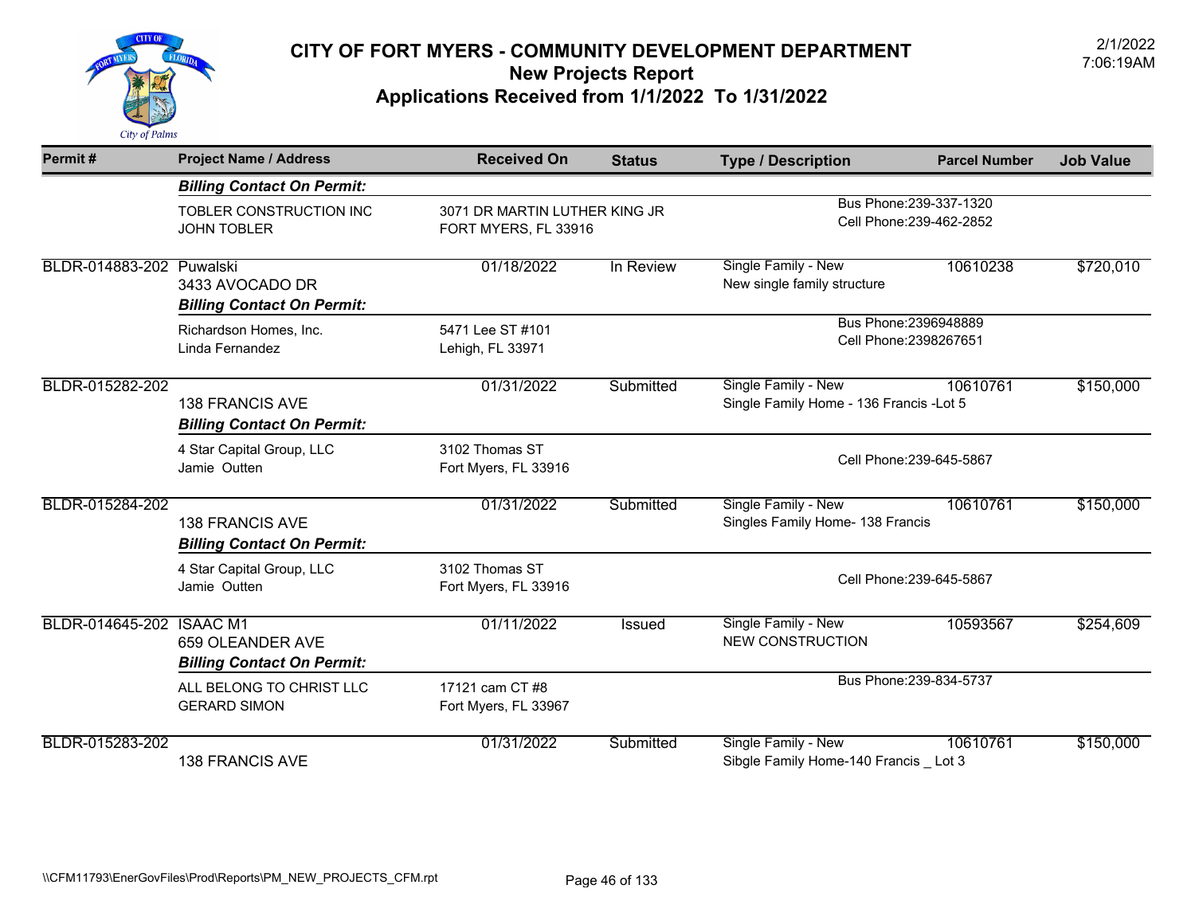# CITY OF FORT MYERS - COMMUNITY DEVELOPMENT DEPARTMENT
## New Projects Report
## Applications Received from 1/1/2022 To 1/31/2022

2/1/2022
7:06:19AM

| Permit # | Project Name / Address | Received On | Status | Type / Description | Parcel Number | Job Value |
|---|---|---|---|---|---|---|
| | ***Billing Contact On Permit:*** | | | | | |
| | TOBLER CONSTRUCTION INC<br>JOHN TOBLER | 3071 DR MARTIN LUTHER KING JR<br>FORT MYERS, FL 33916 | | Bus Phone:239-337-1320<br>Cell Phone:239-462-2852 | | |
| BLDR-014883-202 | Puwalski<br>3433 AVOCADO DR | 01/18/2022 | In Review | Single Family - New<br>New single family structure | 10610238 | $720,010 |
| | ***Billing Contact On Permit:*** | | | | | |
| | Richardson Homes, Inc.<br>Linda Fernandez | 5471 Lee ST #101<br>Lehigh, FL 33971 | | Bus Phone:2396948889<br>Cell Phone:2398267651 | | |
| BLDR-015282-202 | 138 FRANCIS AVE | 01/31/2022 | Submitted | Single Family - New<br>Single Family Home - 136 Francis -Lot 5 | 10610761 | $150,000 |
| | ***Billing Contact On Permit:*** | | | | | |
| | 4 Star Capital Group, LLC<br>Jamie Outten | 3102 Thomas ST<br>Fort Myers, FL 33916 | | Cell Phone:239-645-5867 | | |
| BLDR-015284-202 | 138 FRANCIS AVE | 01/31/2022 | Submitted | Single Family - New<br>Singles Family Home- 138 Francis | 10610761 | $150,000 |
| | ***Billing Contact On Permit:*** | | | | | |
| | 4 Star Capital Group, LLC<br>Jamie Outten | 3102 Thomas ST<br>Fort Myers, FL 33916 | | Cell Phone:239-645-5867 | | |
| BLDR-014645-202 | ISAAC M1<br>659 OLEANDER AVE | 01/11/2022 | Issued | Single Family - New<br>NEW CONSTRUCTION | 10593567 | $254,609 |
| | ***Billing Contact On Permit:*** | | | | | |
| | ALL BELONG TO CHRIST LLC<br>GERARD SIMON | 17121 cam CT #8<br>Fort Myers, FL 33967 | | Bus Phone:239-834-5737 | | |
| BLDR-015283-202 | 138 FRANCIS AVE | 01/31/2022 | Submitted | Single Family - New<br>Sibgle Family Home-140 Francis _ Lot 3 | 10610761 | $150,000 |

\\CFM11793\EnerGovFiles\Prod\Reports\PM_NEW_PROJECTS_CFM.rpt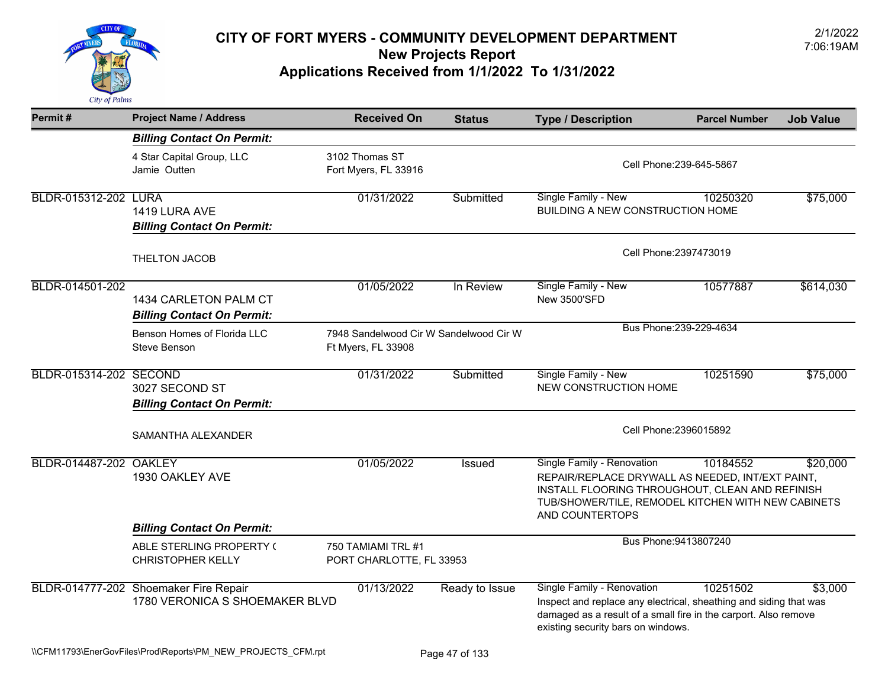# CITY OF FORT MYERS - COMMUNITY DEVELOPMENT DEPARTMENT
## New Projects Report
## Applications Received from 1/1/2022 To 1/31/2022

2/1/2022
7:06:19AM

| Permit # | Project Name / Address | Received On | Status | Type / Description | Parcel Number | Job Value |
|---|---|---|---|---|---|---|
| | ***Billing Contact On Permit:*** | | | | | |
| | 4 Star Capital Group, LLC<br>Jamie Outten | 3102 Thomas ST<br>Fort Myers, FL 33916 | | Cell Phone:239-645-5867 | | |
| BLDR-015312-202 | LURA<br>1419 LURA AVE | 01/31/2022 | Submitted | Single Family - New<br>BUILDING A NEW CONSTRUCTION HOME | 10250320 | $75,000 |
| | ***Billing Contact On Permit:*** | | | | | |
| | THELTON JACOB | | | Cell Phone:2397473019 | | |
| BLDR-014501-202 | 1434 CARLETON PALM CT | 01/05/2022 | In Review | Single Family - New<br>New 3500'SFD | 10577887 | $614,030 |
| | ***Billing Contact On Permit:*** | | | | | |
| | Benson Homes of Florida LLC<br>Steve Benson | 7948 Sandelwood Cir W Sandelwood Cir W<br>Ft Myers, FL 33908 | | Bus Phone:239-229-4634 | | |
| BLDR-015314-202 | SECOND<br>3027 SECOND ST | 01/31/2022 | Submitted | Single Family - New<br>NEW CONSTRUCTION HOME | 10251590 | $75,000 |
| | ***Billing Contact On Permit:*** | | | | | |
| | SAMANTHA ALEXANDER | | | Cell Phone:2396015892 | | |
| BLDR-014487-202 | OAKLEY<br>1930 OAKLEY AVE | 01/05/2022 | Issued | Single Family - Renovation<br>REPAIR/REPLACE DRYWALL AS NEEDED, INT/EXT PAINT, INSTALL FLOORING THROUGHOUT, CLEAN AND REFINISH TUB/SHOWER/TILE, REMODEL KITCHEN WITH NEW CABINETS AND COUNTERTOPS | 10184552 | $20,000 |
| | ***Billing Contact On Permit:*** | | | | | |
| | ABLE STERLING PROPERTY (<br>CHRISTOPHER KELLY | 750 TAMIAMI TRL #1<br>PORT CHARLOTTE, FL 33953 | | Bus Phone:9413807240 | | |
| BLDR-014777-202 | Shoemaker Fire Repair<br>1780 VERONICA S SHOEMAKER BLVD | 01/13/2022 | Ready to Issue | Single Family - Renovation<br>Inspect and replace any electrical, sheathing and siding that was damaged as a result of a small fire in the carport. Also remove existing security bars on windows. | 10251502 | $3,000 |

\\CFM11793\EnerGovFiles\Prod\Reports\PM_NEW_PROJECTS_CFM.rpt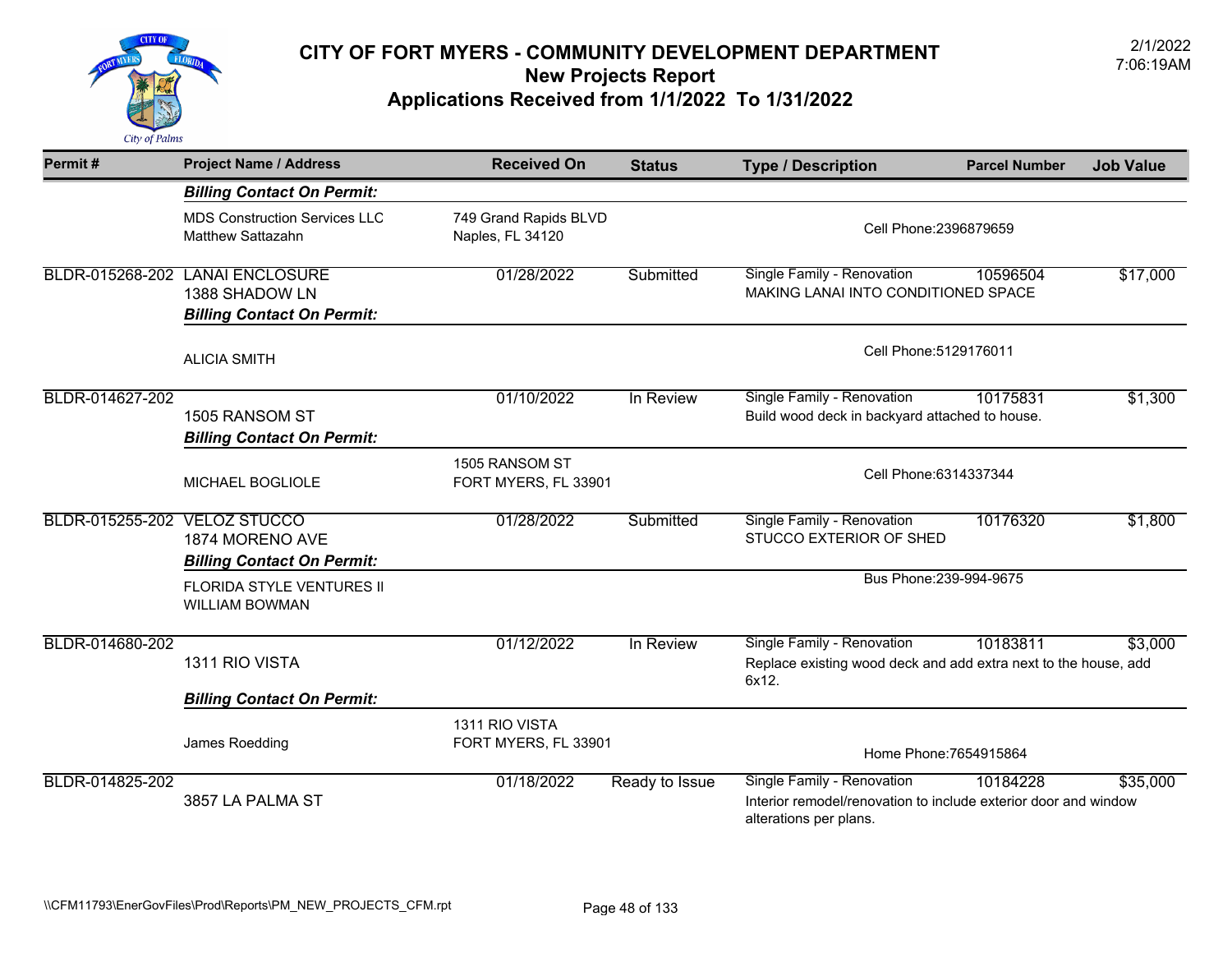# CITY OF FORT MYERS - COMMUNITY DEVELOPMENT DEPARTMENT
## New Projects Report
## Applications Received from 1/1/2022 To 1/31/2022

2/1/2022
7:06:19AM

| Permit # | Project Name / Address | Received On | Status | Type / Description | Parcel Number | Job Value |
|---|---|---|---|---|---|---|
| | ***Billing Contact On Permit:*** | | | | | |
| | MDS Construction Services LLC<br>Matthew Sattazahn | 749 Grand Rapids BLVD<br>Naples, FL 34120 | | Cell Phone:2396879659 | | |
| BLDR-015268-202 | LANAI ENCLOSURE<br>1388 SHADOW LN | 01/28/2022 | Submitted | Single Family - Renovation<br>MAKING LANAI INTO CONDITIONED SPACE | 10596504 | $17,000 |
| | ***Billing Contact On Permit:*** | | | | | |
| | ALICIA SMITH | | | Cell Phone:5129176011 | | |
| BLDR-014627-202 | 1505 RANSOM ST | 01/10/2022 | In Review | Single Family - Renovation<br>Build wood deck in backyard attached to house. | 10175831 | $1,300 |
| | ***Billing Contact On Permit:*** | | | | | |
| | MICHAEL BOGLIOLE | 1505 RANSOM ST<br>FORT MYERS, FL 33901 | | Cell Phone:6314337344 | | |
| BLDR-015255-202 | VELOZ STUCCO<br>1874 MORENO AVE | 01/28/2022 | Submitted | Single Family - Renovation<br>STUCCO EXTERIOR OF SHED | 10176320 | $1,800 |
| | ***Billing Contact On Permit:*** | | | | | |
| | FLORIDA STYLE VENTURES II<br>WILLIAM BOWMAN | | | Bus Phone:239-994-9675 | | |
| BLDR-014680-202 | 1311 RIO VISTA | 01/12/2022 | In Review | Single Family - Renovation<br>Replace existing wood deck and add extra next to the house, add 6x12. | 10183811 | $3,000 |
| | ***Billing Contact On Permit:*** | | | | | |
| | James Roedding | 1311 RIO VISTA<br>FORT MYERS, FL 33901 | | Home Phone:7654915864 | | |
| BLDR-014825-202 | 3857 LA PALMA ST | 01/18/2022 | Ready to Issue | Single Family - Renovation<br>Interior remodel/renovation to include exterior door and window alterations per plans. | 10184228 | $35,000 |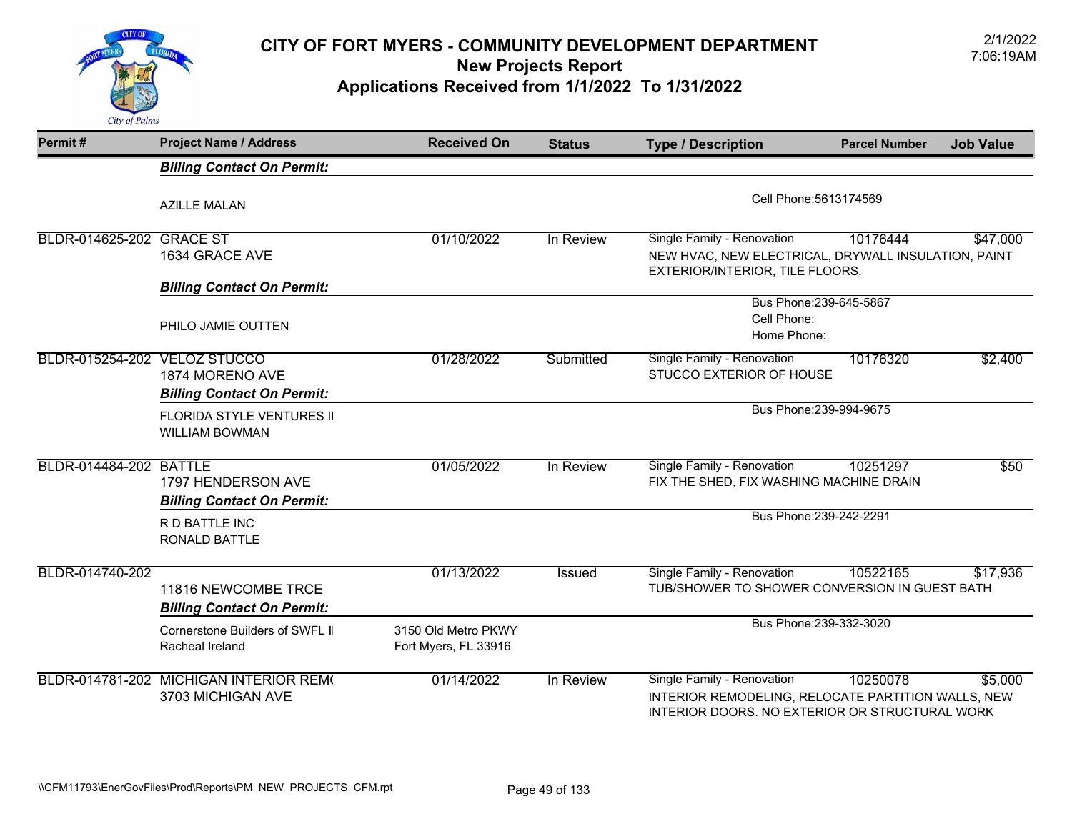# CITY OF FORT MYERS - COMMUNITY DEVELOPMENT DEPARTMENT
## New Projects Report
## Applications Received from 1/1/2022 To 1/31/2022

2/1/2022
7:06:19AM

| Permit # | Project Name / Address | Received On | Status | Type / Description | Parcel Number | Job Value |
|---|---|---|---|---|---|---|
| | ***Billing Contact On Permit:*** | | | | | |
| | AZILLE MALAN | | | Cell Phone:5613174569 | | |
| BLDR-014625-202 | GRACE ST<br>1634 GRACE AVE | 01/10/2022 | In Review | Single Family - Renovation<br>NEW HVAC, NEW ELECTRICAL, DRYWALL INSULATION, PAINT EXTERIOR/INTERIOR, TILE FLOORS. | 10176444 | $47,000 |
| | ***Billing Contact On Permit:*** | | | | | |
| | PHILO JAMIE OUTTEN | | | Bus Phone:239-645-5867<br>Cell Phone:<br>Home Phone: | | |
| BLDR-015254-202 | VELOZ STUCCO<br>1874 MORENO AVE | 01/28/2022 | Submitted | Single Family - Renovation<br>STUCCO EXTERIOR OF HOUSE | 10176320 | $2,400 |
| | ***Billing Contact On Permit:*** | | | | | |
| | FLORIDA STYLE VENTURES II<br>WILLIAM BOWMAN | | | Bus Phone:239-994-9675 | | |
| BLDR-014484-202 | BATTLE<br>1797 HENDERSON AVE | 01/05/2022 | In Review | Single Family - Renovation<br>FIX THE SHED, FIX WASHING MACHINE DRAIN | 10251297 | $50 |
| | ***Billing Contact On Permit:*** | | | | | |
| | R D BATTLE INC<br>RONALD BATTLE | | | Bus Phone:239-242-2291 | | |
| BLDR-014740-202 | 11816 NEWCOMBE TRCE | 01/13/2022 | Issued | Single Family - Renovation<br>TUB/SHOWER TO SHOWER CONVERSION IN GUEST BATH | 10522165 | $17,936 |
| | ***Billing Contact On Permit:*** | | | | | |
| | Cornerstone Builders of SWFL I<br>Racheal Ireland | 3150 Old Metro PKWY<br>Fort Myers, FL 33916 | | Bus Phone:239-332-3020 | | |
| BLDR-014781-202 | MICHIGAN INTERIOR REM(<br>3703 MICHIGAN AVE | 01/14/2022 | In Review | Single Family - Renovation<br>INTERIOR REMODELING, RELOCATE PARTITION WALLS, NEW INTERIOR DOORS. NO EXTERIOR OR STRUCTURAL WORK | 10250078 | $5,000 |

\\CFM11793\EnerGovFiles\Prod\Reports\PM_NEW_PROJECTS_CFM.rpt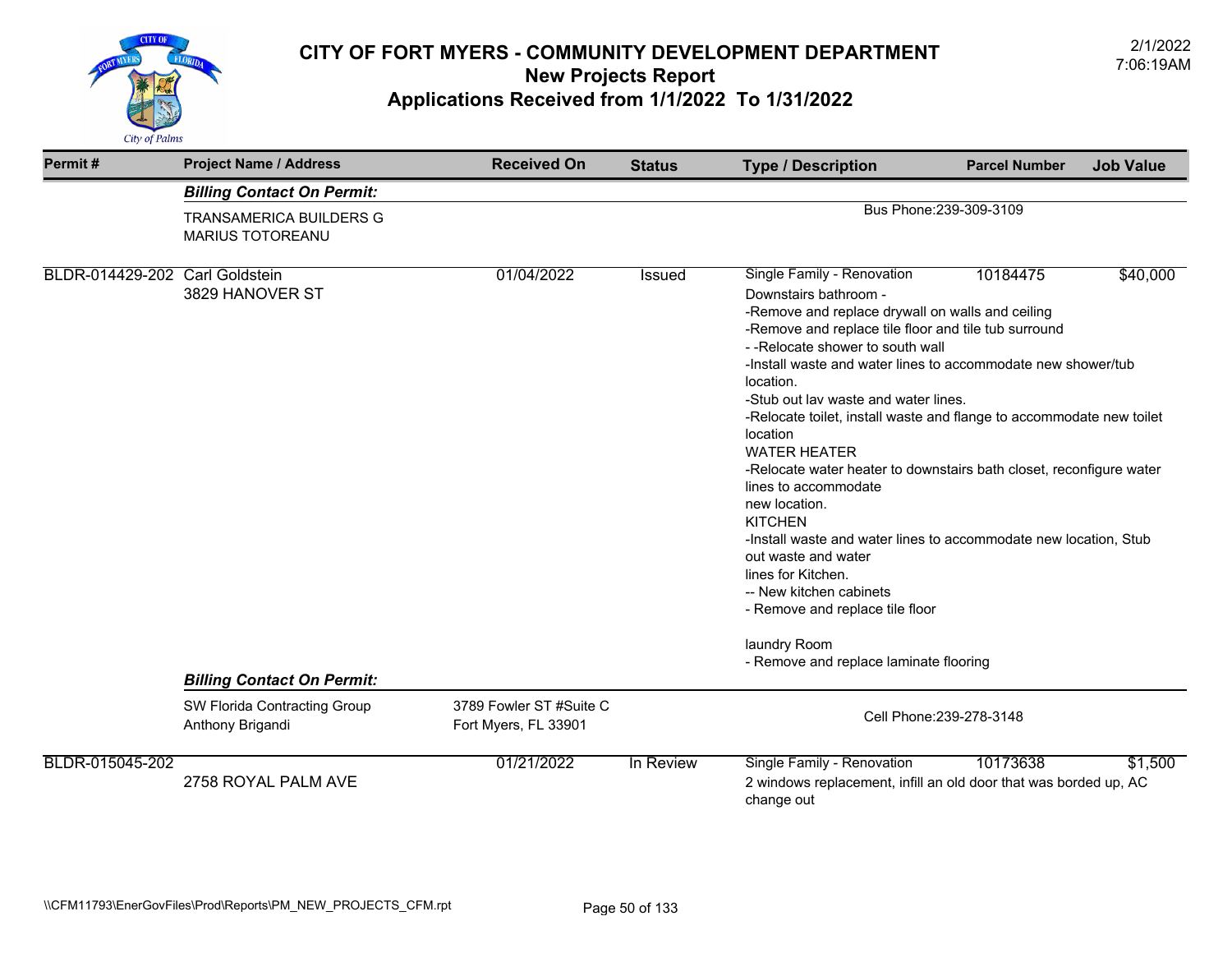# CITY OF FORT MYERS - COMMUNITY DEVELOPMENT DEPARTMENT
## New Projects Report
## Applications Received from 1/1/2022 To 1/31/2022

2/1/2022
7:06:19AM

| Permit # | Project Name / Address | Received On | Status | Type / Description | Parcel Number | Job Value |
|---|---|---|---|---|---|---|
| | ***Billing Contact On Permit:*** | | | | | |
| | TRANSAMERICA BUILDERS G<br>MARIUS TOTOREANU | | | Bus Phone:239-309-3109 | | |
| BLDR-014429-202 | Carl Goldstein<br>3829 HANOVER ST | 01/04/2022 | Issued | Single Family - Renovation<br>Downstairs bathroom -<br>-Remove and replace drywall on walls and ceiling<br>-Remove and replace tile floor and tile tub surround<br>- -Relocate shower to south wall<br>-Install waste and water lines to accommodate new shower/tub location.<br>-Stub out lav waste and water lines.<br>-Relocate toilet, install waste and flange to accommodate new toilet location<br>WATER HEATER<br>-Relocate water heater to downstairs bath closet, reconfigure water lines to accommodate new location.<br>KITCHEN<br>-Install waste and water lines to accommodate new location, Stub out waste and water lines for Kitchen.<br>-- New kitchen cabinets<br>- Remove and replace tile floor<br><br>laundry Room<br>- Remove and replace laminate flooring | 10184475 | $40,000 |
| | ***Billing Contact On Permit:*** | | | | | |
| | SW Florida Contracting Group<br>Anthony Brigandi | 3789 Fowler ST #Suite C<br>Fort Myers, FL 33901 | | Cell Phone:239-278-3148 | | |
| BLDR-015045-202 | 2758 ROYAL PALM AVE | 01/21/2022 | In Review | Single Family - Renovation<br>2 windows replacement, infill an old door that was borded up, AC change out | 10173638 | $1,500 |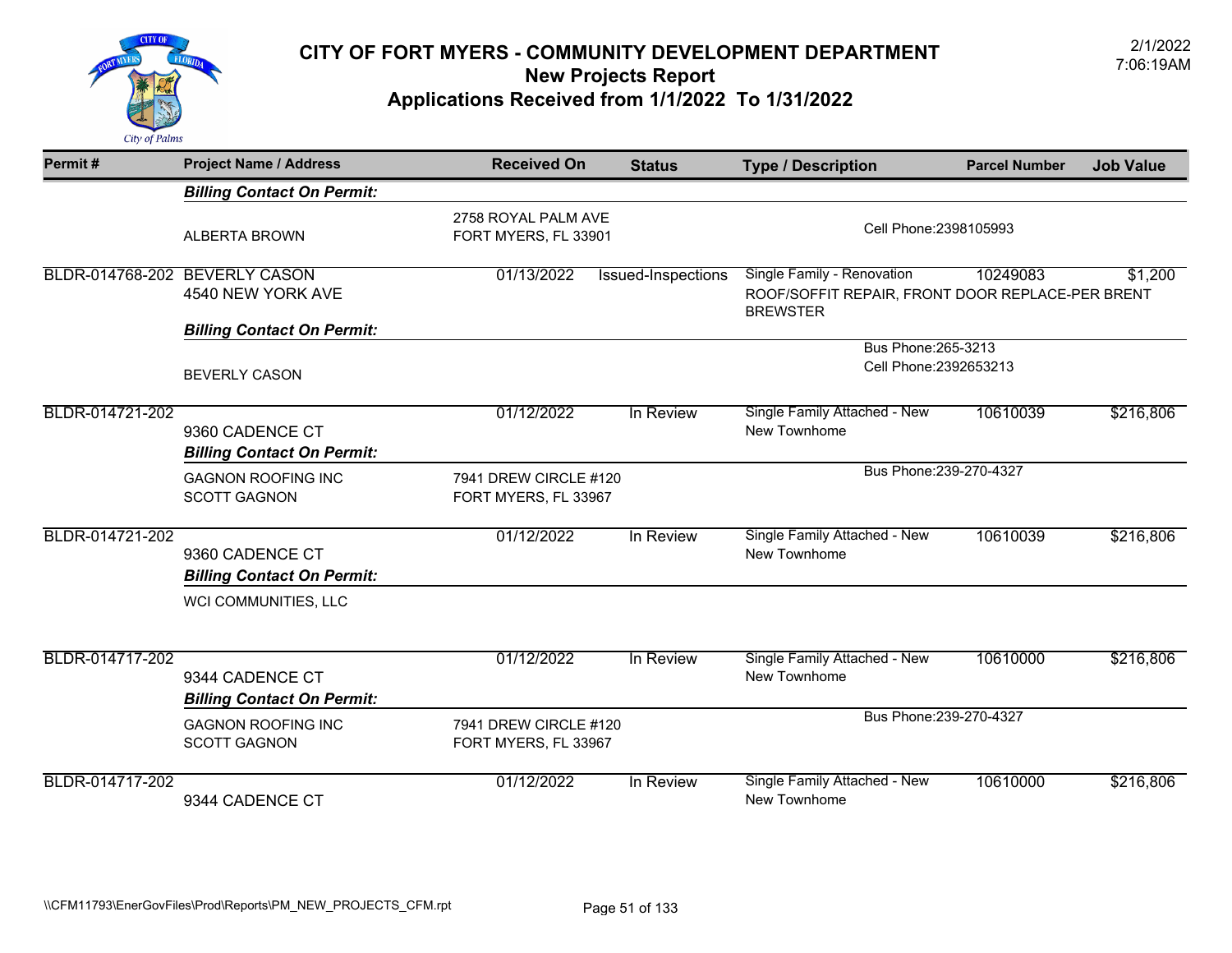# CITY OF FORT MYERS - COMMUNITY DEVELOPMENT DEPARTMENT
## New Projects Report
## Applications Received from 1/1/2022 To 1/31/2022

2/1/2022
7:06:19AM

| Permit # | Project Name / Address | Received On | Status | Type / Description | Parcel Number | Job Value |
|---|---|---|---|---|---|---|
| | ***Billing Contact On Permit:*** | | | | | |
| | ALBERTA BROWN | 2758 ROYAL PALM AVE FORT MYERS, FL 33901 | | Cell Phone:2398105993 | | |
| BLDR-014768-202 | BEVERLY CASON 4540 NEW YORK AVE | 01/13/2022 | Issued-Inspections | Single Family - Renovation ROOF/SOFFIT REPAIR, FRONT DOOR REPLACE-PER BRENT BREWSTER | 10249083 | $1,200 |
| | ***Billing Contact On Permit:*** | | | | | |
| | BEVERLY CASON | | | Bus Phone:265-3213 Cell Phone:2392653213 | | |
| BLDR-014721-202 | 9360 CADENCE CT | 01/12/2022 | In Review | Single Family Attached - New New Townhome | 10610039 | $216,806 |
| | ***Billing Contact On Permit:*** | | | | | |
| | GAGNON ROOFING INC SCOTT GAGNON | 7941 DREW CIRCLE #120 FORT MYERS, FL 33967 | | Bus Phone:239-270-4327 | | |
| BLDR-014721-202 | 9360 CADENCE CT | 01/12/2022 | In Review | Single Family Attached - New New Townhome | 10610039 | $216,806 |
| | ***Billing Contact On Permit:*** | | | | | |
| | WCI COMMUNITIES, LLC | | | | | |
| BLDR-014717-202 | 9344 CADENCE CT | 01/12/2022 | In Review | Single Family Attached - New New Townhome | 10610000 | $216,806 |
| | ***Billing Contact On Permit:*** | | | | | |
| | GAGNON ROOFING INC SCOTT GAGNON | 7941 DREW CIRCLE #120 FORT MYERS, FL 33967 | | Bus Phone:239-270-4327 | | |
| BLDR-014717-202 | 9344 CADENCE CT | 01/12/2022 | In Review | Single Family Attached - New New Townhome | 10610000 | $216,806 |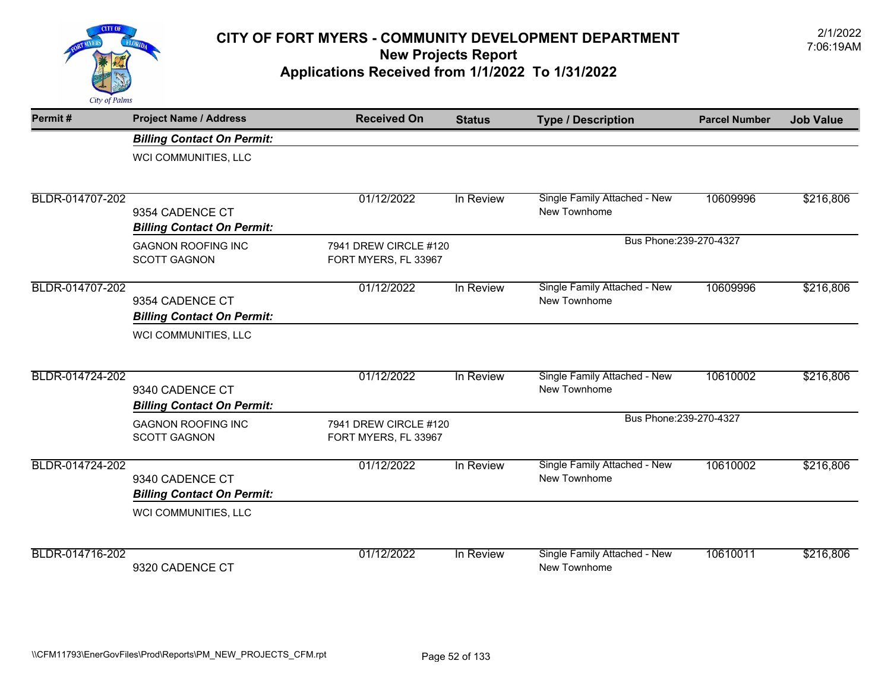# CITY OF FORT MYERS - COMMUNITY DEVELOPMENT DEPARTMENT
## New Projects Report
## Applications Received from 1/1/2022 To 1/31/2022

2/1/2022
7:06:19AM

| Permit # | Project Name / Address | Received On | Status | Type / Description | Parcel Number | Job Value |
|---|---|---|---|---|---|---|
| | ***Billing Contact On Permit:*** | | | | | |
| | WCI COMMUNITIES, LLC | | | | | |
| BLDR-014707-202 | 9354 CADENCE CT | 01/12/2022 | In Review | Single Family Attached - New<br>New Townhome | 10609996 | $216,806 |
| | ***Billing Contact On Permit:*** | | | | | |
| | GAGNON ROOFING INC<br>SCOTT GAGNON | 7941 DREW CIRCLE #120<br>FORT MYERS, FL 33967 | | Bus Phone:239-270-4327 | | |
| BLDR-014707-202 | 9354 CADENCE CT | 01/12/2022 | In Review | Single Family Attached - New<br>New Townhome | 10609996 | $216,806 |
| | ***Billing Contact On Permit:*** | | | | | |
| | WCI COMMUNITIES, LLC | | | | | |
| BLDR-014724-202 | 9340 CADENCE CT | 01/12/2022 | In Review | Single Family Attached - New<br>New Townhome | 10610002 | $216,806 |
| | ***Billing Contact On Permit:*** | | | | | |
| | GAGNON ROOFING INC<br>SCOTT GAGNON | 7941 DREW CIRCLE #120<br>FORT MYERS, FL 33967 | | Bus Phone:239-270-4327 | | |
| BLDR-014724-202 | 9340 CADENCE CT | 01/12/2022 | In Review | Single Family Attached - New<br>New Townhome | 10610002 | $216,806 |
| | ***Billing Contact On Permit:*** | | | | | |
| | WCI COMMUNITIES, LLC | | | | | |
| BLDR-014716-202 | 9320 CADENCE CT | 01/12/2022 | In Review | Single Family Attached - New<br>New Townhome | 10610011 | $216,806 |

\\CFM11793\EnerGovFiles\Prod\Reports\PM_NEW_PROJECTS_CFM.rpt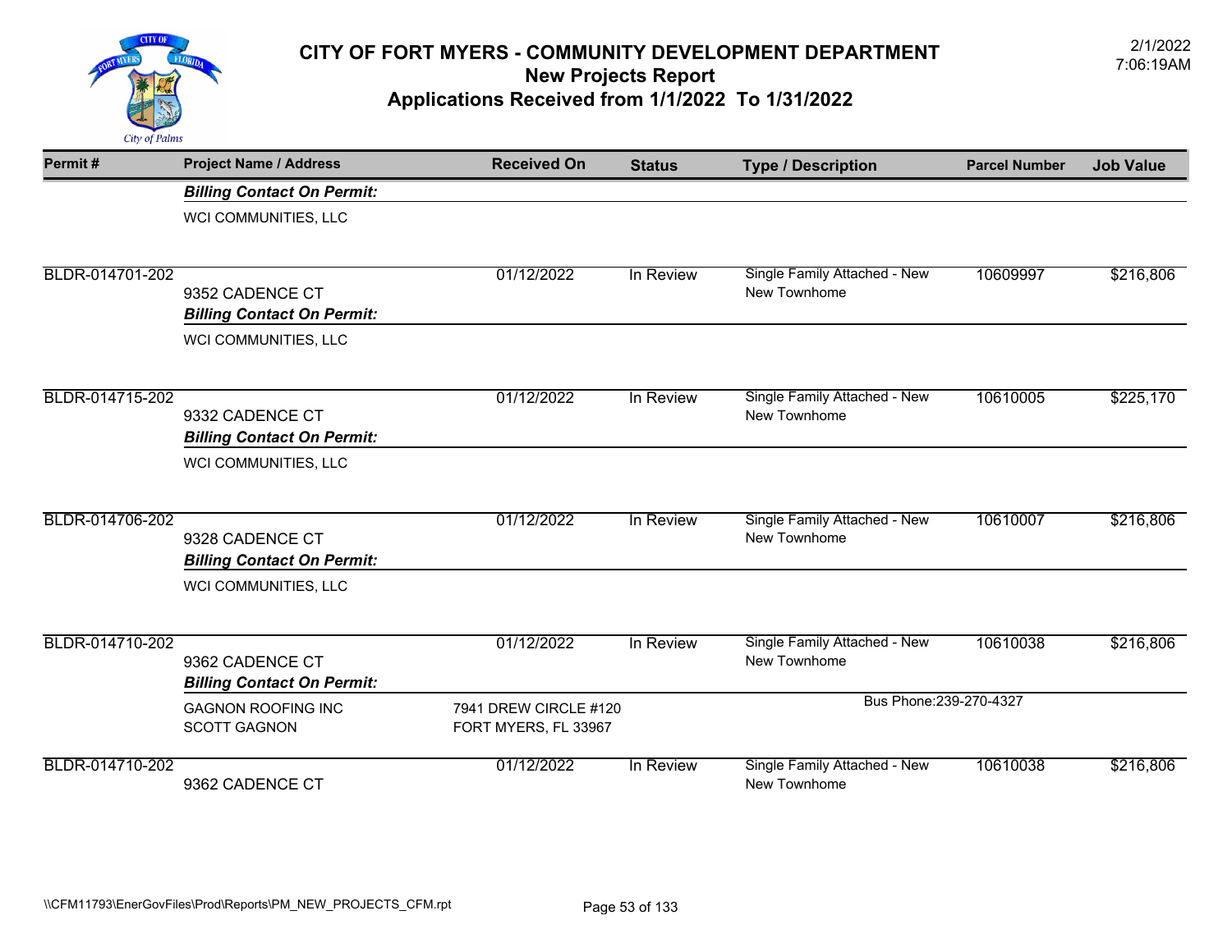# CITY OF FORT MYERS - COMMUNITY DEVELOPMENT DEPARTMENT

## New Projects Report

## Applications Received from 1/1/2022 To 1/31/2022

2/1/2022
7:06:19AM

| Permit # | Project Name / Address | Received On | Status | Type / Description | Parcel Number | Job Value |
|---|---|---|---|---|---|---|
| | ***Billing Contact On Permit:*** | | | | | |
| | WCI COMMUNITIES, LLC | | | | | |
| BLDR-014701-202 | 9352 CADENCE CT | 01/12/2022 | In Review | Single Family Attached - New<br>New Townhome | 10609997 | $216,806 |
| | ***Billing Contact On Permit:*** | | | | | |
| | WCI COMMUNITIES, LLC | | | | | |
| BLDR-014715-202 | 9332 CADENCE CT | 01/12/2022 | In Review | Single Family Attached - New<br>New Townhome | 10610005 | $225,170 |
| | ***Billing Contact On Permit:*** | | | | | |
| | WCI COMMUNITIES, LLC | | | | | |
| BLDR-014706-202 | 9328 CADENCE CT | 01/12/2022 | In Review | Single Family Attached - New<br>New Townhome | 10610007 | $216,806 |
| | ***Billing Contact On Permit:*** | | | | | |
| | WCI COMMUNITIES, LLC | | | | | |
| BLDR-014710-202 | 9362 CADENCE CT | 01/12/2022 | In Review | Single Family Attached - New<br>New Townhome | 10610038 | $216,806 |
| | ***Billing Contact On Permit:*** | | | | | |
| | GAGNON ROOFING INC<br>SCOTT GAGNON | 7941 DREW CIRCLE #120<br>FORT MYERS, FL 33967 | | Bus Phone:239-270-4327 | | |
| BLDR-014710-202 | 9362 CADENCE CT | 01/12/2022 | In Review | Single Family Attached - New<br>New Townhome | 10610038 | $216,806 |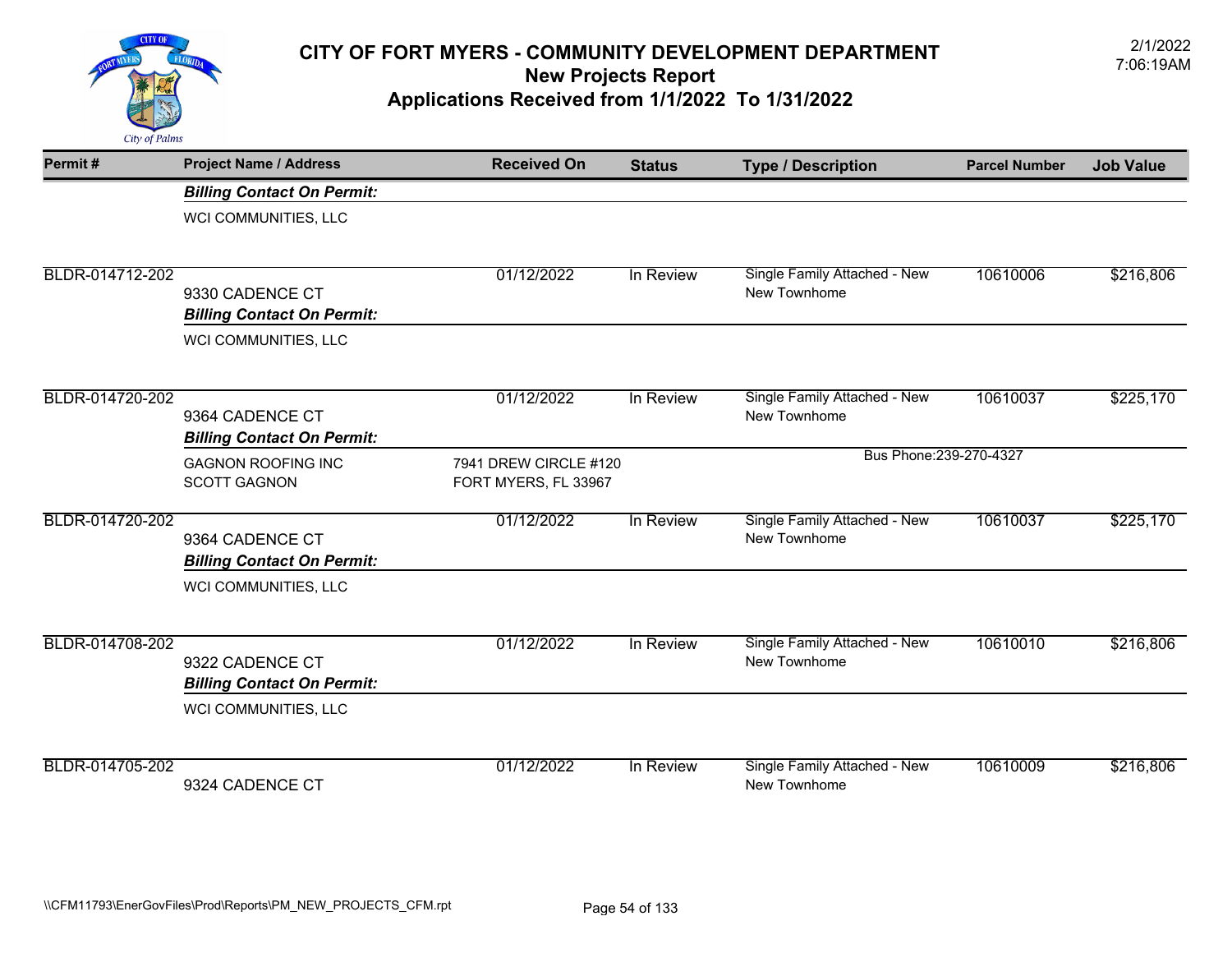# CITY OF FORT MYERS - COMMUNITY DEVELOPMENT DEPARTMENT

## New Projects Report

## Applications Received from 1/1/2022 To 1/31/2022

2/1/2022
7:06:19AM

| Permit # | Project Name / Address | Received On | Status | Type / Description | Parcel Number | Job Value |
|---|---|---|---|---|---|---|
| | ***Billing Contact On Permit:*** | | | | | |
| | WCI COMMUNITIES, LLC | | | | | |
| BLDR-014712-202 | 9330 CADENCE CT | 01/12/2022 | In Review | Single Family Attached - New<br>New Townhome | 10610006 | $216,806 |
| | ***Billing Contact On Permit:*** | | | | | |
| | WCI COMMUNITIES, LLC | | | | | |
| BLDR-014720-202 | 9364 CADENCE CT | 01/12/2022 | In Review | Single Family Attached - New<br>New Townhome | 10610037 | $225,170 |
| | ***Billing Contact On Permit:*** | | | | | |
| | GAGNON ROOFING INC<br>SCOTT GAGNON | 7941 DREW CIRCLE #120<br>FORT MYERS, FL 33967 | | Bus Phone:239-270-4327 | | |
| BLDR-014720-202 | 9364 CADENCE CT | 01/12/2022 | In Review | Single Family Attached - New<br>New Townhome | 10610037 | $225,170 |
| | ***Billing Contact On Permit:*** | | | | | |
| | WCI COMMUNITIES, LLC | | | | | |
| BLDR-014708-202 | 9322 CADENCE CT | 01/12/2022 | In Review | Single Family Attached - New<br>New Townhome | 10610010 | $216,806 |
| | ***Billing Contact On Permit:*** | | | | | |
| | WCI COMMUNITIES, LLC | | | | | |
| BLDR-014705-202 | 9324 CADENCE CT | 01/12/2022 | In Review | Single Family Attached - New<br>New Townhome | 10610009 | $216,806 |

\\CFM11793\EnerGovFiles\Prod\Reports\PM_NEW_PROJECTS_CFM.rpt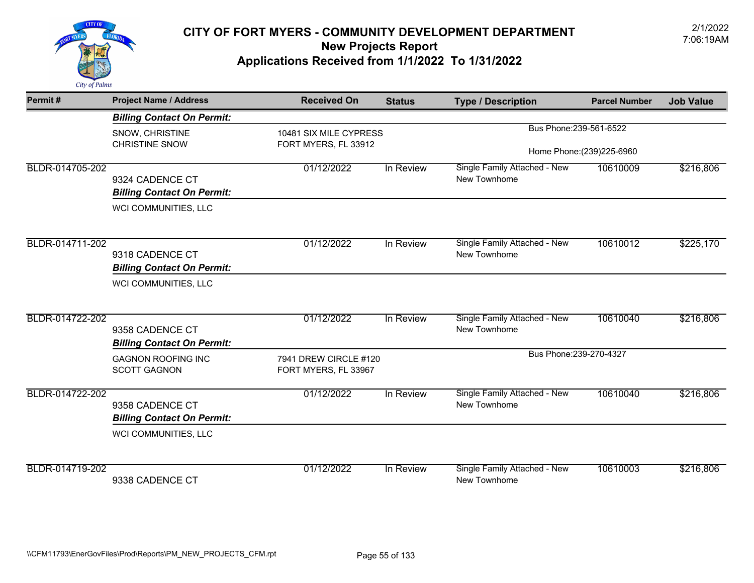# CITY OF FORT MYERS - COMMUNITY DEVELOPMENT DEPARTMENT
## New Projects Report
## Applications Received from 1/1/2022 To 1/31/2022

2/1/2022
7:06:19AM

| Permit # | Project Name / Address | Received On | Status | Type / Description | Parcel Number | Job Value |
|---|---|---|---|---|---|---|
| | ***Billing Contact On Permit:*** | | | | | |
| | SNOW, CHRISTINE<br>CHRISTINE SNOW | 10481 SIX MILE CYPRESS<br>FORT MYERS, FL 33912 | | Bus Phone:239-561-6522<br>Home Phone:(239)225-6960 | | |
| BLDR-014705-202 | 9324 CADENCE CT | 01/12/2022 | In Review | Single Family Attached - New<br>New Townhome | 10610009 | $216,806 |
| | ***Billing Contact On Permit:*** | | | | | |
| | WCI COMMUNITIES, LLC | | | | | |
| BLDR-014711-202 | 9318 CADENCE CT | 01/12/2022 | In Review | Single Family Attached - New<br>New Townhome | 10610012 | $225,170 |
| | ***Billing Contact On Permit:*** | | | | | |
| | WCI COMMUNITIES, LLC | | | | | |
| BLDR-014722-202 | 9358 CADENCE CT | 01/12/2022 | In Review | Single Family Attached - New<br>New Townhome | 10610040 | $216,806 |
| | ***Billing Contact On Permit:*** | | | | | |
| | GAGNON ROOFING INC<br>SCOTT GAGNON | 7941 DREW CIRCLE #120<br>FORT MYERS, FL 33967 | | Bus Phone:239-270-4327 | | |
| BLDR-014722-202 | 9358 CADENCE CT | 01/12/2022 | In Review | Single Family Attached - New<br>New Townhome | 10610040 | $216,806 |
| | ***Billing Contact On Permit:*** | | | | | |
| | WCI COMMUNITIES, LLC | | | | | |
| BLDR-014719-202 | 9338 CADENCE CT | 01/12/2022 | In Review | Single Family Attached - New<br>New Townhome | 10610003 | $216,806 |

\\CFM11793\EnerGovFiles\Prod\Reports\PM_NEW_PROJECTS_CFM.rpt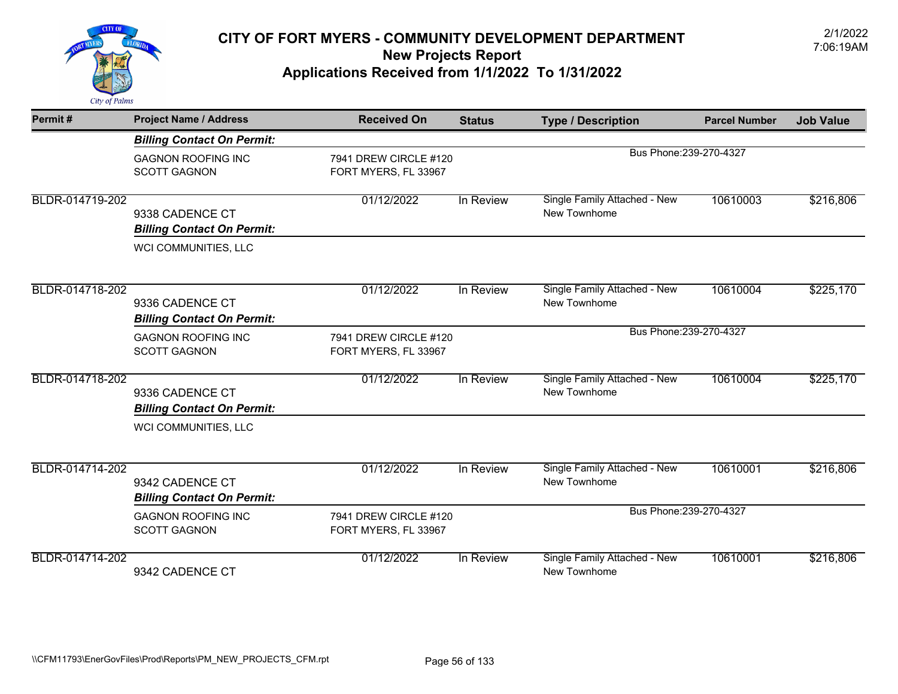# CITY OF FORT MYERS - COMMUNITY DEVELOPMENT DEPARTMENT
## New Projects Report
## Applications Received from 1/1/2022 To 1/31/2022

2/1/2022
7:06:19AM

| Permit # | Project Name / Address | Received On | Status | Type / Description | Parcel Number | Job Value |
|---|---|---|---|---|---|---|
| | ***Billing Contact On Permit:*** | | | | | |
| | GAGNON ROOFING INC<br>SCOTT GAGNON | 7941 DREW CIRCLE #120<br>FORT MYERS, FL 33967 | | Bus Phone:239-270-4327 | | |
| BLDR-014719-202 | 9338 CADENCE CT | 01/12/2022 | In Review | Single Family Attached - New<br>New Townhome | 10610003 | $216,806 |
| | ***Billing Contact On Permit:*** | | | | | |
| | WCI COMMUNITIES, LLC | | | | | |
| BLDR-014718-202 | 9336 CADENCE CT | 01/12/2022 | In Review | Single Family Attached - New<br>New Townhome | 10610004 | $225,170 |
| | ***Billing Contact On Permit:*** | | | | | |
| | GAGNON ROOFING INC<br>SCOTT GAGNON | 7941 DREW CIRCLE #120<br>FORT MYERS, FL 33967 | | Bus Phone:239-270-4327 | | |
| BLDR-014718-202 | 9336 CADENCE CT | 01/12/2022 | In Review | Single Family Attached - New<br>New Townhome | 10610004 | $225,170 |
| | ***Billing Contact On Permit:*** | | | | | |
| | WCI COMMUNITIES, LLC | | | | | |
| BLDR-014714-202 | 9342 CADENCE CT | 01/12/2022 | In Review | Single Family Attached - New<br>New Townhome | 10610001 | $216,806 |
| | ***Billing Contact On Permit:*** | | | | | |
| | GAGNON ROOFING INC<br>SCOTT GAGNON | 7941 DREW CIRCLE #120<br>FORT MYERS, FL 33967 | | Bus Phone:239-270-4327 | | |
| BLDR-014714-202 | 9342 CADENCE CT | 01/12/2022 | In Review | Single Family Attached - New<br>New Townhome | 10610001 | $216,806 |

\\CFM11793\EnerGovFiles\Prod\Reports\PM_NEW_PROJECTS_CFM.rpt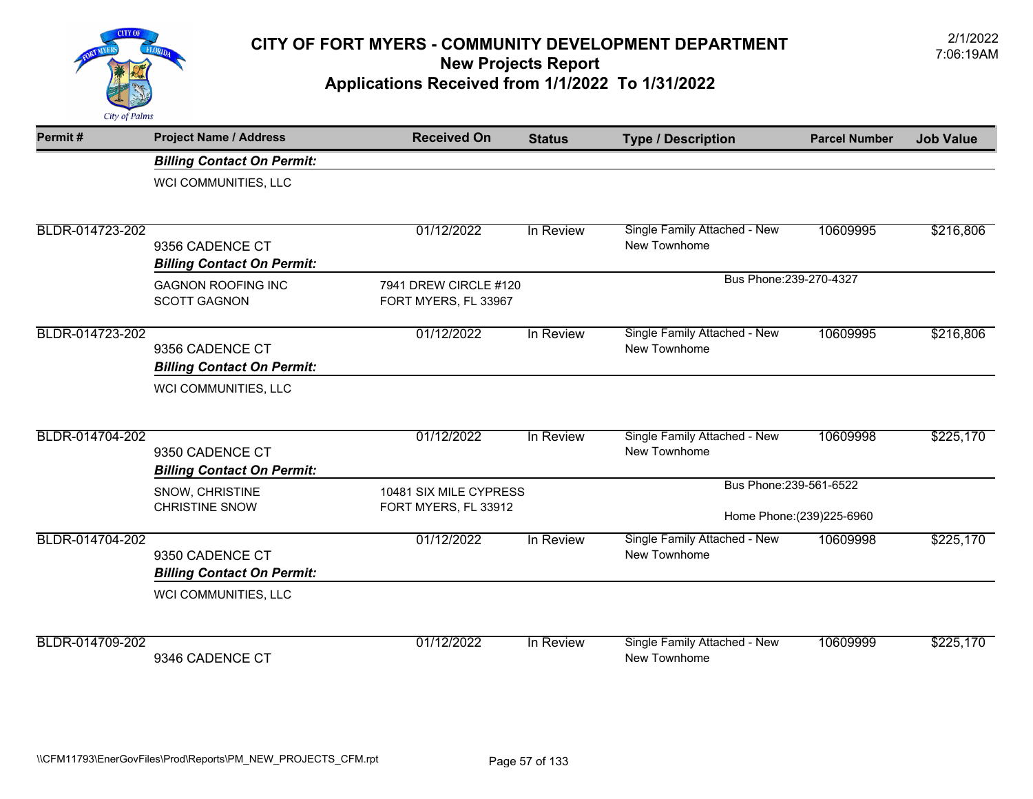# CITY OF FORT MYERS - COMMUNITY DEVELOPMENT DEPARTMENT
## New Projects Report
## Applications Received from 1/1/2022 To 1/31/2022

2/1/2022
7:06:19AM

| Permit # | Project Name / Address | Received On | Status | Type / Description | Parcel Number | Job Value |
|---|---|---|---|---|---|---|
| | ***Billing Contact On Permit:*** | | | | | |
| | WCI COMMUNITIES, LLC | | | | | |
| BLDR-014723-202 | 9356 CADENCE CT | 01/12/2022 | In Review | Single Family Attached - New<br>New Townhome | 10609995 | $216,806 |
| | ***Billing Contact On Permit:*** | | | | | |
| | GAGNON ROOFING INC<br>SCOTT GAGNON | 7941 DREW CIRCLE #120<br>FORT MYERS, FL 33967 | | Bus Phone:239-270-4327 | | |
| BLDR-014723-202 | 9356 CADENCE CT | 01/12/2022 | In Review | Single Family Attached - New<br>New Townhome | 10609995 | $216,806 |
| | ***Billing Contact On Permit:*** | | | | | |
| | WCI COMMUNITIES, LLC | | | | | |
| BLDR-014704-202 | 9350 CADENCE CT | 01/12/2022 | In Review | Single Family Attached - New<br>New Townhome | 10609998 | $225,170 |
| | ***Billing Contact On Permit:*** | | | | | |
| | SNOW, CHRISTINE<br>CHRISTINE SNOW | 10481 SIX MILE CYPRESS<br>FORT MYERS, FL 33912 | | Bus Phone:239-561-6522<br>Home Phone:(239)225-6960 | | |
| BLDR-014704-202 | 9350 CADENCE CT | 01/12/2022 | In Review | Single Family Attached - New<br>New Townhome | 10609998 | $225,170 |
| | ***Billing Contact On Permit:*** | | | | | |
| | WCI COMMUNITIES, LLC | | | | | |
| BLDR-014709-202 | 9346 CADENCE CT | 01/12/2022 | In Review | Single Family Attached - New<br>New Townhome | 10609999 | $225,170 |

\\CFM11793\EnerGovFiles\Prod\Reports\PM_NEW_PROJECTS_CFM.rpt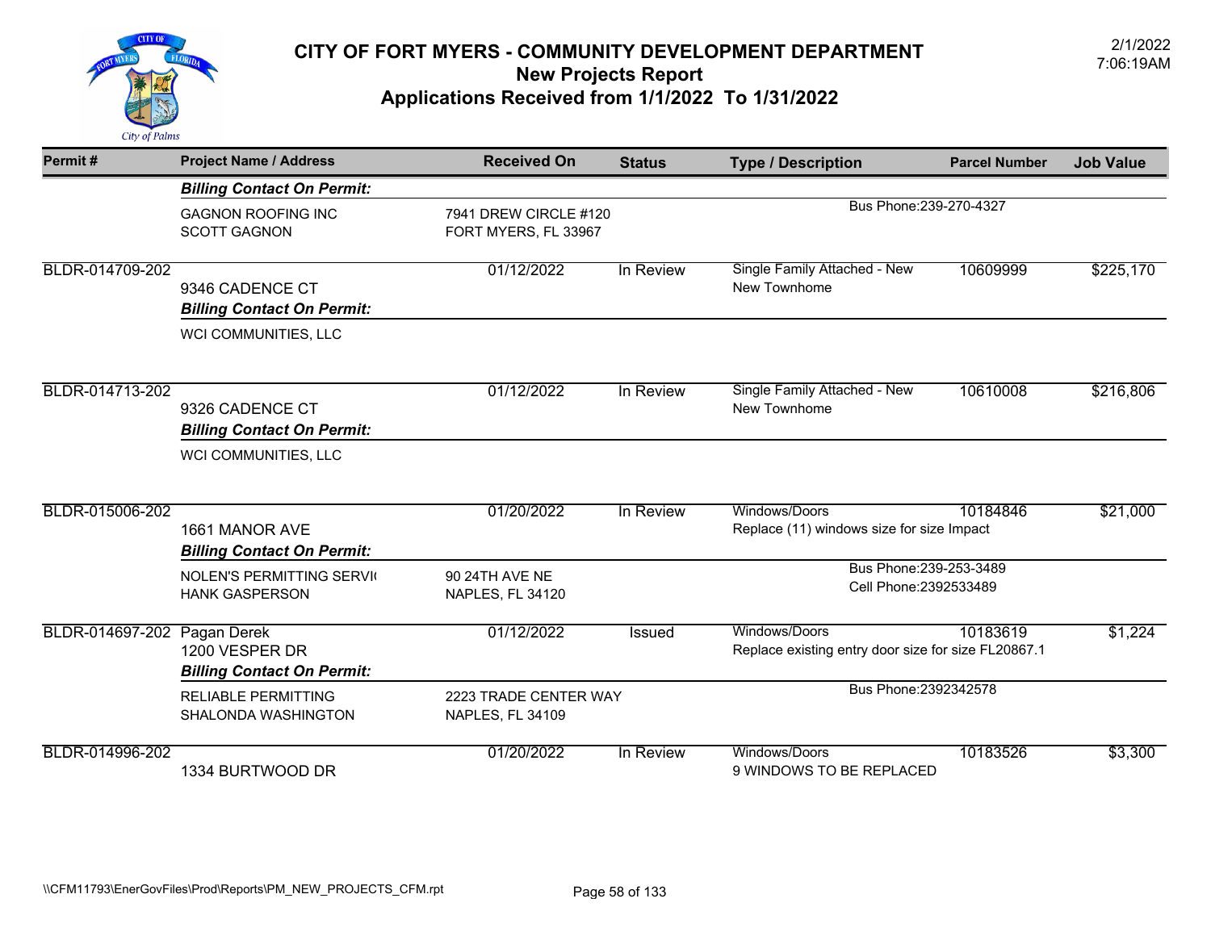# CITY OF FORT MYERS - COMMUNITY DEVELOPMENT DEPARTMENT

## New Projects Report

## Applications Received from 1/1/2022 To 1/31/2022

2/1/2022
7:06:19AM

| Permit # | Project Name / Address | Received On | Status | Type / Description | Parcel Number | Job Value |
|---|---|---|---|---|---|---|
| | ***Billing Contact On Permit:*** | | | | | |
| | GAGNON ROOFING INC<br>SCOTT GAGNON | 7941 DREW CIRCLE #120<br>FORT MYERS, FL 33967 | | Bus Phone:239-270-4327 | | |
| BLDR-014709-202 | 9346 CADENCE CT | 01/12/2022 | In Review | Single Family Attached - New<br>New Townhome | 10609999 | $225,170 |
| | ***Billing Contact On Permit:*** | | | | | |
| | WCI COMMUNITIES, LLC | | | | | |
| BLDR-014713-202 | 9326 CADENCE CT | 01/12/2022 | In Review | Single Family Attached - New<br>New Townhome | 10610008 | $216,806 |
| | ***Billing Contact On Permit:*** | | | | | |
| | WCI COMMUNITIES, LLC | | | | | |
| BLDR-015006-202 | 1661 MANOR AVE | 01/20/2022 | In Review | Windows/Doors<br>Replace (11) windows size for size Impact | 10184846 | $21,000 |
| | ***Billing Contact On Permit:*** | | | | | |
| | NOLEN'S PERMITTING SERVI(<br>HANK GASPERSON | 90 24TH AVE NE<br>NAPLES, FL 34120 | | Bus Phone:239-253-3489<br>Cell Phone:2392533489 | | |
| BLDR-014697-202 | Pagan Derek<br>1200 VESPER DR | 01/12/2022 | Issued | Windows/Doors<br>Replace existing entry door size for size FL20867.1 | 10183619 | $1,224 |
| | ***Billing Contact On Permit:*** | | | | | |
| | RELIABLE PERMITTING<br>SHALONDA WASHINGTON | 2223 TRADE CENTER WAY<br>NAPLES, FL 34109 | | Bus Phone:2392342578 | | |
| BLDR-014996-202 | 1334 BURTWOOD DR | 01/20/2022 | In Review | Windows/Doors<br>9 WINDOWS TO BE REPLACED | 10183526 | $3,300 |

\\CFM11793\EnerGovFiles\Prod\Reports\PM_NEW_PROJECTS_CFM.rpt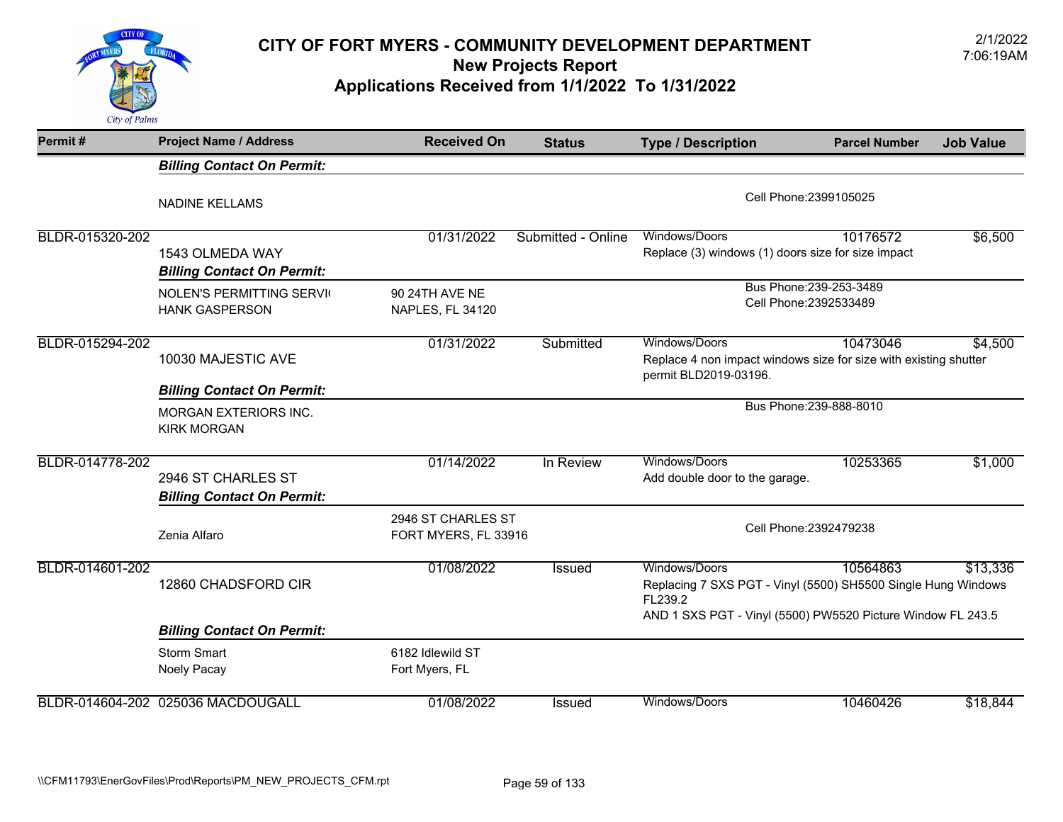# CITY OF FORT MYERS - COMMUNITY DEVELOPMENT DEPARTMENT
## New Projects Report
## Applications Received from 1/1/2022 To 1/31/2022

2/1/2022
7:06:19AM

| Permit # | Project Name / Address | Received On | Status | Type / Description | Parcel Number | Job Value |
|---|---|---|---|---|---|---|
| | ***Billing Contact On Permit:*** | | | | | |
| | NADINE KELLAMS | | | Cell Phone:2399105025 | | |
| BLDR-015320-202 | 1543 OLMEDA WAY | 01/31/2022 | Submitted - Online | Windows/Doors<br>Replace (3) windows (1) doors size for size impact | 10176572 | $6,500 |
| | ***Billing Contact On Permit:*** | | | | | |
| | NOLEN'S PERMITTING SERVI(<br>HANK GASPERSON | 90 24TH AVE NE<br>NAPLES, FL 34120 | | Bus Phone:239-253-3489<br>Cell Phone:2392533489 | | |
| BLDR-015294-202 | 10030 MAJESTIC AVE | 01/31/2022 | Submitted | Windows/Doors<br>Replace 4 non impact windows size for size with existing shutter permit BLD2019-03196. | 10473046 | $4,500 |
| | ***Billing Contact On Permit:*** | | | | | |
| | MORGAN EXTERIORS INC.<br>KIRK MORGAN | | | Bus Phone:239-888-8010 | | |
| BLDR-014778-202 | 2946 ST CHARLES ST | 01/14/2022 | In Review | Windows/Doors<br>Add double door to the garage. | 10253365 | $1,000 |
| | ***Billing Contact On Permit:*** | | | | | |
| | Zenia Alfaro | 2946 ST CHARLES ST<br>FORT MYERS, FL 33916 | | Cell Phone:2392479238 | | |
| BLDR-014601-202 | 12860 CHADSFORD CIR | 01/08/2022 | Issued | Windows/Doors<br>Replacing 7 SXS PGT - Vinyl (5500) SH5500 Single Hung Windows FL239.2<br>AND 1 SXS PGT - Vinyl (5500) PW5520 Picture Window FL 243.5 | 10564863 | $13,336 |
| | ***Billing Contact On Permit:*** | | | | | |
| | Storm Smart<br>Noely Pacay | 6182 Idlewild ST<br>Fort Myers, FL | | | | |
| BLDR-014604-202 | 025036 MACDOUGALL | 01/08/2022 | Issued | Windows/Doors | 10460426 | $18,844 |

\\CFM11793\EnerGovFiles\Prod\Reports\PM_NEW_PROJECTS_CFM.rpt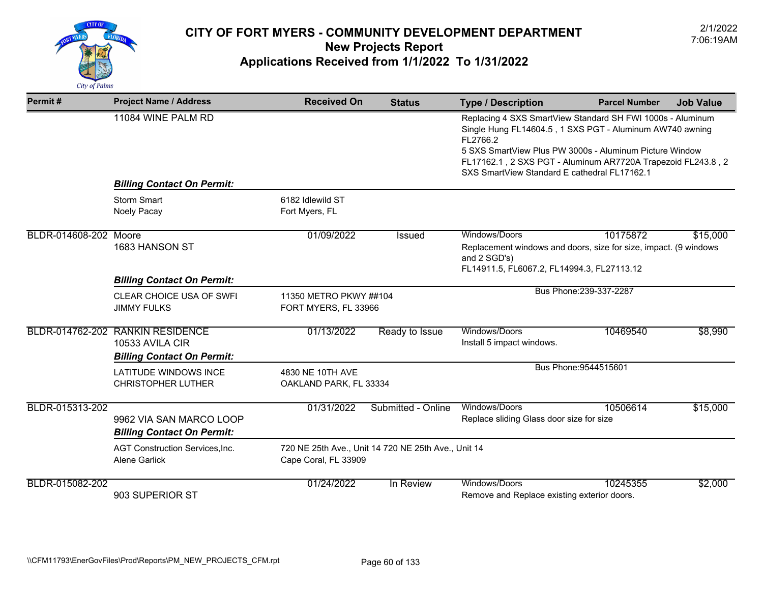# CITY OF FORT MYERS - COMMUNITY DEVELOPMENT DEPARTMENT
## New Projects Report
## Applications Received from 1/1/2022 To 1/31/2022

2/1/2022
7:06:19AM

| Permit # | Project Name / Address | Received On | Status | Type / Description | Parcel Number | Job Value |
|---|---|---|---|---|---|---|
| | 11084 WINE PALM RD | | | Replacing 4 SXS SmartView Standard SH FWI 1000s - Aluminum Single Hung FL14604.5 , 1 SXS PGT - Aluminum AW740 awning FL2766.2<br>5 SXS SmartView Plus PW 3000s - Aluminum Picture Window FL17162.1 , 2 SXS PGT - Aluminum AR7720A Trapezoid FL243.8 , 2 SXS SmartView Standard E cathedral FL17162.1 | | |
| | ***Billing Contact On Permit:*** | | | | | |
| | Storm Smart<br>Noely Pacay | 6182 Idlewild ST<br>Fort Myers, FL | | | | |
| BLDR-014608-202 | Moore<br>1683 HANSON ST | 01/09/2022 | Issued | Windows/Doors<br>Replacement windows and doors, size for size, impact. (9 windows and 2 SGD's)<br>FL14911.5, FL6067.2, FL14994.3, FL27113.12 | 10175872 | $15,000 |
| | ***Billing Contact On Permit:*** | | | | | |
| | CLEAR CHOICE USA OF SWFI<br>JIMMY FULKS | 11350 METRO PKWY ##104<br>FORT MYERS, FL 33966 | | Bus Phone:239-337-2287 | | |
| BLDR-014762-202 | RANKIN RESIDENCE<br>10533 AVILA CIR | 01/13/2022 | Ready to Issue | Windows/Doors<br>Install 5 impact windows. | 10469540 | $8,990 |
| | ***Billing Contact On Permit:*** | | | | | |
| | LATITUDE WINDOWS INCE<br>CHRISTOPHER LUTHER | 4830 NE 10TH AVE<br>OAKLAND PARK, FL 33334 | | Bus Phone:9544515601 | | |
| BLDR-015313-202 | 9962 VIA SAN MARCO LOOP | 01/31/2022 | Submitted - Online | Windows/Doors<br>Replace sliding Glass door size for size | 10506614 | $15,000 |
| | ***Billing Contact On Permit:*** | | | | | |
| | AGT Construction Services,Inc.<br>Alene Garlick | 720 NE 25th Ave., Unit 14 720 NE 25th Ave., Unit 14<br>Cape Coral, FL 33909 | | | | |
| BLDR-015082-202 | 903 SUPERIOR ST | 01/24/2022 | In Review | Windows/Doors<br>Remove and Replace existing exterior doors. | 10245355 | $2,000 |

\\CFM11793\EnerGovFiles\Prod\Reports\PM_NEW_PROJECTS_CFM.rpt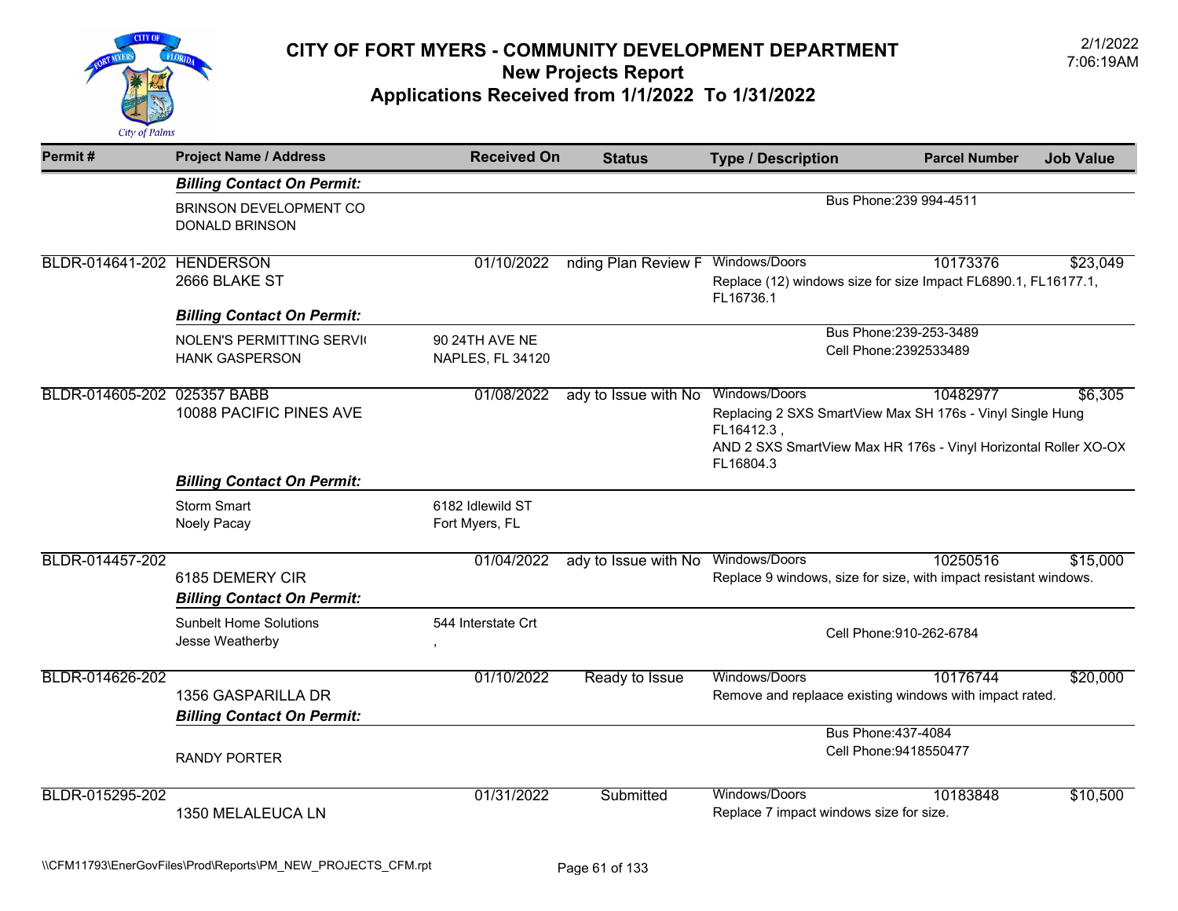# CITY OF FORT MYERS - COMMUNITY DEVELOPMENT DEPARTMENT
## New Projects Report
## Applications Received from 1/1/2022 To 1/31/2022

2/1/2022
7:06:19AM

| Permit # | Project Name / Address | Received On | Status | Type / Description | Parcel Number | Job Value |
|---|---|---|---|---|---|---|
| | ***Billing Contact On Permit:*** | | | | | |
| | BRINSON DEVELOPMENT CO<br>DONALD BRINSON | | | Bus Phone:239 994-4511 | | |
| BLDR-014641-202 | HENDERSON<br>2666 BLAKE ST | 01/10/2022 | nding Plan Review F | Windows/Doors<br>Replace (12) windows size for size Impact FL6890.1, FL16177.1, FL16736.1 | 10173376 | $23,049 |
| | ***Billing Contact On Permit:*** | | | | | |
| | NOLEN'S PERMITTING SERVI(<br>HANK GASPERSON | 90 24TH AVE NE<br>NAPLES, FL 34120 | | Bus Phone:239-253-3489<br>Cell Phone:2392533489 | | |
| BLDR-014605-202 | 025357 BABB<br>10088 PACIFIC PINES AVE | 01/08/2022 | ady to Issue with No | Windows/Doors<br>Replacing 2 SXS SmartView Max SH 176s - Vinyl Single Hung FL16412.3 ,<br>AND 2 SXS SmartView Max HR 176s - Vinyl Horizontal Roller XO-OX FL16804.3 | 10482977 | $6,305 |
| | ***Billing Contact On Permit:*** | | | | | |
| | Storm Smart<br>Noely Pacay | 6182 Idlewild ST<br>Fort Myers, FL | | | | |
| BLDR-014457-202 | 6185 DEMERY CIR | 01/04/2022 | ady to Issue with No | Windows/Doors<br>Replace 9 windows, size for size, with impact resistant windows. | 10250516 | $15,000 |
| | ***Billing Contact On Permit:*** | | | | | |
| | Sunbelt Home Solutions<br>Jesse Weatherby | 544 Interstate Crt<br>, | | Cell Phone:910-262-6784 | | |
| BLDR-014626-202 | 1356 GASPARILLA DR | 01/10/2022 | Ready to Issue | Windows/Doors<br>Remove and replaace existing windows with impact rated. | 10176744 | $20,000 |
| | ***Billing Contact On Permit:*** | | | | | |
| | RANDY PORTER | | | Bus Phone:437-4084<br>Cell Phone:9418550477 | | |
| BLDR-015295-202 | 1350 MELALEUCA LN | 01/31/2022 | Submitted | Windows/Doors<br>Replace 7 impact windows size for size. | 10183848 | $10,500 |

\\CFM11793\EnerGovFiles\Prod\Reports\PM_NEW_PROJECTS_CFM.rpt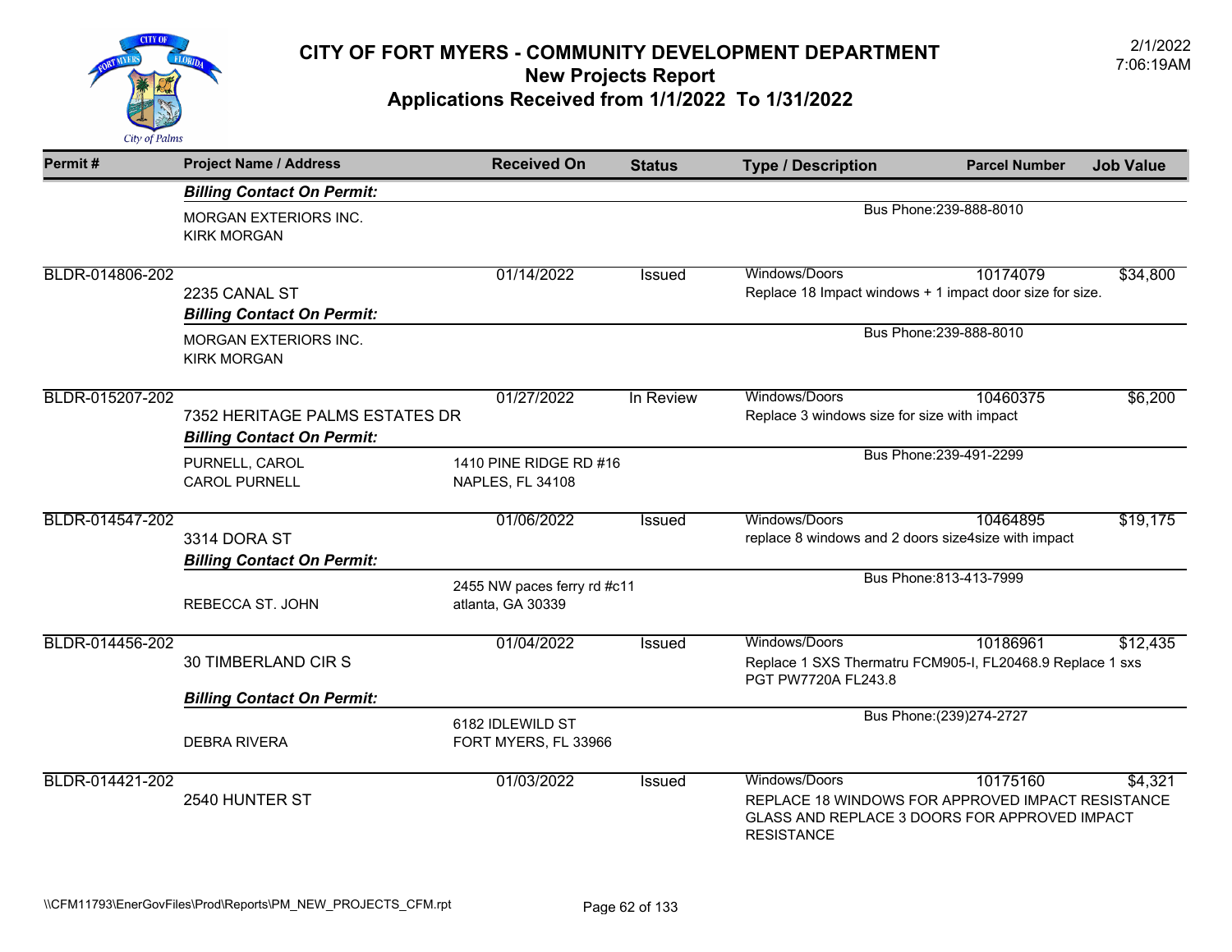# CITY OF FORT MYERS - COMMUNITY DEVELOPMENT DEPARTMENT
## New Projects Report
## Applications Received from 1/1/2022 To 1/31/2022

2/1/2022
7:06:19AM

| Permit # | Project Name / Address | Received On | Status | Type / Description | Parcel Number | Job Value |
|---|---|---|---|---|---|---|
| | ***Billing Contact On Permit:*** | | | | | |
| | MORGAN EXTERIORS INC.<br>KIRK MORGAN | | | Bus Phone:239-888-8010 | | |
| BLDR-014806-202 | 2235 CANAL ST | 01/14/2022 | Issued | Windows/Doors<br>Replace 18 Impact windows + 1 impact door size for size. | 10174079 | $34,800 |
| | ***Billing Contact On Permit:*** | | | | | |
| | MORGAN EXTERIORS INC.<br>KIRK MORGAN | | | Bus Phone:239-888-8010 | | |
| BLDR-015207-202 | 7352 HERITAGE PALMS ESTATES DR | 01/27/2022 | In Review | Windows/Doors<br>Replace 3 windows size for size with impact | 10460375 | $6,200 |
| | ***Billing Contact On Permit:*** | | | | | |
| | PURNELL, CAROL<br>CAROL PURNELL | 1410 PINE RIDGE RD #16<br>NAPLES, FL 34108 | | Bus Phone:239-491-2299 | | |
| BLDR-014547-202 | 3314 DORA ST | 01/06/2022 | Issued | Windows/Doors<br>replace 8 windows and 2 doors size4size with impact | 10464895 | $19,175 |
| | ***Billing Contact On Permit:*** | | | | | |
| | REBECCA ST. JOHN | 2455 NW paces ferry rd #c11<br>atlanta, GA 30339 | | Bus Phone:813-413-7999 | | |
| BLDR-014456-202 | 30 TIMBERLAND CIR S | 01/04/2022 | Issued | Windows/Doors<br>Replace 1 SXS Thermatru FCM905-I, FL20468.9 Replace 1 sxs PGT PW7720A FL243.8 | 10186961 | $12,435 |
| | ***Billing Contact On Permit:*** | | | | | |
| | DEBRA RIVERA | 6182 IDLEWILD ST<br>FORT MYERS, FL 33966 | | Bus Phone:(239)274-2727 | | |
| BLDR-014421-202 | 2540 HUNTER ST | 01/03/2022 | Issued | Windows/Doors<br>REPLACE 18 WINDOWS FOR APPROVED IMPACT RESISTANCE GLASS AND REPLACE 3 DOORS FOR APPROVED IMPACT RESISTANCE | 10175160 | $4,321 |

\\CFM11793\EnerGovFiles\Prod\Reports\PM_NEW_PROJECTS_CFM.rpt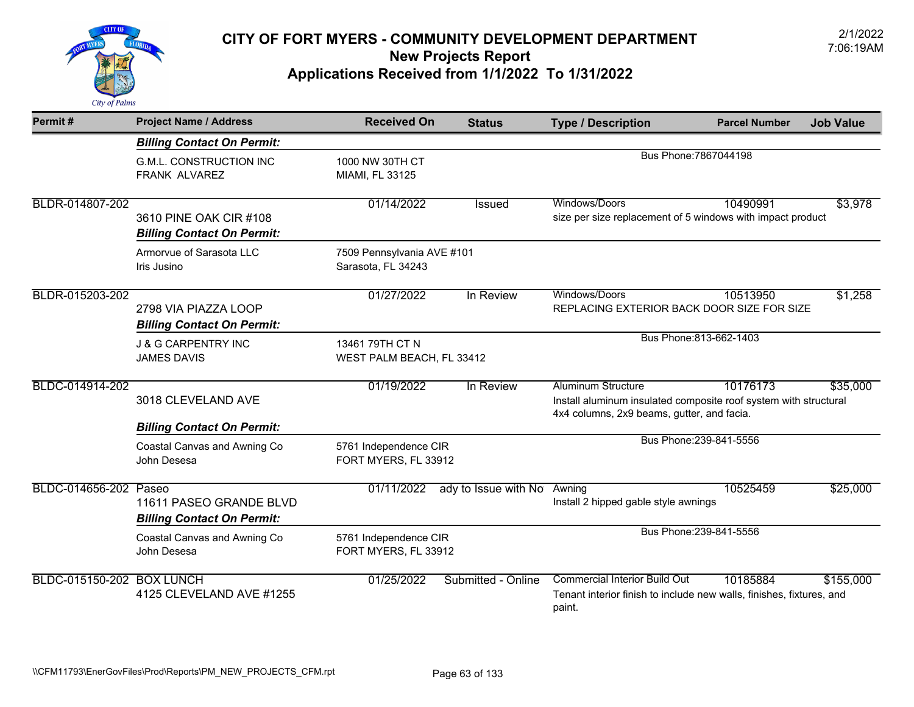# CITY OF FORT MYERS - COMMUNITY DEVELOPMENT DEPARTMENT
## New Projects Report
## Applications Received from 1/1/2022 To 1/31/2022

| Permit # | Project Name / Address | Received On | Status | Type / Description | Parcel Number | Job Value |
|---|---|---|---|---|---|---|
| | ***Billing Contact On Permit:*** | | | | | |
| | G.M.L. CONSTRUCTION INC<br>FRANK ALVAREZ | 1000 NW 30TH CT<br>MIAMI, FL 33125 | | Bus Phone:7867044198 | | |
| BLDR-014807-202 | 3610 PINE OAK CIR #108 | 01/14/2022 | Issued | Windows/Doors<br>size per size replacement of 5 windows with impact product | 10490991 | $3,978 |
| | ***Billing Contact On Permit:*** | | | | | |
| | Armorvue of Sarasota LLC<br>Iris Jusino | 7509 Pennsylvania AVE #101<br>Sarasota, FL 34243 | | | | |
| BLDR-015203-202 | 2798 VIA PIAZZA LOOP | 01/27/2022 | In Review | Windows/Doors<br>REPLACING EXTERIOR BACK DOOR SIZE FOR SIZE | 10513950 | $1,258 |
| | ***Billing Contact On Permit:*** | | | | | |
| | J & G CARPENTRY INC<br>JAMES DAVIS | 13461 79TH CT N<br>WEST PALM BEACH, FL 33412 | | Bus Phone:813-662-1403 | | |
| BLDC-014914-202 | 3018 CLEVELAND AVE | 01/19/2022 | In Review | Aluminum Structure<br>Install aluminum insulated composite roof system with structural 4x4 columns, 2x9 beams, gutter, and facia. | 10176173 | $35,000 |
| | ***Billing Contact On Permit:*** | | | | | |
| | Coastal Canvas and Awning Co<br>John Desesa | 5761 Independence CIR<br>FORT MYERS, FL 33912 | | Bus Phone:239-841-5556 | | |
| BLDC-014656-202 | Paseo<br>11611 PASEO GRANDE BLVD | 01/11/2022 | ady to Issue with No | Awning<br>Install 2 hipped gable style awnings | 10525459 | $25,000 |
| | ***Billing Contact On Permit:*** | | | | | |
| | Coastal Canvas and Awning Co<br>John Desesa | 5761 Independence CIR<br>FORT MYERS, FL 33912 | | Bus Phone:239-841-5556 | | |
| BLDC-015150-202 | BOX LUNCH<br>4125 CLEVELAND AVE #1255 | 01/25/2022 | Submitted - Online | Commercial Interior Build Out<br>Tenant interior finish to include new walls, finishes, fixtures, and paint. | 10185884 | $155,000 |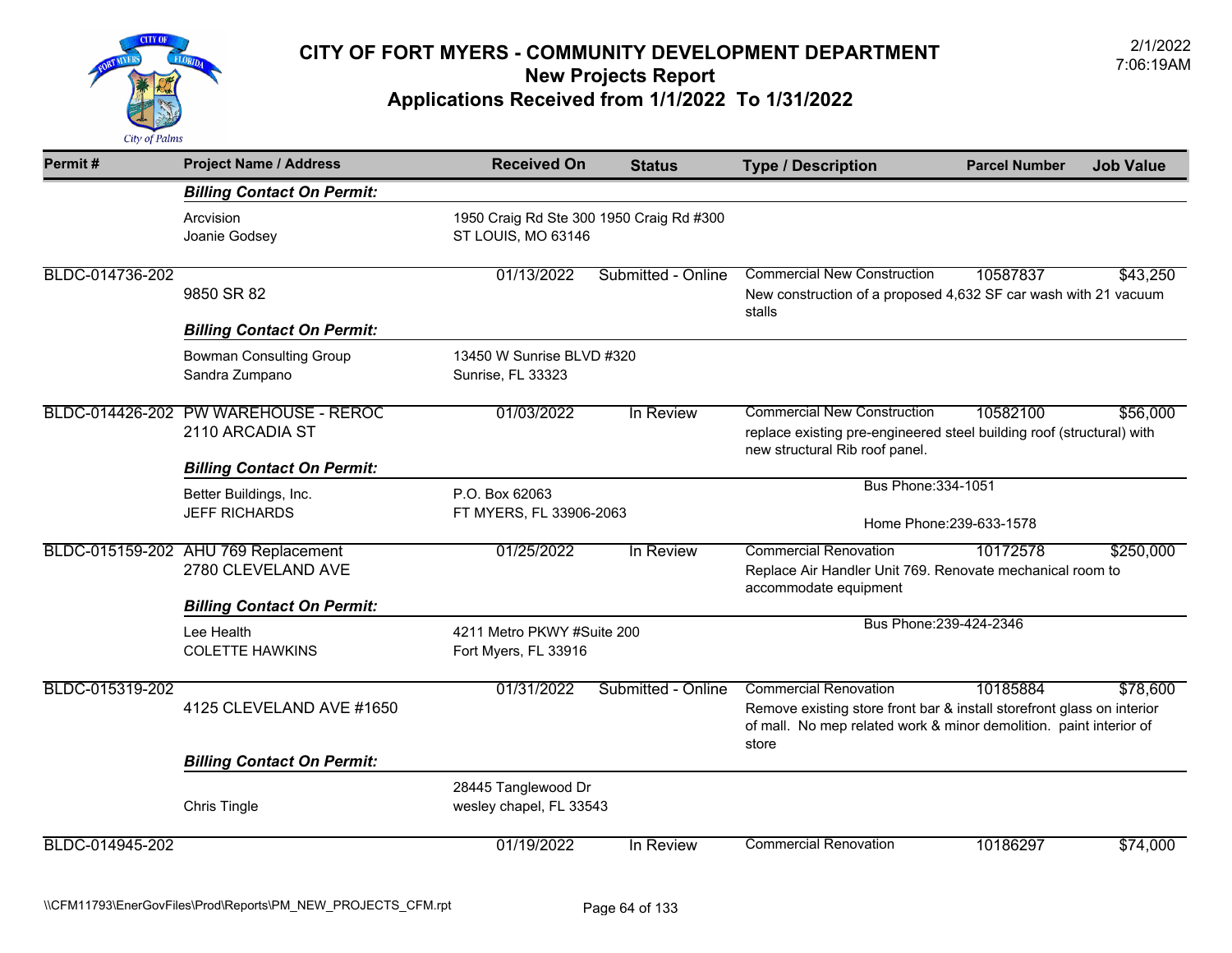# CITY OF FORT MYERS - COMMUNITY DEVELOPMENT DEPARTMENT

## New Projects Report

## Applications Received from 1/1/2022 To 1/31/2022

2/1/2022
7:06:19AM

| Permit # | Project Name / Address | Received On | Status | Type / Description | Parcel Number | Job Value |
|---|---|---|---|---|---|---|
| | ***Billing Contact On Permit:*** | | | | | |
| | Arcvision<br>Joanie Godsey | 1950 Craig Rd Ste 300 1950 Craig Rd #300<br>ST LOUIS, MO 63146 | | | | |
| BLDC-014736-202 | 9850 SR 82 | 01/13/2022 | Submitted - Online | Commercial New Construction<br>New construction of a proposed 4,632 SF car wash with 21 vacuum stalls | 10587837 | $43,250 |
| | ***Billing Contact On Permit:*** | | | | | |
| | Bowman Consulting Group<br>Sandra Zumpano | 13450 W Sunrise BLVD #320<br>Sunrise, FL 33323 | | | | |
| BLDC-014426-202 | PW WAREHOUSE - REROC<br>2110 ARCADIA ST | 01/03/2022 | In Review | Commercial New Construction<br>replace existing pre-engineered steel building roof (structural) with new structural Rib roof panel. | 10582100 | $56,000 |
| | ***Billing Contact On Permit:*** | | | | | |
| | Better Buildings, Inc.<br>JEFF RICHARDS | P.O. Box 62063<br>FT MYERS, FL 33906-2063 | | Bus Phone:334-1051<br>Home Phone:239-633-1578 | | |
| BLDC-015159-202 | AHU 769 Replacement<br>2780 CLEVELAND AVE | 01/25/2022 | In Review | Commercial Renovation<br>Replace Air Handler Unit 769. Renovate mechanical room to accommodate equipment | 10172578 | $250,000 |
| | ***Billing Contact On Permit:*** | | | | | |
| | Lee Health<br>COLETTE HAWKINS | 4211 Metro PKWY #Suite 200<br>Fort Myers, FL 33916 | | Bus Phone:239-424-2346 | | |
| BLDC-015319-202 | 4125 CLEVELAND AVE #1650 | 01/31/2022 | Submitted - Online | Commercial Renovation<br>Remove existing store front bar & install storefront glass on interior of mall. No mep related work & minor demolition. paint interior of store | 10185884 | $78,600 |
| | ***Billing Contact On Permit:*** | | | | | |
| | Chris Tingle | 28445 Tanglewood Dr<br>wesley chapel, FL 33543 | | | | |
| BLDC-014945-202 | | 01/19/2022 | In Review | Commercial Renovation | 10186297 | $74,000 |

\\CFM11793\EnerGovFiles\Prod\Reports\PM_NEW_PROJECTS_CFM.rpt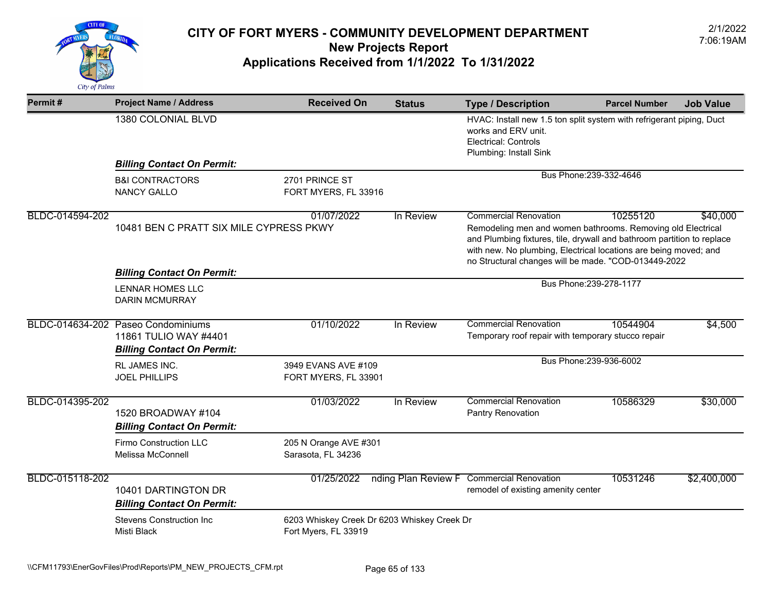# CITY OF FORT MYERS - COMMUNITY DEVELOPMENT DEPARTMENT
## New Projects Report
## Applications Received from 1/1/2022 To 1/31/2022

2/1/2022
7:06:19AM

| Permit # | Project Name / Address | Received On | Status | Type / Description | Parcel Number | Job Value |
|---|---|---|---|---|---|---|
| | 1380 COLONIAL BLVD | | | HVAC: Install new 1.5 ton split system with refrigerant piping, Duct works and ERV unit.<br>Electrical: Controls<br>Plumbing: Install Sink | | |
| | ***Billing Contact On Permit:*** | | | | | |
| | B&I CONTRACTORS<br>NANCY GALLO | 2701 PRINCE ST<br>FORT MYERS, FL 33916 | | Bus Phone:239-332-4646 | | |
| BLDC-014594-202 | 10481 BEN C PRATT SIX MILE CYPRESS PKWY | 01/07/2022 | In Review | Commercial Renovation<br>Remodeling men and women bathrooms. Removing old Electrical and Plumbing fixtures, tile, drywall and bathroom partition to replace with new. No plumbing, Electrical locations are being moved; and no Structural changes will be made. "COD-013449-2022 | 10255120 | $40,000 |
| | ***Billing Contact On Permit:*** | | | | | |
| | LENNAR HOMES LLC<br>DARIN MCMURRAY | | | Bus Phone:239-278-1177 | | |
| BLDC-014634-202 | Paseo Condominiums<br>11861 TULIO WAY #4401 | 01/10/2022 | In Review | Commercial Renovation<br>Temporary roof repair with temporary stucco repair | 10544904 | $4,500 |
| | ***Billing Contact On Permit:*** | | | | | |
| | RL JAMES INC.<br>JOEL PHILLIPS | 3949 EVANS AVE #109<br>FORT MYERS, FL 33901 | | Bus Phone:239-936-6002 | | |
| BLDC-014395-202 | 1520 BROADWAY #104 | 01/03/2022 | In Review | Commercial Renovation<br>Pantry Renovation | 10586329 | $30,000 |
| | ***Billing Contact On Permit:*** | | | | | |
| | Firmo Construction LLC<br>Melissa McConnell | 205 N Orange AVE #301<br>Sarasota, FL 34236 | | | | |
| BLDC-015118-202 | 10401 DARTINGTON DR | 01/25/2022 | nding Plan Review F | Commercial Renovation<br>remodel of existing amenity center | 10531246 | $2,400,000 |
| | ***Billing Contact On Permit:*** | | | | | |
| | Stevens Construction Inc<br>Misti Black | 6203 Whiskey Creek Dr 6203 Whiskey Creek Dr<br>Fort Myers, FL 33919 | | | | |

\\CFM11793\EnerGovFiles\Prod\Reports\PM_NEW_PROJECTS_CFM.rpt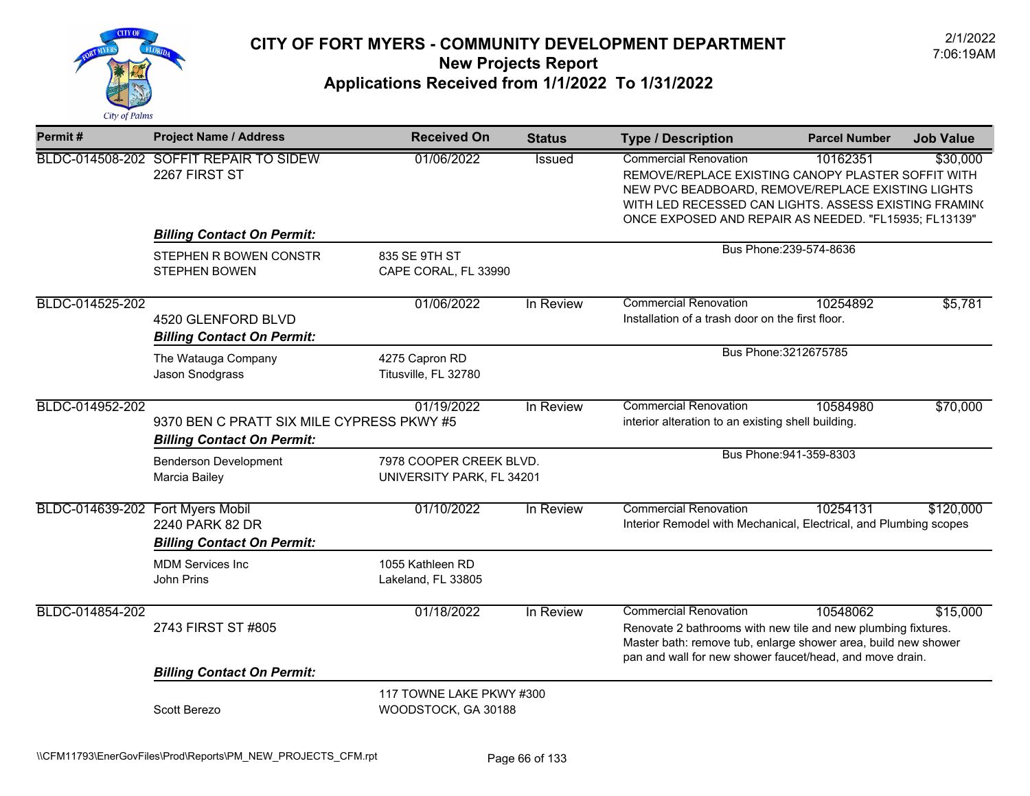# CITY OF FORT MYERS - COMMUNITY DEVELOPMENT DEPARTMENT

## New Projects Report

## Applications Received from 1/1/2022 To 1/31/2022

2/1/2022
7:06:19AM

| Permit # | Project Name / Address | Received On | Status | Type / Description | Parcel Number | Job Value |
|---|---|---|---|---|---|---|
| BLDC-014508-202 | SOFFIT REPAIR TO SIDEW<br>2267 FIRST ST | 01/06/2022 | Issued | Commercial Renovation<br>REMOVE/REPLACE EXISTING CANOPY PLASTER SOFFIT WITH NEW PVC BEADBOARD, REMOVE/REPLACE EXISTING LIGHTS WITH LED RECESSED CAN LIGHTS. ASSESS EXISTING FRAMING ONCE EXPOSED AND REPAIR AS NEEDED. "FL15935; FL13139" | 10162351 | $30,000 |
| | ***Billing Contact On Permit:***<br>STEPHEN R BOWEN CONSTR<br>STEPHEN BOWEN | 835 SE 9TH ST<br>CAPE CORAL, FL 33990 | | Bus Phone:239-574-8636 | | |
| BLDC-014525-202 | 4520 GLENFORD BLVD | 01/06/2022 | In Review | Commercial Renovation<br>Installation of a trash door on the first floor. | 10254892 | $5,781 |
| | ***Billing Contact On Permit:***<br>The Watauga Company<br>Jason Snodgrass | 4275 Capron RD<br>Titusville, FL 32780 | | Bus Phone:3212675785 | | |
| BLDC-014952-202 | 9370 BEN C PRATT SIX MILE CYPRESS PKWY #5 | 01/19/2022 | In Review | Commercial Renovation<br>interior alteration to an existing shell building. | 10584980 | $70,000 |
| | ***Billing Contact On Permit:***<br>Benderson Development<br>Marcia Bailey | 7978 COOPER CREEK BLVD.<br>UNIVERSITY PARK, FL 34201 | | Bus Phone:941-359-8303 | | |
| BLDC-014639-202 | Fort Myers Mobil<br>2240 PARK 82 DR | 01/10/2022 | In Review | Commercial Renovation<br>Interior Remodel with Mechanical, Electrical, and Plumbing scopes | 10254131 | $120,000 |
| | ***Billing Contact On Permit:***<br>MDM Services Inc<br>John Prins | 1055 Kathleen RD<br>Lakeland, FL 33805 | | | | |
| BLDC-014854-202 | 2743 FIRST ST #805 | 01/18/2022 | In Review | Commercial Renovation<br>Renovate 2 bathrooms with new tile and new plumbing fixtures. Master bath: remove tub, enlarge shower area, build new shower pan and wall for new shower faucet/head, and move drain. | 10548062 | $15,000 |
| | ***Billing Contact On Permit:***<br>Scott Berezo | 117 TOWNE LAKE PKWY #300<br>WOODSTOCK, GA 30188 | | | | |

\\CFM11793\EnerGovFiles\Prod\Reports\PM_NEW_PROJECTS_CFM.rpt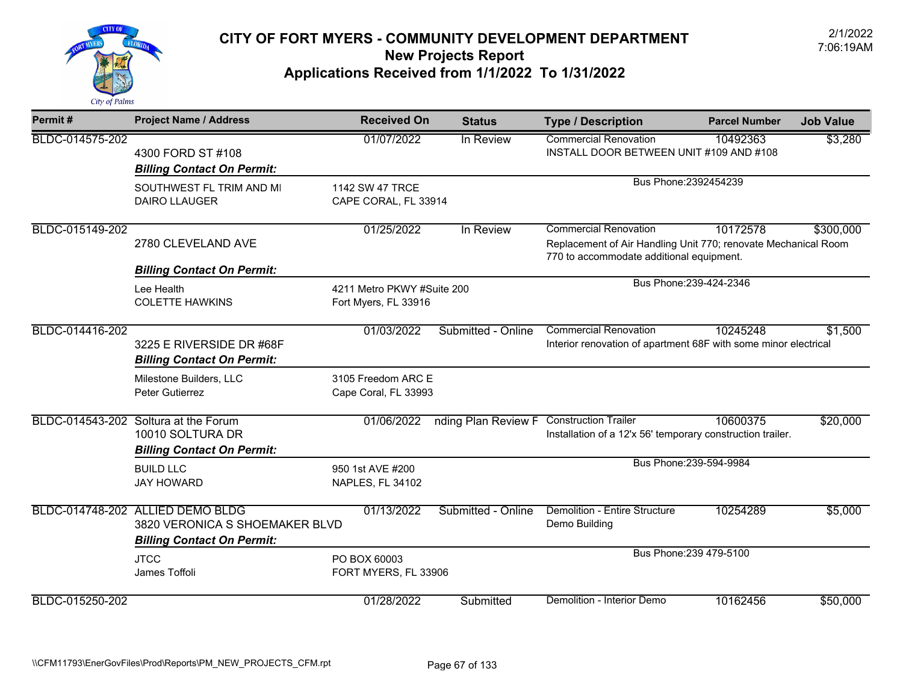# CITY OF FORT MYERS - COMMUNITY DEVELOPMENT DEPARTMENT

## New Projects Report

## Applications Received from 1/1/2022 To 1/31/2022

2/1/2022
7:06:19AM

| Permit # | Project Name / Address | Received On | Status | Type / Description | Parcel Number | Job Value |
|---|---|---|---|---|---|---|
| BLDC-014575-202 | 4300 FORD ST #108 | 01/07/2022 | In Review | Commercial Renovation<br>INSTALL DOOR BETWEEN UNIT #109 AND #108 | 10492363 | $3,280 |
| | ***Billing Contact On Permit:***<br>SOUTHWEST FL TRIM AND MI<br>DAIRO LLAUGER | 1142 SW 47 TRCE<br>CAPE CORAL, FL 33914 | | Bus Phone:2392454239 | | |
| BLDC-015149-202 | 2780 CLEVELAND AVE | 01/25/2022 | In Review | Commercial Renovation<br>Replacement of Air Handling Unit 770; renovate Mechanical Room 770 to accommodate additional equipment. | 10172578 | $300,000 |
| | ***Billing Contact On Permit:***<br>Lee Health<br>COLETTE HAWKINS | 4211 Metro PKWY #Suite 200<br>Fort Myers, FL 33916 | | Bus Phone:239-424-2346 | | |
| BLDC-014416-202 | 3225 E RIVERSIDE DR #68F | 01/03/2022 | Submitted - Online | Commercial Renovation<br>Interior renovation of apartment 68F with some minor electrical | 10245248 | $1,500 |
| | ***Billing Contact On Permit:***<br>Milestone Builders, LLC<br>Peter Gutierrez | 3105 Freedom ARC E<br>Cape Coral, FL 33993 | | | | |
| BLDC-014543-202 | Soltura at the Forum<br>10010 SOLTURA DR | 01/06/2022 | nding Plan Review F | Construction Trailer<br>Installation of a 12'x 56' temporary construction trailer. | 10600375 | $20,000 |
| | ***Billing Contact On Permit:***<br>BUILD LLC<br>JAY HOWARD | 950 1st AVE #200<br>NAPLES, FL 34102 | | Bus Phone:239-594-9984 | | |
| BLDC-014748-202 | ALLIED DEMO BLDG<br>3820 VERONICA S SHOEMAKER BLVD | 01/13/2022 | Submitted - Online | Demolition - Entire Structure<br>Demo Building | 10254289 | $5,000 |
| | ***Billing Contact On Permit:***<br>JTCC<br>James Toffoli | PO BOX 60003<br>FORT MYERS, FL 33906 | | Bus Phone:239 479-5100 | | |
| BLDC-015250-202 | | 01/28/2022 | Submitted | Demolition - Interior Demo | 10162456 | $50,000 |

\\CFM11793\EnerGovFiles\Prod\Reports\PM_NEW_PROJECTS_CFM.rpt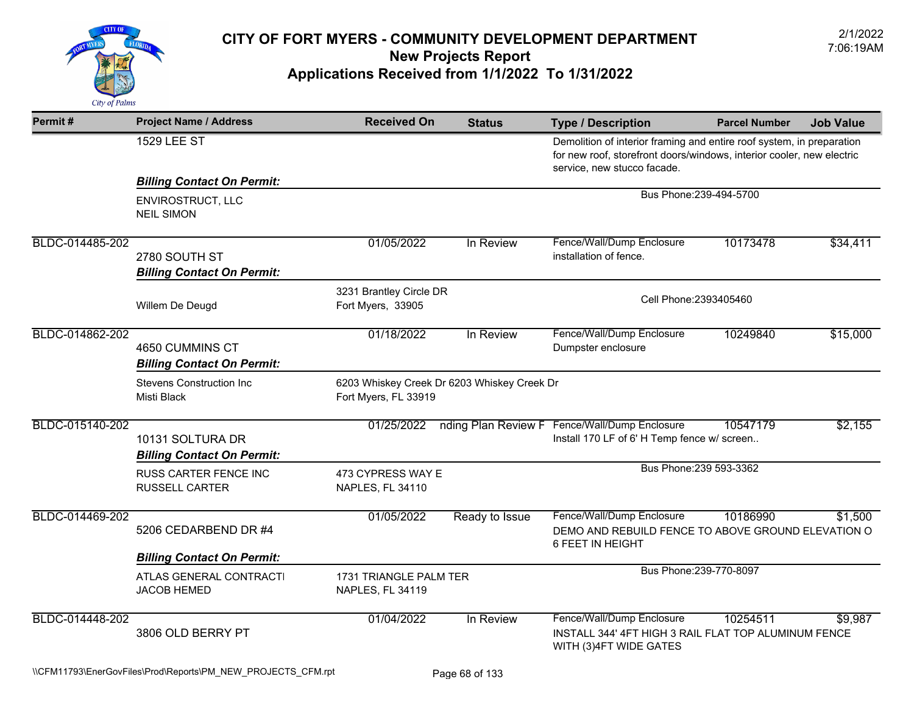# CITY OF FORT MYERS - COMMUNITY DEVELOPMENT DEPARTMENT
## New Projects Report
## Applications Received from 1/1/2022 To 1/31/2022

| Permit # | Project Name / Address | Received On | Status | Type / Description | Parcel Number | Job Value |
|---|---|---|---|---|---|---|
| | 1529 LEE ST | | | Demolition of interior framing and entire roof system, in preparation for new roof, storefront doors/windows, interior cooler, new electric service, new stucco facade. | | |
| | ***Billing Contact On Permit:*** | | | | | |
| | ENVIROSTRUCT, LLC<br>NEIL SIMON | | | Bus Phone:239-494-5700 | | |
| BLDC-014485-202 | 2780 SOUTH ST | 01/05/2022 | In Review | Fence/Wall/Dump Enclosure<br>installation of fence. | 10173478 | $34,411 |
| | ***Billing Contact On Permit:*** | | | | | |
| | Willem De Deugd | 3231 Brantley Circle DR<br>Fort Myers, 33905 | | Cell Phone:2393405460 | | |
| BLDC-014862-202 | 4650 CUMMINS CT | 01/18/2022 | In Review | Fence/Wall/Dump Enclosure<br>Dumpster enclosure | 10249840 | $15,000 |
| | ***Billing Contact On Permit:*** | | | | | |
| | Stevens Construction Inc<br>Misti Black | 6203 Whiskey Creek Dr 6203 Whiskey Creek Dr<br>Fort Myers, FL 33919 | | | | |
| BLDC-015140-202 | 10131 SOLTURA DR | 01/25/2022 | nding Plan Review F | Fence/Wall/Dump Enclosure<br>Install 170 LF of 6' H Temp fence w/ screen.. | 10547179 | $2,155 |
| | ***Billing Contact On Permit:*** | | | | | |
| | RUSS CARTER FENCE INC<br>RUSSELL CARTER | 473 CYPRESS WAY E<br>NAPLES, FL 34110 | | Bus Phone:239 593-3362 | | |
| BLDC-014469-202 | 5206 CEDARBEND DR #4 | 01/05/2022 | Ready to Issue | Fence/Wall/Dump Enclosure<br>DEMO AND REBUILD FENCE TO ABOVE GROUND ELEVATION O 6 FEET IN HEIGHT | 10186990 | $1,500 |
| | ***Billing Contact On Permit:*** | | | | | |
| | ATLAS GENERAL CONTRACTI<br>JACOB HEMED | 1731 TRIANGLE PALM TER<br>NAPLES, FL 34119 | | Bus Phone:239-770-8097 | | |
| BLDC-014448-202 | 3806 OLD BERRY PT | 01/04/2022 | In Review | Fence/Wall/Dump Enclosure<br>INSTALL 344' 4FT HIGH 3 RAIL FLAT TOP ALUMINUM FENCE WITH (3)4FT WIDE GATES | 10254511 | $9,987 |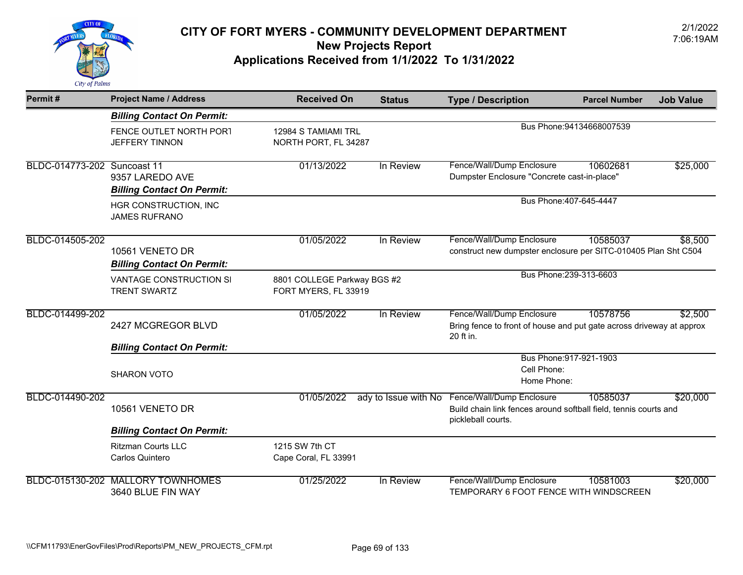# CITY OF FORT MYERS - COMMUNITY DEVELOPMENT DEPARTMENT
## New Projects Report
## Applications Received from 1/1/2022 To 1/31/2022

2/1/2022
7:06:19AM

| Permit # | Project Name / Address | Received On | Status | Type / Description | Parcel Number | Job Value |
|---|---|---|---|---|---|---|
| | ***Billing Contact On Permit:*** | | | | | |
| | FENCE OUTLET NORTH PORT<br>JEFFERY TINNON | 12984 S TAMIAMI TRL<br>NORTH PORT, FL 34287 | | Bus Phone:94134668007539 | | |
| BLDC-014773-202 | Suncoast 11<br>9357 LAREDO AVE | 01/13/2022 | In Review | Fence/Wall/Dump Enclosure<br>Dumpster Enclosure "Concrete cast-in-place" | 10602681 | $25,000 |
| | ***Billing Contact On Permit:*** | | | | | |
| | HGR CONSTRUCTION, INC<br>JAMES RUFRANO | | | Bus Phone:407-645-4447 | | |
| BLDC-014505-202 | 10561 VENETO DR | 01/05/2022 | In Review | Fence/Wall/Dump Enclosure<br>construct new dumpster enclosure per SITC-010405 Plan Sht C504 | 10585037 | $8,500 |
| | ***Billing Contact On Permit:*** | | | | | |
| | VANTAGE CONSTRUCTION SI<br>TRENT SWARTZ | 8801 COLLEGE Parkway BGS #2<br>FORT MYERS, FL 33919 | | Bus Phone:239-313-6603 | | |
| BLDC-014499-202 | 2427 MCGREGOR BLVD | 01/05/2022 | In Review | Fence/Wall/Dump Enclosure<br>Bring fence to front of house and put gate across driveway at approx 20 ft in. | 10578756 | $2,500 |
| | ***Billing Contact On Permit:*** | | | | | |
| | SHARON VOTO | | | Bus Phone:917-921-1903<br>Cell Phone:<br>Home Phone: | | |
| BLDC-014490-202 | 10561 VENETO DR | 01/05/2022 | ady to Issue with No | Fence/Wall/Dump Enclosure<br>Build chain link fences around softball field, tennis courts and pickleball courts. | 10585037 | $20,000 |
| | ***Billing Contact On Permit:*** | | | | | |
| | Ritzman Courts LLC<br>Carlos Quintero | 1215 SW 7th CT<br>Cape Coral, FL 33991 | | | | |
| BLDC-015130-202 | MALLORY TOWNHOMES<br>3640 BLUE FIN WAY | 01/25/2022 | In Review | Fence/Wall/Dump Enclosure<br>TEMPORARY 6 FOOT FENCE WITH WINDSCREEN | 10581003 | $20,000 |

\\CFM11793\EnerGovFiles\Prod\Reports\PM_NEW_PROJECTS_CFM.rpt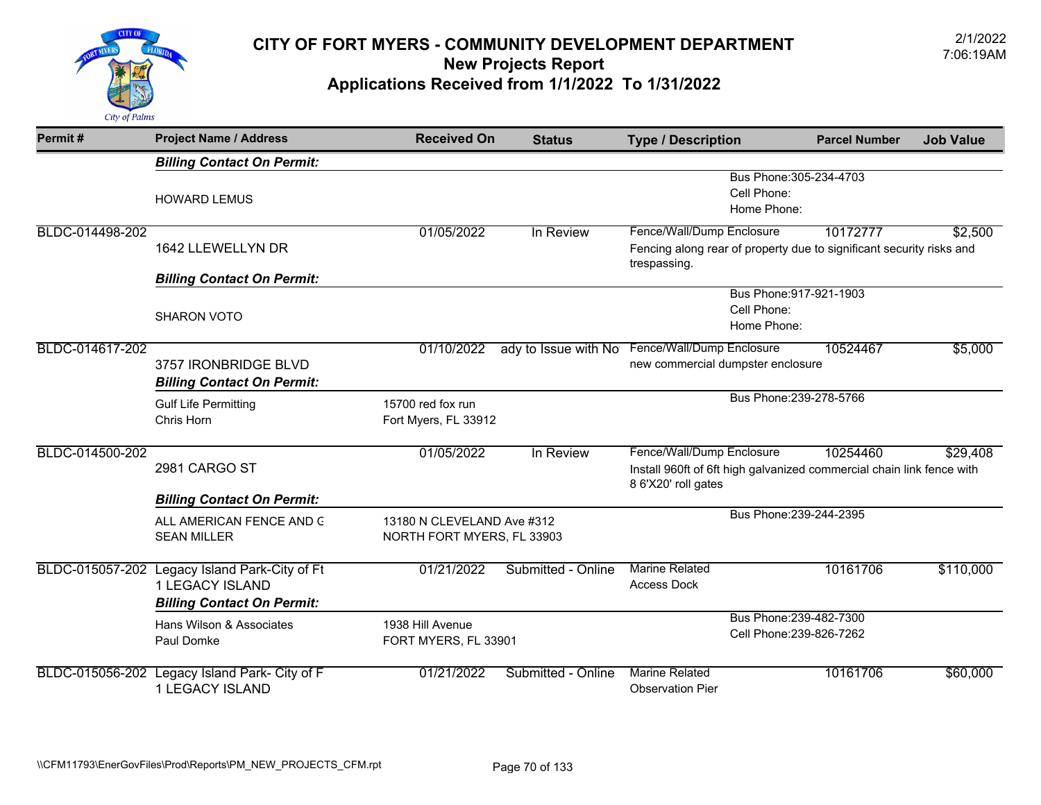# CITY OF FORT MYERS - COMMUNITY DEVELOPMENT DEPARTMENT
## New Projects Report
## Applications Received from 1/1/2022 To 1/31/2022

2/1/2022
7:06:19AM

| Permit # | Project Name / Address | Received On | Status | Type / Description | Parcel Number | Job Value |
|---|---|---|---|---|---|---|
| | ***Billing Contact On Permit:*** | | | | | |
| | HOWARD LEMUS | | | Bus Phone:305-234-4703<br>Cell Phone:<br>Home Phone: | | |
| BLDC-014498-202 | 1642 LLEWELLYN DR | 01/05/2022 | In Review | Fence/Wall/Dump Enclosure<br>Fencing along rear of property due to significant security risks and trespassing. | 10172777 | $2,500 |
| | ***Billing Contact On Permit:*** | | | | | |
| | SHARON VOTO | | | Bus Phone:917-921-1903<br>Cell Phone:<br>Home Phone: | | |
| BLDC-014617-202 | 3757 IRONBRIDGE BLVD | 01/10/2022 | ady to Issue with No | Fence/Wall/Dump Enclosure<br>new commercial dumpster enclosure | 10524467 | $5,000 |
| | ***Billing Contact On Permit:*** | | | | | |
| | Gulf Life Permitting<br>Chris Horn | 15700 red fox run<br>Fort Myers, FL 33912 | | Bus Phone:239-278-5766 | | |
| BLDC-014500-202 | 2981 CARGO ST | 01/05/2022 | In Review | Fence/Wall/Dump Enclosure<br>Install 960ft of 6ft high galvanized commercial chain link fence with 8 6'X20' roll gates | 10254460 | $29,408 |
| | ***Billing Contact On Permit:*** | | | | | |
| | ALL AMERICAN FENCE AND G<br>SEAN MILLER | 13180 N CLEVELAND Ave #312<br>NORTH FORT MYERS, FL 33903 | | Bus Phone:239-244-2395 | | |
| BLDC-015057-202 | Legacy Island Park-City of Ft<br>1 LEGACY ISLAND | 01/21/2022 | Submitted - Online | Marine Related<br>Access Dock | 10161706 | $110,000 |
| | ***Billing Contact On Permit:*** | | | | | |
| | Hans Wilson & Associates<br>Paul Domke | 1938 Hill Avenue<br>FORT MYERS, FL 33901 | | Bus Phone:239-482-7300<br>Cell Phone:239-826-7262 | | |
| BLDC-015056-202 | Legacy Island Park- City of F<br>1 LEGACY ISLAND | 01/21/2022 | Submitted - Online | Marine Related<br>Observation Pier | 10161706 | $60,000 |

\\CFM11793\EnerGovFiles\Prod\Reports\PM_NEW_PROJECTS_CFM.rpt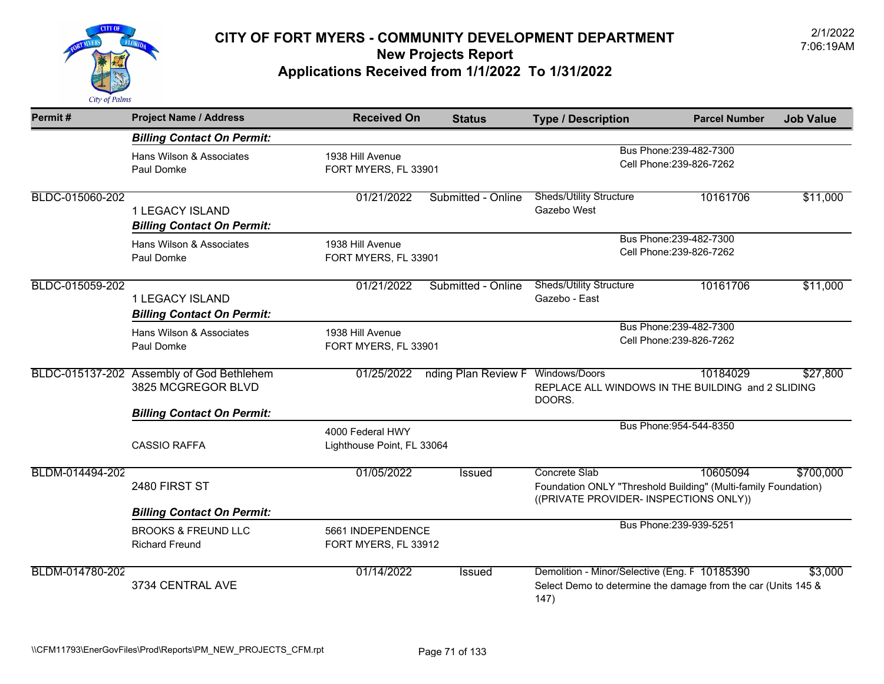# CITY OF FORT MYERS - COMMUNITY DEVELOPMENT DEPARTMENT
## New Projects Report
## Applications Received from 1/1/2022 To 1/31/2022

2/1/2022
7:06:19AM

| Permit # | Project Name / Address | | Received On | Status | Type / Description | Parcel Number | Job Value |
|---|---|---|---|---|---|---|---|
| | ***Billing Contact On Permit:*** | | | | | | |
| | Hans Wilson & Associates<br>Paul Domke | 1938 Hill Avenue<br>FORT MYERS, FL 33901 | | | Bus Phone:239-482-7300<br>Cell Phone:239-826-7262 | | |
| BLDC-015060-202 | 1 LEGACY ISLAND | | 01/21/2022 | Submitted - Online | Sheds/Utility Structure<br>Gazebo West | 10161706 | $11,000 |
| | ***Billing Contact On Permit:*** | | | | | | |
| | Hans Wilson & Associates<br>Paul Domke | 1938 Hill Avenue<br>FORT MYERS, FL 33901 | | | Bus Phone:239-482-7300<br>Cell Phone:239-826-7262 | | |
| BLDC-015059-202 | 1 LEGACY ISLAND | | 01/21/2022 | Submitted - Online | Sheds/Utility Structure<br>Gazebo - East | 10161706 | $11,000 |
| | ***Billing Contact On Permit:*** | | | | | | |
| | Hans Wilson & Associates<br>Paul Domke | 1938 Hill Avenue<br>FORT MYERS, FL 33901 | | | Bus Phone:239-482-7300<br>Cell Phone:239-826-7262 | | |
| BLDC-015137-202 | Assembly of God Bethlehem<br>3825 MCGREGOR BLVD | | 01/25/2022 | nding Plan Review F | Windows/Doors<br>REPLACE ALL WINDOWS IN THE BUILDING and 2 SLIDING DOORS. | 10184029 | $27,800 |
| | ***Billing Contact On Permit:*** | | | | | | |
| | CASSIO RAFFA | 4000 Federal HWY<br>Lighthouse Point, FL 33064 | | | Bus Phone:954-544-8350 | | |
| BLDM-014494-202 | 2480 FIRST ST | | 01/05/2022 | Issued | Concrete Slab<br>Foundation ONLY "Threshold Building" (Multi-family Foundation) ((PRIVATE PROVIDER- INSPECTIONS ONLY)) | 10605094 | $700,000 |
| | ***Billing Contact On Permit:*** | | | | | | |
| | BROOKS & FREUND LLC<br>Richard Freund | 5661 INDEPENDENCE<br>FORT MYERS, FL 33912 | | | Bus Phone:239-939-5251 | | |
| BLDM-014780-202 | 3734 CENTRAL AVE | | 01/14/2022 | Issued | Demolition - Minor/Selective (Eng. F<br>Select Demo to determine the damage from the car (Units 145 & 147) | 10185390 | $3,000 |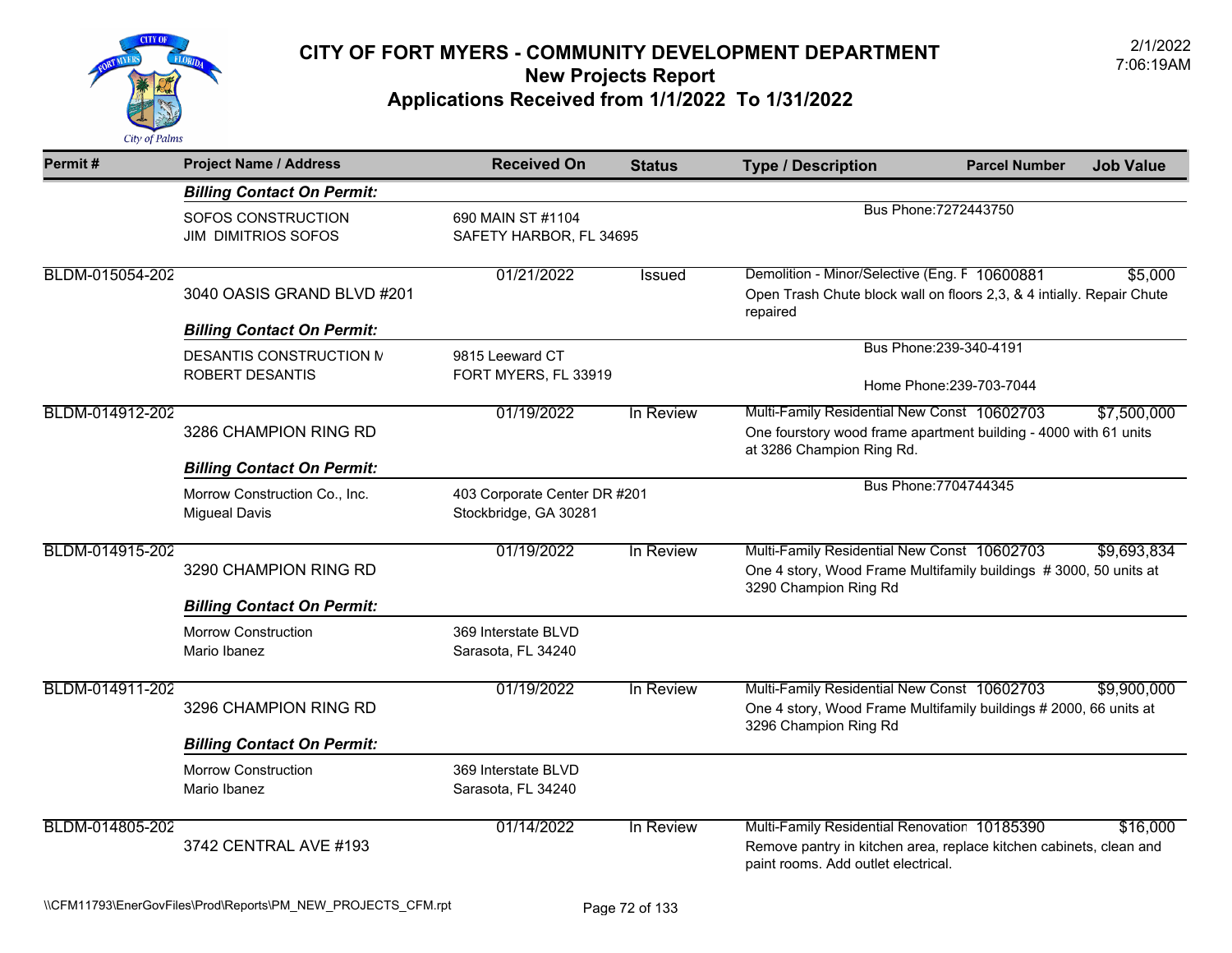# CITY OF FORT MYERS - COMMUNITY DEVELOPMENT DEPARTMENT
## New Projects Report
## Applications Received from 1/1/2022 To 1/31/2022

2/1/2022
7:06:19AM

| Permit # | Project Name / Address | Received On | Status | Type / Description | Parcel Number | Job Value |
|---|---|---|---|---|---|---|
| | ***Billing Contact On Permit:*** | | | | | |
| | SOFOS CONSTRUCTION<br>JIM DIMITRIOS SOFOS | 690 MAIN ST #1104<br>SAFETY HARBOR, FL 34695 | | Bus Phone:7272443750 | | |
| BLDM-015054-202 | 3040 OASIS GRAND BLVD #201 | 01/21/2022 | Issued | Demolition - Minor/Selective (Eng. F<br>Open Trash Chute block wall on floors 2,3, & 4 intially. Repair Chute repaired | 10600881 | $5,000 |
| | ***Billing Contact On Permit:*** | | | | | |
| | DESANTIS CONSTRUCTION M<br>ROBERT DESANTIS | 9815 Leeward CT<br>FORT MYERS, FL 33919 | | Bus Phone:239-340-4191<br>Home Phone:239-703-7044 | | |
| BLDM-014912-202 | 3286 CHAMPION RING RD | 01/19/2022 | In Review | Multi-Family Residential New Const<br>One fourstory wood frame apartment building - 4000 with 61 units at 3286 Champion Ring Rd. | 10602703 | $7,500,000 |
| | ***Billing Contact On Permit:*** | | | | | |
| | Morrow Construction Co., Inc.<br>Migueal Davis | 403 Corporate Center DR #201<br>Stockbridge, GA 30281 | | Bus Phone:7704744345 | | |
| BLDM-014915-202 | 3290 CHAMPION RING RD | 01/19/2022 | In Review | Multi-Family Residential New Const<br>One 4 story, Wood Frame Multifamily buildings # 3000, 50 units at 3290 Champion Ring Rd | 10602703 | $9,693,834 |
| | ***Billing Contact On Permit:*** | | | | | |
| | Morrow Construction<br>Mario Ibanez | 369 Interstate BLVD<br>Sarasota, FL 34240 | | | | |
| BLDM-014911-202 | 3296 CHAMPION RING RD | 01/19/2022 | In Review | Multi-Family Residential New Const<br>One 4 story, Wood Frame Multifamily buildings # 2000, 66 units at 3296 Champion Ring Rd | 10602703 | $9,900,000 |
| | ***Billing Contact On Permit:*** | | | | | |
| | Morrow Construction<br>Mario Ibanez | 369 Interstate BLVD<br>Sarasota, FL 34240 | | | | |
| BLDM-014805-202 | 3742 CENTRAL AVE #193 | 01/14/2022 | In Review | Multi-Family Residential Renovation<br>Remove pantry in kitchen area, replace kitchen cabinets, clean and paint rooms. Add outlet electrical. | 10185390 | $16,000 |

\\CFM11793\EnerGovFiles\Prod\Reports\PM_NEW_PROJECTS_CFM.rpt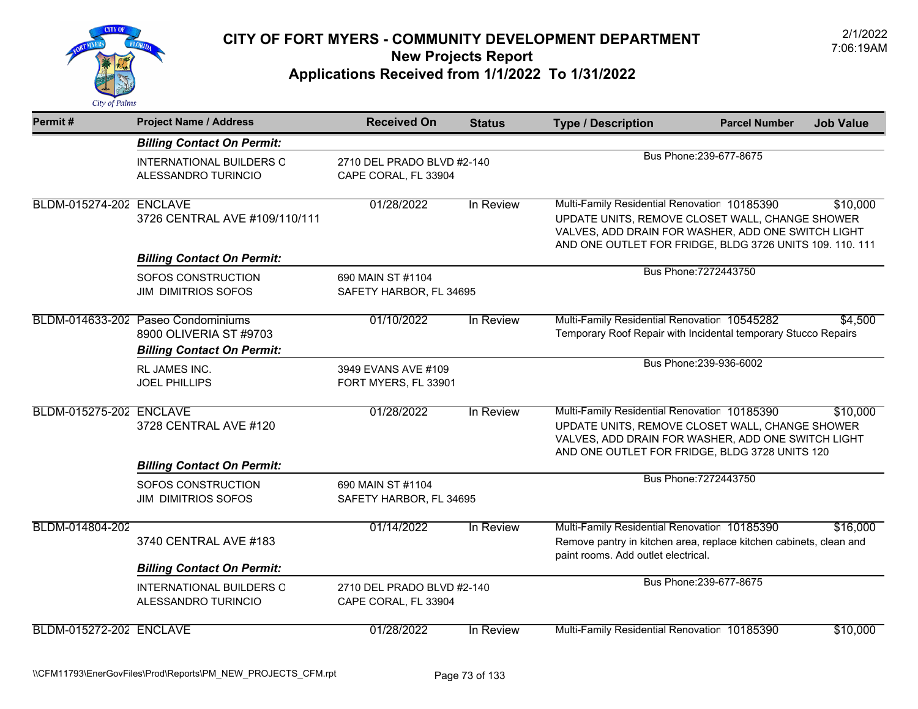# CITY OF FORT MYERS - COMMUNITY DEVELOPMENT DEPARTMENT
## New Projects Report
## Applications Received from 1/1/2022 To 1/31/2022

2/1/2022
7:06:19AM

| Permit # | Project Name / Address | Received On | Status | Type / Description | Parcel Number | Job Value |
|---|---|---|---|---|---|---|
| | ***Billing Contact On Permit:*** | | | | | |
| | INTERNATIONAL BUILDERS O<br>ALESSANDRO TURINCIO | 2710 DEL PRADO BLVD #2-140<br>CAPE CORAL, FL 33904 | | Bus Phone:239-677-8675 | | |
| BLDM-015274-202 | ENCLAVE<br>3726 CENTRAL AVE #109/110/111 | 01/28/2022 | In Review | Multi-Family Residential Renovation<br>UPDATE UNITS, REMOVE CLOSET WALL, CHANGE SHOWER VALVES, ADD DRAIN FOR WASHER, ADD ONE SWITCH LIGHT AND ONE OUTLET FOR FRIDGE, BLDG 3726 UNITS 109. 110. 111 | 10185390 | $10,000 |
| | ***Billing Contact On Permit:*** | | | | | |
| | SOFOS CONSTRUCTION<br>JIM DIMITRIOS SOFOS | 690 MAIN ST #1104<br>SAFETY HARBOR, FL 34695 | | Bus Phone:7272443750 | | |
| BLDM-014633-202 | Paseo Condominiums<br>8900 OLIVERIA ST #9703 | 01/10/2022 | In Review | Multi-Family Residential Renovation<br>Temporary Roof Repair with Incidental temporary Stucco Repairs | 10545282 | $4,500 |
| | ***Billing Contact On Permit:*** | | | | | |
| | RL JAMES INC.<br>JOEL PHILLIPS | 3949 EVANS AVE #109<br>FORT MYERS, FL 33901 | | Bus Phone:239-936-6002 | | |
| BLDM-015275-202 | ENCLAVE<br>3728 CENTRAL AVE #120 | 01/28/2022 | In Review | Multi-Family Residential Renovation<br>UPDATE UNITS, REMOVE CLOSET WALL, CHANGE SHOWER VALVES, ADD DRAIN FOR WASHER, ADD ONE SWITCH LIGHT AND ONE OUTLET FOR FRIDGE, BLDG 3728 UNITS 120 | 10185390 | $10,000 |
| | ***Billing Contact On Permit:*** | | | | | |
| | SOFOS CONSTRUCTION<br>JIM DIMITRIOS SOFOS | 690 MAIN ST #1104<br>SAFETY HARBOR, FL 34695 | | Bus Phone:7272443750 | | |
| BLDM-014804-202 | 3740 CENTRAL AVE #183 | 01/14/2022 | In Review | Multi-Family Residential Renovation<br>Remove pantry in kitchen area, replace kitchen cabinets, clean and paint rooms. Add outlet electrical. | 10185390 | $16,000 |
| | ***Billing Contact On Permit:*** | | | | | |
| | INTERNATIONAL BUILDERS O<br>ALESSANDRO TURINCIO | 2710 DEL PRADO BLVD #2-140<br>CAPE CORAL, FL 33904 | | Bus Phone:239-677-8675 | | |
| BLDM-015272-202 | ENCLAVE | 01/28/2022 | In Review | Multi-Family Residential Renovation | 10185390 | $10,000 |

\\CFM11793\EnerGovFiles\Prod\Reports\PM_NEW_PROJECTS_CFM.rpt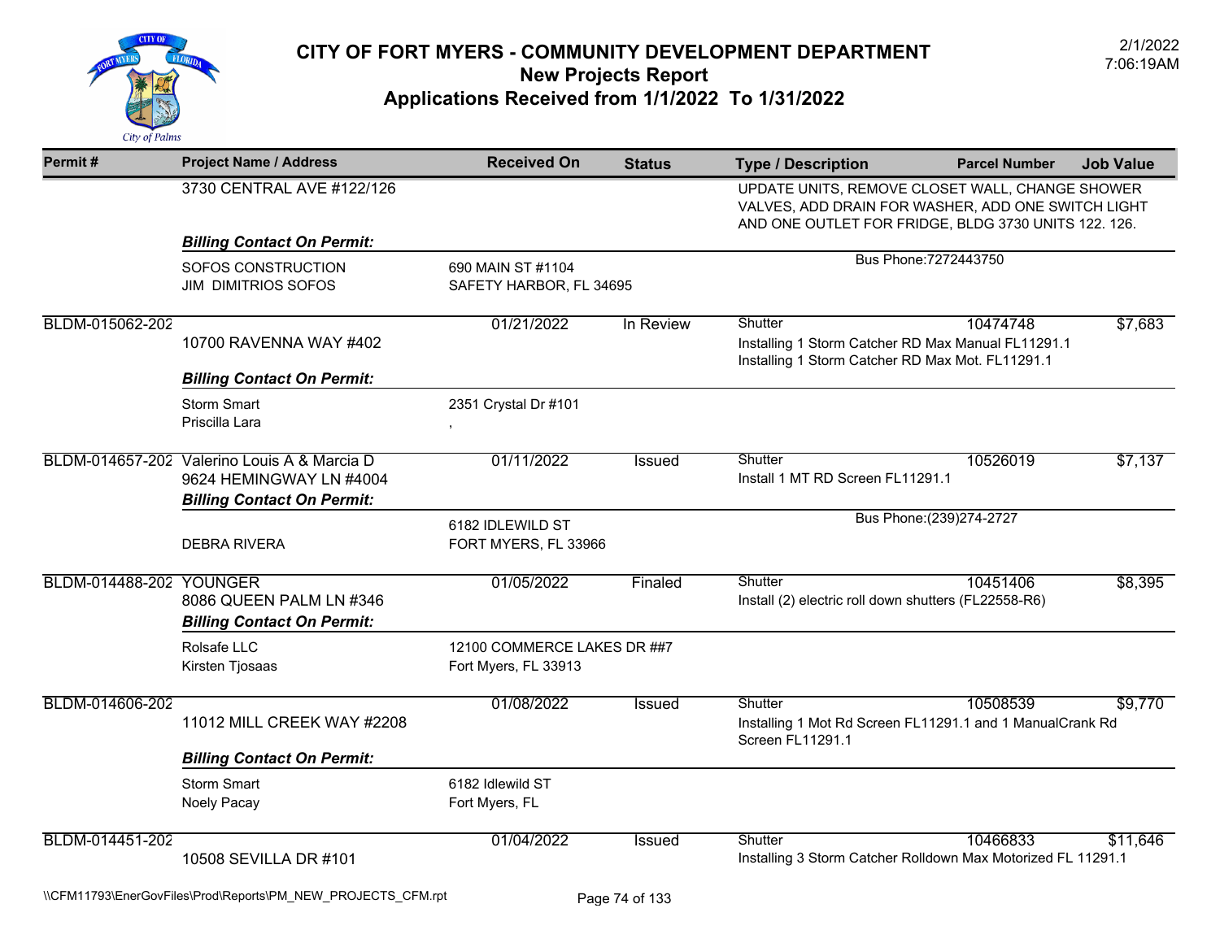# CITY OF FORT MYERS - COMMUNITY DEVELOPMENT DEPARTMENT
## New Projects Report
## Applications Received from 1/1/2022 To 1/31/2022

2/1/2022
7:06:19AM

| Permit # | Project Name / Address | Received On | Status | Type / Description | Parcel Number | Job Value |
|---|---|---|---|---|---|---|
| | 3730 CENTRAL AVE #122/126 | | | UPDATE UNITS, REMOVE CLOSET WALL, CHANGE SHOWER VALVES, ADD DRAIN FOR WASHER, ADD ONE SWITCH LIGHT AND ONE OUTLET FOR FRIDGE, BLDG 3730 UNITS 122. 126. | | |
| | ***Billing Contact On Permit:*** | | | | | |
| | SOFOS CONSTRUCTION<br>JIM DIMITRIOS SOFOS | 690 MAIN ST #1104<br>SAFETY HARBOR, FL 34695 | | Bus Phone:7272443750 | | |
| BLDM-015062-202 | 10700 RAVENNA WAY #402 | 01/21/2022 | In Review | Shutter<br>Installing 1 Storm Catcher RD Max Manual FL11291.1<br>Installing 1 Storm Catcher RD Max Mot. FL11291.1 | 10474748 | $7,683 |
| | ***Billing Contact On Permit:*** | | | | | |
| | Storm Smart<br>Priscilla Lara | 2351 Crystal Dr #101<br>, | | | | |
| BLDM-014657-202 | Valerino Louis A & Marcia D<br>9624 HEMINGWAY LN #4004 | 01/11/2022 | Issued | Shutter<br>Install 1 MT RD Screen FL11291.1 | 10526019 | $7,137 |
| | ***Billing Contact On Permit:*** | | | | | |
| | DEBRA RIVERA | 6182 IDLEWILD ST<br>FORT MYERS, FL 33966 | | Bus Phone:(239)274-2727 | | |
| BLDM-014488-202 | YOUNGER<br>8086 QUEEN PALM LN #346 | 01/05/2022 | Finaled | Shutter<br>Install (2) electric roll down shutters (FL22558-R6) | 10451406 | $8,395 |
| | ***Billing Contact On Permit:*** | | | | | |
| | Rolsafe LLC<br>Kirsten Tjosaas | 12100 COMMERCE LAKES DR ##7<br>Fort Myers, FL 33913 | | | | |
| BLDM-014606-202 | 11012 MILL CREEK WAY #2208 | 01/08/2022 | Issued | Shutter<br>Installing 1 Mot Rd Screen FL11291.1 and 1 ManualCrank Rd Screen FL11291.1 | 10508539 | $9,770 |
| | ***Billing Contact On Permit:*** | | | | | |
| | Storm Smart<br>Noely Pacay | 6182 Idlewild ST<br>Fort Myers, FL | | | | |
| BLDM-014451-202 | 10508 SEVILLA DR #101 | 01/04/2022 | Issued | Shutter<br>Installing 3 Storm Catcher Rolldown Max Motorized FL 11291.1 | 10466833 | $11,646 |

\\CFM11793\EnerGovFiles\Prod\Reports\PM_NEW_PROJECTS_CFM.rpt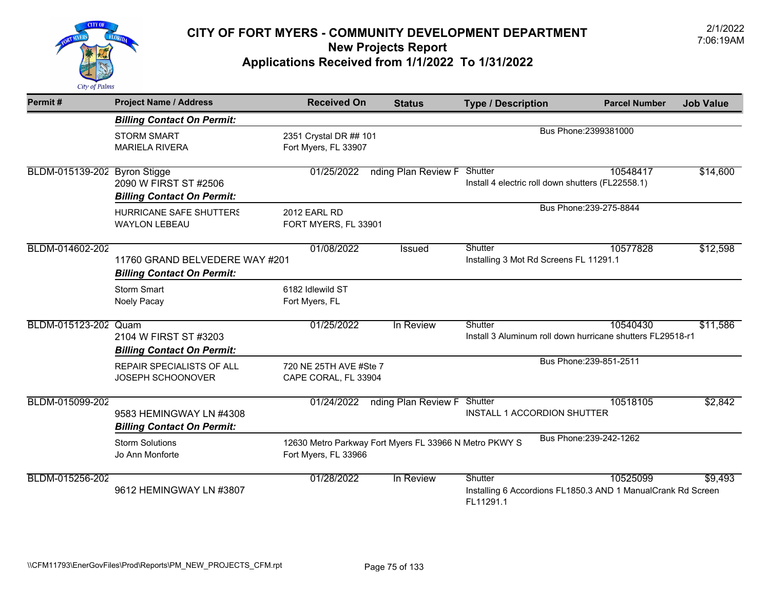# CITY OF FORT MYERS - COMMUNITY DEVELOPMENT DEPARTMENT
## New Projects Report
## Applications Received from 1/1/2022 To 1/31/2022

2/1/2022
7:06:19AM

| Permit # | Project Name / Address | Received On | Status | Type / Description | Parcel Number | Job Value |
|---|---|---|---|---|---|---|
| | ***Billing Contact On Permit:*** | | | | | |
| | STORM SMART<br>MARIELA RIVERA | 2351 Crystal DR ## 101<br>Fort Myers, FL 33907 | | Bus Phone:2399381000 | | |
| BLDM-015139-202 | Byron Stigge<br>2090 W FIRST ST #2506 | 01/25/2022 | nding Plan Review F | Shutter<br>Install 4 electric roll down shutters (FL22558.1) | 10548417 | $14,600 |
| | ***Billing Contact On Permit:*** | | | | | |
| | HURRICANE SAFE SHUTTERS<br>WAYLON LEBEAU | 2012 EARL RD<br>FORT MYERS, FL 33901 | | Bus Phone:239-275-8844 | | |
| BLDM-014602-202 | 11760 GRAND BELVEDERE WAY #201 | 01/08/2022 | Issued | Shutter<br>Installing 3 Mot Rd Screens FL 11291.1 | 10577828 | $12,598 |
| | ***Billing Contact On Permit:*** | | | | | |
| | Storm Smart<br>Noely Pacay | 6182 Idlewild ST<br>Fort Myers, FL | | | | |
| BLDM-015123-202 | Quam<br>2104 W FIRST ST #3203 | 01/25/2022 | In Review | Shutter<br>Install 3 Aluminum roll down hurricane shutters FL29518-r1 | 10540430 | $11,586 |
| | ***Billing Contact On Permit:*** | | | | | |
| | REPAIR SPECIALISTS OF ALL<br>JOSEPH SCHOONOVER | 720 NE 25TH AVE #Ste 7<br>CAPE CORAL, FL 33904 | | Bus Phone:239-851-2511 | | |
| BLDM-015099-202 | 9583 HEMINGWAY LN #4308 | 01/24/2022 | nding Plan Review F | Shutter<br>INSTALL 1 ACCORDION SHUTTER | 10518105 | $2,842 |
| | ***Billing Contact On Permit:*** | | | | | |
| | Storm Solutions<br>Jo Ann Monforte | 12630 Metro Parkway Fort Myers FL 33966 N Metro PKWY S<br>Fort Myers, FL 33966 | | Bus Phone:239-242-1262 | | |
| BLDM-015256-202 | 9612 HEMINGWAY LN #3807 | 01/28/2022 | In Review | Shutter<br>Installing 6 Accordions FL1850.3 AND 1 ManualCrank Rd Screen FL11291.1 | 10525099 | $9,493 |

\\CFM11793\EnerGovFiles\Prod\Reports\PM_NEW_PROJECTS_CFM.rpt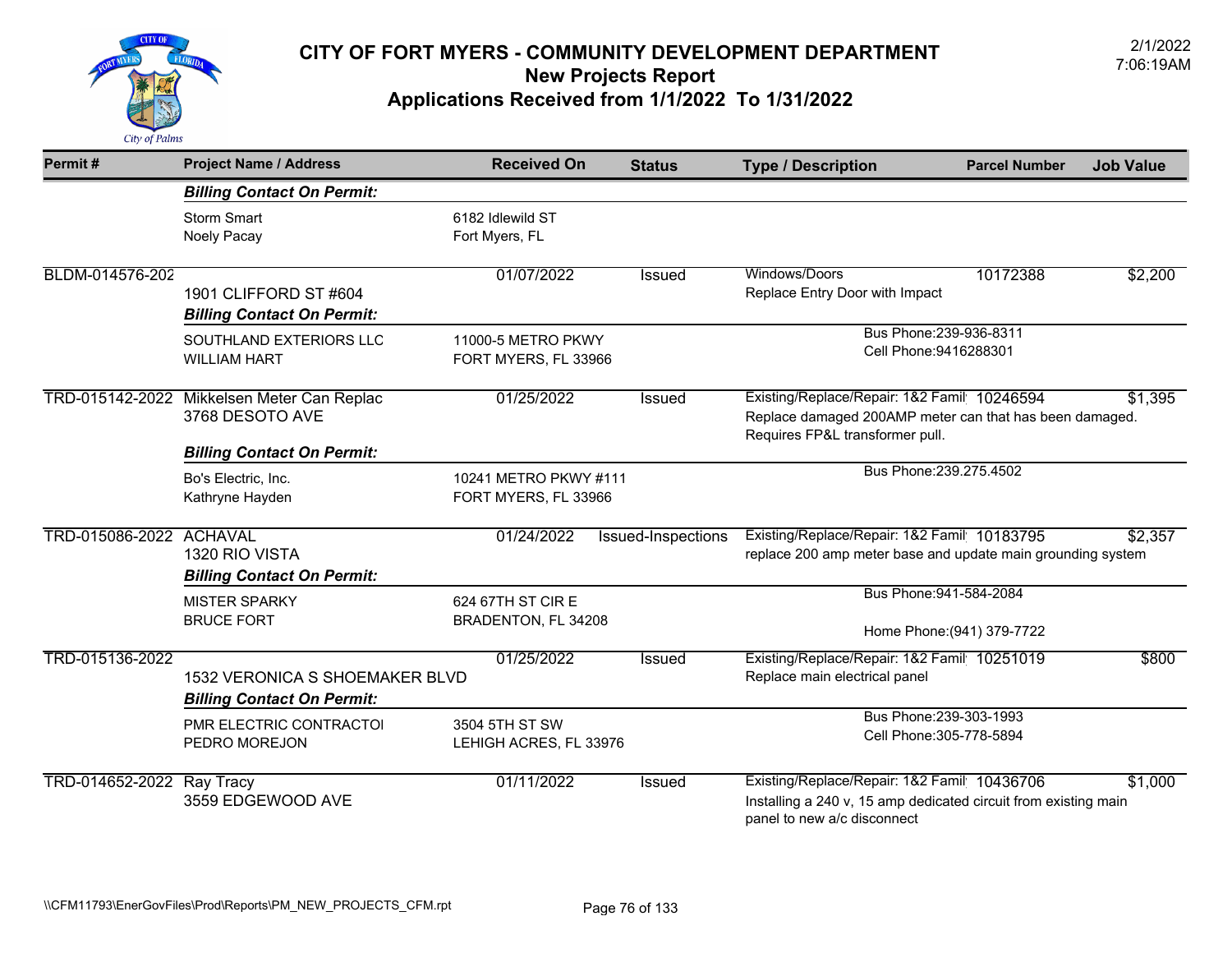# CITY OF FORT MYERS - COMMUNITY DEVELOPMENT DEPARTMENT
## New Projects Report
## Applications Received from 1/1/2022 To 1/31/2022

2/1/2022
7:06:19AM

| Permit # | Project Name / Address | Received On | Status | Type / Description | Parcel Number | Job Value |
|---|---|---|---|---|---|---|
| | ***Billing Contact On Permit:*** | | | | | |
| | Storm Smart<br>Noely Pacay | 6182 Idlewild ST<br>Fort Myers, FL | | | | |
| BLDM-014576-202 | 1901 CLIFFORD ST #604 | 01/07/2022 | Issued | Windows/Doors<br>Replace Entry Door with Impact | 10172388 | $2,200 |
| | ***Billing Contact On Permit:*** | | | | | |
| | SOUTHLAND EXTERIORS LLC<br>WILLIAM HART | 11000-5 METRO PKWY<br>FORT MYERS, FL 33966 | | Bus Phone:239-936-8311<br>Cell Phone:9416288301 | | |
| TRD-015142-2022 | Mikkelsen Meter Can Replac<br>3768 DESOTO AVE | 01/25/2022 | Issued | Existing/Replace/Repair: 1&2 Famil<br>Replace damaged 200AMP meter can that has been damaged. Requires FP&L transformer pull. | 10246594 | $1,395 |
| | ***Billing Contact On Permit:*** | | | | | |
| | Bo's Electric, Inc.<br>Kathryne Hayden | 10241 METRO PKWY #111<br>FORT MYERS, FL 33966 | | Bus Phone:239.275.4502 | | |
| TRD-015086-2022 | ACHAVAL<br>1320 RIO VISTA | 01/24/2022 | Issued-Inspections | Existing/Replace/Repair: 1&2 Famil<br>replace 200 amp meter base and update main grounding system | 10183795 | $2,357 |
| | ***Billing Contact On Permit:*** | | | | | |
| | MISTER SPARKY<br>BRUCE FORT | 624 67TH ST CIR E<br>BRADENTON, FL 34208 | | Bus Phone:941-584-2084<br>Home Phone:(941) 379-7722 | | |
| TRD-015136-2022 | 1532 VERONICA S SHOEMAKER BLVD | 01/25/2022 | Issued | Existing/Replace/Repair: 1&2 Famil<br>Replace main electrical panel | 10251019 | $800 |
| | ***Billing Contact On Permit:*** | | | | | |
| | PMR ELECTRIC CONTRACTOI<br>PEDRO MOREJON | 3504 5TH ST SW<br>LEHIGH ACRES, FL 33976 | | Bus Phone:239-303-1993<br>Cell Phone:305-778-5894 | | |
| TRD-014652-2022 | Ray Tracy<br>3559 EDGEWOOD AVE | 01/11/2022 | Issued | Existing/Replace/Repair: 1&2 Famil<br>Installing a 240 v, 15 amp dedicated circuit from existing main panel to new a/c disconnect | 10436706 | $1,000 |

\\CFM11793\EnerGovFiles\Prod\Reports\PM_NEW_PROJECTS_CFM.rpt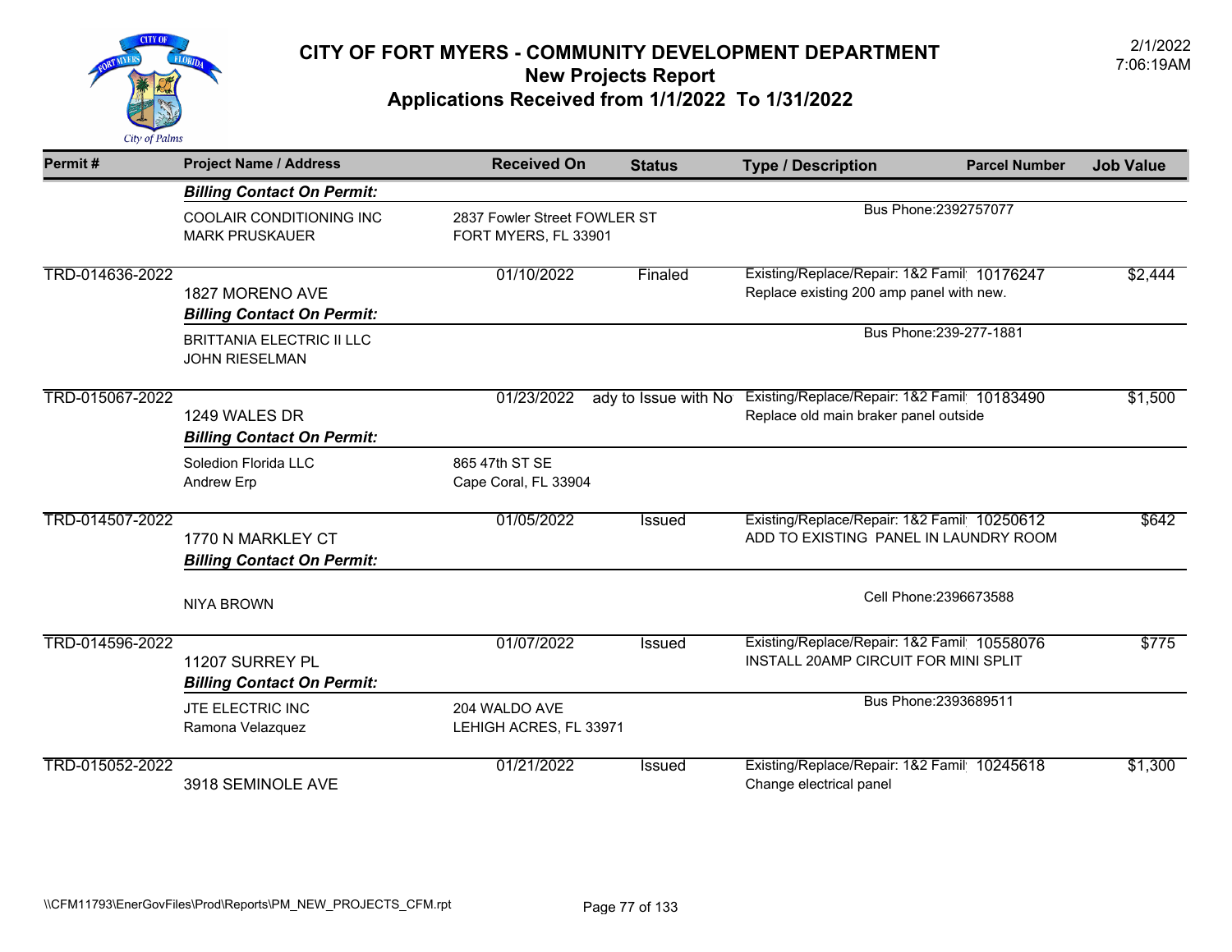# CITY OF FORT MYERS - COMMUNITY DEVELOPMENT DEPARTMENT
## New Projects Report
## Applications Received from 1/1/2022 To 1/31/2022

2/1/2022
7:06:19AM

| Permit # | Project Name / Address | Received On | Status | Type / Description | Parcel Number | Job Value |
|---|---|---|---|---|---|---|
| | ***Billing Contact On Permit:*** | | | | | |
| | COOLAIR CONDITIONING INC<br>MARK PRUSKAUER | 2837 Fowler Street FOWLER ST<br>FORT MYERS, FL 33901 | | Bus Phone:2392757077 | | |
| TRD-014636-2022 | 1827 MORENO AVE | 01/10/2022 | Finaled | Existing/Replace/Repair: 1&2 Famil<br>Replace existing 200 amp panel with new. | 10176247 | $2,444 |
| | ***Billing Contact On Permit:*** | | | | | |
| | BRITTANIA ELECTRIC II LLC<br>JOHN RIESELMAN | | | Bus Phone:239-277-1881 | | |
| TRD-015067-2022 | 1249 WALES DR | 01/23/2022 | ady to Issue with No | Existing/Replace/Repair: 1&2 Famil<br>Replace old main braker panel outside | 10183490 | $1,500 |
| | ***Billing Contact On Permit:*** | | | | | |
| | Soledion Florida LLC<br>Andrew Erp | 865 47th ST SE<br>Cape Coral, FL 33904 | | | | |
| TRD-014507-2022 | 1770 N MARKLEY CT | 01/05/2022 | Issued | Existing/Replace/Repair: 1&2 Famil<br>ADD TO EXISTING PANEL IN LAUNDRY ROOM | 10250612 | $642 |
| | ***Billing Contact On Permit:*** | | | | | |
| | NIYA BROWN | | | Cell Phone:2396673588 | | |
| TRD-014596-2022 | 11207 SURREY PL | 01/07/2022 | Issued | Existing/Replace/Repair: 1&2 Famil<br>INSTALL 20AMP CIRCUIT FOR MINI SPLIT | 10558076 | $775 |
| | ***Billing Contact On Permit:*** | | | | | |
| | JTE ELECTRIC INC<br>Ramona Velazquez | 204 WALDO AVE<br>LEHIGH ACRES, FL 33971 | | Bus Phone:2393689511 | | |
| TRD-015052-2022 | 3918 SEMINOLE AVE | 01/21/2022 | Issued | Existing/Replace/Repair: 1&2 Famil<br>Change electrical panel | 10245618 | $1,300 |

\\CFM11793\EnerGovFiles\Prod\Reports\PM_NEW_PROJECTS_CFM.rpt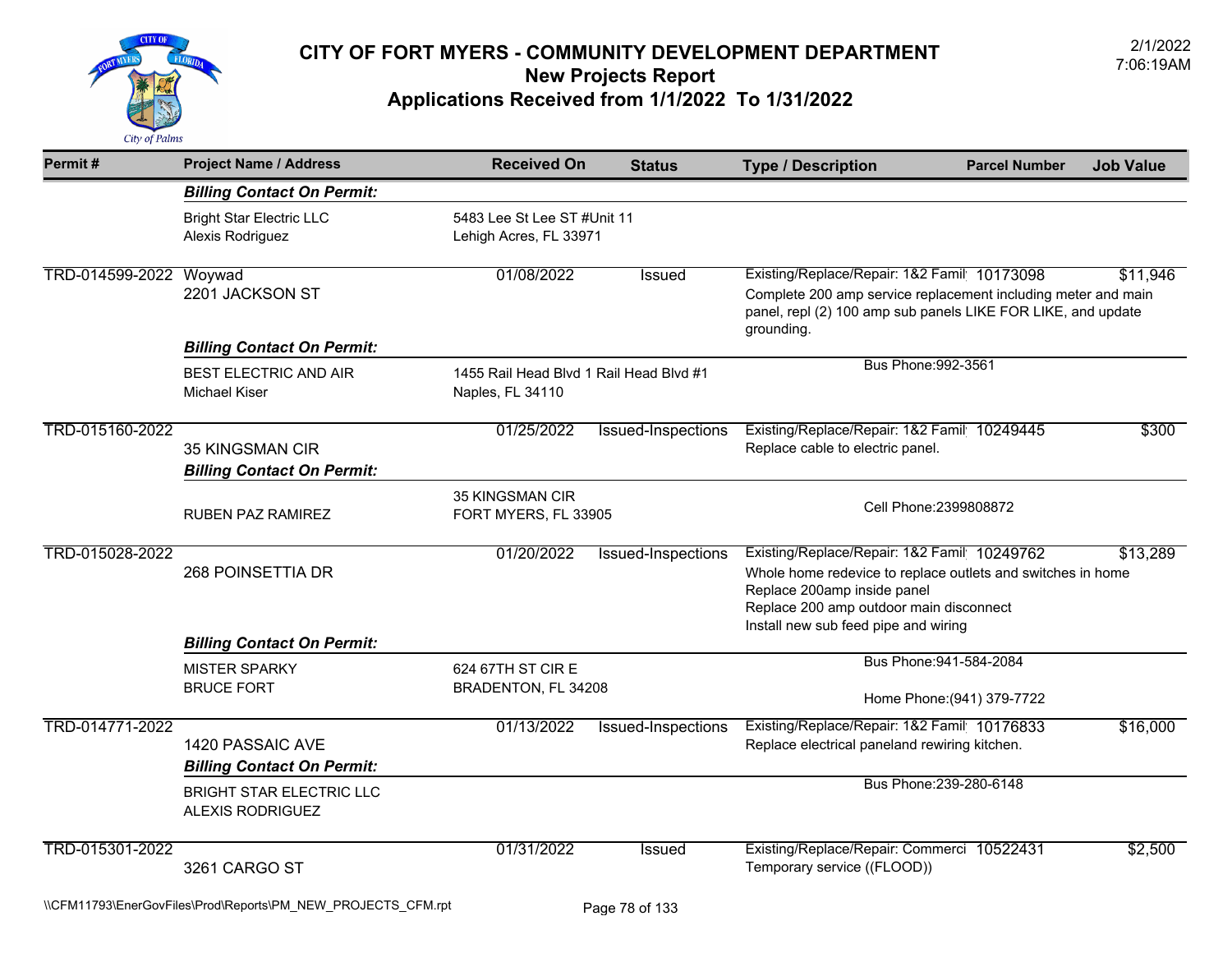# CITY OF FORT MYERS - COMMUNITY DEVELOPMENT DEPARTMENT

## New Projects Report

## Applications Received from 1/1/2022 To 1/31/2022

2/1/2022
7:06:19AM

| Permit # | Project Name / Address | Received On | Status | Type / Description | Parcel Number | Job Value |
|---|---|---|---|---|---|---|
| | ***Billing Contact On Permit:*** | | | | | |
| | Bright Star Electric LLC<br>Alexis Rodriguez | 5483 Lee St Lee ST #Unit 11<br>Lehigh Acres, FL 33971 | | | | |
| TRD-014599-2022 | Woywad<br>2201 JACKSON ST | 01/08/2022 | Issued | Existing/Replace/Repair: 1&2 Famil<br>Complete 200 amp service replacement including meter and main panel, repl (2) 100 amp sub panels LIKE FOR LIKE, and update grounding. | 10173098 | $11,946 |
| | ***Billing Contact On Permit:*** | | | | | |
| | BEST ELECTRIC AND AIR<br>Michael Kiser | 1455 Rail Head Blvd 1 Rail Head Blvd #1<br>Naples, FL 34110 | | Bus Phone:992-3561 | | |
| TRD-015160-2022 | 35 KINGSMAN CIR | 01/25/2022 | Issued-Inspections | Existing/Replace/Repair: 1&2 Famil<br>Replace cable to electric panel. | 10249445 | $300 |
| | ***Billing Contact On Permit:*** | | | | | |
| | RUBEN PAZ RAMIREZ | 35 KINGSMAN CIR<br>FORT MYERS, FL 33905 | | Cell Phone:2399808872 | | |
| TRD-015028-2022 | 268 POINSETTIA DR | 01/20/2022 | Issued-Inspections | Existing/Replace/Repair: 1&2 Famil<br>Whole home redevice to replace outlets and switches in home<br>Replace 200amp inside panel<br>Replace 200 amp outdoor main disconnect<br>Install new sub feed pipe and wiring | 10249762 | $13,289 |
| | ***Billing Contact On Permit:*** | | | | | |
| | MISTER SPARKY<br>BRUCE FORT | 624 67TH ST CIR E<br>BRADENTON, FL 34208 | | Bus Phone:941-584-2084<br>Home Phone:(941) 379-7722 | | |
| TRD-014771-2022 | 1420 PASSAIC AVE | 01/13/2022 | Issued-Inspections | Existing/Replace/Repair: 1&2 Famil<br>Replace electrical paneland rewiring kitchen. | 10176833 | $16,000 |
| | ***Billing Contact On Permit:*** | | | | | |
| | BRIGHT STAR ELECTRIC LLC<br>ALEXIS RODRIGUEZ | | | Bus Phone:239-280-6148 | | |
| TRD-015301-2022 | 3261 CARGO ST | 01/31/2022 | Issued | Existing/Replace/Repair: Commerci<br>Temporary service ((FLOOD)) | 10522431 | $2,500 |

\\CFM11793\EnerGovFiles\Prod\Reports\PM_NEW_PROJECTS_CFM.rpt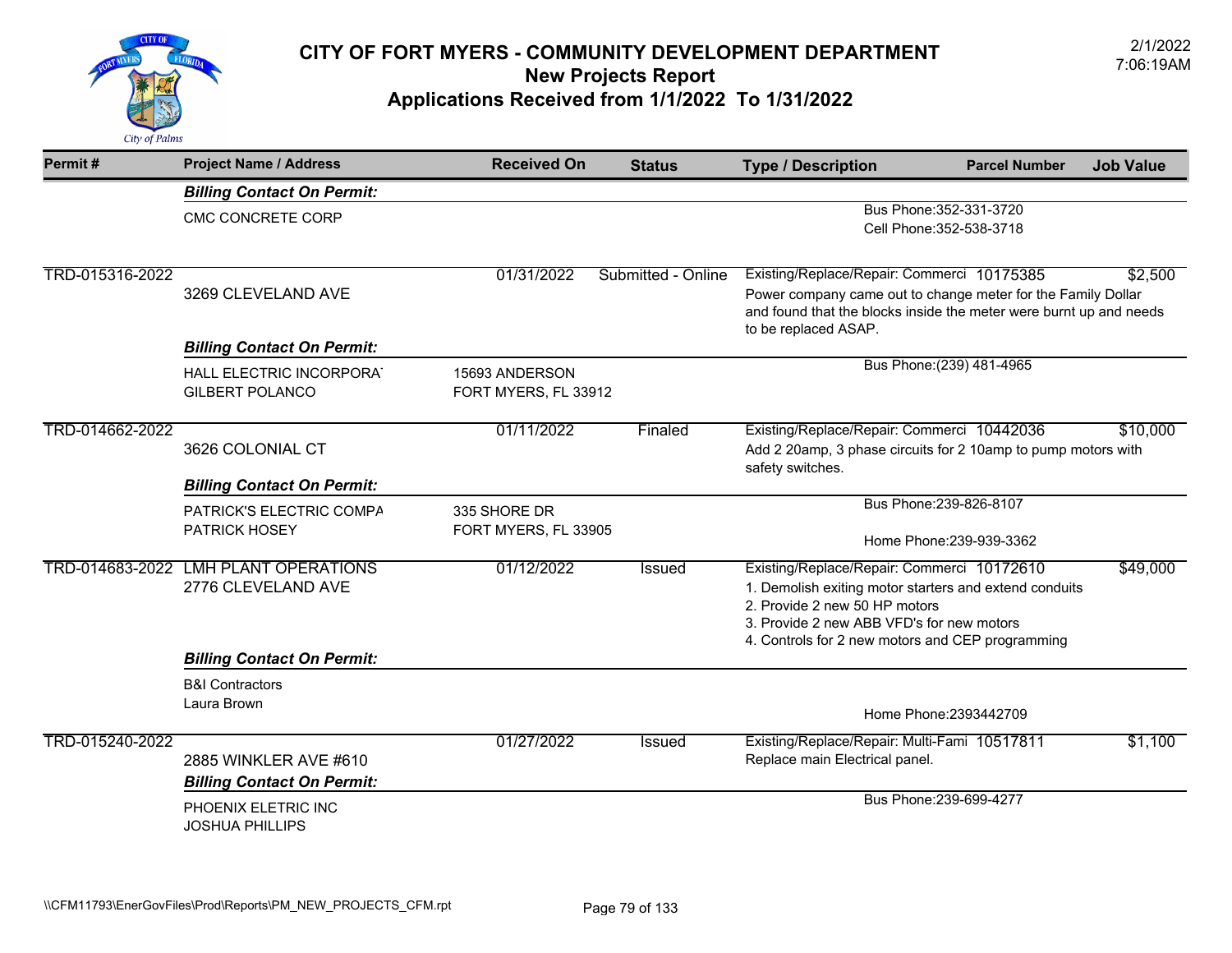# CITY OF FORT MYERS - COMMUNITY DEVELOPMENT DEPARTMENT
## New Projects Report
## Applications Received from 1/1/2022 To 1/31/2022

2/1/2022
7:06:19AM

| Permit # | Project Name / Address | Received On | Status | Type / Description | Parcel Number | Job Value |
|---|---|---|---|---|---|---|
| | ***Billing Contact On Permit:*** | | | | | |
| | CMC CONCRETE CORP | | | Bus Phone:352-331-3720<br>Cell Phone:352-538-3718 | | |
| TRD-015316-2022 | 3269 CLEVELAND AVE | 01/31/2022 | Submitted - Online | Existing/Replace/Repair: Commerci<br>Power company came out to change meter for the Family Dollar and found that the blocks inside the meter were burnt up and needs to be replaced ASAP. | 10175385 | $2,500 |
| | ***Billing Contact On Permit:*** | | | | | |
| | HALL ELECTRIC INCORPORA<br>GILBERT POLANCO | 15693 ANDERSON<br>FORT MYERS, FL 33912 | | Bus Phone:(239) 481-4965 | | |
| TRD-014662-2022 | 3626 COLONIAL CT | 01/11/2022 | Finaled | Existing/Replace/Repair: Commerci<br>Add 2 20amp, 3 phase circuits for 2 10amp to pump motors with safety switches. | 10442036 | $10,000 |
| | ***Billing Contact On Permit:*** | | | | | |
| | PATRICK'S ELECTRIC COMPA<br>PATRICK HOSEY | 335 SHORE DR<br>FORT MYERS, FL 33905 | | Bus Phone:239-826-8107<br>Home Phone:239-939-3362 | | |
| TRD-014683-2022 | LMH PLANT OPERATIONS<br>2776 CLEVELAND AVE | 01/12/2022 | Issued | Existing/Replace/Repair: Commerci<br>1. Demolish exiting motor starters and extend conduits<br>2. Provide 2 new 50 HP motors<br>3. Provide 2 new ABB VFD's for new motors<br>4. Controls for 2 new motors and CEP programming | 10172610 | $49,000 |
| | ***Billing Contact On Permit:*** | | | | | |
| | B&I Contractors<br>Laura Brown | | | Home Phone:2393442709 | | |
| TRD-015240-2022 | 2885 WINKLER AVE #610 | 01/27/2022 | Issued | Existing/Replace/Repair: Multi-Fami<br>Replace main Electrical panel. | 10517811 | $1,100 |
| | ***Billing Contact On Permit:*** | | | | | |
| | PHOENIX ELETRIC INC<br>JOSHUA PHILLIPS | | | Bus Phone:239-699-4277 | | |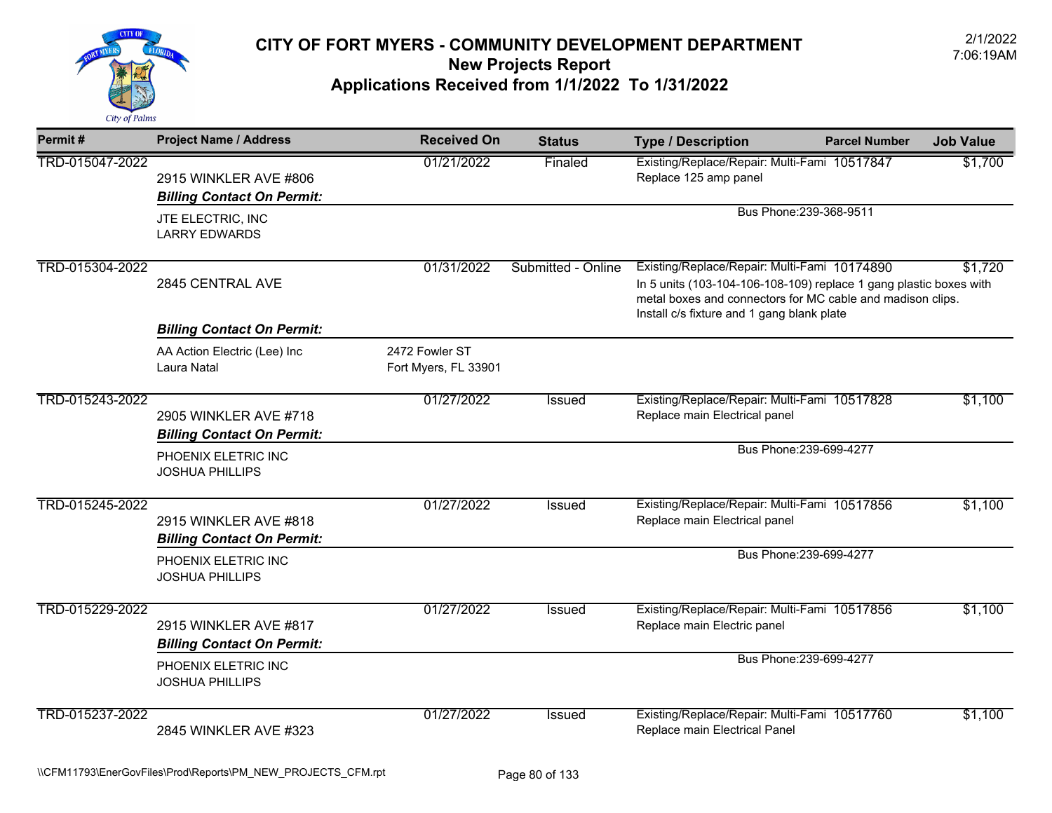# CITY OF FORT MYERS - COMMUNITY DEVELOPMENT DEPARTMENT
## New Projects Report
## Applications Received from 1/1/2022 To 1/31/2022

2/1/2022
7:06:19AM

| Permit # | Project Name / Address | Received On | Status | Type / Description | Parcel Number | Job Value |
|---|---|---|---|---|---|---|
| TRD-015047-2022 | 2915 WINKLER AVE #806 | 01/21/2022 | Finaled | Existing/Replace/Repair: Multi-Fami<br>Replace 125 amp panel | 10517847 | $1,700 |
| | ***Billing Contact On Permit:*** | | | | | |
| | JTE ELECTRIC, INC<br>LARRY EDWARDS | | | Bus Phone:239-368-9511 | | |
| TRD-015304-2022 | 2845 CENTRAL AVE | 01/31/2022 | Submitted - Online | Existing/Replace/Repair: Multi-Fami<br>In 5 units (103-104-106-108-109) replace 1 gang plastic boxes with metal boxes and connectors for MC cable and madison clips. Install c/s fixture and 1 gang blank plate | 10174890 | $1,720 |
| | ***Billing Contact On Permit:*** | | | | | |
| | AA Action Electric (Lee) Inc<br>Laura Natal | 2472 Fowler ST<br>Fort Myers, FL 33901 | | | | |
| TRD-015243-2022 | 2905 WINKLER AVE #718 | 01/27/2022 | Issued | Existing/Replace/Repair: Multi-Fami<br>Replace main Electrical panel | 10517828 | $1,100 |
| | ***Billing Contact On Permit:*** | | | | | |
| | PHOENIX ELETRIC INC<br>JOSHUA PHILLIPS | | | Bus Phone:239-699-4277 | | |
| TRD-015245-2022 | 2915 WINKLER AVE #818 | 01/27/2022 | Issued | Existing/Replace/Repair: Multi-Fami<br>Replace main Electrical panel | 10517856 | $1,100 |
| | ***Billing Contact On Permit:*** | | | | | |
| | PHOENIX ELETRIC INC<br>JOSHUA PHILLIPS | | | Bus Phone:239-699-4277 | | |
| TRD-015229-2022 | 2915 WINKLER AVE #817 | 01/27/2022 | Issued | Existing/Replace/Repair: Multi-Fami<br>Replace main Electric panel | 10517856 | $1,100 |
| | ***Billing Contact On Permit:*** | | | | | |
| | PHOENIX ELETRIC INC<br>JOSHUA PHILLIPS | | | Bus Phone:239-699-4277 | | |
| TRD-015237-2022 | 2845 WINKLER AVE #323 | 01/27/2022 | Issued | Existing/Replace/Repair: Multi-Fami<br>Replace main Electrical Panel | 10517760 | $1,100 |

\\CFM11793\EnerGovFiles\Prod\Reports\PM_NEW_PROJECTS_CFM.rpt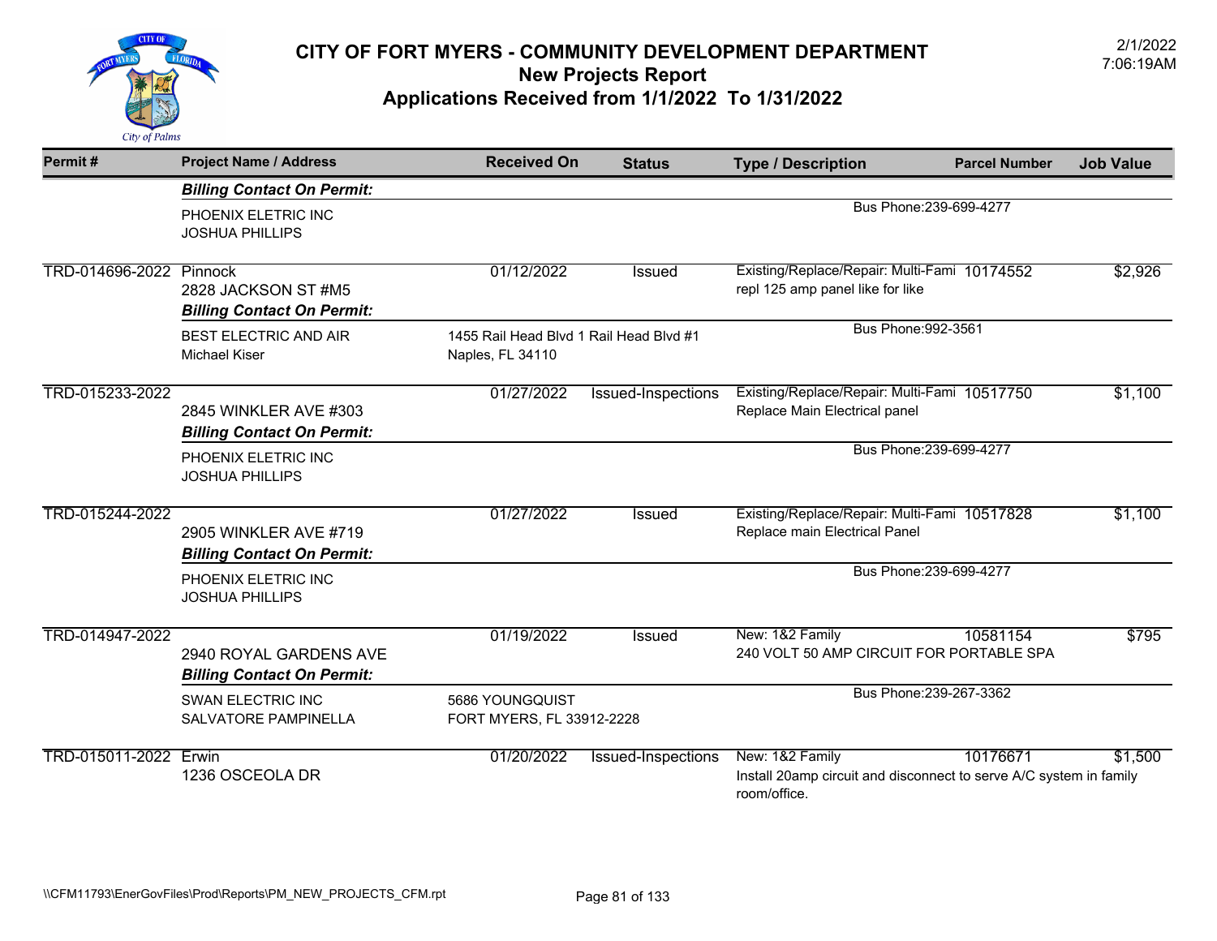# CITY OF FORT MYERS - COMMUNITY DEVELOPMENT DEPARTMENT
## New Projects Report
## Applications Received from 1/1/2022 To 1/31/2022

2/1/2022
7:06:19AM

| Permit # | Project Name / Address | Received On | Status | Type / Description | Parcel Number | Job Value |
|---|---|---|---|---|---|---|
| | ***Billing Contact On Permit:*** | | | | | |
| | PHOENIX ELETRIC INC<br>JOSHUA PHILLIPS | | | Bus Phone:239-699-4277 | | |
| TRD-014696-2022 | Pinnock<br>2828 JACKSON ST #M5<br>***Billing Contact On Permit:*** | 01/12/2022 | Issued | Existing/Replace/Repair: Multi-Fami<br>repl 125 amp panel like for like | 10174552 | $2,926 |
| | BEST ELECTRIC AND AIR<br>Michael Kiser | 1455 Rail Head Blvd 1 Rail Head Blvd #1<br>Naples, FL 34110 | | Bus Phone:992-3561 | | |
| TRD-015233-2022 | 2845 WINKLER AVE #303<br>***Billing Contact On Permit:*** | 01/27/2022 | Issued-Inspections | Existing/Replace/Repair: Multi-Fami<br>Replace Main Electrical panel | 10517750 | $1,100 |
| | PHOENIX ELETRIC INC<br>JOSHUA PHILLIPS | | | Bus Phone:239-699-4277 | | |
| TRD-015244-2022 | 2905 WINKLER AVE #719<br>***Billing Contact On Permit:*** | 01/27/2022 | Issued | Existing/Replace/Repair: Multi-Fami<br>Replace main Electrical Panel | 10517828 | $1,100 |
| | PHOENIX ELETRIC INC<br>JOSHUA PHILLIPS | | | Bus Phone:239-699-4277 | | |
| TRD-014947-2022 | 2940 ROYAL GARDENS AVE<br>***Billing Contact On Permit:*** | 01/19/2022 | Issued | New: 1&2 Family<br>240 VOLT 50 AMP CIRCUIT FOR PORTABLE SPA | 10581154 | $795 |
| | SWAN ELECTRIC INC<br>SALVATORE PAMPINELLA | 5686 YOUNGQUIST<br>FORT MYERS, FL 33912-2228 | | Bus Phone:239-267-3362 | | |
| TRD-015011-2022 | Erwin<br>1236 OSCEOLA DR | 01/20/2022 | Issued-Inspections | New: 1&2 Family<br>Install 20amp circuit and disconnect to serve A/C system in family room/office. | 10176671 | $1,500 |

\\CFM11793\EnerGovFiles\Prod\Reports\PM_NEW_PROJECTS_CFM.rpt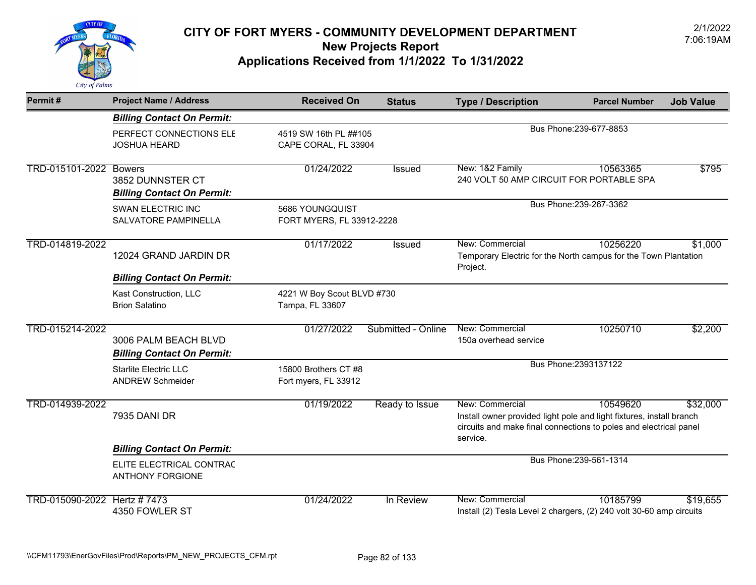# CITY OF FORT MYERS - COMMUNITY DEVELOPMENT DEPARTMENT

## New Projects Report

## Applications Received from 1/1/2022 To 1/31/2022

2/1/2022
7:06:19AM

| Permit # | Project Name / Address | Received On | Status | Type / Description | Parcel Number | Job Value |
|---|---|---|---|---|---|---|
| | ***Billing Contact On Permit:*** | | | | | |
| | PERFECT CONNECTIONS ELE<br>JOSHUA HEARD | 4519 SW 16th PL ##105<br>CAPE CORAL, FL 33904 | | Bus Phone:239-677-8853 | | |
| TRD-015101-2022 | Bowers<br>3852 DUNNSTER CT | 01/24/2022 | Issued | New: 1&2 Family<br>240 VOLT 50 AMP CIRCUIT FOR PORTABLE SPA | 10563365 | $795 |
| | ***Billing Contact On Permit:*** | | | | | |
| | SWAN ELECTRIC INC<br>SALVATORE PAMPINELLA | 5686 YOUNGQUIST<br>FORT MYERS, FL 33912-2228 | | Bus Phone:239-267-3362 | | |
| TRD-014819-2022 | 12024 GRAND JARDIN DR | 01/17/2022 | Issued | New: Commercial<br>Temporary Electric for the North campus for the Town Plantation Project. | 10256220 | $1,000 |
| | ***Billing Contact On Permit:*** | | | | | |
| | Kast Construction, LLC<br>Brion Salatino | 4221 W Boy Scout BLVD #730<br>Tampa, FL 33607 | | | | |
| TRD-015214-2022 | 3006 PALM BEACH BLVD | 01/27/2022 | Submitted - Online | New: Commercial<br>150a overhead service | 10250710 | $2,200 |
| | ***Billing Contact On Permit:*** | | | | | |
| | Starlite Electric LLC<br>ANDREW Schmeider | 15800 Brothers CT #8<br>Fort myers, FL 33912 | | Bus Phone:2393137122 | | |
| TRD-014939-2022 | 7935 DANI DR | 01/19/2022 | Ready to Issue | New: Commercial<br>Install owner provided light pole and light fixtures, install branch circuits and make final connections to poles and electrical panel service. | 10549620 | $32,000 |
| | ***Billing Contact On Permit:*** | | | | | |
| | ELITE ELECTRICAL CONTRAC<br>ANTHONY FORGIONE | | | Bus Phone:239-561-1314 | | |
| TRD-015090-2022 | Hertz # 7473<br>4350 FOWLER ST | 01/24/2022 | In Review | New: Commercial<br>Install (2) Tesla Level 2 chargers, (2) 240 volt 30-60 amp circuits | 10185799 | $19,655 |

\\CFM11793\EnerGovFiles\Prod\Reports\PM_NEW_PROJECTS_CFM.rpt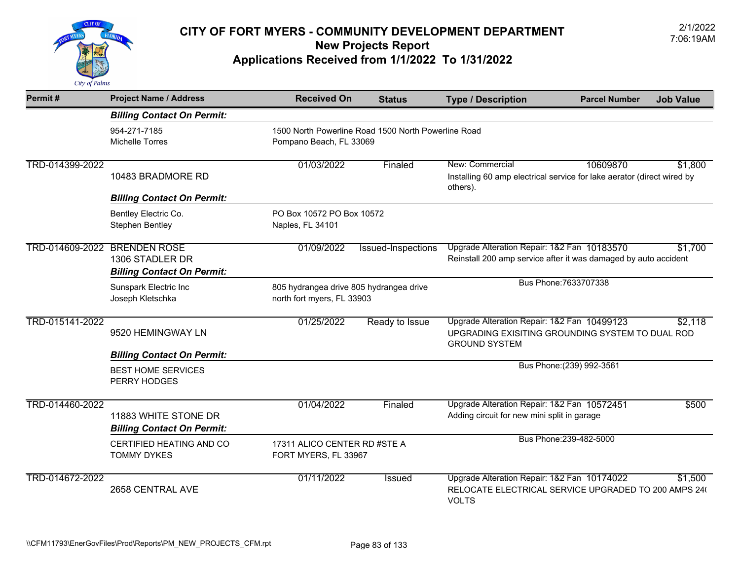# CITY OF FORT MYERS - COMMUNITY DEVELOPMENT DEPARTMENT
## New Projects Report
## Applications Received from 1/1/2022 To 1/31/2022

2/1/2022
7:06:19AM

| Permit # | Project Name / Address | Received On | Status | Type / Description | Parcel Number | Job Value |
|---|---|---|---|---|---|---|
| | ***Billing Contact On Permit:*** | | | | | |
| | 954-271-7185<br>Michelle Torres | 1500 North Powerline Road 1500 North Powerline Road<br>Pompano Beach, FL 33069 | | | | |
| TRD-014399-2022 | 10483 BRADMORE RD | 01/03/2022 | Finaled | New: Commercial<br>Installing 60 amp electrical service for lake aerator (direct wired by others). | 10609870 | $1,800 |
| | ***Billing Contact On Permit:*** | | | | | |
| | Bentley Electric Co.<br>Stephen Bentley | PO Box 10572 PO Box 10572<br>Naples, FL 34101 | | | | |
| TRD-014609-2022 | BRENDEN ROSE<br>1306 STADLER DR | 01/09/2022 | Issued-Inspections | Upgrade Alteration Repair: 1&2 Fan<br>Reinstall 200 amp service after it was damaged by auto accident | 10183570 | $1,700 |
| | ***Billing Contact On Permit:*** | | | | | |
| | Sunspark Electric Inc<br>Joseph Kletschka | 805 hydrangea drive 805 hydrangea drive<br>north fort myers, FL 33903 | | Bus Phone:7633707338 | | |
| TRD-015141-2022 | 9520 HEMINGWAY LN | 01/25/2022 | Ready to Issue | Upgrade Alteration Repair: 1&2 Fan<br>UPGRADING EXISITING GROUNDING SYSTEM TO DUAL ROD GROUND SYSTEM | 10499123 | $2,118 |
| | ***Billing Contact On Permit:*** | | | | | |
| | BEST HOME SERVICES<br>PERRY HODGES | | | Bus Phone:(239) 992-3561 | | |
| TRD-014460-2022 | 11883 WHITE STONE DR | 01/04/2022 | Finaled | Upgrade Alteration Repair: 1&2 Fan<br>Adding circuit for new mini split in garage | 10572451 | $500 |
| | ***Billing Contact On Permit:*** | | | | | |
| | CERTIFIED HEATING AND CO<br>TOMMY DYKES | 17311 ALICO CENTER RD #STE A<br>FORT MYERS, FL 33967 | | Bus Phone:239-482-5000 | | |
| TRD-014672-2022 | 2658 CENTRAL AVE | 01/11/2022 | Issued | Upgrade Alteration Repair: 1&2 Fan<br>RELOCATE ELECTRICAL SERVICE UPGRADED TO 200 AMPS 24( VOLTS | 10174022 | $1,500 |

\\CFM11793\EnerGovFiles\Prod\Reports\PM_NEW_PROJECTS_CFM.rpt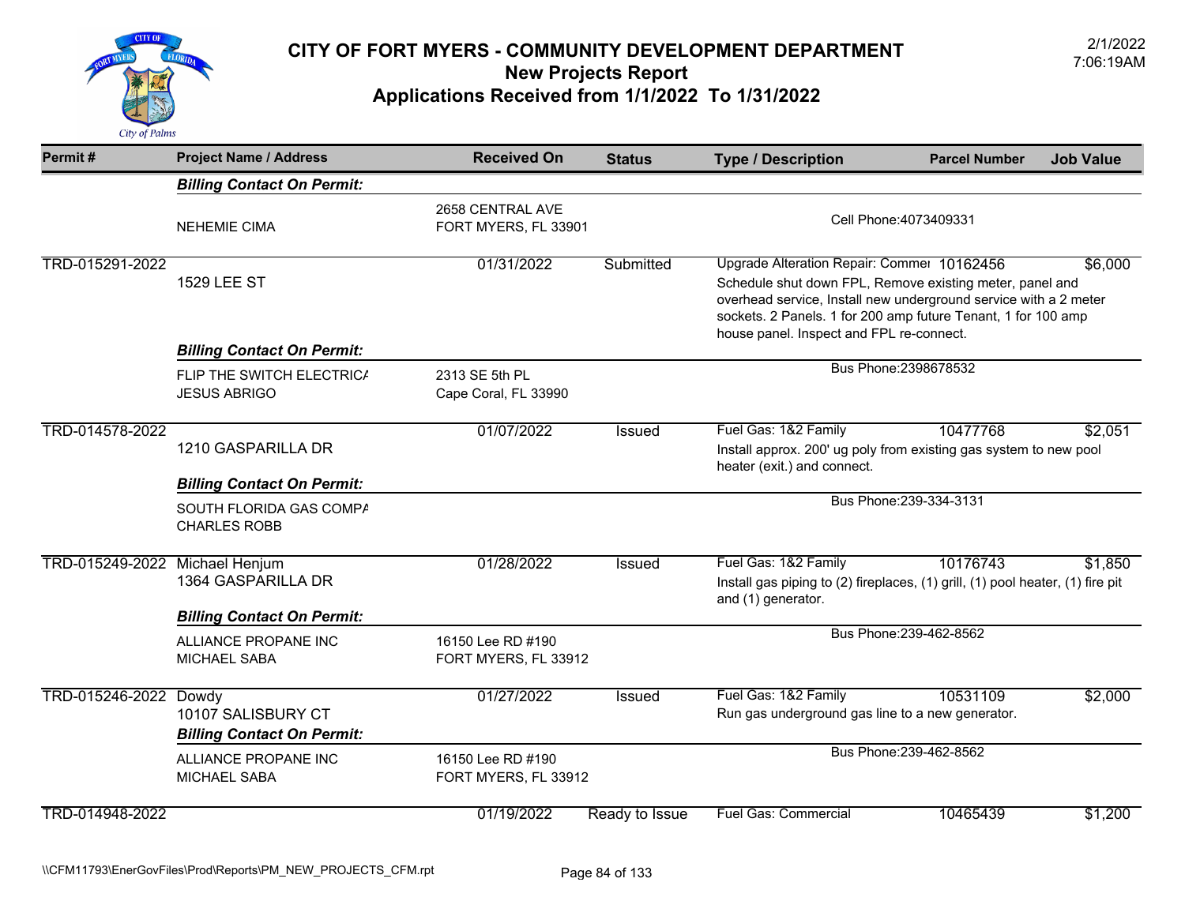# CITY OF FORT MYERS - COMMUNITY DEVELOPMENT DEPARTMENT
## New Projects Report
## Applications Received from 1/1/2022 To 1/31/2022

2/1/2022
7:06:19AM

| Permit # | Project Name / Address | Received On | Status | Type / Description | Parcel Number | Job Value |
|---|---|---|---|---|---|---|
| | ***Billing Contact On Permit:*** | | | | | |
| | NEHEMIE CIMA | 2658 CENTRAL AVE<br>FORT MYERS, FL 33901 | | Cell Phone:4073409331 | | |
| TRD-015291-2022 | 1529 LEE ST | 01/31/2022 | Submitted | Upgrade Alteration Repair: Commei<br>Schedule shut down FPL, Remove existing meter, panel and overhead service, Install new underground service with a 2 meter sockets. 2 Panels. 1 for 200 amp future Tenant, 1 for 100 amp house panel. Inspect and FPL re-connect. | 10162456 | $6,000 |
| | ***Billing Contact On Permit:*** | | | | | |
| | FLIP THE SWITCH ELECTRICA<br>JESUS ABRIGO | 2313 SE 5th PL<br>Cape Coral, FL 33990 | | Bus Phone:2398678532 | | |
| TRD-014578-2022 | 1210 GASPARILLA DR | 01/07/2022 | Issued | Fuel Gas: 1&2 Family<br>Install approx. 200' ug poly from existing gas system to new pool heater (exit.) and connect. | 10477768 | $2,051 |
| | ***Billing Contact On Permit:*** | | | | | |
| | SOUTH FLORIDA GAS COMPA<br>CHARLES ROBB | | | Bus Phone:239-334-3131 | | |
| TRD-015249-2022 | Michael Henjum<br>1364 GASPARILLA DR | 01/28/2022 | Issued | Fuel Gas: 1&2 Family<br>Install gas piping to (2) fireplaces, (1) grill, (1) pool heater, (1) fire pit and (1) generator. | 10176743 | $1,850 |
| | ***Billing Contact On Permit:*** | | | | | |
| | ALLIANCE PROPANE INC<br>MICHAEL SABA | 16150 Lee RD #190<br>FORT MYERS, FL 33912 | | Bus Phone:239-462-8562 | | |
| TRD-015246-2022 | Dowdy<br>10107 SALISBURY CT | 01/27/2022 | Issued | Fuel Gas: 1&2 Family<br>Run gas underground gas line to a new generator. | 10531109 | $2,000 |
| | ***Billing Contact On Permit:*** | | | | | |
| | ALLIANCE PROPANE INC<br>MICHAEL SABA | 16150 Lee RD #190<br>FORT MYERS, FL 33912 | | Bus Phone:239-462-8562 | | |
| TRD-014948-2022 | | 01/19/2022 | Ready to Issue | Fuel Gas: Commercial | 10465439 | $1,200 |

\\CFM11793\EnerGovFiles\Prod\Reports\PM_NEW_PROJECTS_CFM.rpt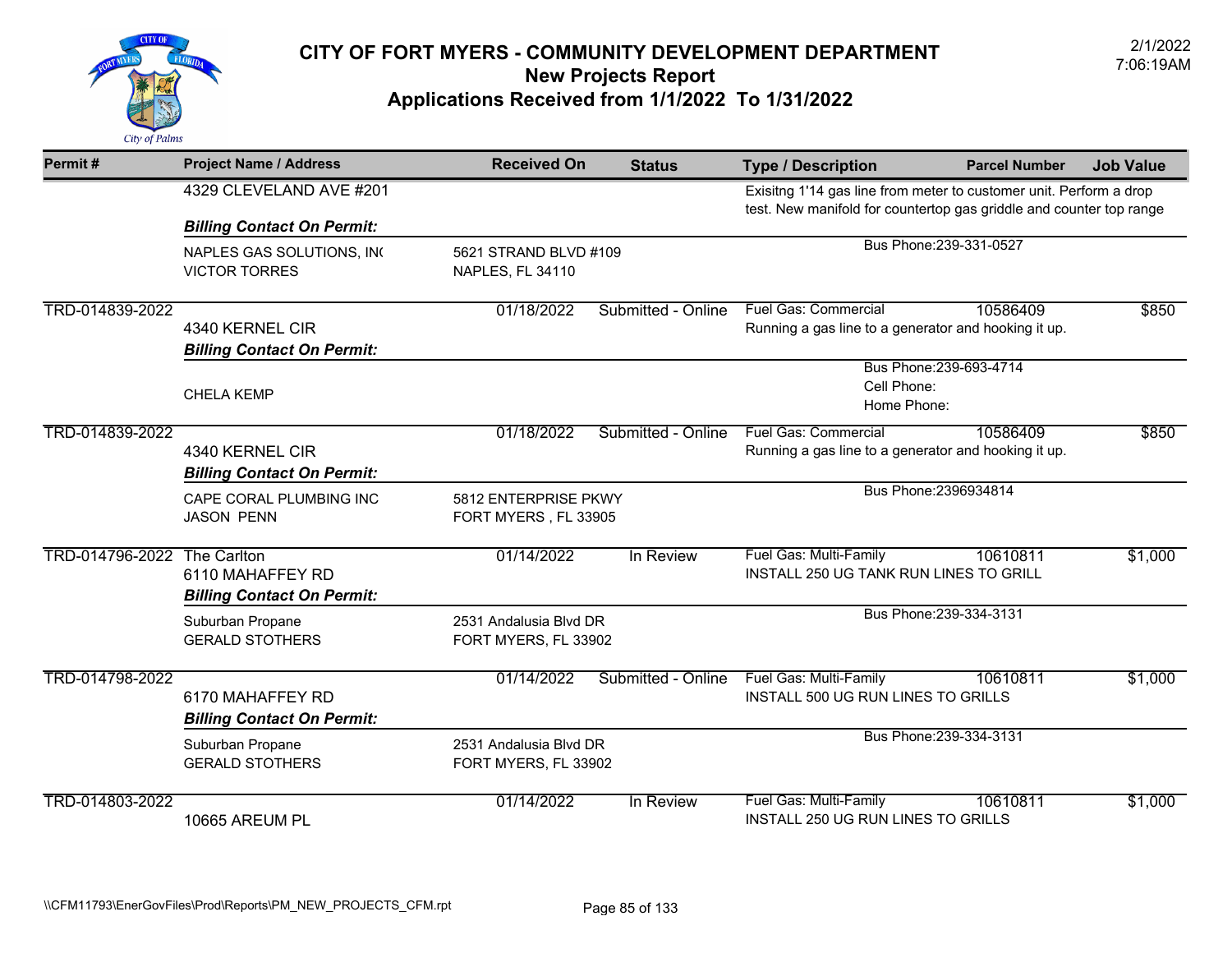# CITY OF FORT MYERS - COMMUNITY DEVELOPMENT DEPARTMENT
## New Projects Report
## Applications Received from 1/1/2022 To 1/31/2022

2/1/2022
7:06:19AM

| Permit # | Project Name / Address | Received On | Status | Type / Description | Parcel Number | Job Value |
|---|---|---|---|---|---|---|
| | 4329 CLEVELAND AVE #201 | | | Exisitng 1'14 gas line from meter to customer unit. Perform a drop test. New manifold for countertop gas griddle and counter top range | | |
| | ***Billing Contact On Permit:*** | | | | | |
| | NAPLES GAS SOLUTIONS, IN( VICTOR TORRES | 5621 STRAND BLVD #109 NAPLES, FL 34110 | | Bus Phone:239-331-0527 | | |
| TRD-014839-2022 | 4340 KERNEL CIR | 01/18/2022 | Submitted - Online | Fuel Gas: Commercial Running a gas line to a generator and hooking it up. | 10586409 | $850 |
| | ***Billing Contact On Permit:*** | | | | | |
| | CHELA KEMP | | | Bus Phone:239-693-4714 Cell Phone: Home Phone: | | |
| TRD-014839-2022 | 4340 KERNEL CIR | 01/18/2022 | Submitted - Online | Fuel Gas: Commercial Running a gas line to a generator and hooking it up. | 10586409 | $850 |
| | ***Billing Contact On Permit:*** | | | | | |
| | CAPE CORAL PLUMBING INC JASON PENN | 5812 ENTERPRISE PKWY FORT MYERS , FL 33905 | | Bus Phone:2396934814 | | |
| TRD-014796-2022 | The Carlton 6110 MAHAFFEY RD | 01/14/2022 | In Review | Fuel Gas: Multi-Family INSTALL 250 UG TANK RUN LINES TO GRILL | 10610811 | $1,000 |
| | ***Billing Contact On Permit:*** | | | | | |
| | Suburban Propane GERALD STOTHERS | 2531 Andalusia Blvd DR FORT MYERS, FL 33902 | | Bus Phone:239-334-3131 | | |
| TRD-014798-2022 | 6170 MAHAFFEY RD | 01/14/2022 | Submitted - Online | Fuel Gas: Multi-Family INSTALL 500 UG RUN LINES TO GRILLS | 10610811 | $1,000 |
| | ***Billing Contact On Permit:*** | | | | | |
| | Suburban Propane GERALD STOTHERS | 2531 Andalusia Blvd DR FORT MYERS, FL 33902 | | Bus Phone:239-334-3131 | | |
| TRD-014803-2022 | 10665 AREUM PL | 01/14/2022 | In Review | Fuel Gas: Multi-Family INSTALL 250 UG RUN LINES TO GRILLS | 10610811 | $1,000 |

\\CFM11793\EnerGovFiles\Prod\Reports\PM_NEW_PROJECTS_CFM.rpt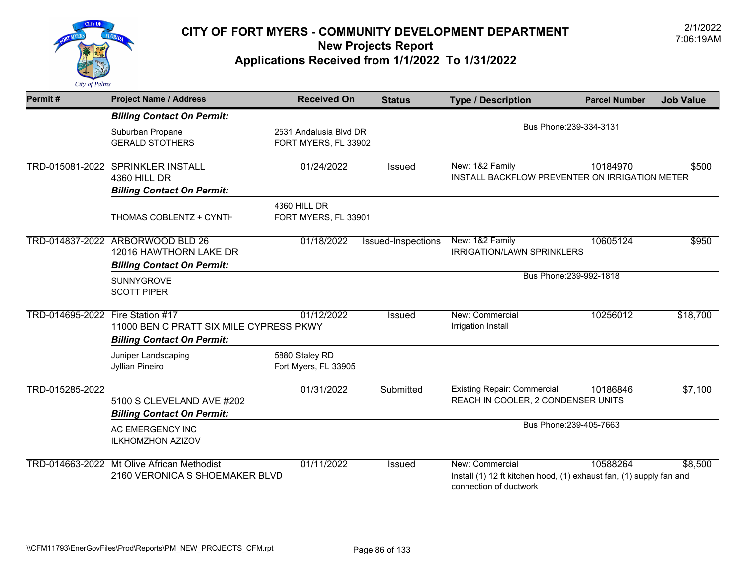# CITY OF FORT MYERS - COMMUNITY DEVELOPMENT DEPARTMENT

## New Projects Report

## Applications Received from 1/1/2022 To 1/31/2022

2/1/2022
7:06:19AM

| Permit # | Project Name / Address | Received On | Status | Type / Description | Parcel Number | Job Value |
|---|---|---|---|---|---|---|
| | ***Billing Contact On Permit:*** | | | | | |
| | Suburban Propane<br>GERALD STOTHERS | 2531 Andalusia Blvd DR<br>FORT MYERS, FL 33902 | | Bus Phone:239-334-3131 | | |
| TRD-015081-2022 | SPRINKLER INSTALL<br>4360 HILL DR | 01/24/2022 | Issued | New: 1&2 Family<br>INSTALL BACKFLOW PREVENTER ON IRRIGATION METER | 10184970 | $500 |
| | ***Billing Contact On Permit:*** | | | | | |
| | THOMAS COBLENTZ + CYNTH | 4360 HILL DR<br>FORT MYERS, FL 33901 | | | | |
| TRD-014837-2022 | ARBORWOOD BLD 26<br>12016 HAWTHORN LAKE DR | 01/18/2022 | Issued-Inspections | New: 1&2 Family<br>IRRIGATION/LAWN SPRINKLERS | 10605124 | $950 |
| | ***Billing Contact On Permit:*** | | | | | |
| | SUNNYGROVE<br>SCOTT PIPER | | | Bus Phone:239-992-1818 | | |
| TRD-014695-2022 | Fire Station #17<br>11000 BEN C PRATT SIX MILE CYPRESS PKWY | 01/12/2022 | Issued | New: Commercial<br>Irrigation Install | 10256012 | $18,700 |
| | ***Billing Contact On Permit:*** | | | | | |
| | Juniper Landscaping<br>Jyllian Pineiro | 5880 Staley RD<br>Fort Myers, FL 33905 | | | | |
| TRD-015285-2022 | 5100 S CLEVELAND AVE #202 | 01/31/2022 | Submitted | Existing Repair: Commercial<br>REACH IN COOLER, 2 CONDENSER UNITS | 10186846 | $7,100 |
| | ***Billing Contact On Permit:*** | | | | | |
| | AC EMERGENCY INC<br>ILKHOMZHON AZIZOV | | | Bus Phone:239-405-7663 | | |
| TRD-014663-2022 | Mt Olive African Methodist<br>2160 VERONICA S SHOEMAKER BLVD | 01/11/2022 | Issued | New: Commercial<br>Install (1) 12 ft kitchen hood, (1) exhaust fan, (1) supply fan and connection of ductwork | 10588264 | $8,500 |

\\CFM11793\EnerGovFiles\Prod\Reports\PM_NEW_PROJECTS_CFM.rpt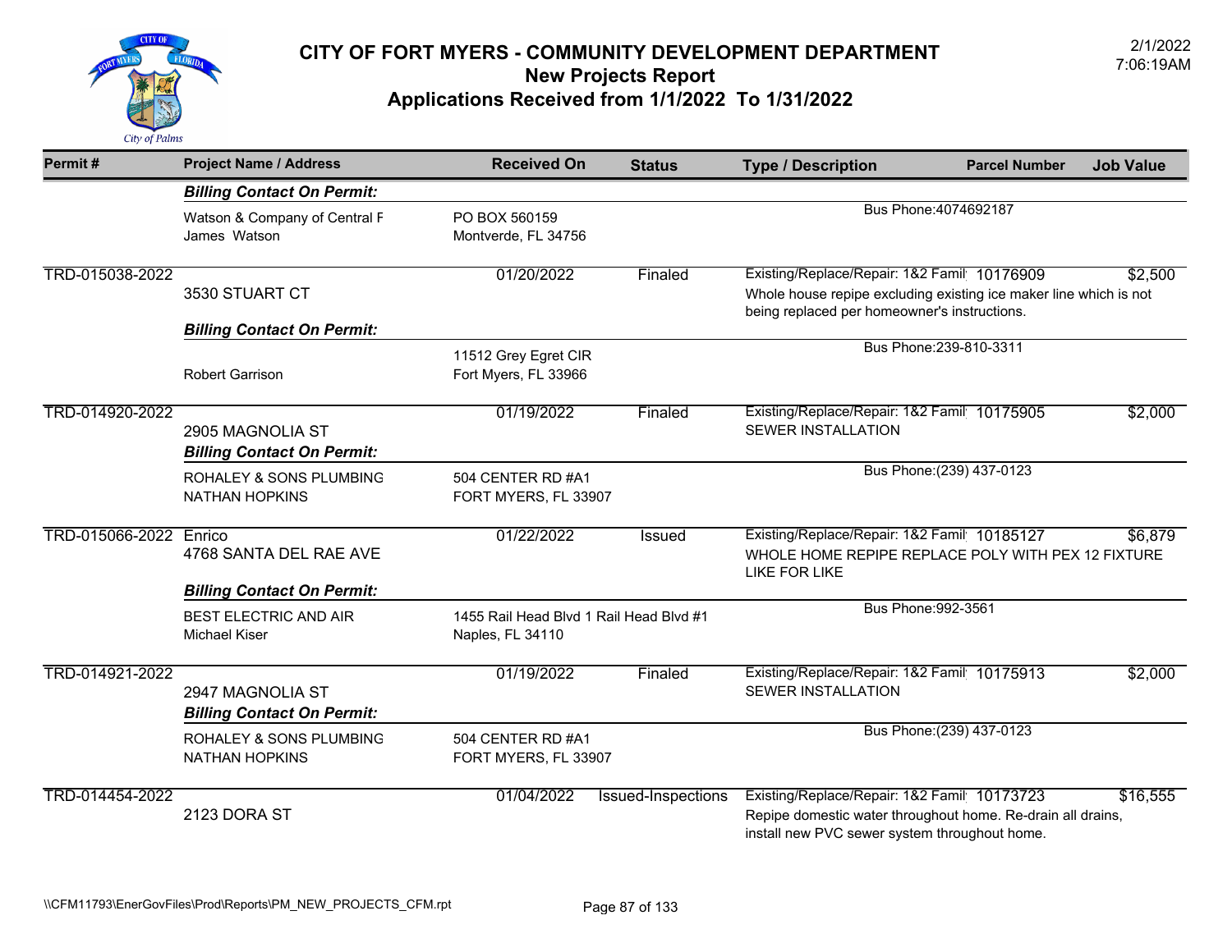# CITY OF FORT MYERS - COMMUNITY DEVELOPMENT DEPARTMENT
## New Projects Report
## Applications Received from 1/1/2022 To 1/31/2022

2/1/2022
7:06:19AM

| Permit # | Project Name / Address | Received On | Status | Type / Description | Parcel Number | Job Value |
|---|---|---|---|---|---|---|
| | ***Billing Contact On Permit:*** | | | | | |
| | Watson & Company of Central F<br>James Watson | PO BOX 560159<br>Montverde, FL 34756 | | Bus Phone:4074692187 | | |
| TRD-015038-2022 | 3530 STUART CT | 01/20/2022 | Finaled | Existing/Replace/Repair: 1&2 Famil<br>Whole house repipe excluding existing ice maker line which is not being replaced per homeowner's instructions. | 10176909 | $2,500 |
| | ***Billing Contact On Permit:*** | | | | | |
| | Robert Garrison | 11512 Grey Egret CIR<br>Fort Myers, FL 33966 | | Bus Phone:239-810-3311 | | |
| TRD-014920-2022 | 2905 MAGNOLIA ST | 01/19/2022 | Finaled | Existing/Replace/Repair: 1&2 Famil<br>SEWER INSTALLATION | 10175905 | $2,000 |
| | ***Billing Contact On Permit:*** | | | | | |
| | ROHALEY & SONS PLUMBING<br>NATHAN HOPKINS | 504 CENTER RD #A1<br>FORT MYERS, FL 33907 | | Bus Phone:(239) 437-0123 | | |
| TRD-015066-2022 | Enrico<br>4768 SANTA DEL RAE AVE | 01/22/2022 | Issued | Existing/Replace/Repair: 1&2 Famil<br>WHOLE HOME REPIPE REPLACE POLY WITH PEX 12 FIXTURE LIKE FOR LIKE | 10185127 | $6,879 |
| | ***Billing Contact On Permit:*** | | | | | |
| | BEST ELECTRIC AND AIR<br>Michael Kiser | 1455 Rail Head Blvd 1 Rail Head Blvd #1<br>Naples, FL 34110 | | Bus Phone:992-3561 | | |
| TRD-014921-2022 | 2947 MAGNOLIA ST | 01/19/2022 | Finaled | Existing/Replace/Repair: 1&2 Famil<br>SEWER INSTALLATION | 10175913 | $2,000 |
| | ***Billing Contact On Permit:*** | | | | | |
| | ROHALEY & SONS PLUMBING<br>NATHAN HOPKINS | 504 CENTER RD #A1<br>FORT MYERS, FL 33907 | | Bus Phone:(239) 437-0123 | | |
| TRD-014454-2022 | 2123 DORA ST | 01/04/2022 | Issued-Inspections | Existing/Replace/Repair: 1&2 Famil<br>Repipe domestic water throughout home. Re-drain all drains, install new PVC sewer system throughout home. | 10173723 | $16,555 |

\\CFM11793\EnerGovFiles\Prod\Reports\PM_NEW_PROJECTS_CFM.rpt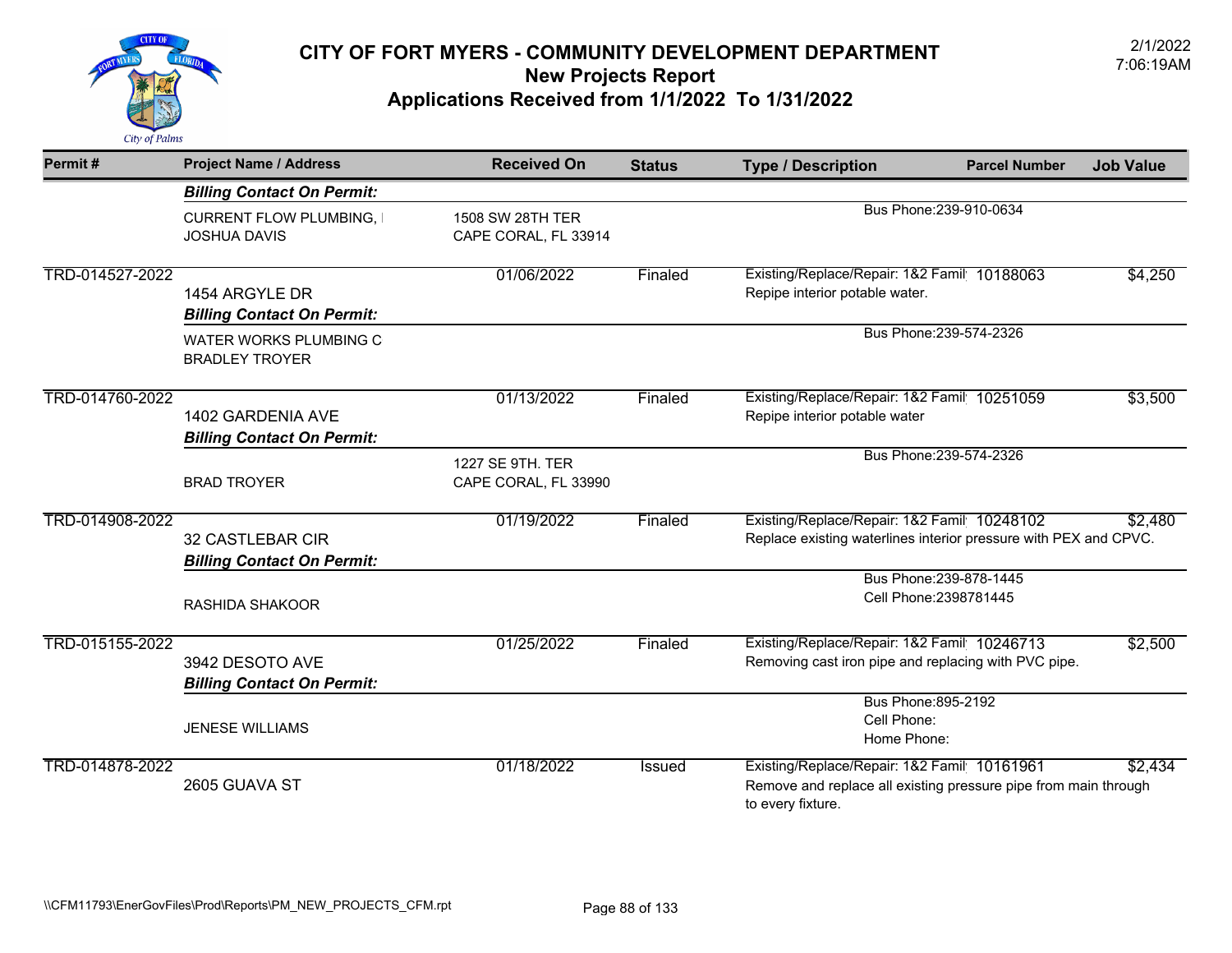# CITY OF FORT MYERS - COMMUNITY DEVELOPMENT DEPARTMENT
## New Projects Report
## Applications Received from 1/1/2022 To 1/31/2022

2/1/2022
7:06:19AM

| Permit # | Project Name / Address | Received On | Status | Type / Description | Parcel Number | Job Value |
|---|---|---|---|---|---|---|
| | ***Billing Contact On Permit:*** | | | | | |
| | CURRENT FLOW PLUMBING, I<br>JOSHUA DAVIS | 1508 SW 28TH TER<br>CAPE CORAL, FL 33914 | | Bus Phone:239-910-0634 | | |
| TRD-014527-2022 | 1454 ARGYLE DR | 01/06/2022 | Finaled | Existing/Replace/Repair: 1&2 Famil<br>Repipe interior potable water. | 10188063 | $4,250 |
| | ***Billing Contact On Permit:*** | | | | | |
| | WATER WORKS PLUMBING C<br>BRADLEY TROYER | | | Bus Phone:239-574-2326 | | |
| TRD-014760-2022 | 1402 GARDENIA AVE | 01/13/2022 | Finaled | Existing/Replace/Repair: 1&2 Famil<br>Repipe interior potable water | 10251059 | $3,500 |
| | ***Billing Contact On Permit:*** | | | | | |
| | BRAD TROYER | 1227 SE 9TH. TER<br>CAPE CORAL, FL 33990 | | Bus Phone:239-574-2326 | | |
| TRD-014908-2022 | 32 CASTLEBAR CIR | 01/19/2022 | Finaled | Existing/Replace/Repair: 1&2 Famil<br>Replace existing waterlines interior pressure with PEX and CPVC. | 10248102 | $2,480 |
| | ***Billing Contact On Permit:*** | | | | | |
| | RASHIDA SHAKOOR | | | Bus Phone:239-878-1445<br>Cell Phone:2398781445 | | |
| TRD-015155-2022 | 3942 DESOTO AVE | 01/25/2022 | Finaled | Existing/Replace/Repair: 1&2 Famil<br>Removing cast iron pipe and replacing with PVC pipe. | 10246713 | $2,500 |
| | ***Billing Contact On Permit:*** | | | | | |
| | JENESE WILLIAMS | | | Bus Phone:895-2192<br>Cell Phone:<br>Home Phone: | | |
| TRD-014878-2022 | 2605 GUAVA ST | 01/18/2022 | Issued | Existing/Replace/Repair: 1&2 Famil<br>Remove and replace all existing pressure pipe from main through to every fixture. | 10161961 | $2,434 |

\\CFM11793\EnerGovFiles\Prod\Reports\PM_NEW_PROJECTS_CFM.rpt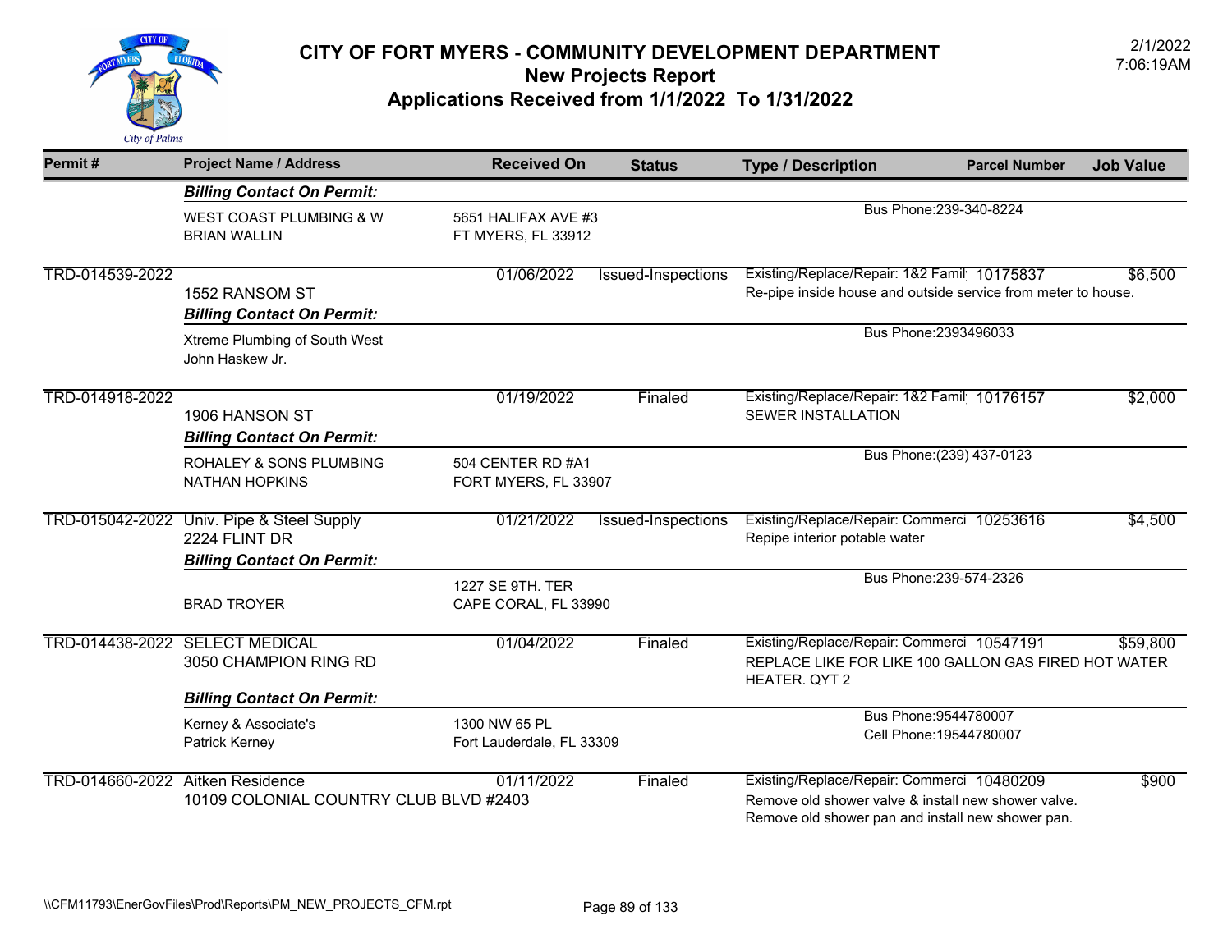# CITY OF FORT MYERS - COMMUNITY DEVELOPMENT DEPARTMENT
## New Projects Report
## Applications Received from 1/1/2022 To 1/31/2022

2/1/2022
7:06:19AM

| Permit # | Project Name / Address | Received On | Status | Type / Description | Parcel Number | Job Value |
|---|---|---|---|---|---|---|
| | ***Billing Contact On Permit:*** | | | | | |
| | WEST COAST PLUMBING & W<br>BRIAN WALLIN | 5651 HALIFAX AVE #3<br>FT MYERS, FL 33912 | | Bus Phone:239-340-8224 | | |
| TRD-014539-2022 | 1552 RANSOM ST | 01/06/2022 | Issued-Inspections | Existing/Replace/Repair: 1&2 Famil<br>Re-pipe inside house and outside service from meter to house. | 10175837 | $6,500 |
| | ***Billing Contact On Permit:*** | | | | | |
| | Xtreme Plumbing of South West<br>John Haskew Jr. | | | Bus Phone:2393496033 | | |
| TRD-014918-2022 | 1906 HANSON ST | 01/19/2022 | Finaled | Existing/Replace/Repair: 1&2 Famil<br>SEWER INSTALLATION | 10176157 | $2,000 |
| | ***Billing Contact On Permit:*** | | | | | |
| | ROHALEY & SONS PLUMBING<br>NATHAN HOPKINS | 504 CENTER RD #A1<br>FORT MYERS, FL 33907 | | Bus Phone:(239) 437-0123 | | |
| TRD-015042-2022 | Univ. Pipe & Steel Supply<br>2224 FLINT DR | 01/21/2022 | Issued-Inspections | Existing/Replace/Repair: Commerci<br>Repipe interior potable water | 10253616 | $4,500 |
| | ***Billing Contact On Permit:*** | | | | | |
| | BRAD TROYER | 1227 SE 9TH. TER<br>CAPE CORAL, FL 33990 | | Bus Phone:239-574-2326 | | |
| TRD-014438-2022 | SELECT MEDICAL<br>3050 CHAMPION RING RD | 01/04/2022 | Finaled | Existing/Replace/Repair: Commerci<br>REPLACE LIKE FOR LIKE 100 GALLON GAS FIRED HOT WATER HEATER. QYT 2 | 10547191 | $59,800 |
| | ***Billing Contact On Permit:*** | | | | | |
| | Kerney & Associate's<br>Patrick Kerney | 1300 NW 65 PL<br>Fort Lauderdale, FL 33309 | | Bus Phone:9544780007<br>Cell Phone:19544780007 | | |
| TRD-014660-2022 | Aitken Residence<br>10109 COLONIAL COUNTRY CLUB BLVD #2403 | 01/11/2022 | Finaled | Existing/Replace/Repair: Commerci<br>Remove old shower valve & install new shower valve. Remove old shower pan and install new shower pan. | 10480209 | $900 |

\\CFM11793\EnerGovFiles\Prod\Reports\PM_NEW_PROJECTS_CFM.rpt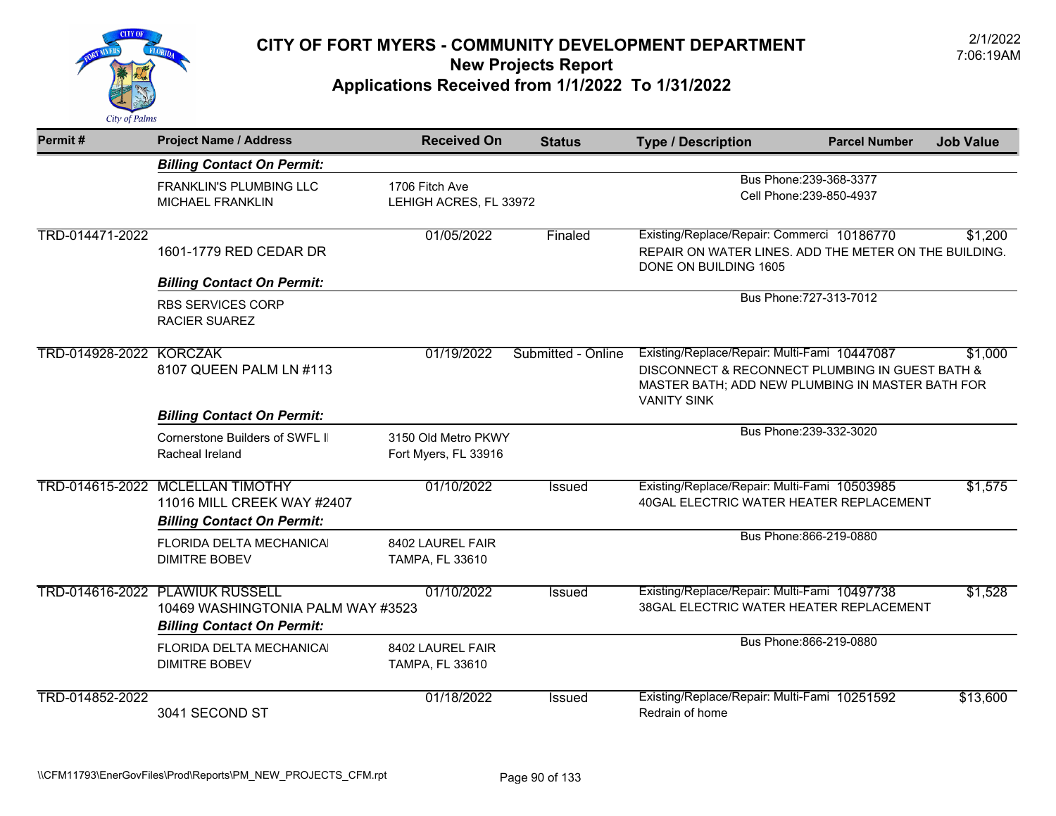# CITY OF FORT MYERS - COMMUNITY DEVELOPMENT DEPARTMENT
## New Projects Report
## Applications Received from 1/1/2022 To 1/31/2022

2/1/2022
7:06:19AM

| Permit # | Project Name / Address | Received On | Status | Type / Description | Parcel Number | Job Value |
|---|---|---|---|---|---|---|
| | ***Billing Contact On Permit:*** | | | | | |
| | FRANKLIN'S PLUMBING LLC<br>MICHAEL FRANKLIN | 1706 Fitch Ave<br>LEHIGH ACRES, FL 33972 | | Bus Phone:239-368-3377<br>Cell Phone:239-850-4937 | | |
| TRD-014471-2022 | 1601-1779 RED CEDAR DR | 01/05/2022 | Finaled | Existing/Replace/Repair: Commerci<br>REPAIR ON WATER LINES. ADD THE METER ON THE BUILDING. DONE ON BUILDING 1605 | 10186770 | $1,200 |
| | ***Billing Contact On Permit:*** | | | | | |
| | RBS SERVICES CORP<br>RACIER SUAREZ | | | Bus Phone:727-313-7012 | | |
| TRD-014928-2022 | KORCZAK<br>8107 QUEEN PALM LN #113 | 01/19/2022 | Submitted - Online | Existing/Replace/Repair: Multi-Fami<br>DISCONNECT & RECONNECT PLUMBING IN GUEST BATH & MASTER BATH; ADD NEW PLUMBING IN MASTER BATH FOR VANITY SINK | 10447087 | $1,000 |
| | ***Billing Contact On Permit:*** | | | | | |
| | Cornerstone Builders of SWFL I<br>Racheal Ireland | 3150 Old Metro PKWY<br>Fort Myers, FL 33916 | | Bus Phone:239-332-3020 | | |
| TRD-014615-2022 | MCLELLAN TIMOTHY<br>11016 MILL CREEK WAY #2407 | 01/10/2022 | Issued | Existing/Replace/Repair: Multi-Fami<br>40GAL ELECTRIC WATER HEATER REPLACEMENT | 10503985 | $1,575 |
| | ***Billing Contact On Permit:*** | | | | | |
| | FLORIDA DELTA MECHANICAI<br>DIMITRE BOBEV | 8402 LAUREL FAIR<br>TAMPA, FL 33610 | | Bus Phone:866-219-0880 | | |
| TRD-014616-2022 | PLAWIUK RUSSELL<br>10469 WASHINGTONIA PALM WAY #3523 | 01/10/2022 | Issued | Existing/Replace/Repair: Multi-Fami<br>38GAL ELECTRIC WATER HEATER REPLACEMENT | 10497738 | $1,528 |
| | ***Billing Contact On Permit:*** | | | | | |
| | FLORIDA DELTA MECHANICAI<br>DIMITRE BOBEV | 8402 LAUREL FAIR<br>TAMPA, FL 33610 | | Bus Phone:866-219-0880 | | |
| TRD-014852-2022 | 3041 SECOND ST | 01/18/2022 | Issued | Existing/Replace/Repair: Multi-Fami<br>Redrain of home | 10251592 | $13,600 |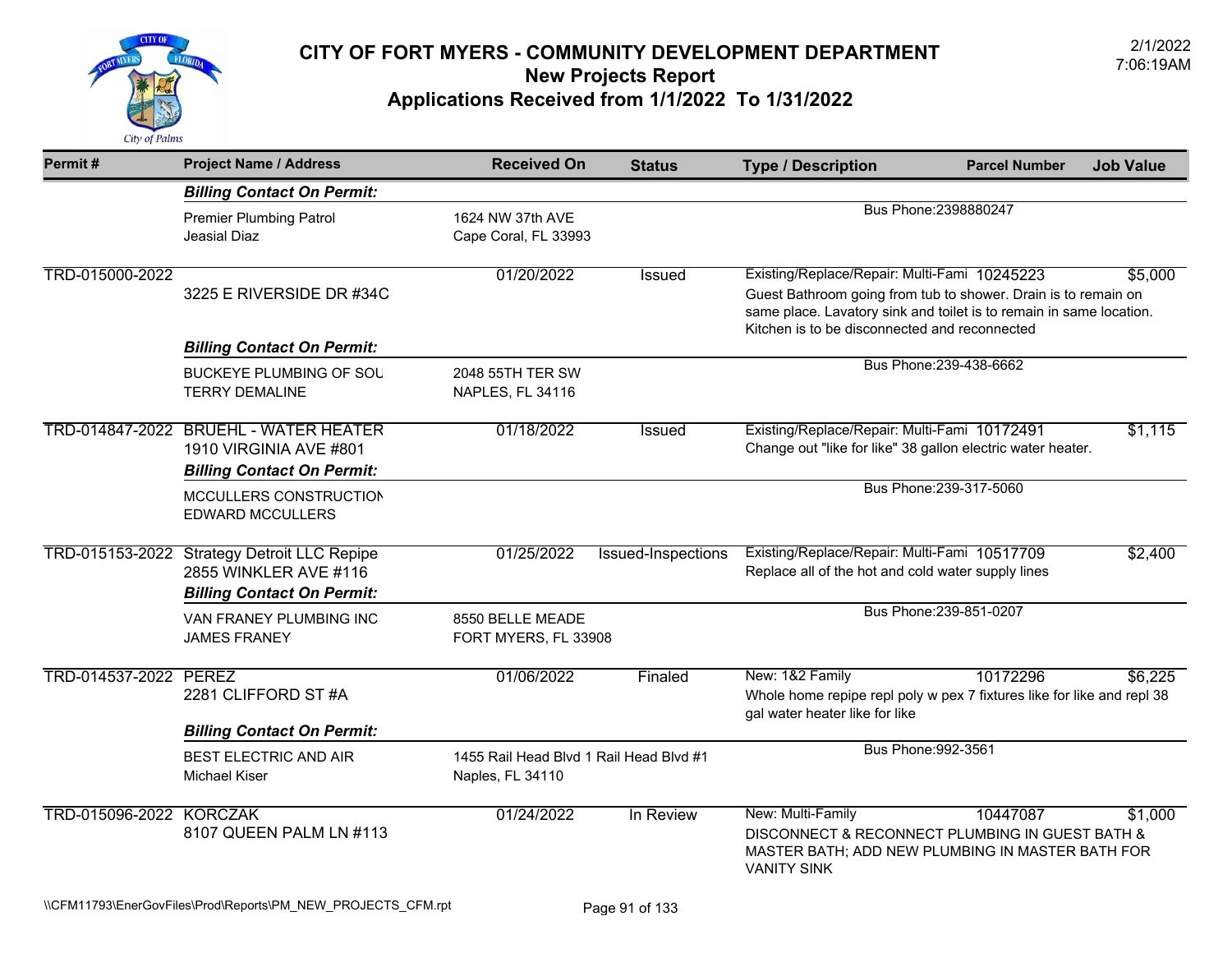# CITY OF FORT MYERS - COMMUNITY DEVELOPMENT DEPARTMENT
## New Projects Report
## Applications Received from 1/1/2022 To 1/31/2022

2/1/2022
7:06:19AM

| Permit # | Project Name / Address | Received On | Status | Type / Description | Parcel Number | Job Value |
|---|---|---|---|---|---|---|
| | ***Billing Contact On Permit:*** | | | | | |
| | Premier Plumbing Patrol<br>Jeasial Diaz | 1624 NW 37th AVE<br>Cape Coral, FL 33993 | | Bus Phone:2398880247 | | |
| TRD-015000-2022 | 3225 E RIVERSIDE DR #34C | 01/20/2022 | Issued | Existing/Replace/Repair: Multi-Fami<br>Guest Bathroom going from tub to shower. Drain is to remain on same place. Lavatory sink and toilet is to remain in same location. Kitchen is to be disconnected and reconnected | 10245223 | $5,000 |
| | ***Billing Contact On Permit:*** | | | | | |
| | BUCKEYE PLUMBING OF SOU<br>TERRY DEMALINE | 2048 55TH TER SW<br>NAPLES, FL 34116 | | Bus Phone:239-438-6662 | | |
| TRD-014847-2022 | BRUEHL - WATER HEATER<br>1910 VIRGINIA AVE #801 | 01/18/2022 | Issued | Existing/Replace/Repair: Multi-Fami<br>Change out "like for like" 38 gallon electric water heater. | 10172491 | $1,115 |
| | ***Billing Contact On Permit:*** | | | | | |
| | MCCULLERS CONSTRUCTION<br>EDWARD MCCULLERS | | | Bus Phone:239-317-5060 | | |
| TRD-015153-2022 | Strategy Detroit LLC Repipe<br>2855 WINKLER AVE #116 | 01/25/2022 | Issued-Inspections | Existing/Replace/Repair: Multi-Fami<br>Replace all of the hot and cold water supply lines | 10517709 | $2,400 |
| | ***Billing Contact On Permit:*** | | | | | |
| | VAN FRANEY PLUMBING INC<br>JAMES FRANEY | 8550 BELLE MEADE<br>FORT MYERS, FL 33908 | | Bus Phone:239-851-0207 | | |
| TRD-014537-2022 | PEREZ<br>2281 CLIFFORD ST #A | 01/06/2022 | Finaled | New: 1&2 Family<br>Whole home repipe repl poly w pex 7 fixtures like for like and repl 38 gal water heater like for like | 10172296 | $6,225 |
| | ***Billing Contact On Permit:*** | | | | | |
| | BEST ELECTRIC AND AIR<br>Michael Kiser | 1455 Rail Head Blvd 1 Rail Head Blvd #1<br>Naples, FL 34110 | | Bus Phone:992-3561 | | |
| TRD-015096-2022 | KORCZAK<br>8107 QUEEN PALM LN #113 | 01/24/2022 | In Review | New: Multi-Family<br>DISCONNECT & RECONNECT PLUMBING IN GUEST BATH & MASTER BATH; ADD NEW PLUMBING IN MASTER BATH FOR VANITY SINK | 10447087 | $1,000 |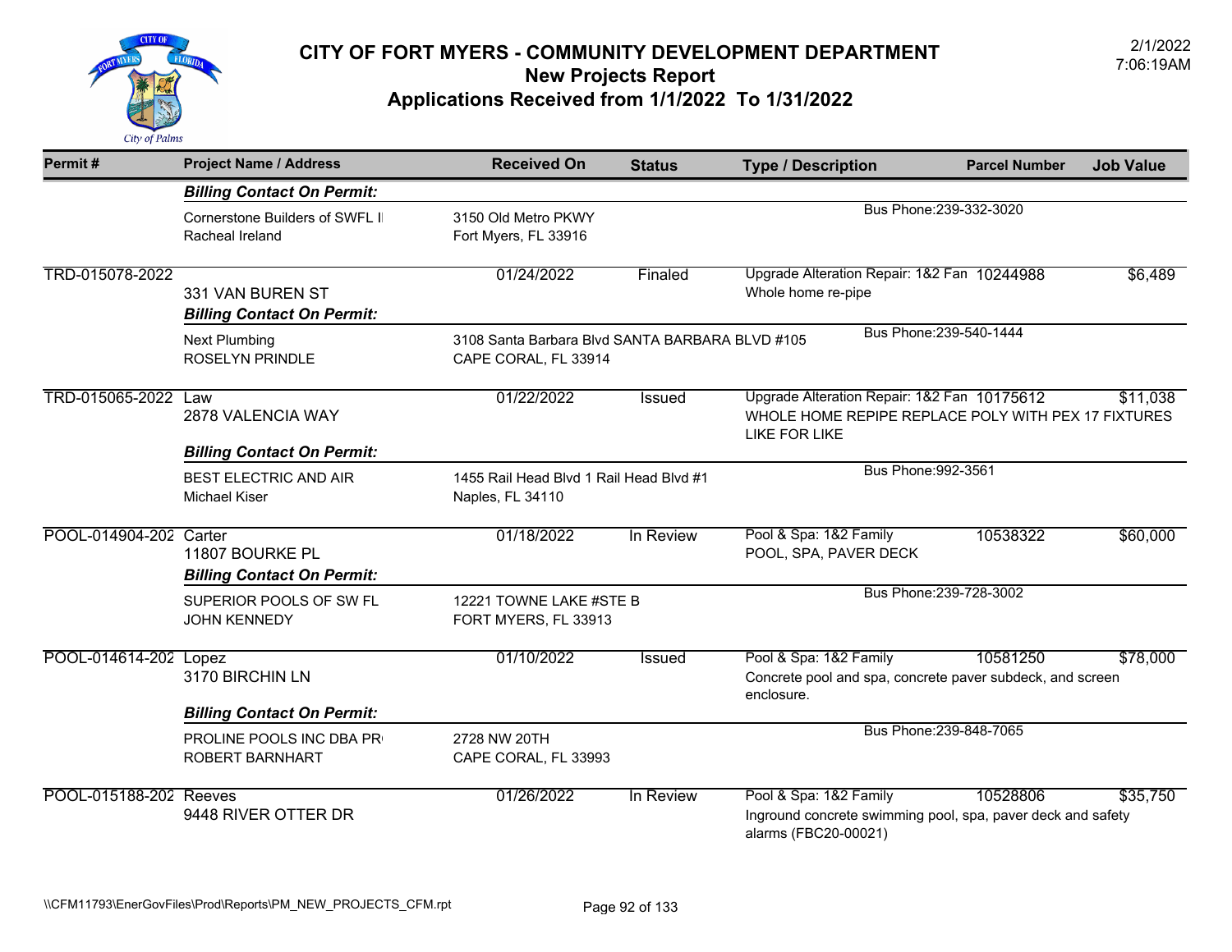# CITY OF FORT MYERS - COMMUNITY DEVELOPMENT DEPARTMENT
## New Projects Report
## Applications Received from 1/1/2022 To 1/31/2022

2/1/2022
7:06:19AM

| Permit # | Project Name / Address | Received On | Status | Type / Description | Parcel Number | Job Value |
|---|---|---|---|---|---|---|
| | ***Billing Contact On Permit:*** | | | | | |
| | Cornerstone Builders of SWFL I<br>Racheal Ireland | 3150 Old Metro PKWY<br>Fort Myers, FL 33916 | | Bus Phone:239-332-3020 | | |
| TRD-015078-2022 | 331 VAN BUREN ST | 01/24/2022 | Finaled | Upgrade Alteration Repair: 1&2 Fan<br>Whole home re-pipe | 10244988 | $6,489 |
| | ***Billing Contact On Permit:*** | | | | | |
| | Next Plumbing<br>ROSELYN PRINDLE | 3108 Santa Barbara Blvd SANTA BARBARA BLVD #105<br>CAPE CORAL, FL 33914 | | Bus Phone:239-540-1444 | | |
| TRD-015065-2022 | Law<br>2878 VALENCIA WAY | 01/22/2022 | Issued | Upgrade Alteration Repair: 1&2 Fan<br>WHOLE HOME REPIPE REPLACE POLY WITH PEX 17 FIXTURES LIKE FOR LIKE | 10175612 | $11,038 |
| | ***Billing Contact On Permit:*** | | | | | |
| | BEST ELECTRIC AND AIR<br>Michael Kiser | 1455 Rail Head Blvd 1 Rail Head Blvd #1<br>Naples, FL 34110 | | Bus Phone:992-3561 | | |
| POOL-014904-202 | Carter<br>11807 BOURKE PL | 01/18/2022 | In Review | Pool & Spa: 1&2 Family<br>POOL, SPA, PAVER DECK | 10538322 | $60,000 |
| | ***Billing Contact On Permit:*** | | | | | |
| | SUPERIOR POOLS OF SW FL<br>JOHN KENNEDY | 12221 TOWNE LAKE #STE B<br>FORT MYERS, FL 33913 | | Bus Phone:239-728-3002 | | |
| POOL-014614-202 | Lopez<br>3170 BIRCHIN LN | 01/10/2022 | Issued | Pool & Spa: 1&2 Family<br>Concrete pool and spa, concrete paver subdeck, and screen enclosure. | 10581250 | $78,000 |
| | ***Billing Contact On Permit:*** | | | | | |
| | PROLINE POOLS INC DBA PR<br>ROBERT BARNHART | 2728 NW 20TH<br>CAPE CORAL, FL 33993 | | Bus Phone:239-848-7065 | | |
| POOL-015188-202 | Reeves<br>9448 RIVER OTTER DR | 01/26/2022 | In Review | Pool & Spa: 1&2 Family<br>Inground concrete swimming pool, spa, paver deck and safety alarms (FBC20-00021) | 10528806 | $35,750 |

\\CFM11793\EnerGovFiles\Prod\Reports\PM_NEW_PROJECTS_CFM.rpt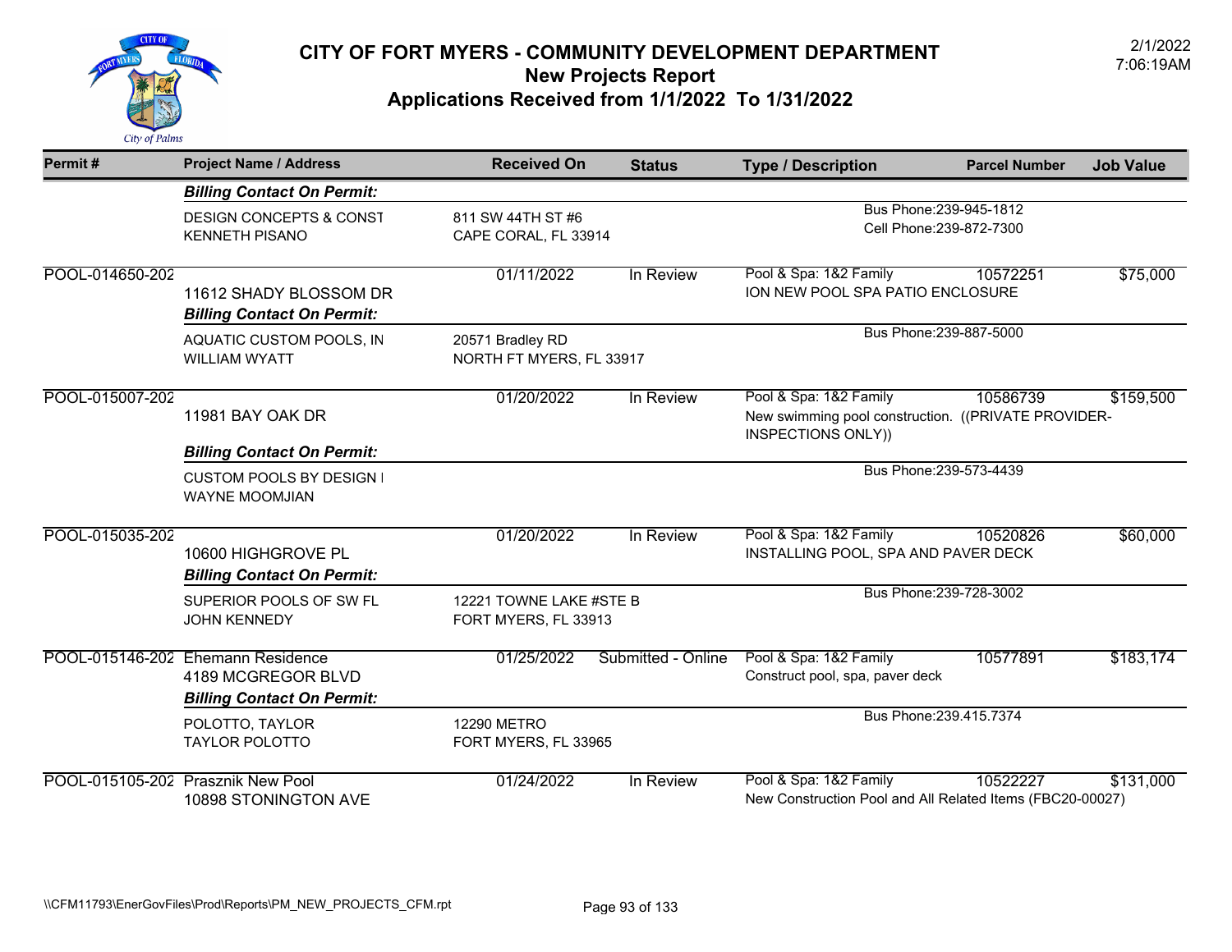# CITY OF FORT MYERS - COMMUNITY DEVELOPMENT DEPARTMENT
## New Projects Report
## Applications Received from 1/1/2022 To 1/31/2022

2/1/2022
7:06:19AM

| Permit # | Project Name / Address | Received On | Status | Type / Description | Parcel Number | Job Value |
|---|---|---|---|---|---|---|
| | ***Billing Contact On Permit:*** | | | | | |
| | DESIGN CONCEPTS & CONST<br>KENNETH PISANO | 811 SW 44TH ST #6<br>CAPE CORAL, FL 33914 | | Bus Phone:239-945-1812<br>Cell Phone:239-872-7300 | | |
| POOL-014650-202 | 11612 SHADY BLOSSOM DR | 01/11/2022 | In Review | Pool & Spa: 1&2 Family<br>ION NEW POOL SPA PATIO ENCLOSURE | 10572251 | $75,000 |
| | ***Billing Contact On Permit:*** | | | | | |
| | AQUATIC CUSTOM POOLS, IN<br>WILLIAM WYATT | 20571 Bradley RD<br>NORTH FT MYERS, FL 33917 | | Bus Phone:239-887-5000 | | |
| POOL-015007-202 | 11981 BAY OAK DR | 01/20/2022 | In Review | Pool & Spa: 1&2 Family<br>New swimming pool construction. ((PRIVATE PROVIDER-INSPECTIONS ONLY)) | 10586739 | $159,500 |
| | ***Billing Contact On Permit:*** | | | | | |
| | CUSTOM POOLS BY DESIGN I<br>WAYNE MOOMJIAN | | | Bus Phone:239-573-4439 | | |
| POOL-015035-202 | 10600 HIGHGROVE PL | 01/20/2022 | In Review | Pool & Spa: 1&2 Family<br>INSTALLING POOL, SPA AND PAVER DECK | 10520826 | $60,000 |
| | ***Billing Contact On Permit:*** | | | | | |
| | SUPERIOR POOLS OF SW FL<br>JOHN KENNEDY | 12221 TOWNE LAKE #STE B<br>FORT MYERS, FL 33913 | | Bus Phone:239-728-3002 | | |
| POOL-015146-202 | Ehemann Residence<br>4189 MCGREGOR BLVD | 01/25/2022 | Submitted - Online | Pool & Spa: 1&2 Family<br>Construct pool, spa, paver deck | 10577891 | $183,174 |
| | ***Billing Contact On Permit:*** | | | | | |
| | POLOTTO, TAYLOR<br>TAYLOR POLOTTO | 12290 METRO<br>FORT MYERS, FL 33965 | | Bus Phone:239.415.7374 | | |
| POOL-015105-202 | Prasznik New Pool<br>10898 STONINGTON AVE | 01/24/2022 | In Review | Pool & Spa: 1&2 Family<br>New Construction Pool and All Related Items (FBC20-00027) | 10522227 | $131,000 |

\\CFM11793\EnerGovFiles\Prod\Reports\PM_NEW_PROJECTS_CFM.rpt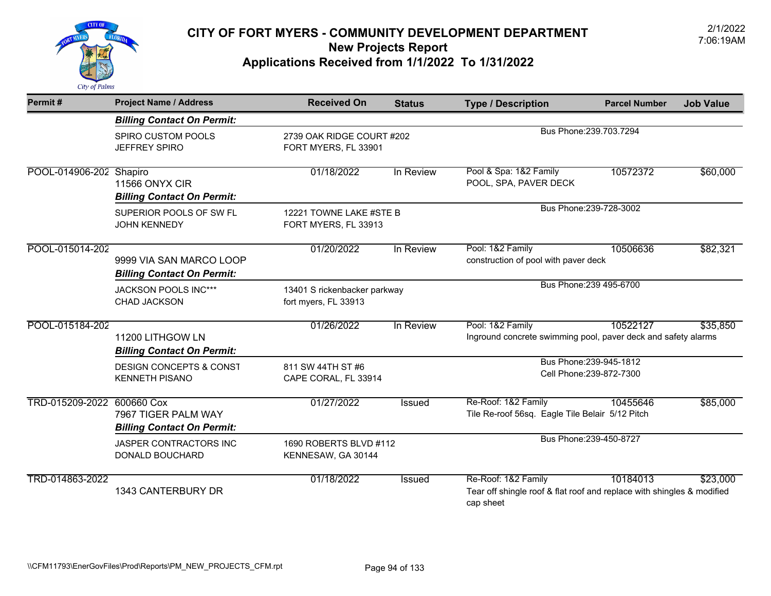# CITY OF FORT MYERS - COMMUNITY DEVELOPMENT DEPARTMENT

## New Projects Report

## Applications Received from 1/1/2022 To 1/31/2022

2/1/2022 7:06:19AM

| Permit # | Project Name / Address | Received On | Status | Type / Description | Parcel Number | Job Value |
|---|---|---|---|---|---|---|
| | ***Billing Contact On Permit:*** | | | | | |
| | SPIRO CUSTOM POOLS<br>JEFFREY SPIRO | 2739 OAK RIDGE COURT #202<br>FORT MYERS, FL 33901 | | Bus Phone:239.703.7294 | | |
| POOL-014906-202 | Shapiro<br>11566 ONYX CIR | 01/18/2022 | In Review | Pool & Spa: 1&2 Family<br>POOL, SPA, PAVER DECK | 10572372 | $60,000 |
| | ***Billing Contact On Permit:*** | | | | | |
| | SUPERIOR POOLS OF SW FL<br>JOHN KENNEDY | 12221 TOWNE LAKE #STE B<br>FORT MYERS, FL 33913 | | Bus Phone:239-728-3002 | | |
| POOL-015014-202 | 9999 VIA SAN MARCO LOOP | 01/20/2022 | In Review | Pool: 1&2 Family<br>construction of pool with paver deck | 10506636 | $82,321 |
| | ***Billing Contact On Permit:*** | | | | | |
| | JACKSON POOLS INC***<br>CHAD JACKSON | 13401 S rickenbacker parkway<br>fort myers, FL 33913 | | Bus Phone:239 495-6700 | | |
| POOL-015184-202 | 11200 LITHGOW LN | 01/26/2022 | In Review | Pool: 1&2 Family<br>Inground concrete swimming pool, paver deck and safety alarms | 10522127 | $35,850 |
| | ***Billing Contact On Permit:*** | | | | | |
| | DESIGN CONCEPTS & CONST<br>KENNETH PISANO | 811 SW 44TH ST #6<br>CAPE CORAL, FL 33914 | | Bus Phone:239-945-1812<br>Cell Phone:239-872-7300 | | |
| TRD-015209-2022 | 600660 Cox<br>7967 TIGER PALM WAY | 01/27/2022 | Issued | Re-Roof: 1&2 Family<br>Tile Re-roof 56sq. Eagle Tile Belair 5/12 Pitch | 10455646 | $85,000 |
| | ***Billing Contact On Permit:*** | | | | | |
| | JASPER CONTRACTORS INC<br>DONALD BOUCHARD | 1690 ROBERTS BLVD #112<br>KENNESAW, GA 30144 | | Bus Phone:239-450-8727 | | |
| TRD-014863-2022 | 1343 CANTERBURY DR | 01/18/2022 | Issued | Re-Roof: 1&2 Family<br>Tear off shingle roof & flat roof and replace with shingles & modified cap sheet | 10184013 | $23,000 |

\\CFM11793\EnerGovFiles\Prod\Reports\PM_NEW_PROJECTS_CFM.rpt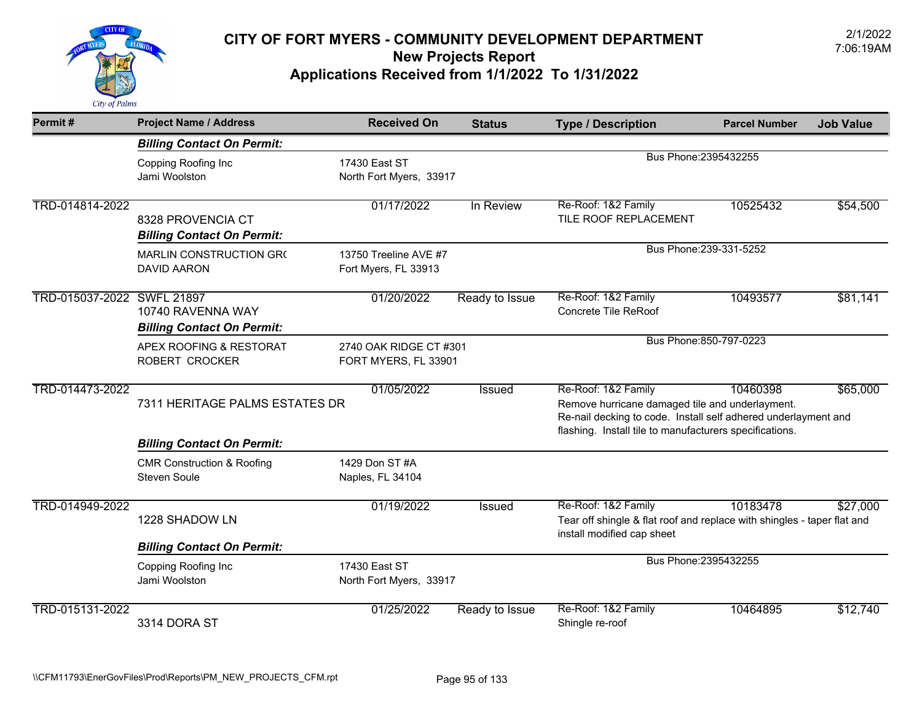# CITY OF FORT MYERS - COMMUNITY DEVELOPMENT DEPARTMENT

## New Projects Report

## Applications Received from 1/1/2022 To 1/31/2022

2/1/2022
7:06:19AM

| Permit # | Project Name / Address | Received On | Status | Type / Description | Parcel Number | Job Value |
|---|---|---|---|---|---|---|
| | ***Billing Contact On Permit:*** | | | | | |
| | Copping Roofing Inc<br>Jami Woolston | 17430 East ST<br>North Fort Myers, 33917 | | Bus Phone:2395432255 | | |
| TRD-014814-2022 | 8328 PROVENCIA CT | 01/17/2022 | In Review | Re-Roof: 1&2 Family<br>TILE ROOF REPLACEMENT | 10525432 | $54,500 |
| | ***Billing Contact On Permit:*** | | | | | |
| | MARLIN CONSTRUCTION GR(<br>DAVID AARON | 13750 Treeline AVE #7<br>Fort Myers, FL 33913 | | Bus Phone:239-331-5252 | | |
| TRD-015037-2022 | SWFL 21897<br>10740 RAVENNA WAY | 01/20/2022 | Ready to Issue | Re-Roof: 1&2 Family<br>Concrete Tile ReRoof | 10493577 | $81,141 |
| | ***Billing Contact On Permit:*** | | | | | |
| | APEX ROOFING & RESTORAT<br>ROBERT CROCKER | 2740 OAK RIDGE CT #301<br>FORT MYERS, FL 33901 | | Bus Phone:850-797-0223 | | |
| TRD-014473-2022 | 7311 HERITAGE PALMS ESTATES DR | 01/05/2022 | Issued | Re-Roof: 1&2 Family<br>Remove hurricane damaged tile and underlayment. Re-nail decking to code. Install self adhered underlayment and flashing. Install tile to manufacturers specifications. | 10460398 | $65,000 |
| | ***Billing Contact On Permit:*** | | | | | |
| | CMR Construction & Roofing<br>Steven Soule | 1429 Don ST #A<br>Naples, FL 34104 | | | | |
| TRD-014949-2022 | 1228 SHADOW LN | 01/19/2022 | Issued | Re-Roof: 1&2 Family<br>Tear off shingle & flat roof and replace with shingles - taper flat and install modified cap sheet | 10183478 | $27,000 |
| | ***Billing Contact On Permit:*** | | | | | |
| | Copping Roofing Inc<br>Jami Woolston | 17430 East ST<br>North Fort Myers, 33917 | | Bus Phone:2395432255 | | |
| TRD-015131-2022 | 3314 DORA ST | 01/25/2022 | Ready to Issue | Re-Roof: 1&2 Family<br>Shingle re-roof | 10464895 | $12,740 |

\\CFM11793\EnerGovFiles\Prod\Reports\PM_NEW_PROJECTS_CFM.rpt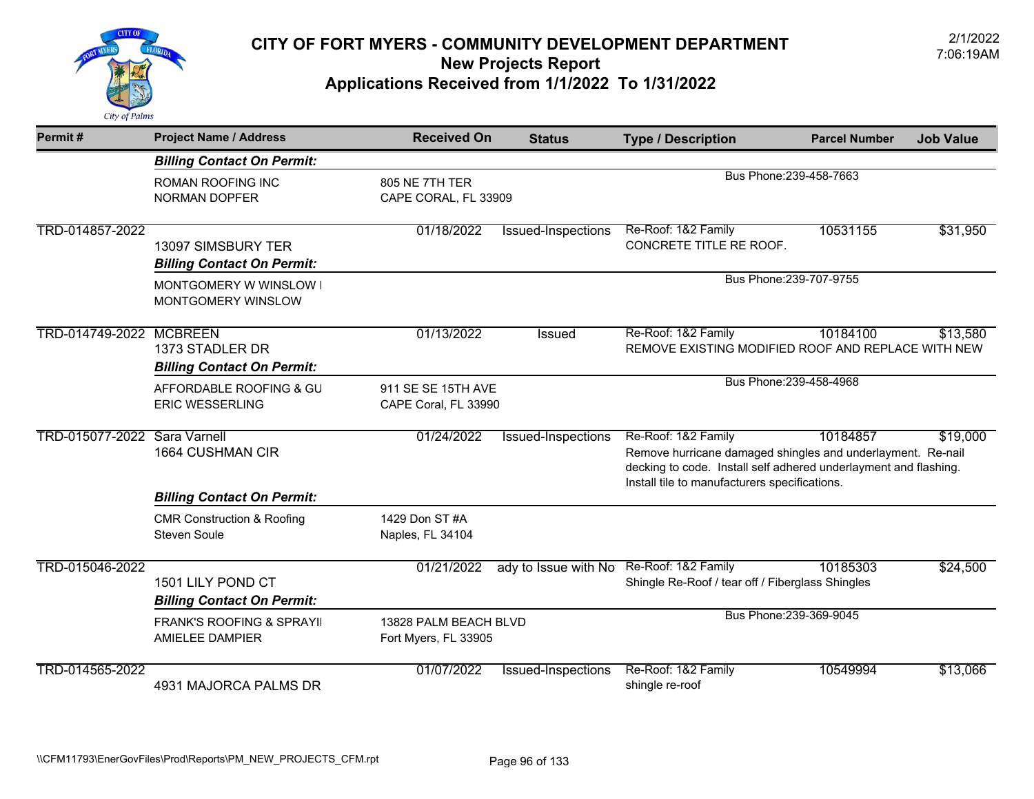# CITY OF FORT MYERS - COMMUNITY DEVELOPMENT DEPARTMENT
## New Projects Report
## Applications Received from 1/1/2022 To 1/31/2022

2/1/2022 7:06:19AM

| Permit # | Project Name / Address | Received On | Status | Type / Description | Parcel Number | Job Value |
|---|---|---|---|---|---|---|
| | ***Billing Contact On Permit:*** | | | | | |
| | ROMAN ROOFING INC<br>NORMAN DOPFER | 805 NE 7TH TER<br>CAPE CORAL, FL 33909 | | Bus Phone:239-458-7663 | | |
| TRD-014857-2022 | 13097 SIMSBURY TER | 01/18/2022 | Issued-Inspections | Re-Roof: 1&2 Family<br>CONCRETE TITLE RE ROOF. | 10531155 | $31,950 |
| | ***Billing Contact On Permit:*** | | | | | |
| | MONTGOMERY W WINSLOW I<br>MONTGOMERY WINSLOW | | | Bus Phone:239-707-9755 | | |
| TRD-014749-2022 | MCBREEN<br>1373 STADLER DR | 01/13/2022 | Issued | Re-Roof: 1&2 Family<br>REMOVE EXISTING MODIFIED ROOF AND REPLACE WITH NEW | 10184100 | $13,580 |
| | ***Billing Contact On Permit:*** | | | | | |
| | AFFORDABLE ROOFING & GU<br>ERIC WESSERLING | 911 SE SE 15TH AVE<br>CAPE Coral, FL 33990 | | Bus Phone:239-458-4968 | | |
| TRD-015077-2022 | Sara Varnell<br>1664 CUSHMAN CIR | 01/24/2022 | Issued-Inspections | Re-Roof: 1&2 Family<br>Remove hurricane damaged shingles and underlayment. Re-nail decking to code. Install self adhered underlayment and flashing. Install tile to manufacturers specifications. | 10184857 | $19,000 |
| | ***Billing Contact On Permit:*** | | | | | |
| | CMR Construction & Roofing<br>Steven Soule | 1429 Don ST #A<br>Naples, FL 34104 | | | | |
| TRD-015046-2022 | 1501 LILY POND CT | 01/21/2022 | ady to Issue with No | Re-Roof: 1&2 Family<br>Shingle Re-Roof / tear off / Fiberglass Shingles | 10185303 | $24,500 |
| | ***Billing Contact On Permit:*** | | | | | |
| | FRANK'S ROOFING & SPRAYI<br>AMIELEE DAMPIER | 13828 PALM BEACH BLVD<br>Fort Myers, FL 33905 | | Bus Phone:239-369-9045 | | |
| TRD-014565-2022 | 4931 MAJORCA PALMS DR | 01/07/2022 | Issued-Inspections | Re-Roof: 1&2 Family<br>shingle re-roof | 10549994 | $13,066 |

\\CFM11793\EnerGovFiles\Prod\Reports\PM_NEW_PROJECTS_CFM.rpt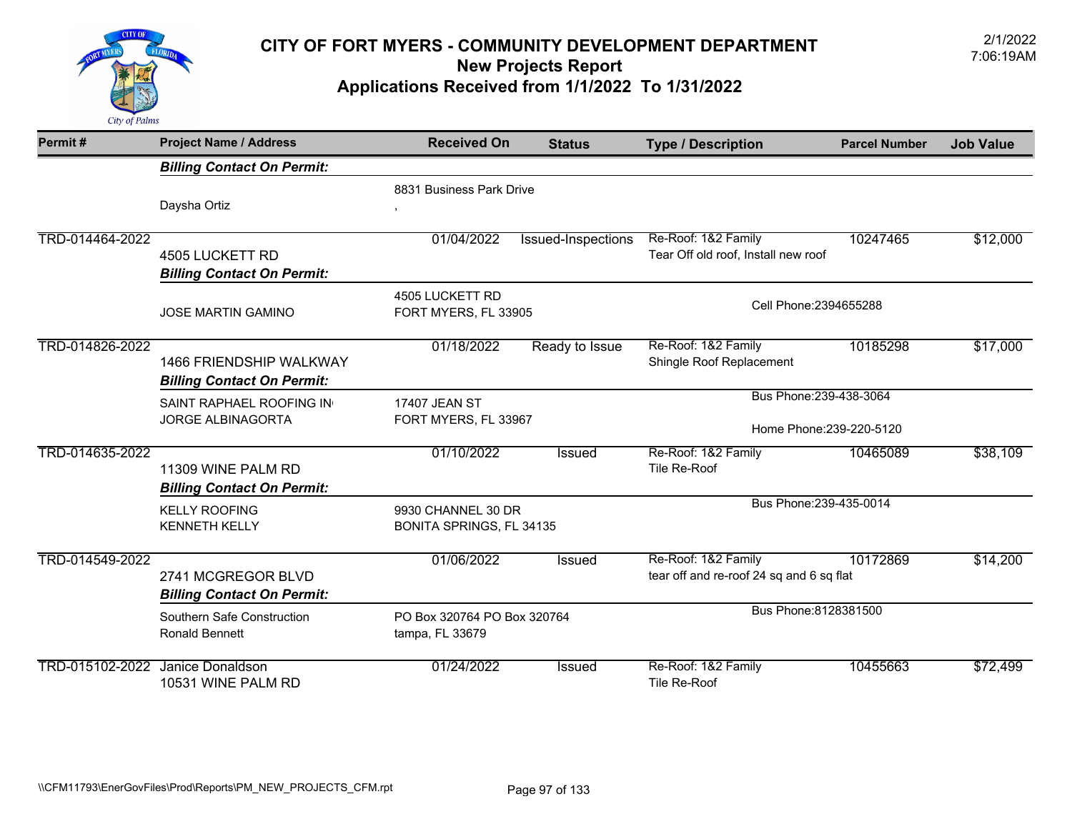# CITY OF FORT MYERS - COMMUNITY DEVELOPMENT DEPARTMENT
## New Projects Report
## Applications Received from 1/1/2022 To 1/31/2022

2/1/2022
7:06:19AM

| Permit # | Project Name / Address | Received On | Status | Type / Description | Parcel Number | Job Value |
|---|---|---|---|---|---|---|
| | ***Billing Contact On Permit:*** | | | | | |
| | Daysha Ortiz | 8831 Business Park Drive<br>, | | | | |
| TRD-014464-2022 | 4505 LUCKETT RD | 01/04/2022 | Issued-Inspections | Re-Roof: 1&2 Family<br>Tear Off old roof, Install new roof | 10247465 | $12,000 |
| | ***Billing Contact On Permit:*** | | | | | |
| | JOSE MARTIN GAMINO | 4505 LUCKETT RD<br>FORT MYERS, FL 33905 | | Cell Phone:2394655288 | | |
| TRD-014826-2022 | 1466 FRIENDSHIP WALKWAY | 01/18/2022 | Ready to Issue | Re-Roof: 1&2 Family<br>Shingle Roof Replacement | 10185298 | $17,000 |
| | ***Billing Contact On Permit:*** | | | | | |
| | SAINT RAPHAEL ROOFING IN<br>JORGE ALBINAGORTA | 17407 JEAN ST<br>FORT MYERS, FL 33967 | | Bus Phone:239-438-3064<br>Home Phone:239-220-5120 | | |
| TRD-014635-2022 | 11309 WINE PALM RD | 01/10/2022 | Issued | Re-Roof: 1&2 Family<br>Tile Re-Roof | 10465089 | $38,109 |
| | ***Billing Contact On Permit:*** | | | | | |
| | KELLY ROOFING<br>KENNETH KELLY | 9930 CHANNEL 30 DR<br>BONITA SPRINGS, FL 34135 | | Bus Phone:239-435-0014 | | |
| TRD-014549-2022 | 2741 MCGREGOR BLVD | 01/06/2022 | Issued | Re-Roof: 1&2 Family<br>tear off and re-roof 24 sq and 6 sq flat | 10172869 | $14,200 |
| | ***Billing Contact On Permit:*** | | | | | |
| | Southern Safe Construction<br>Ronald Bennett | PO Box 320764 PO Box 320764<br>tampa, FL 33679 | | Bus Phone:8128381500 | | |
| TRD-015102-2022 | Janice Donaldson<br>10531 WINE PALM RD | 01/24/2022 | Issued | Re-Roof: 1&2 Family<br>Tile Re-Roof | 10455663 | $72,499 |

\\CFM11793\EnerGovFiles\Prod\Reports\PM_NEW_PROJECTS_CFM.rpt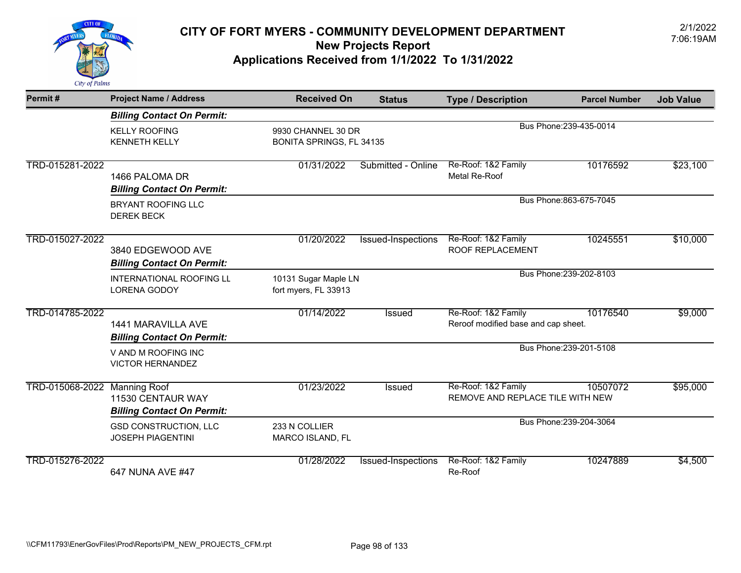# CITY OF FORT MYERS - COMMUNITY DEVELOPMENT DEPARTMENT

## New Projects Report

## Applications Received from 1/1/2022 To 1/31/2022

2/1/2022
7:06:19AM

| Permit # | Project Name / Address | Received On | Status | Type / Description | Parcel Number | Job Value |
|---|---|---|---|---|---|---|
| | ***Billing Contact On Permit:*** | | | | | |
| | KELLY ROOFING<br>KENNETH KELLY | 9930 CHANNEL 30 DR<br>BONITA SPRINGS, FL 34135 | | Bus Phone:239-435-0014 | | |
| TRD-015281-2022 | 1466 PALOMA DR | 01/31/2022 | Submitted - Online | Re-Roof: 1&2 Family<br>Metal Re-Roof | 10176592 | $23,100 |
| | ***Billing Contact On Permit:*** | | | | | |
| | BRYANT ROOFING LLC<br>DEREK BECK | | | Bus Phone:863-675-7045 | | |
| TRD-015027-2022 | 3840 EDGEWOOD AVE | 01/20/2022 | Issued-Inspections | Re-Roof: 1&2 Family<br>ROOF REPLACEMENT | 10245551 | $10,000 |
| | ***Billing Contact On Permit:*** | | | | | |
| | INTERNATIONAL ROOFING LL<br>LORENA GODOY | 10131 Sugar Maple LN<br>fort myers, FL 33913 | | Bus Phone:239-202-8103 | | |
| TRD-014785-2022 | 1441 MARAVILLA AVE | 01/14/2022 | Issued | Re-Roof: 1&2 Family<br>Reroof modified base and cap sheet. | 10176540 | $9,000 |
| | ***Billing Contact On Permit:*** | | | | | |
| | V AND M ROOFING INC<br>VICTOR HERNANDEZ | | | Bus Phone:239-201-5108 | | |
| TRD-015068-2022 | Manning Roof<br>11530 CENTAUR WAY | 01/23/2022 | Issued | Re-Roof: 1&2 Family<br>REMOVE AND REPLACE TILE WITH NEW | 10507072 | $95,000 |
| | ***Billing Contact On Permit:*** | | | | | |
| | GSD CONSTRUCTION, LLC<br>JOSEPH PIAGENTINI | 233 N COLLIER<br>MARCO ISLAND, FL | | Bus Phone:239-204-3064 | | |
| TRD-015276-2022 | 647 NUNA AVE #47 | 01/28/2022 | Issued-Inspections | Re-Roof: 1&2 Family<br>Re-Roof | 10247889 | $4,500 |

\\CFM11793\EnerGovFiles\Prod\Reports\PM_NEW_PROJECTS_CFM.rpt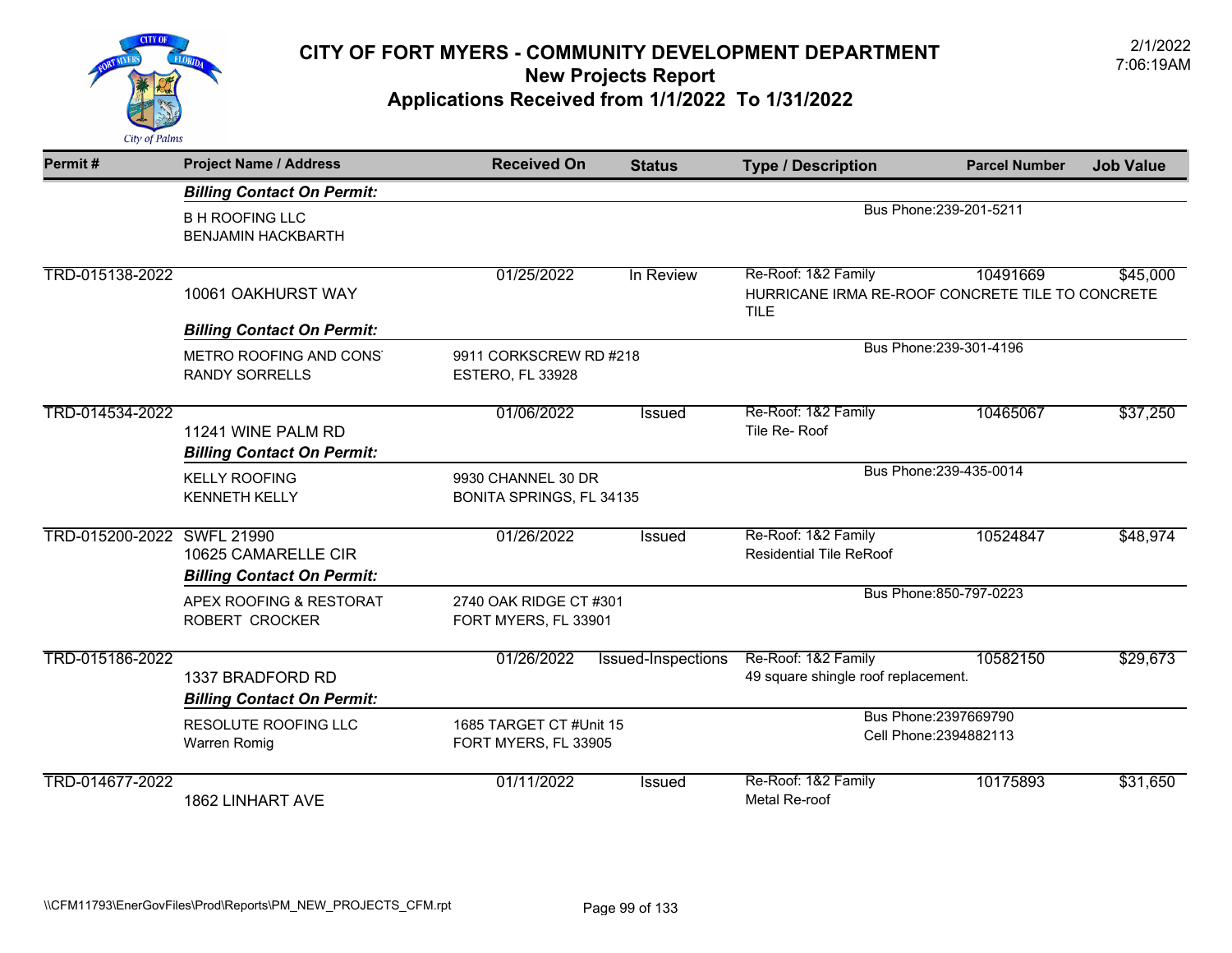# CITY OF FORT MYERS - COMMUNITY DEVELOPMENT DEPARTMENT

## New Projects Report

## Applications Received from 1/1/2022 To 1/31/2022

2/1/2022
7:06:19AM

| Permit # | Project Name / Address | Received On | Status | Type / Description | Parcel Number | Job Value |
|---|---|---|---|---|---|---|
| | ***Billing Contact On Permit:*** | | | | | |
| | B H ROOFING LLC<br>BENJAMIN HACKBARTH | | | Bus Phone:239-201-5211 | | |
| TRD-015138-2022 | 10061 OAKHURST WAY | 01/25/2022 | In Review | Re-Roof: 1&2 Family<br>HURRICANE IRMA RE-ROOF CONCRETE TILE TO CONCRETE TILE | 10491669 | $45,000 |
| | ***Billing Contact On Permit:*** | | | | | |
| | METRO ROOFING AND CONS<br>RANDY SORRELLS | 9911 CORKSCREW RD #218<br>ESTERO, FL 33928 | | Bus Phone:239-301-4196 | | |
| TRD-014534-2022 | 11241 WINE PALM RD | 01/06/2022 | Issued | Re-Roof: 1&2 Family<br>Tile Re- Roof | 10465067 | $37,250 |
| | ***Billing Contact On Permit:*** | | | | | |
| | KELLY ROOFING<br>KENNETH KELLY | 9930 CHANNEL 30 DR<br>BONITA SPRINGS, FL 34135 | | Bus Phone:239-435-0014 | | |
| TRD-015200-2022 | SWFL 21990<br>10625 CAMARELLE CIR | 01/26/2022 | Issued | Re-Roof: 1&2 Family<br>Residential Tile ReRoof | 10524847 | $48,974 |
| | ***Billing Contact On Permit:*** | | | | | |
| | APEX ROOFING & RESTORAT<br>ROBERT CROCKER | 2740 OAK RIDGE CT #301<br>FORT MYERS, FL 33901 | | Bus Phone:850-797-0223 | | |
| TRD-015186-2022 | 1337 BRADFORD RD | 01/26/2022 | Issued-Inspections | Re-Roof: 1&2 Family<br>49 square shingle roof replacement. | 10582150 | $29,673 |
| | ***Billing Contact On Permit:*** | | | | | |
| | RESOLUTE ROOFING LLC<br>Warren Romig | 1685 TARGET CT #Unit 15<br>FORT MYERS, FL 33905 | | Bus Phone:2397669790<br>Cell Phone:2394882113 | | |
| TRD-014677-2022 | 1862 LINHART AVE | 01/11/2022 | Issued | Re-Roof: 1&2 Family<br>Metal Re-roof | 10175893 | $31,650 |

\\CFM11793\EnerGovFiles\Prod\Reports\PM_NEW_PROJECTS_CFM.rpt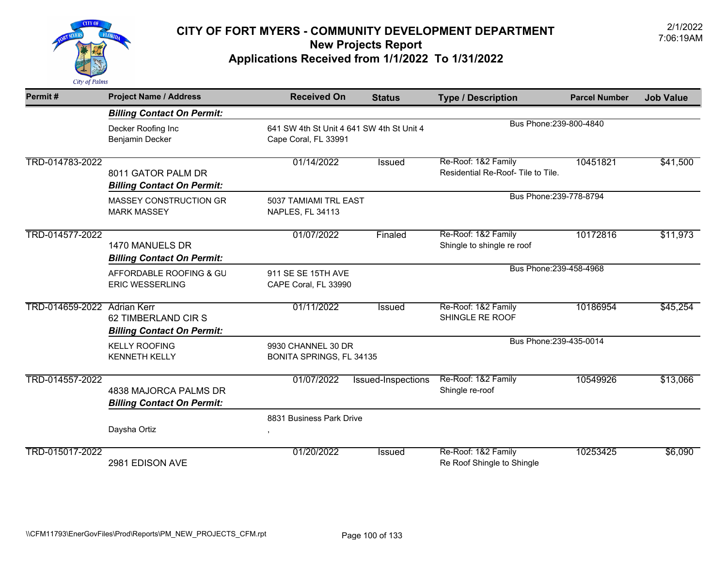# CITY OF FORT MYERS - COMMUNITY DEVELOPMENT DEPARTMENT

## New Projects Report

## Applications Received from 1/1/2022 To 1/31/2022

2/1/2022 7:06:19AM

| Permit # | Project Name / Address | Received On | Status | Type / Description | Parcel Number | Job Value |
|---|---|---|---|---|---|---|
| | ***Billing Contact On Permit:*** | | | | | |
| | Decker Roofing Inc<br>Benjamin Decker | 641 SW 4th St Unit 4 641 SW 4th St Unit 4<br>Cape Coral, FL 33991 | | Bus Phone:239-800-4840 | | |
| TRD-014783-2022 | 8011 GATOR PALM DR | 01/14/2022 | Issued | Re-Roof: 1&2 Family<br>Residential Re-Roof- Tile to Tile. | 10451821 | $41,500 |
| | ***Billing Contact On Permit:*** | | | | | |
| | MASSEY CONSTRUCTION GR<br>MARK MASSEY | 5037 TAMIAMI TRL EAST<br>NAPLES, FL 34113 | | Bus Phone:239-778-8794 | | |
| TRD-014577-2022 | 1470 MANUELS DR | 01/07/2022 | Finaled | Re-Roof: 1&2 Family<br>Shingle to shingle re roof | 10172816 | $11,973 |
| | ***Billing Contact On Permit:*** | | | | | |
| | AFFORDABLE ROOFING & GU<br>ERIC WESSERLING | 911 SE SE 15TH AVE<br>CAPE Coral, FL 33990 | | Bus Phone:239-458-4968 | | |
| TRD-014659-2022 | Adrian Kerr<br>62 TIMBERLAND CIR S | 01/11/2022 | Issued | Re-Roof: 1&2 Family<br>SHINGLE RE ROOF | 10186954 | $45,254 |
| | ***Billing Contact On Permit:*** | | | | | |
| | KELLY ROOFING<br>KENNETH KELLY | 9930 CHANNEL 30 DR<br>BONITA SPRINGS, FL 34135 | | Bus Phone:239-435-0014 | | |
| TRD-014557-2022 | 4838 MAJORCA PALMS DR | 01/07/2022 | Issued-Inspections | Re-Roof: 1&2 Family<br>Shingle re-roof | 10549926 | $13,066 |
| | ***Billing Contact On Permit:*** | | | | | |
| | Daysha Ortiz | 8831 Business Park Drive<br>, | | | | |
| TRD-015017-2022 | 2981 EDISON AVE | 01/20/2022 | Issued | Re-Roof: 1&2 Family<br>Re Roof Shingle to Shingle | 10253425 | $6,090 |

\\CFM11793\EnerGovFiles\Prod\Reports\PM_NEW_PROJECTS_CFM.rpt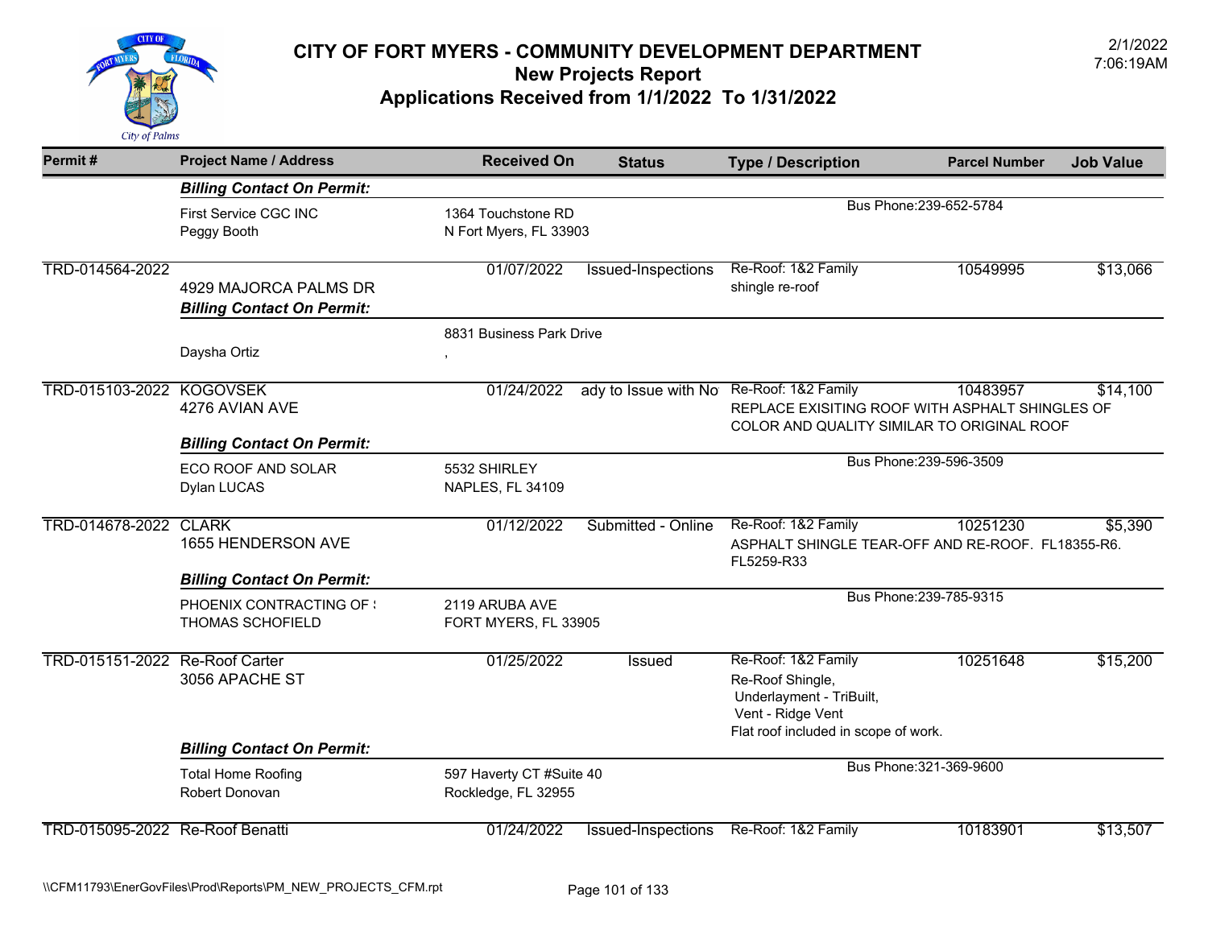# CITY OF FORT MYERS - COMMUNITY DEVELOPMENT DEPARTMENT

## New Projects Report

## Applications Received from 1/1/2022 To 1/31/2022

2/1/2022
7:06:19AM

| Permit # | Project Name / Address | | Received On | Status | Type / Description | Parcel Number | Job Value |
|---|---|---|---|---|---|---|---|
| | ***Billing Contact On Permit:*** | | | | | | |
| | First Service CGC INC<br>Peggy Booth | 1364 Touchstone RD<br>N Fort Myers, FL 33903 | | | Bus Phone:239-652-5784 | | |
| TRD-014564-2022 | 4929 MAJORCA PALMS DR | | 01/07/2022 | Issued-Inspections | Re-Roof: 1&2 Family<br>shingle re-roof | 10549995 | $13,066 |
| | ***Billing Contact On Permit:*** | | | | | | |
| | Daysha Ortiz | 8831 Business Park Drive<br>, | | | | | |
| TRD-015103-2022 | KOGOVSEK<br>4276 AVIAN AVE | | 01/24/2022 | ady to Issue with No | Re-Roof: 1&2 Family<br>REPLACE EXISITING ROOF WITH ASPHALT SHINGLES OF COLOR AND QUALITY SIMILAR TO ORIGINAL ROOF | 10483957 | $14,100 |
| | ***Billing Contact On Permit:*** | | | | | | |
| | ECO ROOF AND SOLAR<br>Dylan LUCAS | 5532 SHIRLEY<br>NAPLES, FL 34109 | | | Bus Phone:239-596-3509 | | |
| TRD-014678-2022 | CLARK<br>1655 HENDERSON AVE | | 01/12/2022 | Submitted - Online | Re-Roof: 1&2 Family<br>ASPHALT SHINGLE TEAR-OFF AND RE-ROOF. FL18355-R6. FL5259-R33 | 10251230 | $5,390 |
| | ***Billing Contact On Permit:*** | | | | | | |
| | PHOENIX CONTRACTING OF !<br>THOMAS SCHOFIELD | 2119 ARUBA AVE<br>FORT MYERS, FL 33905 | | | Bus Phone:239-785-9315 | | |
| TRD-015151-2022 | Re-Roof Carter<br>3056 APACHE ST | | 01/25/2022 | Issued | Re-Roof: 1&2 Family<br>Re-Roof Shingle,<br>Underlayment - TriBuilt,<br>Vent - Ridge Vent<br>Flat roof included in scope of work. | 10251648 | $15,200 |
| | ***Billing Contact On Permit:*** | | | | | | |
| | Total Home Roofing<br>Robert Donovan | 597 Haverty CT #Suite 40<br>Rockledge, FL 32955 | | | Bus Phone:321-369-9600 | | |
| TRD-015095-2022 | Re-Roof Benatti | | 01/24/2022 | Issued-Inspections | Re-Roof: 1&2 Family | 10183901 | $13,507 |

\\CFM11793\EnerGovFiles\Prod\Reports\PM_NEW_PROJECTS_CFM.rpt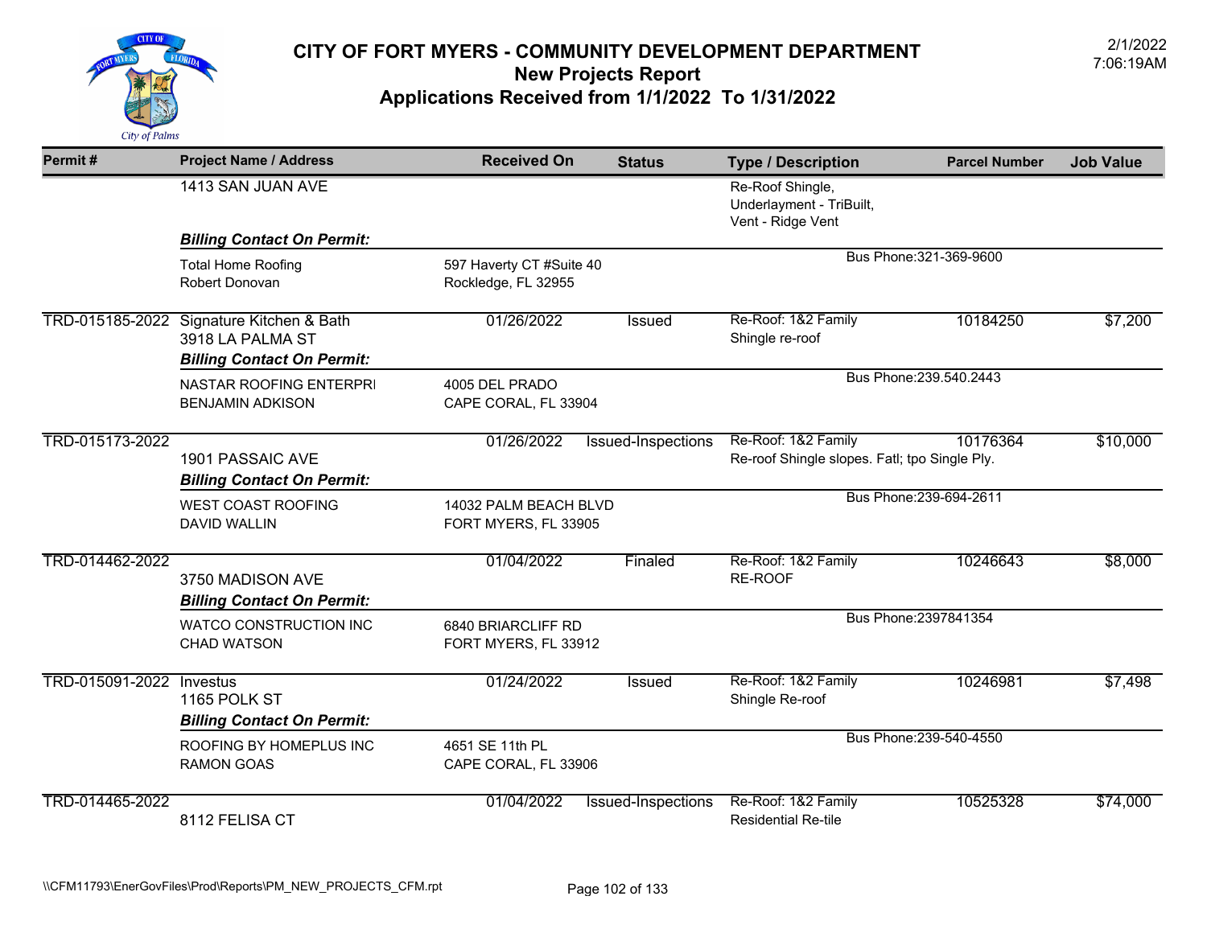# CITY OF FORT MYERS - COMMUNITY DEVELOPMENT DEPARTMENT
## New Projects Report
## Applications Received from 1/1/2022 To 1/31/2022

2/1/2022
7:06:19AM

| Permit # | Project Name / Address | Received On | Status | Type / Description | Parcel Number | Job Value |
|---|---|---|---|---|---|---|
| | 1413 SAN JUAN AVE | | | Re-Roof Shingle, Underlayment - TriBuilt, Vent - Ridge Vent | | |
| | ***Billing Contact On Permit:*** | | | | | |
| | Total Home Roofing<br>Robert Donovan | 597 Haverty CT #Suite 40<br>Rockledge, FL 32955 | | Bus Phone:321-369-9600 | | |
| TRD-015185-2022 | Signature Kitchen & Bath<br>3918 LA PALMA ST | 01/26/2022 | Issued | Re-Roof: 1&2 Family<br>Shingle re-roof | 10184250 | $7,200 |
| | ***Billing Contact On Permit:*** | | | | | |
| | NASTAR ROOFING ENTERPRI<br>BENJAMIN ADKISON | 4005 DEL PRADO<br>CAPE CORAL, FL 33904 | | Bus Phone:239.540.2443 | | |
| TRD-015173-2022 | 1901 PASSAIC AVE | 01/26/2022 | Issued-Inspections | Re-Roof: 1&2 Family<br>Re-roof Shingle slopes. Fatl; tpo Single Ply. | 10176364 | $10,000 |
| | ***Billing Contact On Permit:*** | | | | | |
| | WEST COAST ROOFING<br>DAVID WALLIN | 14032 PALM BEACH BLVD<br>FORT MYERS, FL 33905 | | Bus Phone:239-694-2611 | | |
| TRD-014462-2022 | 3750 MADISON AVE | 01/04/2022 | Finaled | Re-Roof: 1&2 Family<br>RE-ROOF | 10246643 | $8,000 |
| | ***Billing Contact On Permit:*** | | | | | |
| | WATCO CONSTRUCTION INC<br>CHAD WATSON | 6840 BRIARCLIFF RD<br>FORT MYERS, FL 33912 | | Bus Phone:2397841354 | | |
| TRD-015091-2022 | Investus<br>1165 POLK ST | 01/24/2022 | Issued | Re-Roof: 1&2 Family<br>Shingle Re-roof | 10246981 | $7,498 |
| | ***Billing Contact On Permit:*** | | | | | |
| | ROOFING BY HOMEPLUS INC<br>RAMON GOAS | 4651 SE 11th PL<br>CAPE CORAL, FL 33906 | | Bus Phone:239-540-4550 | | |
| TRD-014465-2022 | 8112 FELISA CT | 01/04/2022 | Issued-Inspections | Re-Roof: 1&2 Family<br>Residential Re-tile | 10525328 | $74,000 |

\\CFM11793\EnerGovFiles\Prod\Reports\PM_NEW_PROJECTS_CFM.rpt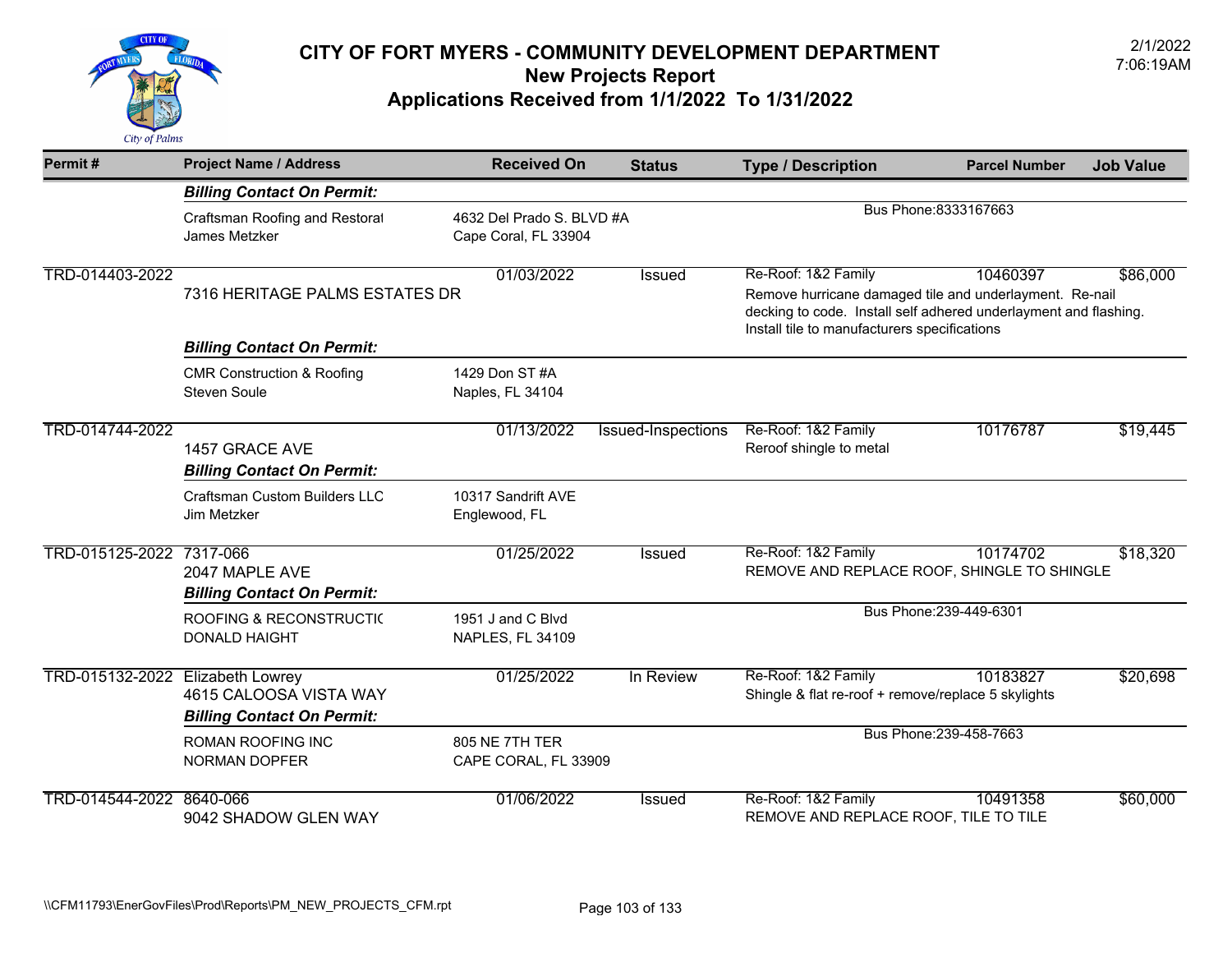# CITY OF FORT MYERS - COMMUNITY DEVELOPMENT DEPARTMENT

## New Projects Report

## Applications Received from 1/1/2022 To 1/31/2022

2/1/2022 7:06:19AM

| Permit # | Project Name / Address | Received On | Status | Type / Description | Parcel Number | Job Value |
|---|---|---|---|---|---|---|
| | ***Billing Contact On Permit:*** | | | | | |
| | Craftsman Roofing and Restorat<br>James Metzker | 4632 Del Prado S. BLVD #A<br>Cape Coral, FL 33904 | | Bus Phone:8333167663 | | |
| TRD-014403-2022 | 7316 HERITAGE PALMS ESTATES DR | 01/03/2022 | Issued | Re-Roof: 1&2 Family<br>Remove hurricane damaged tile and underlayment. Re-nail decking to code. Install self adhered underlayment and flashing. Install tile to manufacturers specifications | 10460397 | $86,000 |
| | ***Billing Contact On Permit:*** | | | | | |
| | CMR Construction & Roofing<br>Steven Soule | 1429 Don ST #A<br>Naples, FL 34104 | | | | |
| TRD-014744-2022 | 1457 GRACE AVE | 01/13/2022 | Issued-Inspections | Re-Roof: 1&2 Family<br>Reroof shingle to metal | 10176787 | $19,445 |
| | ***Billing Contact On Permit:*** | | | | | |
| | Craftsman Custom Builders LLC<br>Jim Metzker | 10317 Sandrift AVE<br>Englewood, FL | | | | |
| TRD-015125-2022 | 7317-066<br>2047 MAPLE AVE | 01/25/2022 | Issued | Re-Roof: 1&2 Family<br>REMOVE AND REPLACE ROOF, SHINGLE TO SHINGLE | 10174702 | $18,320 |
| | ***Billing Contact On Permit:*** | | | | | |
| | ROOFING & RECONSTRUCTIC<br>DONALD HAIGHT | 1951 J and C Blvd<br>NAPLES, FL 34109 | | Bus Phone:239-449-6301 | | |
| TRD-015132-2022 | Elizabeth Lowrey<br>4615 CALOOSA VISTA WAY | 01/25/2022 | In Review | Re-Roof: 1&2 Family<br>Shingle & flat re-roof + remove/replace 5 skylights | 10183827 | $20,698 |
| | ***Billing Contact On Permit:*** | | | | | |
| | ROMAN ROOFING INC<br>NORMAN DOPFER | 805 NE 7TH TER<br>CAPE CORAL, FL 33909 | | Bus Phone:239-458-7663 | | |
| TRD-014544-2022 | 8640-066<br>9042 SHADOW GLEN WAY | 01/06/2022 | Issued | Re-Roof: 1&2 Family<br>REMOVE AND REPLACE ROOF, TILE TO TILE | 10491358 | $60,000 |

\\CFM11793\EnerGovFiles\Prod\Reports\PM_NEW_PROJECTS_CFM.rpt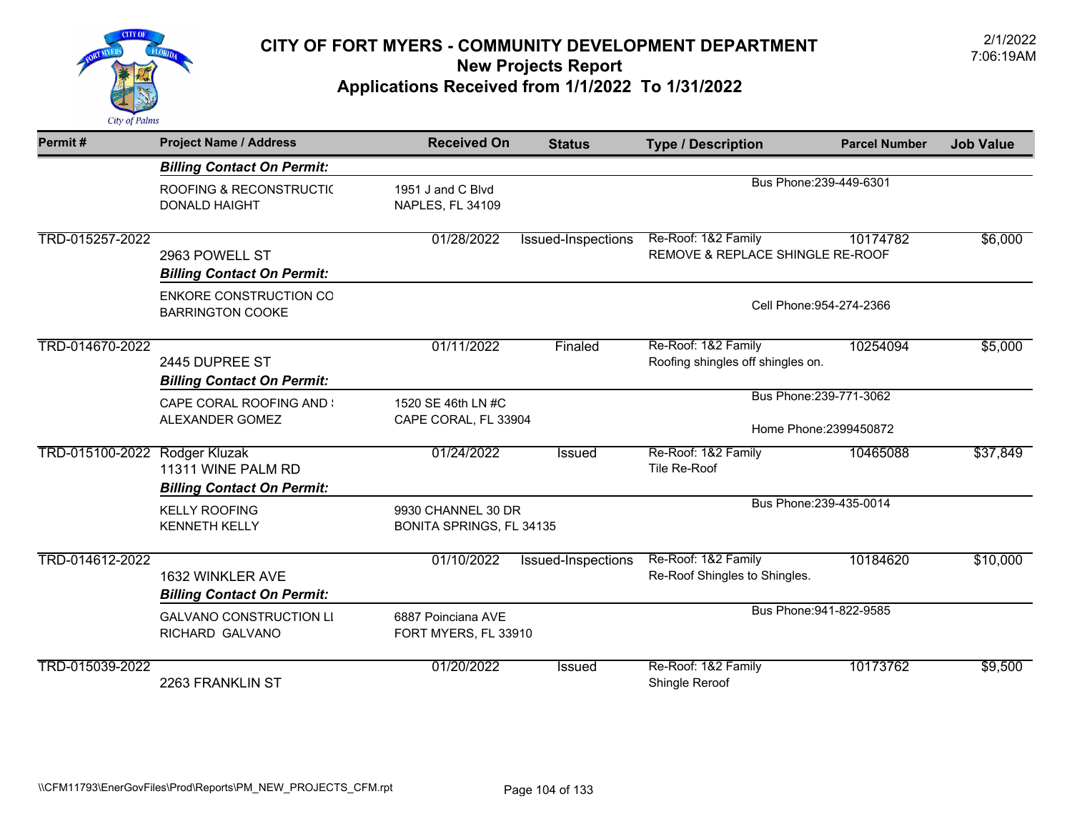# CITY OF FORT MYERS - COMMUNITY DEVELOPMENT DEPARTMENT
## New Projects Report
## Applications Received from 1/1/2022 To 1/31/2022

2/1/2022
7:06:19AM

| Permit # | Project Name / Address | Received On | Status | Type / Description | Parcel Number | Job Value |
|---|---|---|---|---|---|---|
| | ***Billing Contact On Permit:*** | | | | | |
| | ROOFING & RECONSTRUCTIC<br>DONALD HAIGHT | 1951 J and C Blvd<br>NAPLES, FL 34109 | | Bus Phone:239-449-6301 | | |
| TRD-015257-2022 | 2963 POWELL ST | 01/28/2022 | Issued-Inspections | Re-Roof: 1&2 Family<br>REMOVE & REPLACE SHINGLE RE-ROOF | 10174782 | $6,000 |
| | ***Billing Contact On Permit:*** | | | | | |
| | ENKORE CONSTRUCTION CO<br>BARRINGTON COOKE | | | Cell Phone:954-274-2366 | | |
| TRD-014670-2022 | 2445 DUPREE ST | 01/11/2022 | Finaled | Re-Roof: 1&2 Family<br>Roofing shingles off shingles on. | 10254094 | $5,000 |
| | ***Billing Contact On Permit:*** | | | | | |
| | CAPE CORAL ROOFING AND !<br>ALEXANDER GOMEZ | 1520 SE 46th LN #C<br>CAPE CORAL, FL 33904 | | Bus Phone:239-771-3062<br>Home Phone:2399450872 | | |
| TRD-015100-2022 | Rodger Kluzak<br>11311 WINE PALM RD | 01/24/2022 | Issued | Re-Roof: 1&2 Family<br>Tile Re-Roof | 10465088 | $37,849 |
| | ***Billing Contact On Permit:*** | | | | | |
| | KELLY ROOFING<br>KENNETH KELLY | 9930 CHANNEL 30 DR<br>BONITA SPRINGS, FL 34135 | | Bus Phone:239-435-0014 | | |
| TRD-014612-2022 | 1632 WINKLER AVE | 01/10/2022 | Issued-Inspections | Re-Roof: 1&2 Family<br>Re-Roof Shingles to Shingles. | 10184620 | $10,000 |
| | ***Billing Contact On Permit:*** | | | | | |
| | GALVANO CONSTRUCTION LI<br>RICHARD GALVANO | 6887 Poinciana AVE<br>FORT MYERS, FL 33910 | | Bus Phone:941-822-9585 | | |
| TRD-015039-2022 | 2263 FRANKLIN ST | 01/20/2022 | Issued | Re-Roof: 1&2 Family<br>Shingle Reroof | 10173762 | $9,500 |

\\CFM11793\EnerGovFiles\Prod\Reports\PM_NEW_PROJECTS_CFM.rpt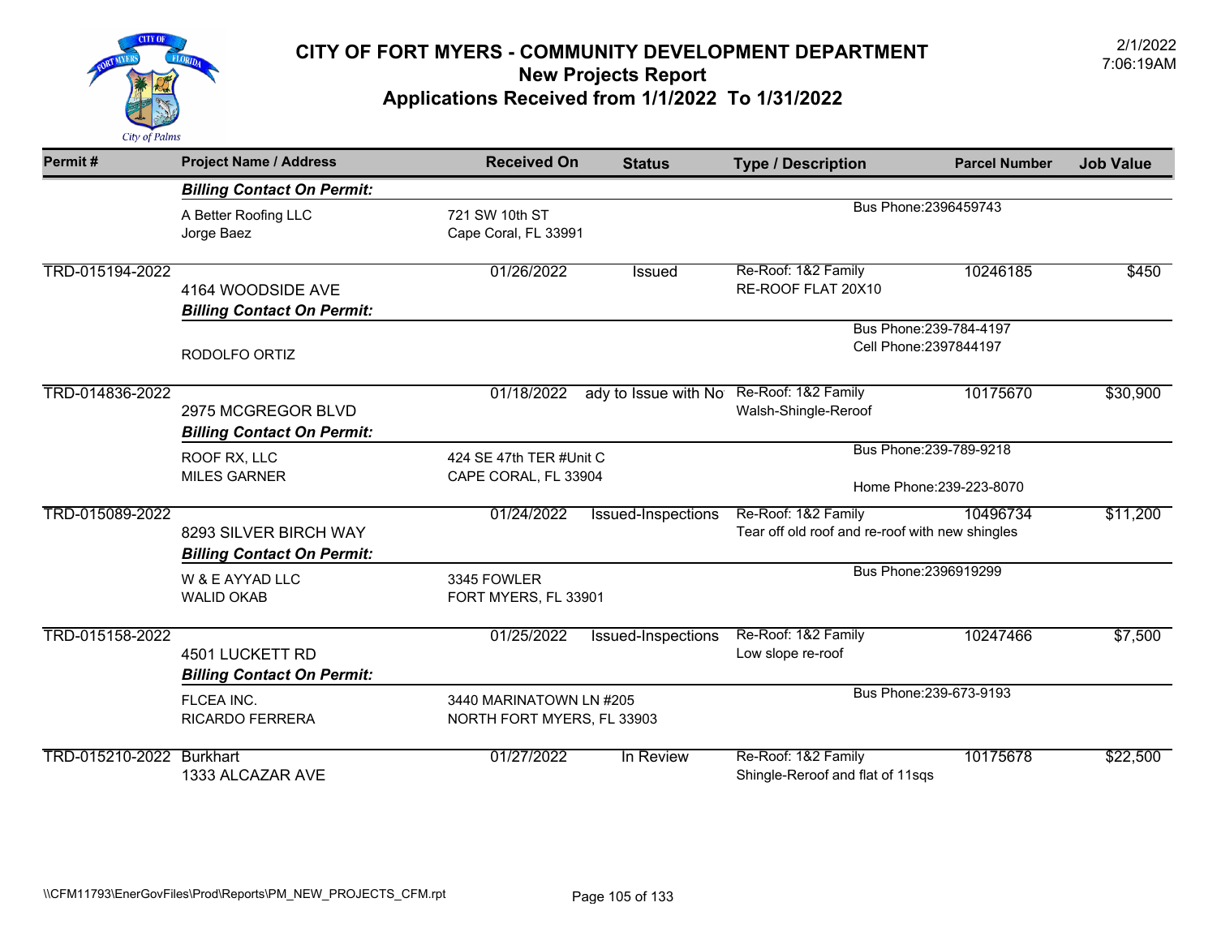# CITY OF FORT MYERS - COMMUNITY DEVELOPMENT DEPARTMENT
## New Projects Report
## Applications Received from 1/1/2022 To 1/31/2022

2/1/2022
7:06:19AM

| Permit # | Project Name / Address | Received On | Status | Type / Description | Parcel Number | Job Value |
|---|---|---|---|---|---|---|
| | ***Billing Contact On Permit:*** | | | | | |
| | A Better Roofing LLC<br>Jorge Baez | 721 SW 10th ST<br>Cape Coral, FL 33991 | | Bus Phone:2396459743 | | |
| TRD-015194-2022 | 4164 WOODSIDE AVE | 01/26/2022 | Issued | Re-Roof: 1&2 Family<br>RE-ROOF FLAT 20X10 | 10246185 | $450 |
| | ***Billing Contact On Permit:*** | | | | | |
| | RODOLFO ORTIZ | | | Bus Phone:239-784-4197<br>Cell Phone:2397844197 | | |
| TRD-014836-2022 | 2975 MCGREGOR BLVD | 01/18/2022 | ady to Issue with No | Re-Roof: 1&2 Family<br>Walsh-Shingle-Reroof | 10175670 | $30,900 |
| | ***Billing Contact On Permit:*** | | | | | |
| | ROOF RX, LLC<br>MILES GARNER | 424 SE 47th TER #Unit C<br>CAPE CORAL, FL 33904 | | Bus Phone:239-789-9218<br>Home Phone:239-223-8070 | | |
| TRD-015089-2022 | 8293 SILVER BIRCH WAY | 01/24/2022 | Issued-Inspections | Re-Roof: 1&2 Family<br>Tear off old roof and re-roof with new shingles | 10496734 | $11,200 |
| | ***Billing Contact On Permit:*** | | | | | |
| | W & E AYYAD LLC<br>WALID OKAB | 3345 FOWLER<br>FORT MYERS, FL 33901 | | Bus Phone:2396919299 | | |
| TRD-015158-2022 | 4501 LUCKETT RD | 01/25/2022 | Issued-Inspections | Re-Roof: 1&2 Family<br>Low slope re-roof | 10247466 | $7,500 |
| | ***Billing Contact On Permit:*** | | | | | |
| | FLCEA INC.<br>RICARDO FERRERA | 3440 MARINATOWN LN #205<br>NORTH FORT MYERS, FL 33903 | | Bus Phone:239-673-9193 | | |
| TRD-015210-2022 | Burkhart<br>1333 ALCAZAR AVE | 01/27/2022 | In Review | Re-Roof: 1&2 Family<br>Shingle-Reroof and flat of 11sqs | 10175678 | $22,500 |

\\CFM11793\EnerGovFiles\Prod\Reports\PM_NEW_PROJECTS_CFM.rpt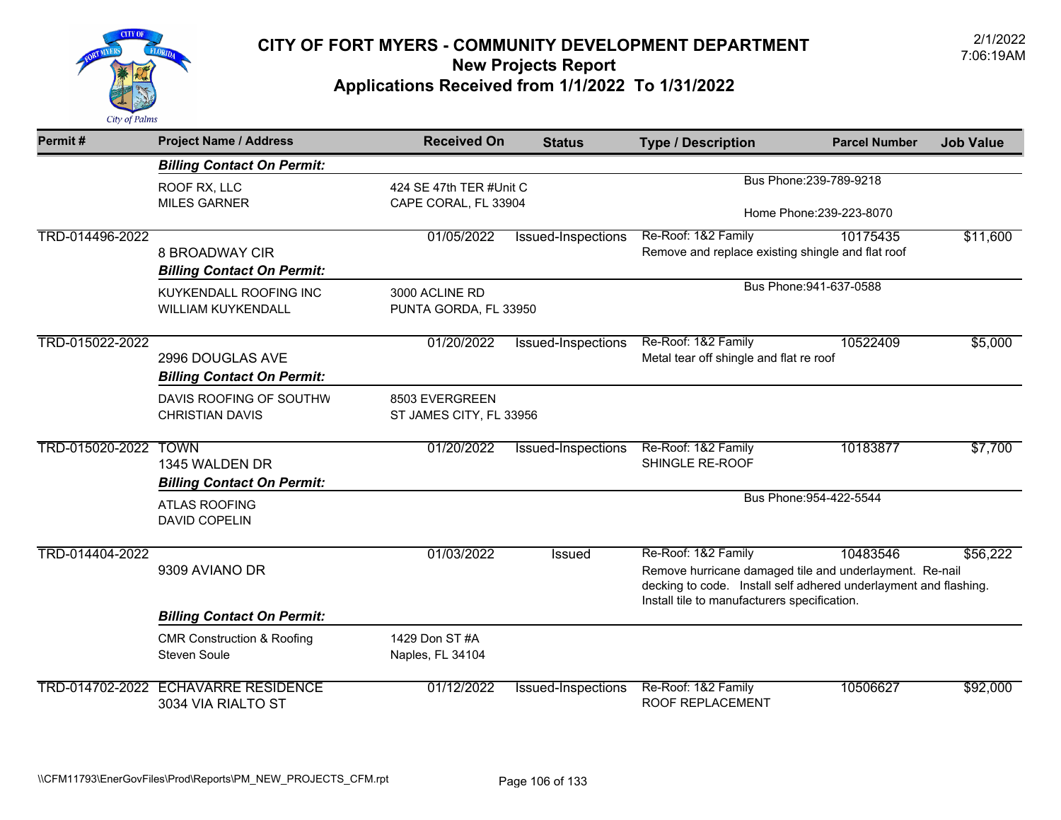# CITY OF FORT MYERS - COMMUNITY DEVELOPMENT DEPARTMENT

## New Projects Report

## Applications Received from 1/1/2022 To 1/31/2022

2/1/2022
7:06:19AM

| Permit # | Project Name / Address | Received On | Status | Type / Description | Parcel Number | Job Value |
|---|---|---|---|---|---|---|
| | ***Billing Contact On Permit:*** | | | | | |
| | ROOF RX, LLC<br>MILES GARNER | 424 SE 47th TER #Unit C<br>CAPE CORAL, FL 33904 | | Bus Phone:239-789-9218<br>Home Phone:239-223-8070 | | |
| TRD-014496-2022 | 8 BROADWAY CIR | 01/05/2022 | Issued-Inspections | Re-Roof: 1&2 Family<br>Remove and replace existing shingle and flat roof | 10175435 | $11,600 |
| | ***Billing Contact On Permit:*** | | | | | |
| | KUYKENDALL ROOFING INC<br>WILLIAM KUYKENDALL | 3000 ACLINE RD<br>PUNTA GORDA, FL 33950 | | Bus Phone:941-637-0588 | | |
| TRD-015022-2022 | 2996 DOUGLAS AVE | 01/20/2022 | Issued-Inspections | Re-Roof: 1&2 Family<br>Metal tear off shingle and flat re roof | 10522409 | $5,000 |
| | ***Billing Contact On Permit:*** | | | | | |
| | DAVIS ROOFING OF SOUTHW<br>CHRISTIAN DAVIS | 8503 EVERGREEN<br>ST JAMES CITY, FL 33956 | | | | |
| TRD-015020-2022 | TOWN<br>1345 WALDEN DR | 01/20/2022 | Issued-Inspections | Re-Roof: 1&2 Family<br>SHINGLE RE-ROOF | 10183877 | $7,700 |
| | ***Billing Contact On Permit:*** | | | | | |
| | ATLAS ROOFING<br>DAVID COPELIN | | | Bus Phone:954-422-5544 | | |
| TRD-014404-2022 | 9309 AVIANO DR | 01/03/2022 | Issued | Re-Roof: 1&2 Family<br>Remove hurricane damaged tile and underlayment. Re-nail decking to code. Install self adhered underlayment and flashing. Install tile to manufacturers specification. | 10483546 | $56,222 |
| | ***Billing Contact On Permit:*** | | | | | |
| | CMR Construction & Roofing<br>Steven Soule | 1429 Don ST #A<br>Naples, FL 34104 | | | | |
| TRD-014702-2022 | ECHAVARRE RESIDENCE<br>3034 VIA RIALTO ST | 01/12/2022 | Issued-Inspections | Re-Roof: 1&2 Family<br>ROOF REPLACEMENT | 10506627 | $92,000 |

\\CFM11793\EnerGovFiles\Prod\Reports\PM_NEW_PROJECTS_CFM.rpt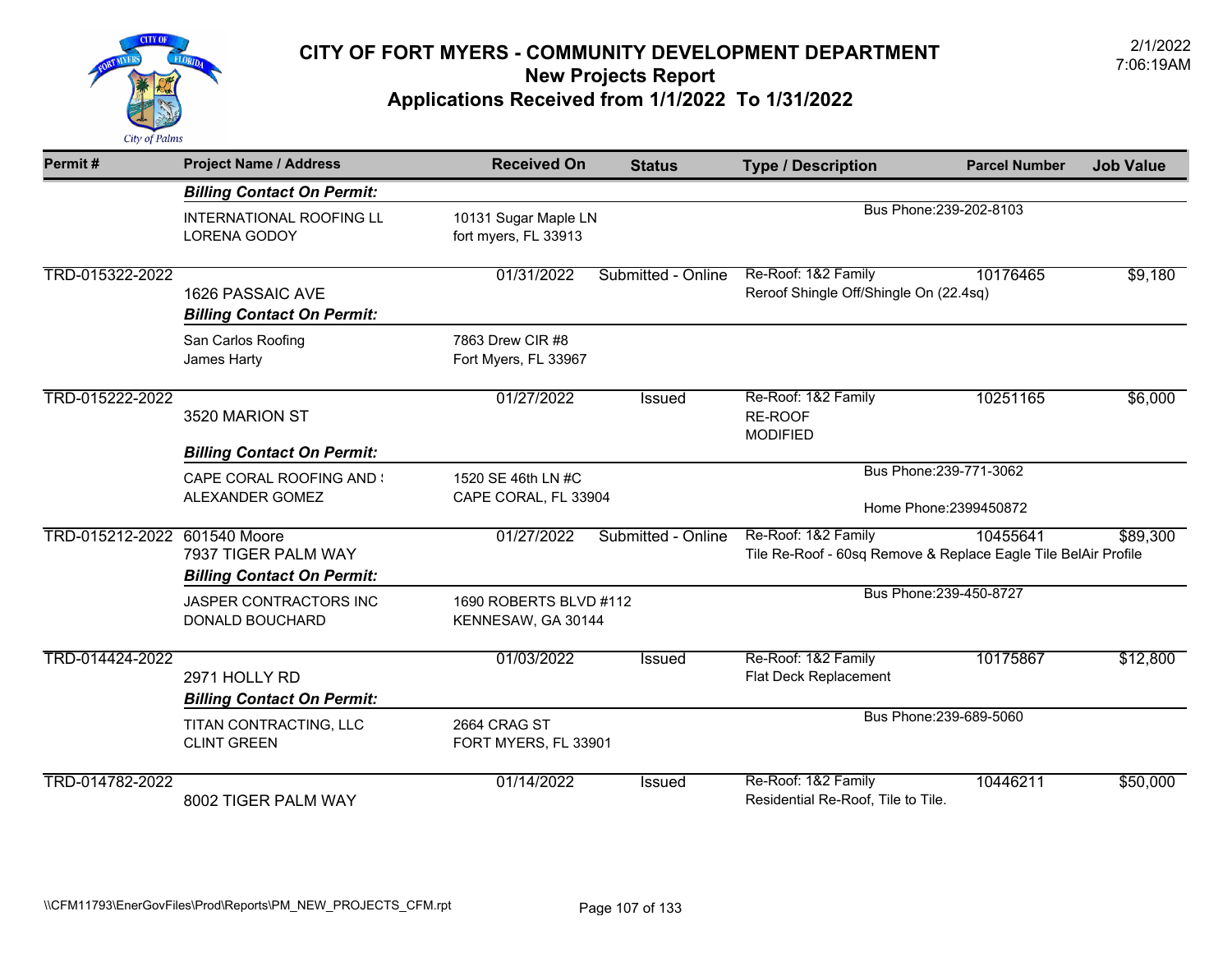# CITY OF FORT MYERS - COMMUNITY DEVELOPMENT DEPARTMENT
## New Projects Report
## Applications Received from 1/1/2022 To 1/31/2022

2/1/2022
7:06:19AM

| Permit # | Project Name / Address | Received On | Status | Type / Description | Parcel Number | Job Value |
|---|---|---|---|---|---|---|
| | ***Billing Contact On Permit:*** | | | | | |
| | INTERNATIONAL ROOFING LL<br>LORENA GODOY | 10131 Sugar Maple LN<br>fort myers, FL 33913 | | Bus Phone:239-202-8103 | | |
| TRD-015322-2022 | 1626 PASSAIC AVE | 01/31/2022 | Submitted - Online | Re-Roof: 1&2 Family<br>Reroof Shingle Off/Shingle On (22.4sq) | 10176465 | $9,180 |
| | ***Billing Contact On Permit:*** | | | | | |
| | San Carlos Roofing<br>James Harty | 7863 Drew CIR #8<br>Fort Myers, FL 33967 | | | | |
| TRD-015222-2022 | 3520 MARION ST | 01/27/2022 | Issued | Re-Roof: 1&2 Family<br>RE-ROOF<br>MODIFIED | 10251165 | $6,000 |
| | ***Billing Contact On Permit:*** | | | | | |
| | CAPE CORAL ROOFING AND !<br>ALEXANDER GOMEZ | 1520 SE 46th LN #C<br>CAPE CORAL, FL 33904 | | Bus Phone:239-771-3062<br>Home Phone:2399450872 | | |
| TRD-015212-2022 | 601540 Moore<br>7937 TIGER PALM WAY | 01/27/2022 | Submitted - Online | Re-Roof: 1&2 Family<br>Tile Re-Roof - 60sq Remove & Replace Eagle Tile BelAir Profile | 10455641 | $89,300 |
| | ***Billing Contact On Permit:*** | | | | | |
| | JASPER CONTRACTORS INC<br>DONALD BOUCHARD | 1690 ROBERTS BLVD #112<br>KENNESAW, GA 30144 | | Bus Phone:239-450-8727 | | |
| TRD-014424-2022 | 2971 HOLLY RD | 01/03/2022 | Issued | Re-Roof: 1&2 Family<br>Flat Deck Replacement | 10175867 | $12,800 |
| | ***Billing Contact On Permit:*** | | | | | |
| | TITAN CONTRACTING, LLC<br>CLINT GREEN | 2664 CRAG ST<br>FORT MYERS, FL 33901 | | Bus Phone:239-689-5060 | | |
| TRD-014782-2022 | 8002 TIGER PALM WAY | 01/14/2022 | Issued | Re-Roof: 1&2 Family<br>Residential Re-Roof, Tile to Tile. | 10446211 | $50,000 |

\\CFM11793\EnerGovFiles\Prod\Reports\PM_NEW_PROJECTS_CFM.rpt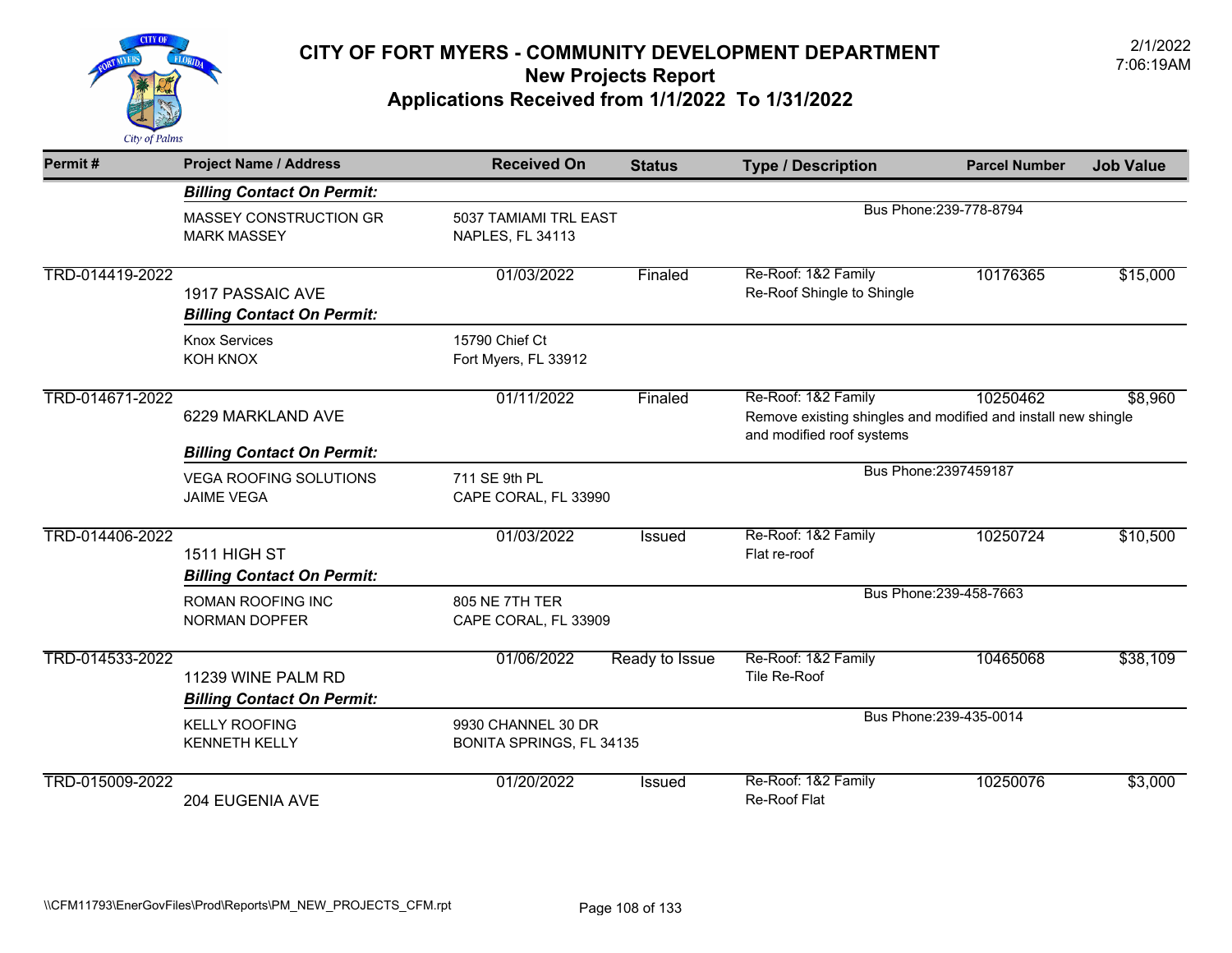# CITY OF FORT MYERS - COMMUNITY DEVELOPMENT DEPARTMENT
## New Projects Report
## Applications Received from 1/1/2022 To 1/31/2022

2/1/2022
7:06:19AM

| Permit # | Project Name / Address | Received On | Status | Type / Description | Parcel Number | Job Value |
|---|---|---|---|---|---|---|
| | ***Billing Contact On Permit:*** | | | | | |
| | MASSEY CONSTRUCTION GR<br>MARK MASSEY | 5037 TAMIAMI TRL EAST<br>NAPLES, FL 34113 | | Bus Phone:239-778-8794 | | |
| TRD-014419-2022 | 1917 PASSAIC AVE | 01/03/2022 | Finaled | Re-Roof: 1&2 Family<br>Re-Roof Shingle to Shingle | 10176365 | $15,000 |
| | ***Billing Contact On Permit:*** | | | | | |
| | Knox Services<br>KOH KNOX | 15790 Chief Ct<br>Fort Myers, FL 33912 | | | | |
| TRD-014671-2022 | 6229 MARKLAND AVE | 01/11/2022 | Finaled | Re-Roof: 1&2 Family<br>Remove existing shingles and modified and install new shingle and modified roof systems | 10250462 | $8,960 |
| | ***Billing Contact On Permit:*** | | | | | |
| | VEGA ROOFING SOLUTIONS<br>JAIME VEGA | 711 SE 9th PL<br>CAPE CORAL, FL 33990 | | Bus Phone:2397459187 | | |
| TRD-014406-2022 | 1511 HIGH ST | 01/03/2022 | Issued | Re-Roof: 1&2 Family<br>Flat re-roof | 10250724 | $10,500 |
| | ***Billing Contact On Permit:*** | | | | | |
| | ROMAN ROOFING INC<br>NORMAN DOPFER | 805 NE 7TH TER<br>CAPE CORAL, FL 33909 | | Bus Phone:239-458-7663 | | |
| TRD-014533-2022 | 11239 WINE PALM RD | 01/06/2022 | Ready to Issue | Re-Roof: 1&2 Family<br>Tile Re-Roof | 10465068 | $38,109 |
| | ***Billing Contact On Permit:*** | | | | | |
| | KELLY ROOFING<br>KENNETH KELLY | 9930 CHANNEL 30 DR<br>BONITA SPRINGS, FL 34135 | | Bus Phone:239-435-0014 | | |
| TRD-015009-2022 | 204 EUGENIA AVE | 01/20/2022 | Issued | Re-Roof: 1&2 Family<br>Re-Roof Flat | 10250076 | $3,000 |

\\CFM11793\EnerGovFiles\Prod\Reports\PM_NEW_PROJECTS_CFM.rpt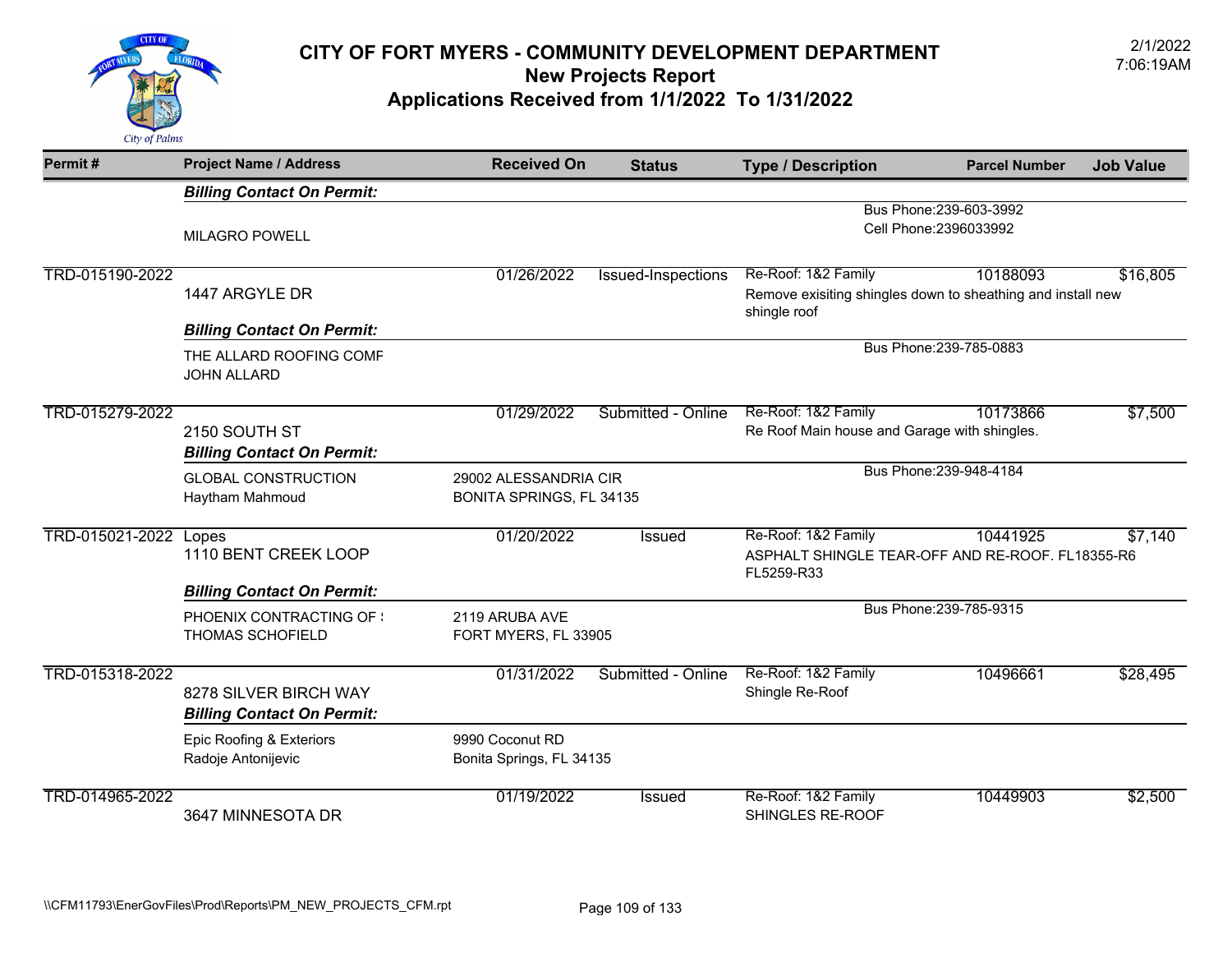# CITY OF FORT MYERS - COMMUNITY DEVELOPMENT DEPARTMENT
## New Projects Report
## Applications Received from 1/1/2022 To 1/31/2022

2/1/2022
7:06:19AM

| Permit # | Project Name / Address | Received On | Status | Type / Description | Parcel Number | Job Value |
|---|---|---|---|---|---|---|
| | ***Billing Contact On Permit:*** | | | | | |
| | MILAGRO POWELL | | | Bus Phone:239-603-3992<br>Cell Phone:2396033992 | | |
| TRD-015190-2022 | 1447 ARGYLE DR | 01/26/2022 | Issued-Inspections | Re-Roof: 1&2 Family<br>Remove exisiting shingles down to sheathing and install new shingle roof | 10188093 | $16,805 |
| | ***Billing Contact On Permit:*** | | | | | |
| | THE ALLARD ROOFING COMF<br>JOHN ALLARD | | | Bus Phone:239-785-0883 | | |
| TRD-015279-2022 | 2150 SOUTH ST | 01/29/2022 | Submitted - Online | Re-Roof: 1&2 Family<br>Re Roof Main house and Garage with shingles. | 10173866 | $7,500 |
| | ***Billing Contact On Permit:*** | | | | | |
| | GLOBAL CONSTRUCTION<br>Haytham Mahmoud | 29002 ALESSANDRIA CIR<br>BONITA SPRINGS, FL 34135 | | Bus Phone:239-948-4184 | | |
| TRD-015021-2022 | Lopes<br>1110 BENT CREEK LOOP | 01/20/2022 | Issued | Re-Roof: 1&2 Family<br>ASPHALT SHINGLE TEAR-OFF AND RE-ROOF. FL18355-R6 FL5259-R33 | 10441925 | $7,140 |
| | ***Billing Contact On Permit:*** | | | | | |
| | PHOENIX CONTRACTING OF !<br>THOMAS SCHOFIELD | 2119 ARUBA AVE<br>FORT MYERS, FL 33905 | | Bus Phone:239-785-9315 | | |
| TRD-015318-2022 | 8278 SILVER BIRCH WAY | 01/31/2022 | Submitted - Online | Re-Roof: 1&2 Family<br>Shingle Re-Roof | 10496661 | $28,495 |
| | ***Billing Contact On Permit:*** | | | | | |
| | Epic Roofing & Exteriors<br>Radoje Antonijevic | 9990 Coconut RD<br>Bonita Springs, FL 34135 | | | | |
| TRD-014965-2022 | 3647 MINNESOTA DR | 01/19/2022 | Issued | Re-Roof: 1&2 Family<br>SHINGLES RE-ROOF | 10449903 | $2,500 |

\\CFM11793\EnerGovFiles\Prod\Reports\PM_NEW_PROJECTS_CFM.rpt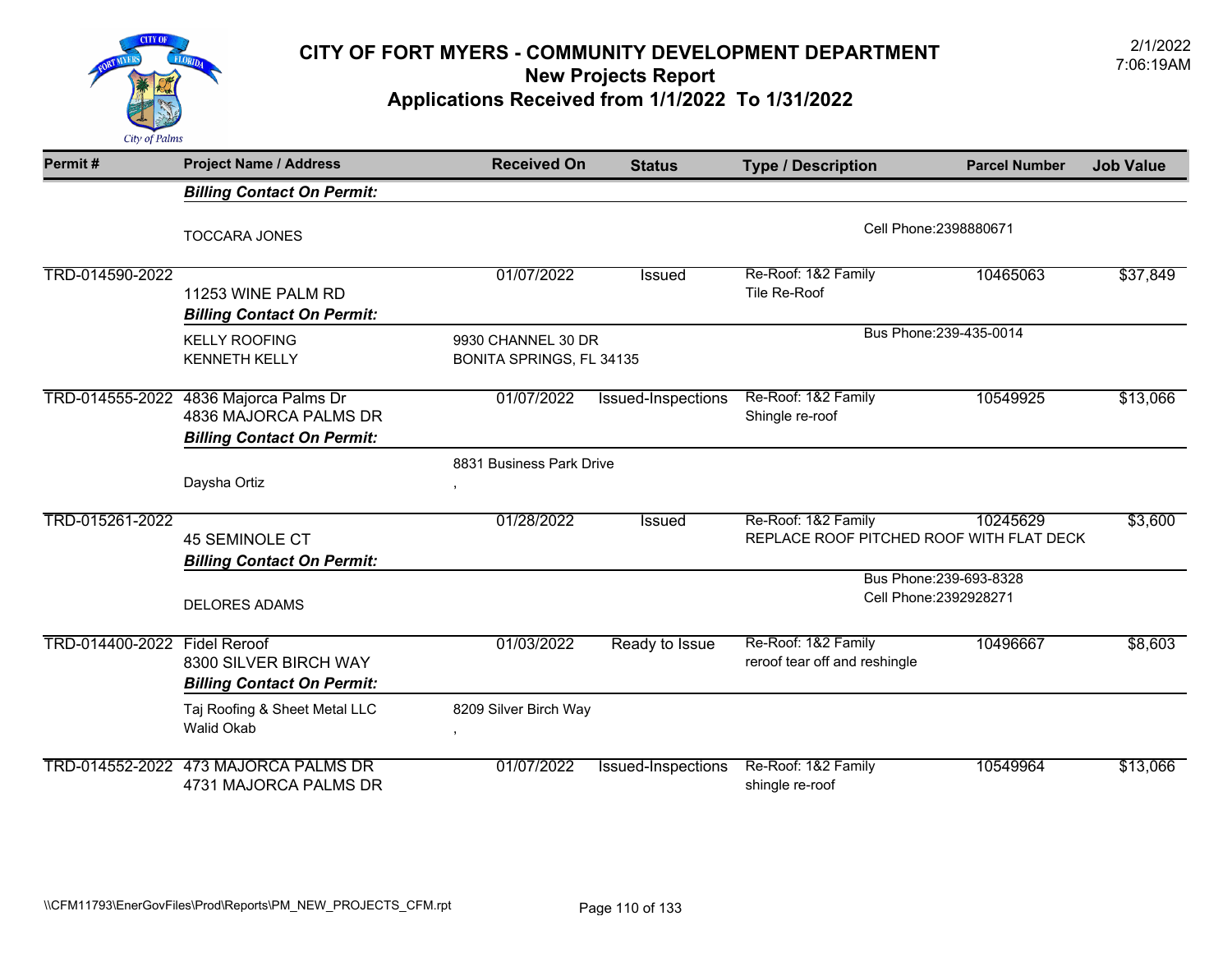# CITY OF FORT MYERS - COMMUNITY DEVELOPMENT DEPARTMENT

## New Projects Report

## Applications Received from 1/1/2022 To 1/31/2022

2/1/2022
7:06:19AM

| Permit # | Project Name / Address | Received On | Status | Type / Description | Parcel Number | Job Value |
|---|---|---|---|---|---|---|
| | ***Billing Contact On Permit:*** | | | | | |
| | TOCCARA JONES | | | Cell Phone:2398880671 | | |
| TRD-014590-2022 | 11253 WINE PALM RD | 01/07/2022 | Issued | Re-Roof: 1&2 Family<br>Tile Re-Roof | 10465063 | $37,849 |
| | ***Billing Contact On Permit:*** | | | | | |
| | KELLY ROOFING<br>KENNETH KELLY | 9930 CHANNEL 30 DR<br>BONITA SPRINGS, FL 34135 | | Bus Phone:239-435-0014 | | |
| TRD-014555-2022 | 4836 Majorca Palms Dr<br>4836 MAJORCA PALMS DR | 01/07/2022 | Issued-Inspections | Re-Roof: 1&2 Family<br>Shingle re-roof | 10549925 | $13,066 |
| | ***Billing Contact On Permit:*** | | | | | |
| | Daysha Ortiz | 8831 Business Park Drive<br>, | | | | |
| TRD-015261-2022 | 45 SEMINOLE CT | 01/28/2022 | Issued | Re-Roof: 1&2 Family<br>REPLACE ROOF PITCHED ROOF WITH FLAT DECK | 10245629 | $3,600 |
| | ***Billing Contact On Permit:*** | | | | | |
| | DELORES ADAMS | | | Bus Phone:239-693-8328<br>Cell Phone:2392928271 | | |
| TRD-014400-2022 | Fidel Reroof<br>8300 SILVER BIRCH WAY | 01/03/2022 | Ready to Issue | Re-Roof: 1&2 Family<br>reroof tear off and reshingle | 10496667 | $8,603 |
| | ***Billing Contact On Permit:*** | | | | | |
| | Taj Roofing & Sheet Metal LLC<br>Walid Okab | 8209 Silver Birch Way<br>, | | | | |
| TRD-014552-2022 | 473 MAJORCA PALMS DR<br>4731 MAJORCA PALMS DR | 01/07/2022 | Issued-Inspections | Re-Roof: 1&2 Family<br>shingle re-roof | 10549964 | $13,066 |

\\CFM11793\EnerGovFiles\Prod\Reports\PM_NEW_PROJECTS_CFM.rpt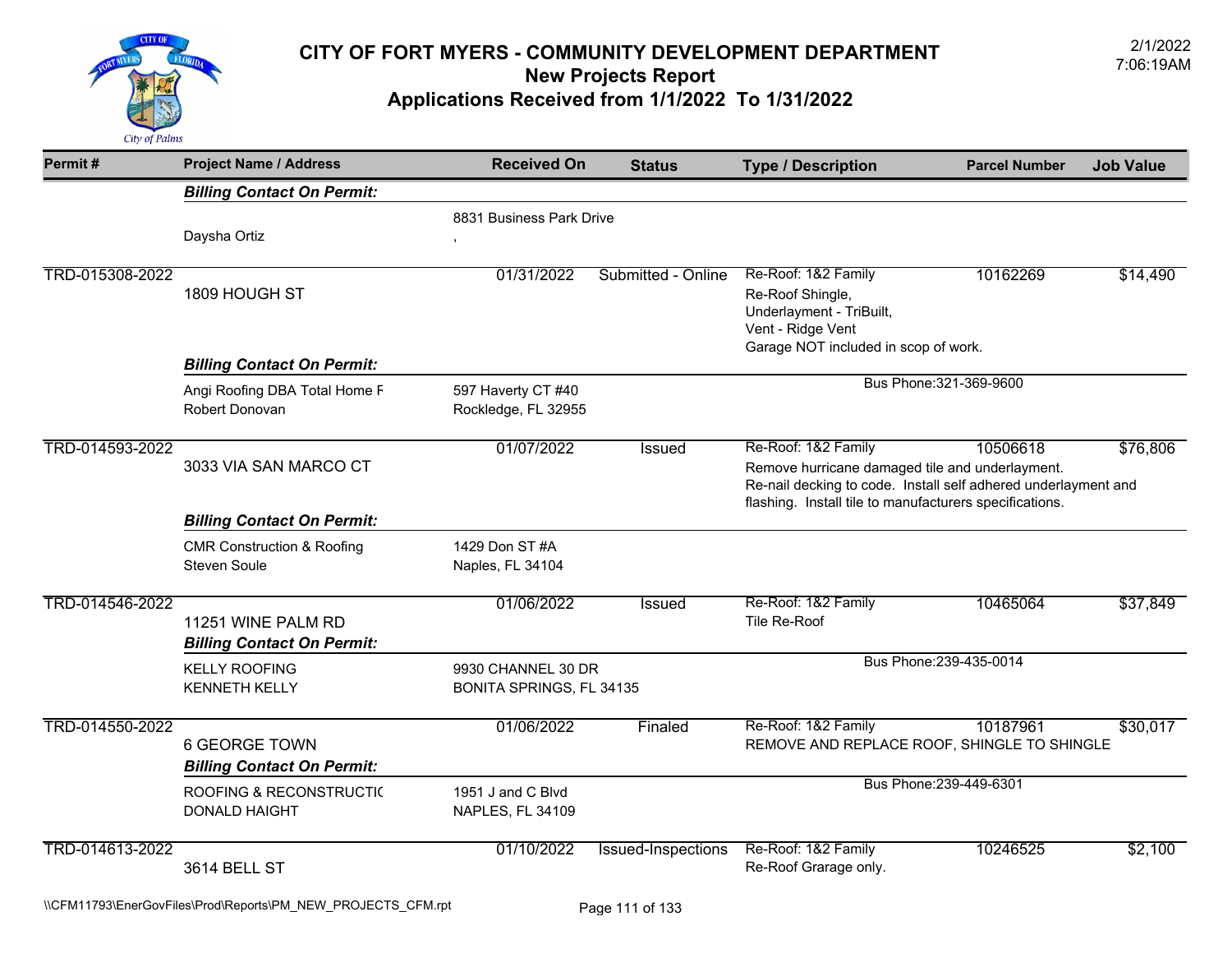# CITY OF FORT MYERS - COMMUNITY DEVELOPMENT DEPARTMENT
## New Projects Report
## Applications Received from 1/1/2022 To 1/31/2022

2/1/2022
7:06:19AM

| Permit # | Project Name / Address | Received On | Status | Type / Description | Parcel Number | Job Value |
|---|---|---|---|---|---|---|
| | ***Billing Contact On Permit:*** | | | | | |
| | Daysha Ortiz | 8831 Business Park Drive<br>, | | | | |
| TRD-015308-2022 | 1809 HOUGH ST | 01/31/2022 | Submitted - Online | Re-Roof: 1&2 Family<br>Re-Roof Shingle,<br>Underlayment - TriBuilt,<br>Vent - Ridge Vent<br>Garage NOT included in scop of work. | 10162269 | $14,490 |
| | ***Billing Contact On Permit:*** | | | | | |
| | Angi Roofing DBA Total Home F<br>Robert Donovan | 597 Haverty CT #40<br>Rockledge, FL 32955 | | Bus Phone:321-369-9600 | | |
| TRD-014593-2022 | 3033 VIA SAN MARCO CT | 01/07/2022 | Issued | Re-Roof: 1&2 Family<br>Remove hurricane damaged tile and underlayment.<br>Re-nail decking to code. Install self adhered underlayment and flashing. Install tile to manufacturers specifications. | 10506618 | $76,806 |
| | ***Billing Contact On Permit:*** | | | | | |
| | CMR Construction & Roofing<br>Steven Soule | 1429 Don ST #A<br>Naples, FL 34104 | | | | |
| TRD-014546-2022 | 11251 WINE PALM RD | 01/06/2022 | Issued | Re-Roof: 1&2 Family<br>Tile Re-Roof | 10465064 | $37,849 |
| | ***Billing Contact On Permit:*** | | | | | |
| | KELLY ROOFING<br>KENNETH KELLY | 9930 CHANNEL 30 DR<br>BONITA SPRINGS, FL 34135 | | Bus Phone:239-435-0014 | | |
| TRD-014550-2022 | 6 GEORGE TOWN | 01/06/2022 | Finaled | Re-Roof: 1&2 Family<br>REMOVE AND REPLACE ROOF, SHINGLE TO SHINGLE | 10187961 | $30,017 |
| | ***Billing Contact On Permit:*** | | | | | |
| | ROOFING & RECONSTRUCTIC<br>DONALD HAIGHT | 1951 J and C Blvd<br>NAPLES, FL 34109 | | Bus Phone:239-449-6301 | | |
| TRD-014613-2022 | 3614 BELL ST | 01/10/2022 | Issued-Inspections | Re-Roof: 1&2 Family<br>Re-Roof Grarage only. | 10246525 | $2,100 |

\\CFM11793\EnerGovFiles\Prod\Reports\PM_NEW_PROJECTS_CFM.rpt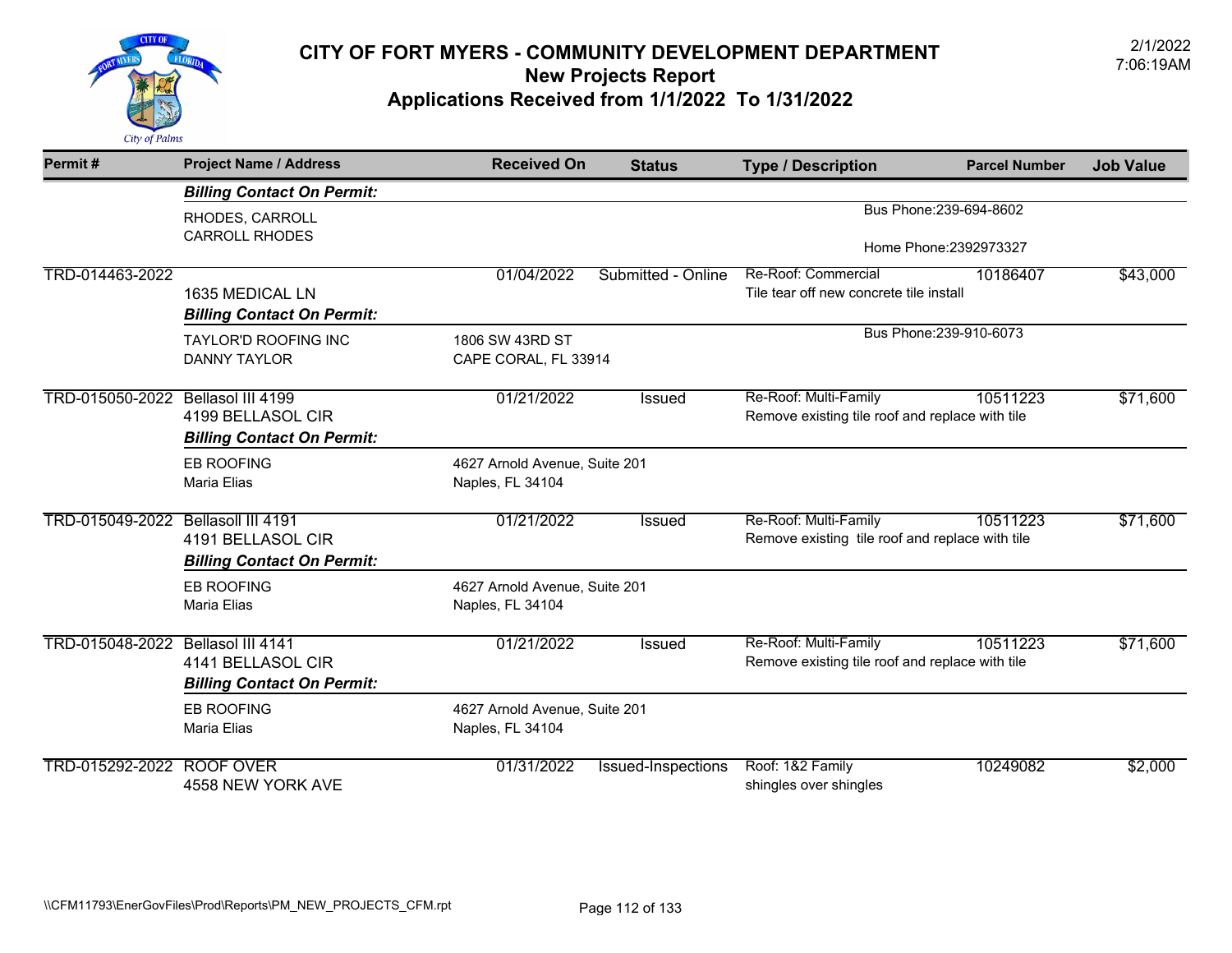# CITY OF FORT MYERS - COMMUNITY DEVELOPMENT DEPARTMENT
## New Projects Report
## Applications Received from 1/1/2022 To 1/31/2022

2/1/2022
7:06:19AM

| Permit # | Project Name / Address | Received On | Status | Type / Description | Parcel Number | Job Value |
|---|---|---|---|---|---|---|
| | ***Billing Contact On Permit:*** | | | | | |
| | RHODES, CARROLL<br>CARROLL RHODES | | | Bus Phone:239-694-8602<br>Home Phone:2392973327 | | |
| TRD-014463-2022 | 1635 MEDICAL LN | 01/04/2022 | Submitted - Online | Re-Roof: Commercial<br>Tile tear off new concrete tile install | 10186407 | $43,000 |
| | ***Billing Contact On Permit:*** | | | | | |
| | TAYLOR'D ROOFING INC<br>DANNY TAYLOR | 1806 SW 43RD ST<br>CAPE CORAL, FL 33914 | | Bus Phone:239-910-6073 | | |
| TRD-015050-2022 | Bellasol III 4199<br>4199 BELLASOL CIR | 01/21/2022 | Issued | Re-Roof: Multi-Family<br>Remove existing tile roof and replace with tile | 10511223 | $71,600 |
| | ***Billing Contact On Permit:*** | | | | | |
| | EB ROOFING<br>Maria Elias | 4627 Arnold Avenue, Suite 201<br>Naples, FL 34104 | | | | |
| TRD-015049-2022 | Bellasoll III 4191<br>4191 BELLASOL CIR | 01/21/2022 | Issued | Re-Roof: Multi-Family<br>Remove existing tile roof and replace with tile | 10511223 | $71,600 |
| | ***Billing Contact On Permit:*** | | | | | |
| | EB ROOFING<br>Maria Elias | 4627 Arnold Avenue, Suite 201<br>Naples, FL 34104 | | | | |
| TRD-015048-2022 | Bellasol III 4141<br>4141 BELLASOL CIR | 01/21/2022 | Issued | Re-Roof: Multi-Family<br>Remove existing tile roof and replace with tile | 10511223 | $71,600 |
| | ***Billing Contact On Permit:*** | | | | | |
| | EB ROOFING<br>Maria Elias | 4627 Arnold Avenue, Suite 201<br>Naples, FL 34104 | | | | |
| TRD-015292-2022 | ROOF OVER<br>4558 NEW YORK AVE | 01/31/2022 | Issued-Inspections | Roof: 1&2 Family<br>shingles over shingles | 10249082 | $2,000 |

\\CFM11793\EnerGovFiles\Prod\Reports\PM_NEW_PROJECTS_CFM.rpt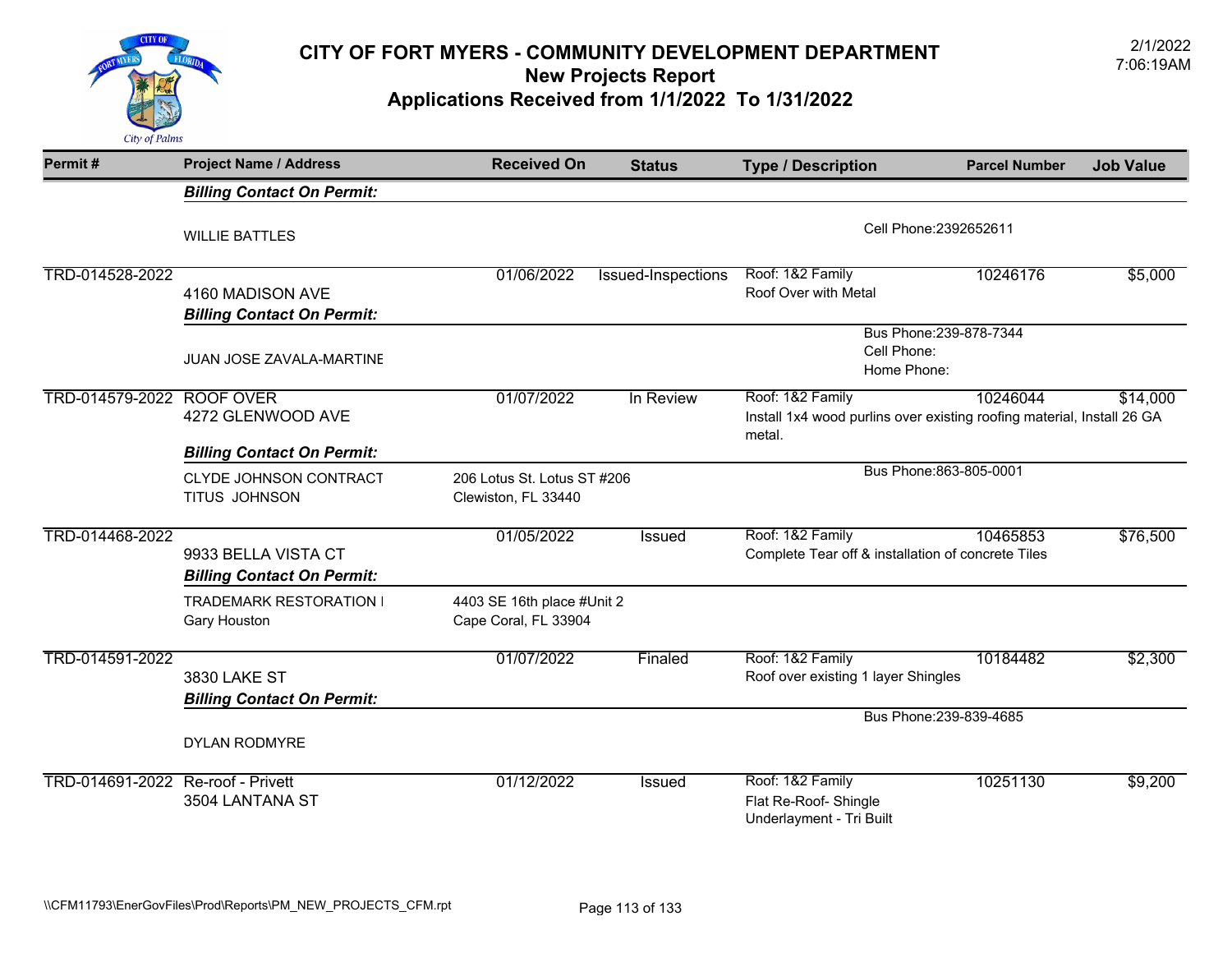# CITY OF FORT MYERS - COMMUNITY DEVELOPMENT DEPARTMENT
## New Projects Report
## Applications Received from 1/1/2022 To 1/31/2022

2/1/2022
7:06:19AM

| Permit # | Project Name / Address | Received On | Status | Type / Description | Parcel Number | Job Value |
|---|---|---|---|---|---|---|
| | ***Billing Contact On Permit:*** | | | | | |
| | WILLIE BATTLES | | | Cell Phone:2392652611 | | |
| TRD-014528-2022 | 4160 MADISON AVE | 01/06/2022 | Issued-Inspections | Roof: 1&2 Family<br>Roof Over with Metal | 10246176 | $5,000 |
| | ***Billing Contact On Permit:*** | | | | | |
| | JUAN JOSE ZAVALA-MARTINE | | | Bus Phone:239-878-7344<br>Cell Phone:<br>Home Phone: | | |
| TRD-014579-2022 | ROOF OVER<br>4272 GLENWOOD AVE | 01/07/2022 | In Review | Roof: 1&2 Family<br>Install 1x4 wood purlins over existing roofing material, Install 26 GA metal. | 10246044 | $14,000 |
| | ***Billing Contact On Permit:*** | | | | | |
| | CLYDE JOHNSON CONTRACT<br>TITUS JOHNSON | 206 Lotus St. Lotus ST #206<br>Clewiston, FL 33440 | | Bus Phone:863-805-0001 | | |
| TRD-014468-2022 | 9933 BELLA VISTA CT | 01/05/2022 | Issued | Roof: 1&2 Family<br>Complete Tear off & installation of concrete Tiles | 10465853 | $76,500 |
| | ***Billing Contact On Permit:*** | | | | | |
| | TRADEMARK RESTORATION I<br>Gary Houston | 4403 SE 16th place #Unit 2<br>Cape Coral, FL 33904 | | | | |
| TRD-014591-2022 | 3830 LAKE ST | 01/07/2022 | Finaled | Roof: 1&2 Family<br>Roof over existing 1 layer Shingles | 10184482 | $2,300 |
| | ***Billing Contact On Permit:*** | | | | | |
| | DYLAN RODMYRE | | | Bus Phone:239-839-4685 | | |
| TRD-014691-2022 | Re-roof - Privett<br>3504 LANTANA ST | 01/12/2022 | Issued | Roof: 1&2 Family<br>Flat Re-Roof- Shingle<br>Underlayment - Tri Built | 10251130 | $9,200 |

\\CFM11793\EnerGovFiles\Prod\Reports\PM_NEW_PROJECTS_CFM.rpt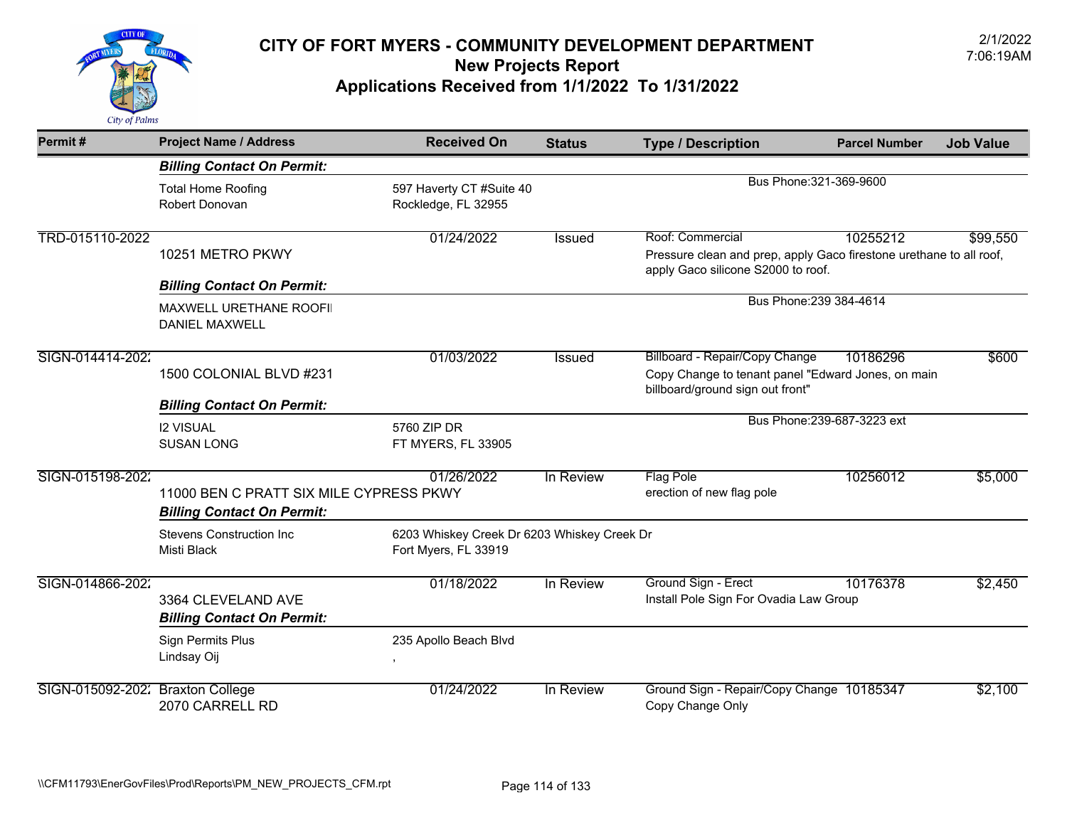# CITY OF FORT MYERS - COMMUNITY DEVELOPMENT DEPARTMENT
## New Projects Report
## Applications Received from 1/1/2022 To 1/31/2022

2/1/2022
7:06:19AM

| Permit # | Project Name / Address | Received On | Status | Type / Description | Parcel Number | Job Value |
|---|---|---|---|---|---|---|
| | ***Billing Contact On Permit:*** | | | | | |
| | Total Home Roofing<br>Robert Donovan | 597 Haverty CT #Suite 40<br>Rockledge, FL 32955 | | Bus Phone:321-369-9600 | | |
| TRD-015110-2022 | 10251 METRO PKWY | 01/24/2022 | Issued | Roof: Commercial<br>Pressure clean and prep, apply Gaco firestone urethane to all roof, apply Gaco silicone S2000 to roof. | 10255212 | $99,550 |
| | ***Billing Contact On Permit:*** | | | | | |
| | MAXWELL URETHANE ROOFI<br>DANIEL MAXWELL | | | Bus Phone:239 384-4614 | | |
| SIGN-014414-202 | 1500 COLONIAL BLVD #231 | 01/03/2022 | Issued | Billboard - Repair/Copy Change<br>Copy Change to tenant panel "Edward Jones, on main billboard/ground sign out front" | 10186296 | $600 |
| | ***Billing Contact On Permit:*** | | | | | |
| | I2 VISUAL<br>SUSAN LONG | 5760 ZIP DR<br>FT MYERS, FL 33905 | | Bus Phone:239-687-3223 ext | | |
| SIGN-015198-202 | 11000 BEN C PRATT SIX MILE CYPRESS PKWY | 01/26/2022 | In Review | Flag Pole<br>erection of new flag pole | 10256012 | $5,000 |
| | ***Billing Contact On Permit:*** | | | | | |
| | Stevens Construction Inc<br>Misti Black | 6203 Whiskey Creek Dr 6203 Whiskey Creek Dr<br>Fort Myers, FL 33919 | | | | |
| SIGN-014866-202 | 3364 CLEVELAND AVE | 01/18/2022 | In Review | Ground Sign - Erect<br>Install Pole Sign For Ovadia Law Group | 10176378 | $2,450 |
| | ***Billing Contact On Permit:*** | | | | | |
| | Sign Permits Plus<br>Lindsay Oij | 235 Apollo Beach Blvd<br>, | | | | |
| SIGN-015092-202 | Braxton College<br>2070 CARRELL RD | 01/24/2022 | In Review | Ground Sign - Repair/Copy Change<br>Copy Change Only | 10185347 | $2,100 |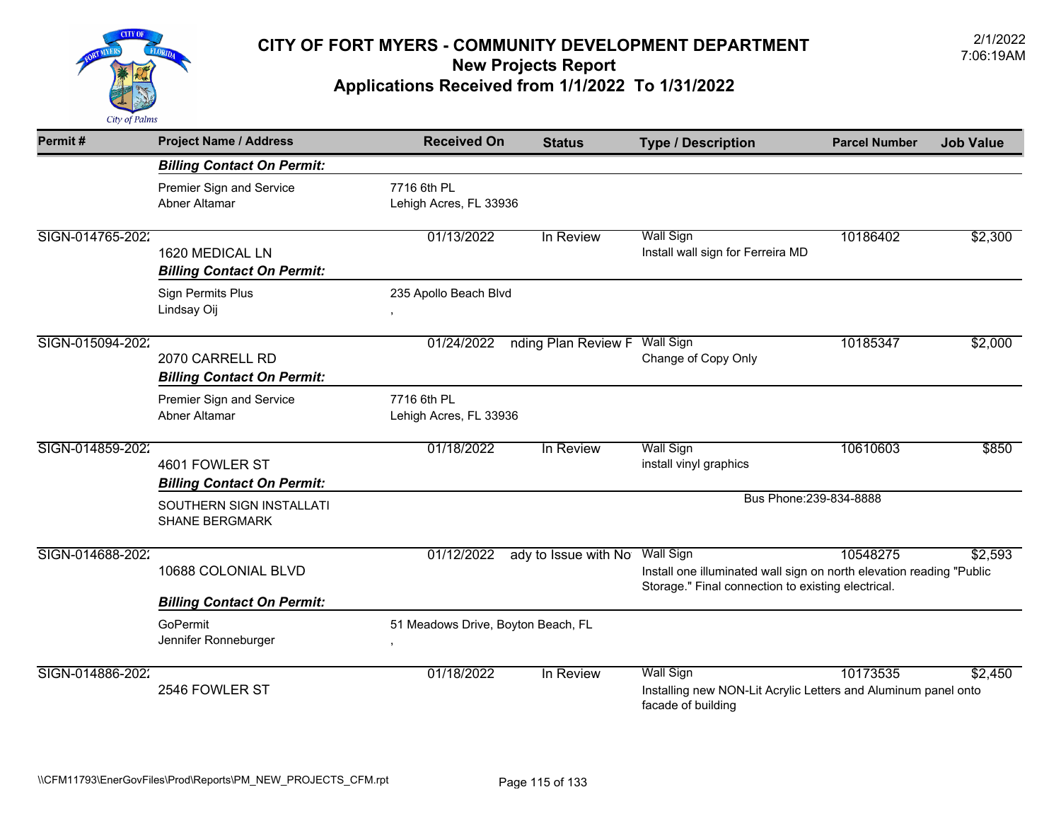# CITY OF FORT MYERS - COMMUNITY DEVELOPMENT DEPARTMENT
## New Projects Report
## Applications Received from 1/1/2022 To 1/31/2022

2/1/2022
7:06:19AM

| Permit # | Project Name / Address | Received On | Status | Type / Description | Parcel Number | Job Value |
|---|---|---|---|---|---|---|
| | ***Billing Contact On Permit:*** | | | | | |
| | Premier Sign and Service<br>Abner Altamar | 7716 6th PL<br>Lehigh Acres, FL 33936 | | | | |
| SIGN-014765-202 | 1620 MEDICAL LN | 01/13/2022 | In Review | Wall Sign<br>Install wall sign for Ferreira MD | 10186402 | $2,300 |
| | ***Billing Contact On Permit:*** | | | | | |
| | Sign Permits Plus<br>Lindsay Oij | 235 Apollo Beach Blvd<br>, | | | | |
| SIGN-015094-202 | 2070 CARRELL RD | 01/24/2022 | nding Plan Review F | Wall Sign<br>Change of Copy Only | 10185347 | $2,000 |
| | ***Billing Contact On Permit:*** | | | | | |
| | Premier Sign and Service<br>Abner Altamar | 7716 6th PL<br>Lehigh Acres, FL 33936 | | | | |
| SIGN-014859-202 | 4601 FOWLER ST | 01/18/2022 | In Review | Wall Sign<br>install vinyl graphics | 10610603 | $850 |
| | ***Billing Contact On Permit:*** | | | | | |
| | SOUTHERN SIGN INSTALLATI<br>SHANE BERGMARK | | | Bus Phone:239-834-8888 | | |
| SIGN-014688-202 | 10688 COLONIAL BLVD | 01/12/2022 | ady to Issue with No | Wall Sign<br>Install one illuminated wall sign on north elevation reading "Public Storage." Final connection to existing electrical. | 10548275 | $2,593 |
| | ***Billing Contact On Permit:*** | | | | | |
| | GoPermit<br>Jennifer Ronneburger | 51 Meadows Drive, Boyton Beach, FL<br>, | | | | |
| SIGN-014886-202 | 2546 FOWLER ST | 01/18/2022 | In Review | Wall Sign<br>Installing new NON-Lit Acrylic Letters and Aluminum panel onto facade of building | 10173535 | $2,450 |

\\CFM11793\EnerGovFiles\Prod\Reports\PM_NEW_PROJECTS_CFM.rpt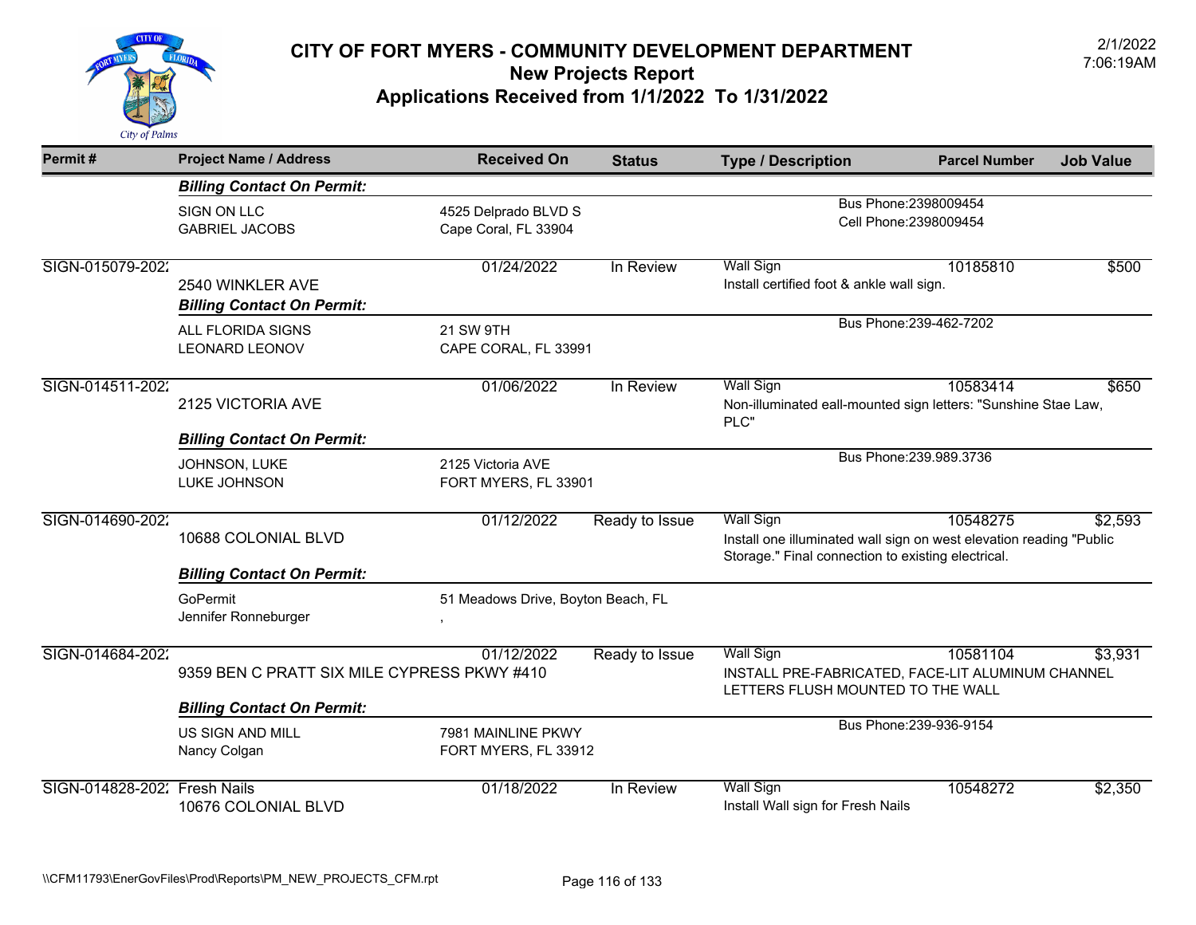# CITY OF FORT MYERS - COMMUNITY DEVELOPMENT DEPARTMENT
## New Projects Report
## Applications Received from 1/1/2022 To 1/31/2022

2/1/2022
7:06:19AM

| Permit # | Project Name / Address | Received On | Status | Type / Description | Parcel Number | Job Value |
|---|---|---|---|---|---|---|
| | ***Billing Contact On Permit:*** | | | | | |
| | SIGN ON LLC<br>GABRIEL JACOBS | 4525 Delprado BLVD S<br>Cape Coral, FL 33904 | | Bus Phone:2398009454<br>Cell Phone:2398009454 | | |
| SIGN-015079-2022 | 2540 WINKLER AVE | 01/24/2022 | In Review | Wall Sign<br>Install certified foot & ankle wall sign. | 10185810 | $500 |
| | ***Billing Contact On Permit:*** | | | | | |
| | ALL FLORIDA SIGNS<br>LEONARD LEONOV | 21 SW 9TH<br>CAPE CORAL, FL 33991 | | Bus Phone:239-462-7202 | | |
| SIGN-014511-2022 | 2125 VICTORIA AVE | 01/06/2022 | In Review | Wall Sign<br>Non-illuminated eall-mounted sign letters: "Sunshine Stae Law, PLC" | 10583414 | $650 |
| | ***Billing Contact On Permit:*** | | | | | |
| | JOHNSON, LUKE<br>LUKE JOHNSON | 2125 Victoria AVE<br>FORT MYERS, FL 33901 | | Bus Phone:239.989.3736 | | |
| SIGN-014690-2022 | 10688 COLONIAL BLVD | 01/12/2022 | Ready to Issue | Wall Sign<br>Install one illuminated wall sign on west elevation reading "Public Storage." Final connection to existing electrical. | 10548275 | $2,593 |
| | ***Billing Contact On Permit:*** | | | | | |
| | GoPermit<br>Jennifer Ronneburger | 51 Meadows Drive, Boyton Beach, FL<br>, | | | | |
| SIGN-014684-2022 | 9359 BEN C PRATT SIX MILE CYPRESS PKWY #410 | 01/12/2022 | Ready to Issue | Wall Sign<br>INSTALL PRE-FABRICATED, FACE-LIT ALUMINUM CHANNEL LETTERS FLUSH MOUNTED TO THE WALL | 10581104 | $3,931 |
| | ***Billing Contact On Permit:*** | | | | | |
| | US SIGN AND MILL<br>Nancy Colgan | 7981 MAINLINE PKWY<br>FORT MYERS, FL 33912 | | Bus Phone:239-936-9154 | | |
| SIGN-014828-2022 | Fresh Nails<br>10676 COLONIAL BLVD | 01/18/2022 | In Review | Wall Sign<br>Install Wall sign for Fresh Nails | 10548272 | $2,350 |

\\CFM11793\EnerGovFiles\Prod\Reports\PM_NEW_PROJECTS_CFM.rpt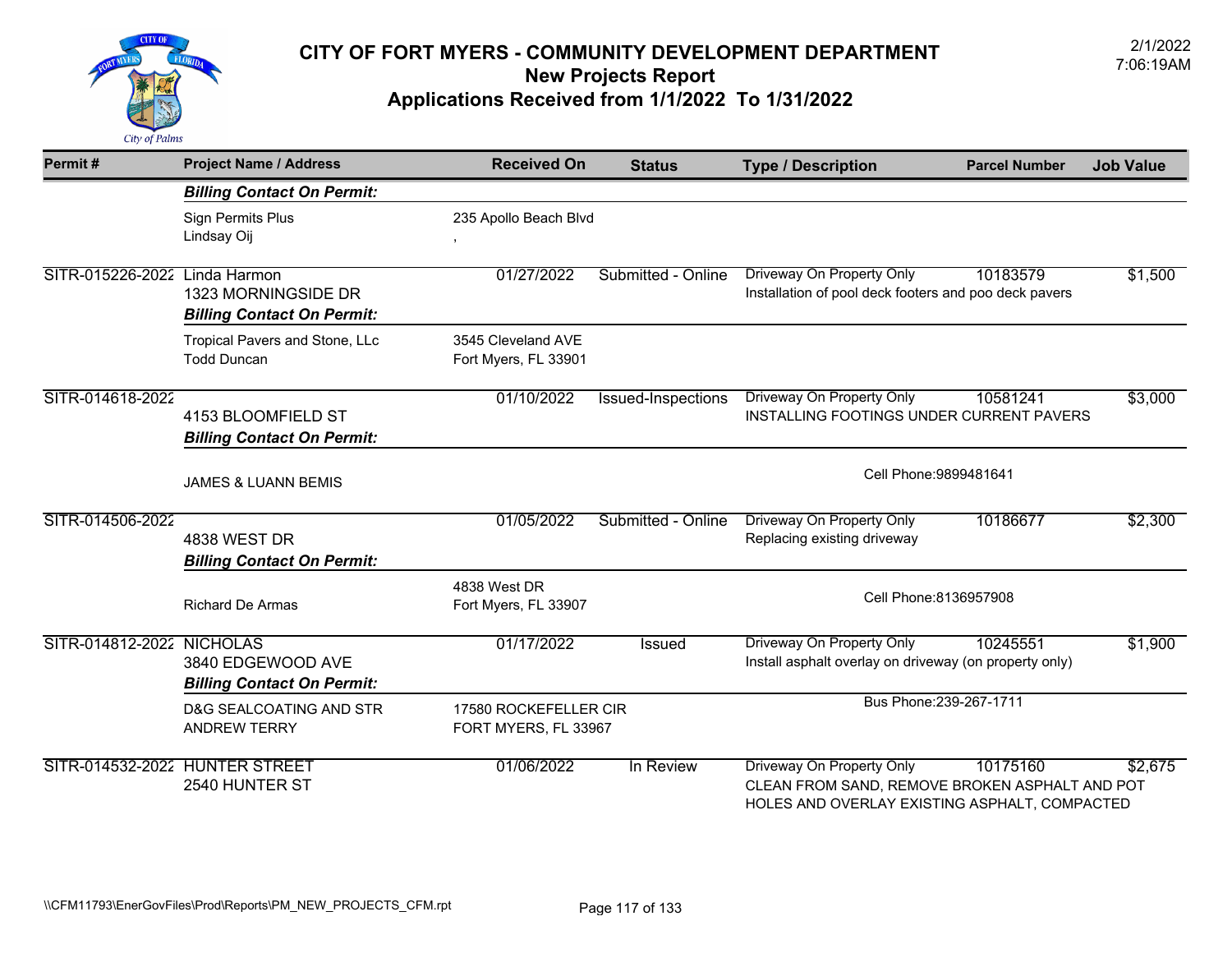# CITY OF FORT MYERS - COMMUNITY DEVELOPMENT DEPARTMENT
## New Projects Report
## Applications Received from 1/1/2022 To 1/31/2022

2/1/2022
7:06:19AM

| Permit # | Project Name / Address | Received On | Status | Type / Description | Parcel Number | Job Value |
|---|---|---|---|---|---|---|
| | ***Billing Contact On Permit:*** | | | | | |
| | Sign Permits Plus<br>Lindsay Oij | 235 Apollo Beach Blvd<br>, | | | | |
| SITR-015226-2022 | Linda Harmon<br>1323 MORNINGSIDE DR<br>***Billing Contact On Permit:*** | 01/27/2022 | Submitted - Online | Driveway On Property Only<br>Installation of pool deck footers and poo deck pavers | 10183579 | $1,500 |
| | Tropical Pavers and Stone, LLc<br>Todd Duncan | 3545 Cleveland AVE<br>Fort Myers, FL 33901 | | | | |
| SITR-014618-2022 | 4153 BLOOMFIELD ST<br>***Billing Contact On Permit:*** | 01/10/2022 | Issued-Inspections | Driveway On Property Only<br>INSTALLING FOOTINGS UNDER CURRENT PAVERS | 10581241 | $3,000 |
| | JAMES & LUANN BEMIS | | | Cell Phone:9899481641 | | |
| SITR-014506-2022 | 4838 WEST DR<br>***Billing Contact On Permit:*** | 01/05/2022 | Submitted - Online | Driveway On Property Only<br>Replacing existing driveway | 10186677 | $2,300 |
| | Richard De Armas | 4838 West DR<br>Fort Myers, FL 33907 | | Cell Phone:8136957908 | | |
| SITR-014812-2022 | NICHOLAS<br>3840 EDGEWOOD AVE<br>***Billing Contact On Permit:*** | 01/17/2022 | Issued | Driveway On Property Only<br>Install asphalt overlay on driveway (on property only) | 10245551 | $1,900 |
| | D&G SEALCOATING AND STR<br>ANDREW TERRY | 17580 ROCKEFELLER CIR<br>FORT MYERS, FL 33967 | | Bus Phone:239-267-1711 | | |
| SITR-014532-2022 | HUNTER STREET<br>2540 HUNTER ST | 01/06/2022 | In Review | Driveway On Property Only<br>CLEAN FROM SAND, REMOVE BROKEN ASPHALT AND POT HOLES AND OVERLAY EXISTING ASPHALT, COMPACTED | 10175160 | $2,675 |

\\CFM11793\EnerGovFiles\Prod\Reports\PM_NEW_PROJECTS_CFM.rpt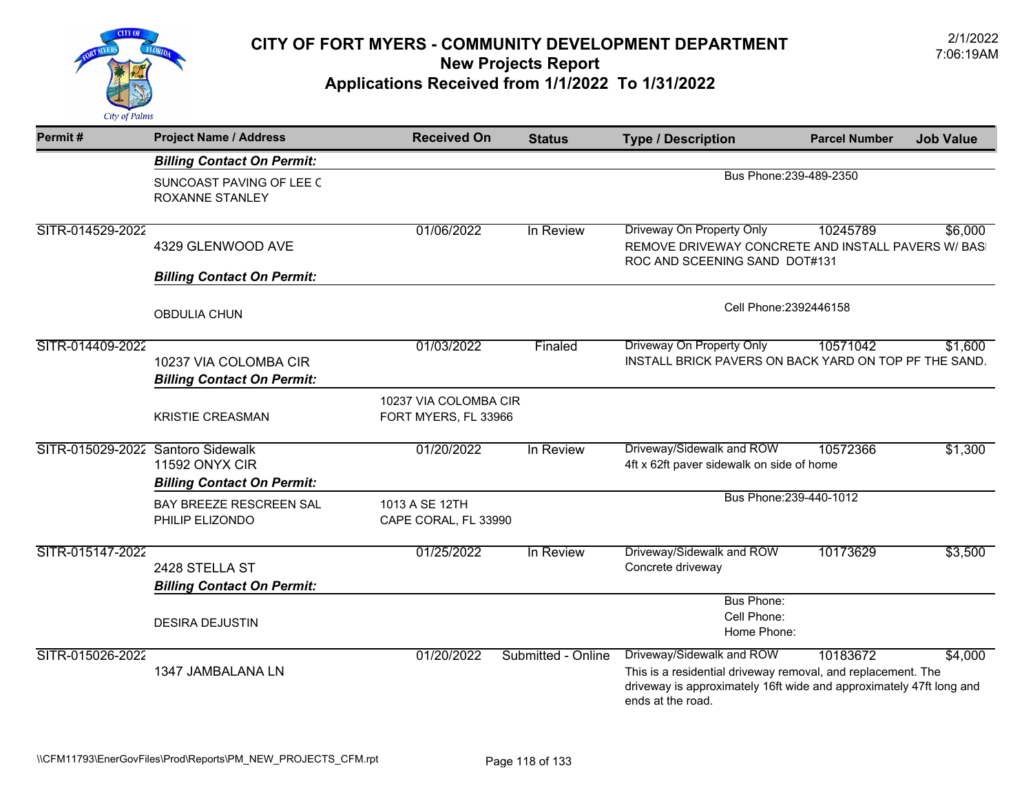# CITY OF FORT MYERS - COMMUNITY DEVELOPMENT DEPARTMENT
## New Projects Report
## Applications Received from 1/1/2022 To 1/31/2022

2/1/2022
7:06:19AM

| Permit # | Project Name / Address | Received On | Status | Type / Description | Parcel Number | Job Value |
|---|---|---|---|---|---|---|
| | ***Billing Contact On Permit:*** | | | | | |
| | SUNCOAST PAVING OF LEE C<br>ROXANNE STANLEY | | | Bus Phone:239-489-2350 | | |
| SITR-014529-2022 | 4329 GLENWOOD AVE | 01/06/2022 | In Review | Driveway On Property Only<br>REMOVE DRIVEWAY CONCRETE AND INSTALL PAVERS W/ BASI ROC AND SCEENING SAND DOT#131 | 10245789 | $6,000 |
| | ***Billing Contact On Permit:*** | | | | | |
| | OBDULIA CHUN | | | Cell Phone:2392446158 | | |
| SITR-014409-2022 | 10237 VIA COLOMBA CIR | 01/03/2022 | Finaled | Driveway On Property Only<br>INSTALL BRICK PAVERS ON BACK YARD ON TOP PF THE SAND. | 10571042 | $1,600 |
| | ***Billing Contact On Permit:*** | | | | | |
| | KRISTIE CREASMAN | 10237 VIA COLOMBA CIR<br>FORT MYERS, FL 33966 | | | | |
| SITR-015029-2022 | Santoro Sidewalk<br>11592 ONYX CIR | 01/20/2022 | In Review | Driveway/Sidewalk and ROW<br>4ft x 62ft paver sidewalk on side of home | 10572366 | $1,300 |
| | ***Billing Contact On Permit:*** | | | | | |
| | BAY BREEZE RESCREEN SAL<br>PHILIP ELIZONDO | 1013 A SE 12TH<br>CAPE CORAL, FL 33990 | | Bus Phone:239-440-1012 | | |
| SITR-015147-2022 | 2428 STELLA ST | 01/25/2022 | In Review | Driveway/Sidewalk and ROW<br>Concrete driveway | 10173629 | $3,500 |
| | ***Billing Contact On Permit:*** | | | | | |
| | DESIRA DEJUSTIN | | | Bus Phone:<br>Cell Phone:<br>Home Phone: | | |
| SITR-015026-2022 | 1347 JAMBALANA LN | 01/20/2022 | Submitted - Online | Driveway/Sidewalk and ROW<br>This is a residential driveway removal, and replacement. The driveway is approximately 16ft wide and approximately 47ft long and ends at the road. | 10183672 | $4,000 |

\\CFM11793\EnerGovFiles\Prod\Reports\PM_NEW_PROJECTS_CFM.rpt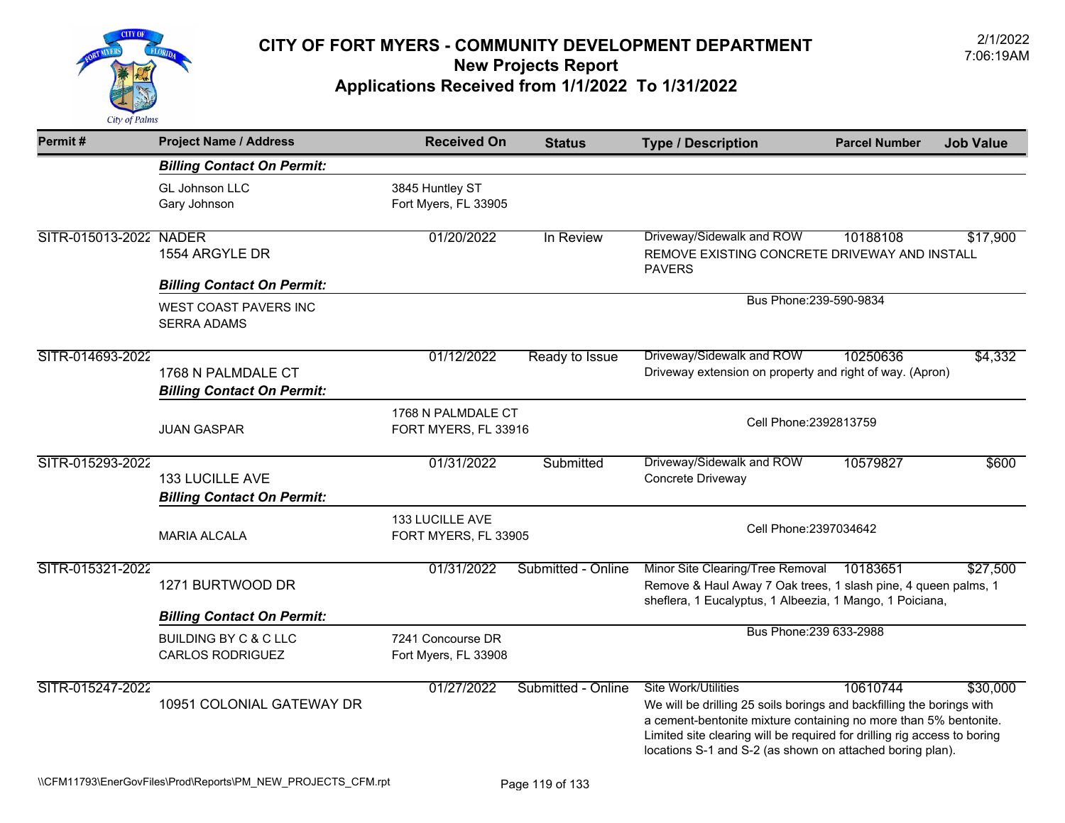# CITY OF FORT MYERS - COMMUNITY DEVELOPMENT DEPARTMENT

## New Projects Report

## Applications Received from 1/1/2022 To 1/31/2022

2/1/2022
7:06:19AM

| Permit # | Project Name / Address | Received On | Status | Type / Description | Parcel Number | Job Value |
|---|---|---|---|---|---|---|
| | ***Billing Contact On Permit:*** | | | | | |
| | GL Johnson LLC<br>Gary Johnson | 3845 Huntley ST<br>Fort Myers, FL 33905 | | | | |
| SITR-015013-2022 | NADER<br>1554 ARGYLE DR | 01/20/2022 | In Review | Driveway/Sidewalk and ROW<br>REMOVE EXISTING CONCRETE DRIVEWAY AND INSTALL PAVERS | 10188108 | $17,900 |
| | ***Billing Contact On Permit:*** | | | | | |
| | WEST COAST PAVERS INC<br>SERRA ADAMS | | | Bus Phone:239-590-9834 | | |
| SITR-014693-2022 | 1768 N PALMDALE CT | 01/12/2022 | Ready to Issue | Driveway/Sidewalk and ROW<br>Driveway extension on property and right of way. (Apron) | 10250636 | $4,332 |
| | ***Billing Contact On Permit:*** | | | | | |
| | JUAN GASPAR | 1768 N PALMDALE CT<br>FORT MYERS, FL 33916 | | Cell Phone:2392813759 | | |
| SITR-015293-2022 | 133 LUCILLE AVE | 01/31/2022 | Submitted | Driveway/Sidewalk and ROW<br>Concrete Driveway | 10579827 | $600 |
| | ***Billing Contact On Permit:*** | | | | | |
| | MARIA ALCALA | 133 LUCILLE AVE<br>FORT MYERS, FL 33905 | | Cell Phone:2397034642 | | |
| SITR-015321-2022 | 1271 BURTWOOD DR | 01/31/2022 | Submitted - Online | Minor Site Clearing/Tree Removal<br>Remove & Haul Away 7 Oak trees, 1 slash pine, 4 queen palms, 1 sheflera, 1 Eucalyptus, 1 Albeezia, 1 Mango, 1 Poiciana, | 10183651 | $27,500 |
| | ***Billing Contact On Permit:*** | | | | | |
| | BUILDING BY C & C LLC<br>CARLOS RODRIGUEZ | 7241 Concourse DR<br>Fort Myers, FL 33908 | | Bus Phone:239 633-2988 | | |
| SITR-015247-2022 | 10951 COLONIAL GATEWAY DR | 01/27/2022 | Submitted - Online | Site Work/Utilities<br>We will be drilling 25 soils borings and backfilling the borings with a cement-bentonite mixture containing no more than 5% bentonite. Limited site clearing will be required for drilling rig access to boring locations S-1 and S-2 (as shown on attached boring plan). | 10610744 | $30,000 |

\\CFM11793\EnerGovFiles\Prod\Reports\PM_NEW_PROJECTS_CFM.rpt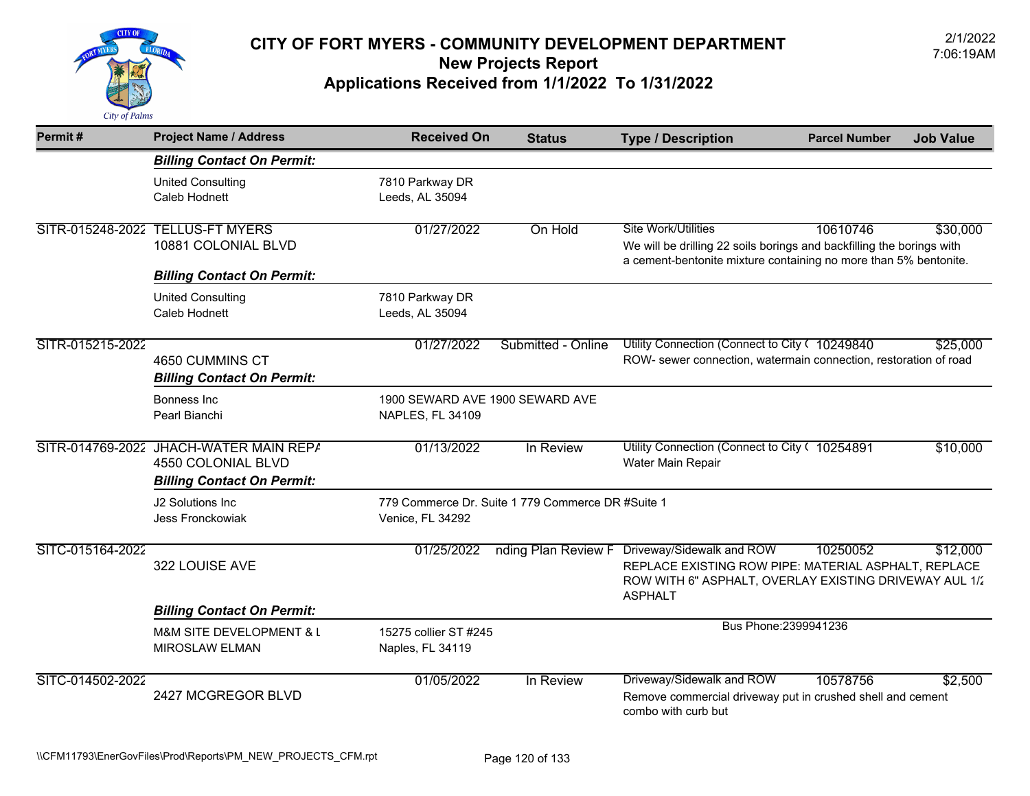# CITY OF FORT MYERS - COMMUNITY DEVELOPMENT DEPARTMENT

## New Projects Report

## Applications Received from 1/1/2022 To 1/31/2022

2/1/2022
7:06:19AM

| Permit # | Project Name / Address | Received On | Status | Type / Description | Parcel Number | Job Value |
|---|---|---|---|---|---|---|
| | ***Billing Contact On Permit:*** | | | | | |
| | United Consulting<br>Caleb Hodnett | 7810 Parkway DR<br>Leeds, AL 35094 | | | | |
| SITR-015248-2022 | TELLUS-FT MYERS<br>10881 COLONIAL BLVD | 01/27/2022 | On Hold | Site Work/Utilities<br>We will be drilling 22 soils borings and backfilling the borings with a cement-bentonite mixture containing no more than 5% bentonite. | 10610746 | $30,000 |
| | ***Billing Contact On Permit:*** | | | | | |
| | United Consulting<br>Caleb Hodnett | 7810 Parkway DR<br>Leeds, AL 35094 | | | | |
| SITR-015215-2022 | 4650 CUMMINS CT | 01/27/2022 | Submitted - Online | Utility Connection (Connect to City (<br>ROW- sewer connection, watermain connection, restoration of road | 10249840 | $25,000 |
| | ***Billing Contact On Permit:*** | | | | | |
| | Bonness Inc<br>Pearl Bianchi | 1900 SEWARD AVE 1900 SEWARD AVE<br>NAPLES, FL 34109 | | | | |
| SITR-014769-2022 | JHACH-WATER MAIN REPA<br>4550 COLONIAL BLVD | 01/13/2022 | In Review | Utility Connection (Connect to City (<br>Water Main Repair | 10254891 | $10,000 |
| | ***Billing Contact On Permit:*** | | | | | |
| | J2 Solutions Inc<br>Jess Fronckowiak | 779 Commerce Dr. Suite 1 779 Commerce DR #Suite 1<br>Venice, FL 34292 | | | | |
| SITC-015164-2022 | 322 LOUISE AVE | 01/25/2022 | nding Plan Review F | Driveway/Sidewalk and ROW<br>REPLACE EXISTING ROW PIPE: MATERIAL ASPHALT, REPLACE ROW WITH 6" ASPHALT, OVERLAY EXISTING DRIVEWAY AUL 1/2 ASPHALT | 10250052 | $12,000 |
| | ***Billing Contact On Permit:*** | | | | | |
| | M&M SITE DEVELOPMENT & L<br>MIROSLAW ELMAN | 15275 collier ST #245<br>Naples, FL 34119 | | Bus Phone:2399941236 | | |
| SITC-014502-2022 | 2427 MCGREGOR BLVD | 01/05/2022 | In Review | Driveway/Sidewalk and ROW<br>Remove commercial driveway put in crushed shell and cement combo with curb but | 10578756 | $2,500 |

\\CFM11793\EnerGovFiles\Prod\Reports\PM_NEW_PROJECTS_CFM.rpt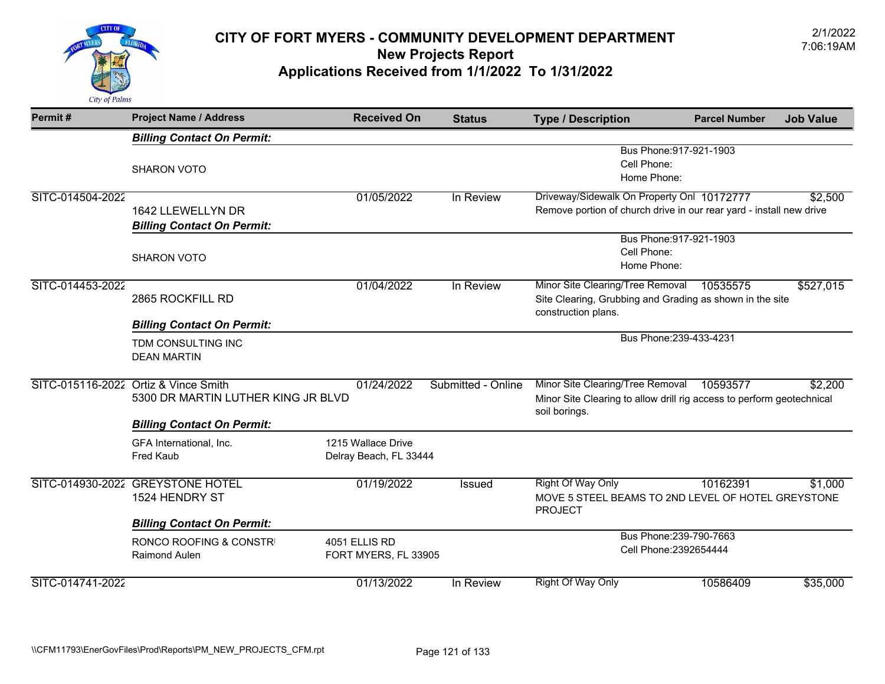# CITY OF FORT MYERS - COMMUNITY DEVELOPMENT DEPARTMENT
## New Projects Report
## Applications Received from 1/1/2022 To 1/31/2022

2/1/2022
7:06:19AM

| Permit # | Project Name / Address | Received On | Status | Type / Description | Parcel Number | Job Value |
|---|---|---|---|---|---|---|
| | ***Billing Contact On Permit:*** | | | | | |
| | SHARON VOTO | | | Bus Phone:917-921-1903<br>Cell Phone:<br>Home Phone: | | |
| SITC-014504-2022 | 1642 LLEWELLYN DR | 01/05/2022 | In Review | Driveway/Sidewalk On Property Onl<br>Remove portion of church drive in our rear yard - install new drive | 10172777 | $2,500 |
| | ***Billing Contact On Permit:*** | | | | | |
| | SHARON VOTO | | | Bus Phone:917-921-1903<br>Cell Phone:<br>Home Phone: | | |
| SITC-014453-2022 | 2865 ROCKFILL RD | 01/04/2022 | In Review | Minor Site Clearing/Tree Removal<br>Site Clearing, Grubbing and Grading as shown in the site construction plans. | 10535575 | $527,015 |
| | ***Billing Contact On Permit:*** | | | | | |
| | TDM CONSULTING INC<br>DEAN MARTIN | | | Bus Phone:239-433-4231 | | |
| SITC-015116-2022 | Ortiz & Vince Smith<br>5300 DR MARTIN LUTHER KING JR BLVD | 01/24/2022 | Submitted - Online | Minor Site Clearing/Tree Removal<br>Minor Site Clearing to allow drill rig access to perform geotechnical soil borings. | 10593577 | $2,200 |
| | ***Billing Contact On Permit:*** | | | | | |
| | GFA International, Inc.<br>Fred Kaub | 1215 Wallace Drive<br>Delray Beach, FL 33444 | | | | |
| SITC-014930-2022 | GREYSTONE HOTEL<br>1524 HENDRY ST | 01/19/2022 | Issued | Right Of Way Only<br>MOVE 5 STEEL BEAMS TO 2ND LEVEL OF HOTEL GREYSTONE PROJECT | 10162391 | $1,000 |
| | ***Billing Contact On Permit:*** | | | | | |
| | RONCO ROOFING & CONSTR<br>Raimond Aulen | 4051 ELLIS RD<br>FORT MYERS, FL 33905 | | Bus Phone:239-790-7663<br>Cell Phone:2392654444 | | |
| SITC-014741-2022 | | 01/13/2022 | In Review | Right Of Way Only | 10586409 | $35,000 |

\\CFM11793\EnerGovFiles\Prod\Reports\PM_NEW_PROJECTS_CFM.rpt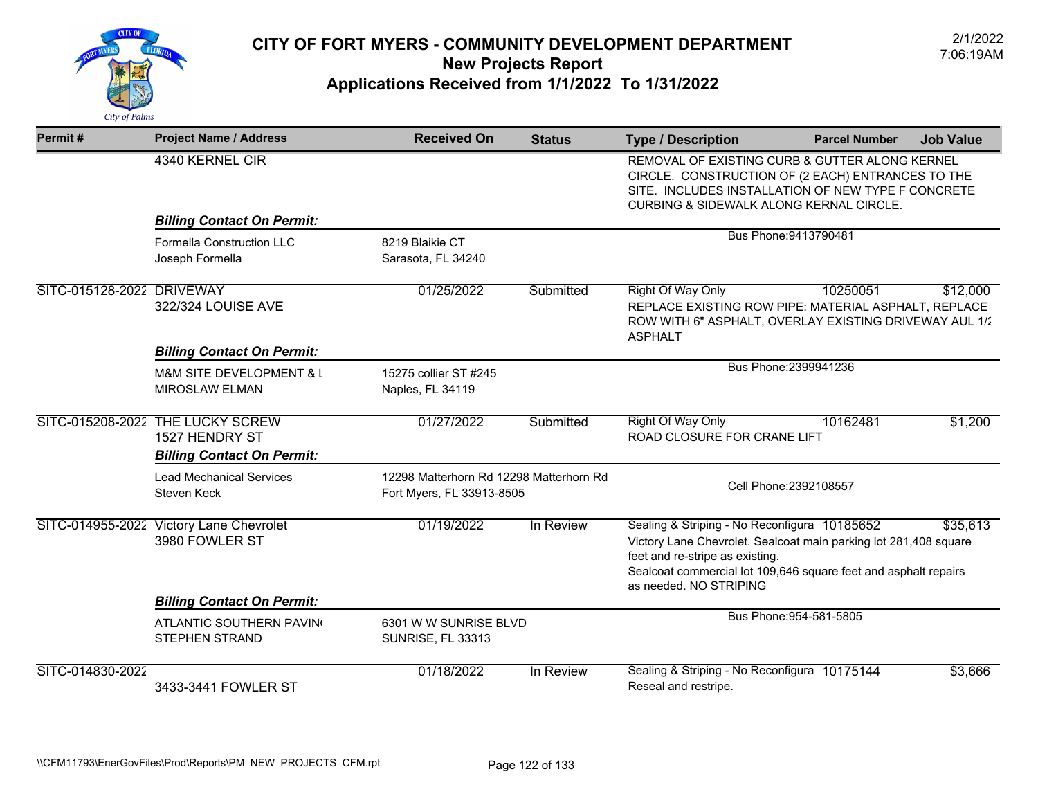# CITY OF FORT MYERS - COMMUNITY DEVELOPMENT DEPARTMENT
## New Projects Report
## Applications Received from 1/1/2022 To 1/31/2022

2/1/2022
7:06:19AM

| Permit # | Project Name / Address | Received On | Status | Type / Description | Parcel Number | Job Value |
|---|---|---|---|---|---|---|
| | 4340 KERNEL CIR | | | REMOVAL OF EXISTING CURB & GUTTER ALONG KERNEL CIRCLE. CONSTRUCTION OF (2 EACH) ENTRANCES TO THE SITE. INCLUDES INSTALLATION OF NEW TYPE F CONCRETE CURBING & SIDEWALK ALONG KERNAL CIRCLE. | | |
| | ***Billing Contact On Permit:*** | | | | | |
| | Formella Construction LLC<br>Joseph Formella | 8219 Blaikie CT<br>Sarasota, FL 34240 | | Bus Phone:9413790481 | | |
| SITC-015128-2022 | DRIVEWAY<br>322/324 LOUISE AVE | 01/25/2022 | Submitted | Right Of Way Only<br>REPLACE EXISTING ROW PIPE: MATERIAL ASPHALT, REPLACE ROW WITH 6" ASPHALT, OVERLAY EXISTING DRIVEWAY AUL 1/2 ASPHALT | 10250051 | $12,000 |
| | ***Billing Contact On Permit:*** | | | | | |
| | M&M SITE DEVELOPMENT & L<br>MIROSLAW ELMAN | 15275 collier ST #245<br>Naples, FL 34119 | | Bus Phone:2399941236 | | |
| SITC-015208-2022 | THE LUCKY SCREW<br>1527 HENDRY ST | 01/27/2022 | Submitted | Right Of Way Only<br>ROAD CLOSURE FOR CRANE LIFT | 10162481 | $1,200 |
| | ***Billing Contact On Permit:*** | | | | | |
| | Lead Mechanical Services<br>Steven Keck | 12298 Matterhorn Rd 12298 Matterhorn Rd<br>Fort Myers, FL 33913-8505 | | Cell Phone:2392108557 | | |
| SITC-014955-2022 | Victory Lane Chevrolet<br>3980 FOWLER ST | 01/19/2022 | In Review | Sealing & Striping - No Reconfigura<br>Victory Lane Chevrolet. Sealcoat main parking lot 281,408 square feet and re-stripe as existing.<br>Sealcoat commercial lot 109,646 square feet and asphalt repairs as needed. NO STRIPING | 10185652 | $35,613 |
| | ***Billing Contact On Permit:*** | | | | | |
| | ATLANTIC SOUTHERN PAVIN(<br>STEPHEN STRAND | 6301 W W SUNRISE BLVD<br>SUNRISE, FL 33313 | | Bus Phone:954-581-5805 | | |
| SITC-014830-2022 | 3433-3441 FOWLER ST | 01/18/2022 | In Review | Sealing & Striping - No Reconfigura<br>Reseal and restripe. | 10175144 | $3,666 |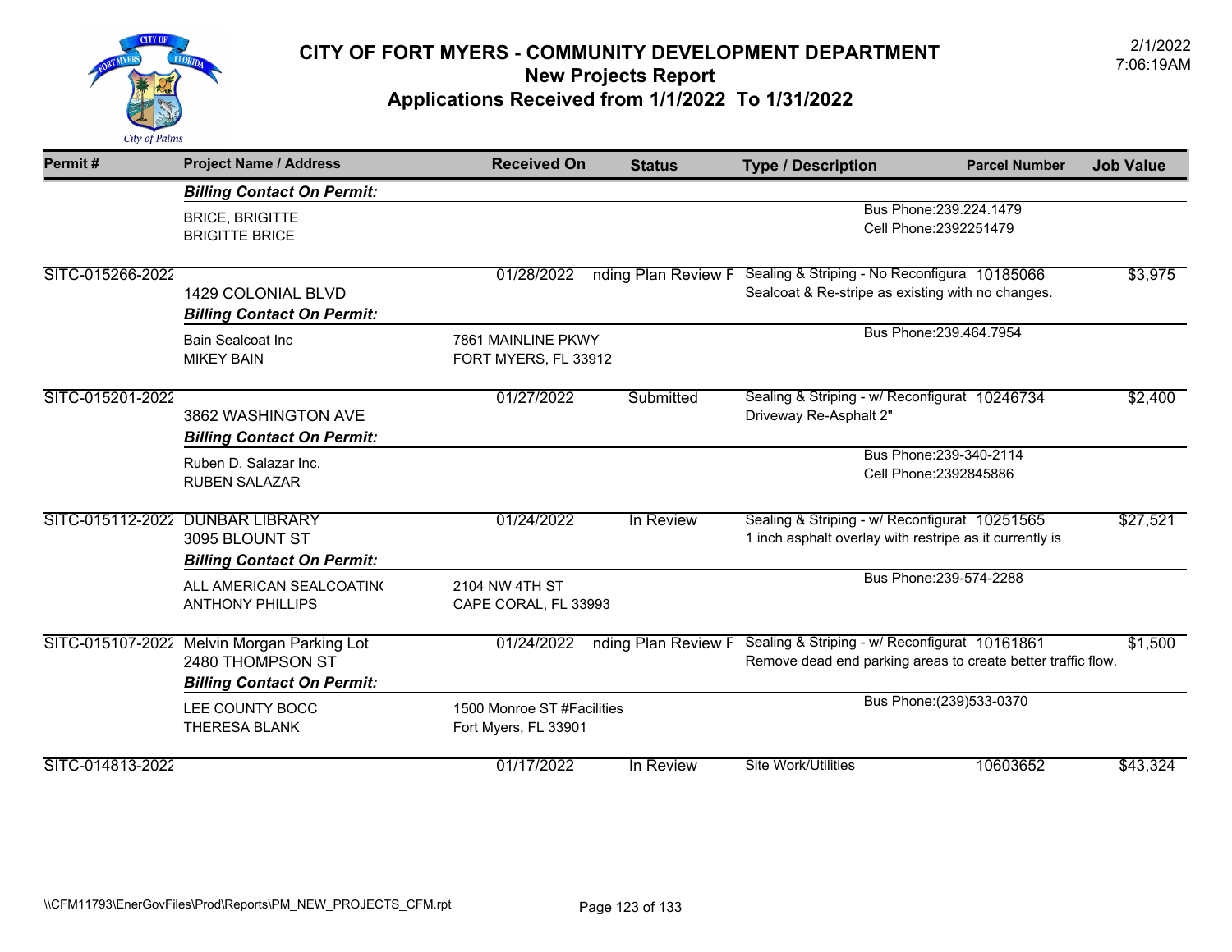# CITY OF FORT MYERS - COMMUNITY DEVELOPMENT DEPARTMENT
## New Projects Report
## Applications Received from 1/1/2022 To 1/31/2022

2/1/2022
7:06:19AM

| Permit # | Project Name / Address | Received On | Status | Type / Description | Parcel Number | Job Value |
|---|---|---|---|---|---|---|
| | ***Billing Contact On Permit:*** | | | | | |
| | BRICE, BRIGITTE<br>BRIGITTE BRICE | | | Bus Phone:239.224.1479<br>Cell Phone:2392251479 | | |
| SITC-015266-2022 | 1429 COLONIAL BLVD | 01/28/2022 | nding Plan Review F | Sealing & Striping - No Reconfigura<br>Sealcoat & Re-stripe as existing with no changes. | 10185066 | $3,975 |
| | ***Billing Contact On Permit:*** | | | | | |
| | Bain Sealcoat Inc<br>MIKEY BAIN | 7861 MAINLINE PKWY<br>FORT MYERS, FL 33912 | | Bus Phone:239.464.7954 | | |
| SITC-015201-2022 | 3862 WASHINGTON AVE | 01/27/2022 | Submitted | Sealing & Striping - w/ Reconfigurat<br>Driveway Re-Asphalt 2" | 10246734 | $2,400 |
| | ***Billing Contact On Permit:*** | | | | | |
| | Ruben D. Salazar Inc.<br>RUBEN SALAZAR | | | Bus Phone:239-340-2114<br>Cell Phone:2392845886 | | |
| SITC-015112-2022 | DUNBAR LIBRARY<br>3095 BLOUNT ST | 01/24/2022 | In Review | Sealing & Striping - w/ Reconfigurat<br>1 inch asphalt overlay with restripe as it currently is | 10251565 | $27,521 |
| | ***Billing Contact On Permit:*** | | | | | |
| | ALL AMERICAN SEALCOATING<br>ANTHONY PHILLIPS | 2104 NW 4TH ST<br>CAPE CORAL, FL 33993 | | Bus Phone:239-574-2288 | | |
| SITC-015107-2022 | Melvin Morgan Parking Lot<br>2480 THOMPSON ST | 01/24/2022 | nding Plan Review F | Sealing & Striping - w/ Reconfigurat<br>Remove dead end parking areas to create better traffic flow. | 10161861 | $1,500 |
| | ***Billing Contact On Permit:*** | | | | | |
| | LEE COUNTY BOCC<br>THERESA BLANK | 1500 Monroe ST #Facilities<br>Fort Myers, FL 33901 | | Bus Phone:(239)533-0370 | | |
| SITC-014813-2022 | | 01/17/2022 | In Review | Site Work/Utilities | 10603652 | $43,324 |

\\CFM11793\EnerGovFiles\Prod\Reports\PM_NEW_PROJECTS_CFM.rpt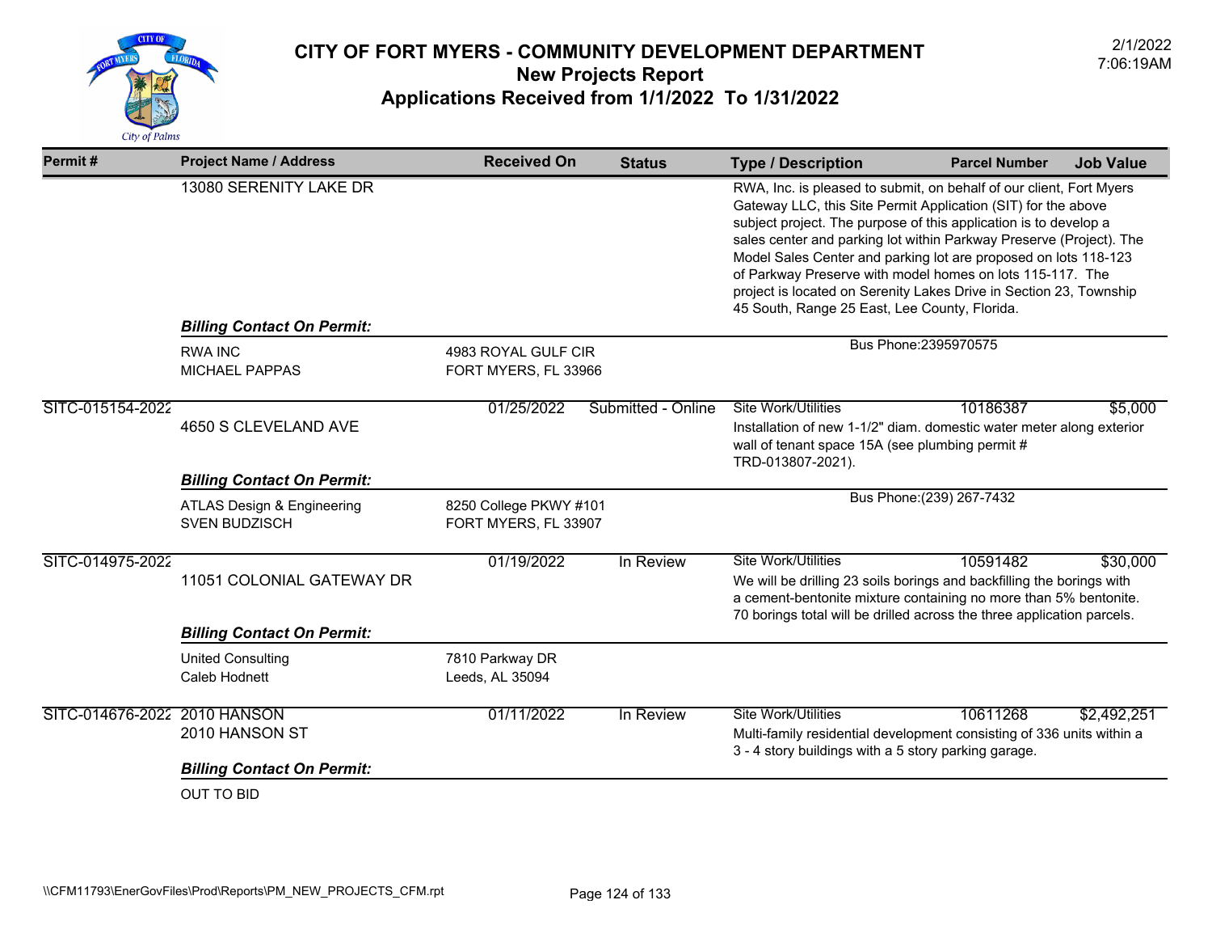# CITY OF FORT MYERS - COMMUNITY DEVELOPMENT DEPARTMENT
## New Projects Report
## Applications Received from 1/1/2022 To 1/31/2022

2/1/2022
7:06:19AM

| Permit # | Project Name / Address | Received On | Status | Type / Description | Parcel Number | Job Value |
|---|---|---|---|---|---|---|
| | 13080 SERENITY LAKE DR | | | RWA, Inc. is pleased to submit, on behalf of our client, Fort Myers Gateway LLC, this Site Permit Application (SIT) for the above subject project. The purpose of this application is to develop a sales center and parking lot within Parkway Preserve (Project). The Model Sales Center and parking lot are proposed on lots 118-123 of Parkway Preserve with model homes on lots 115-117. The project is located on Serenity Lakes Drive in Section 23, Township 45 South, Range 25 East, Lee County, Florida. | | |
| | ***Billing Contact On Permit:*** | | | | | |
| | RWA INC<br>MICHAEL PAPPAS | 4983 ROYAL GULF CIR<br>FORT MYERS, FL 33966 | | Bus Phone:2395970575 | | |
| SITC-015154-2022 | 4650 S CLEVELAND AVE | 01/25/2022 | Submitted - Online | Site Work/Utilities<br>Installation of new 1-1/2" diam. domestic water meter along exterior wall of tenant space 15A (see plumbing permit # TRD-013807-2021). | 10186387 | $5,000 |
| | ***Billing Contact On Permit:*** | | | | | |
| | ATLAS Design & Engineering<br>SVEN BUDZISCH | 8250 College PKWY #101<br>FORT MYERS, FL 33907 | | Bus Phone:(239) 267-7432 | | |
| SITC-014975-2022 | 11051 COLONIAL GATEWAY DR | 01/19/2022 | In Review | Site Work/Utilities<br>We will be drilling 23 soils borings and backfilling the borings with a cement-bentonite mixture containing no more than 5% bentonite. 70 borings total will be drilled across the three application parcels. | 10591482 | $30,000 |
| | ***Billing Contact On Permit:*** | | | | | |
| | United Consulting<br>Caleb Hodnett | 7810 Parkway DR<br>Leeds, AL 35094 | | | | |
| SITC-014676-2022 | 2010 HANSON<br>2010 HANSON ST | 01/11/2022 | In Review | Site Work/Utilities<br>Multi-family residential development consisting of 336 units within a 3 - 4 story buildings with a 5 story parking garage. | 10611268 | $2,492,251 |
| | ***Billing Contact On Permit:*** | | | | | |
| | OUT TO BID | | | | | |

\\CFM11793\EnerGovFiles\Prod\Reports\PM_NEW_PROJECTS_CFM.rpt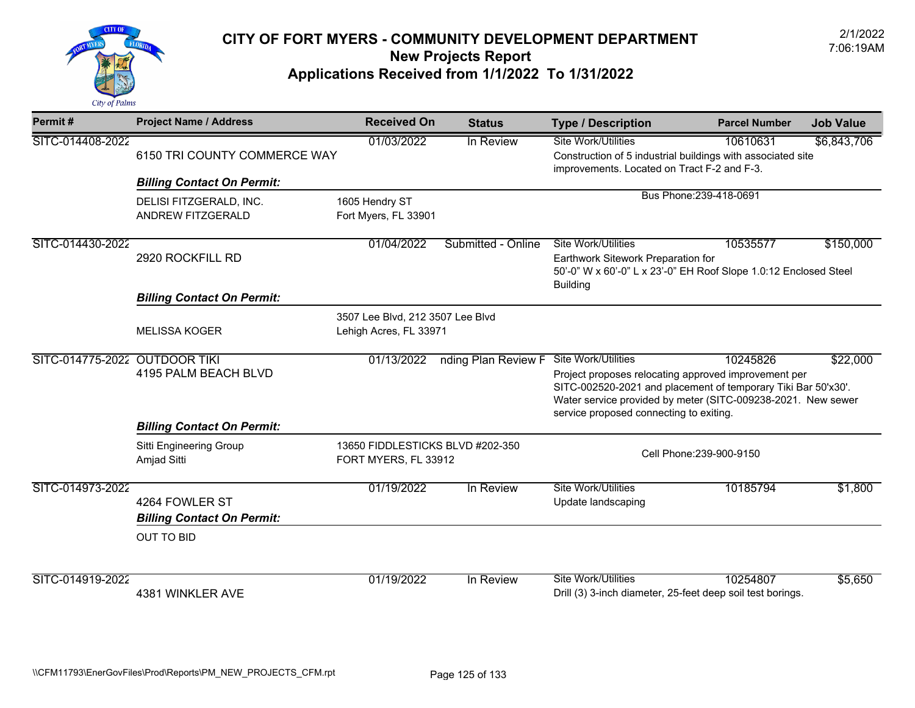# CITY OF FORT MYERS - COMMUNITY DEVELOPMENT DEPARTMENT

## New Projects Report

## Applications Received from 1/1/2022 To 1/31/2022

2/1/2022
7:06:19AM

| Permit # | Project Name / Address | Received On | Status | Type / Description | Parcel Number | Job Value |
|---|---|---|---|---|---|---|
| SITC-014408-2022 | 6150 TRI COUNTY COMMERCE WAY | 01/03/2022 | In Review | Site Work/Utilities<br>Construction of 5 industrial buildings with associated site improvements. Located on Tract F-2 and F-3. | 10610631 | $6,843,706 |
| | ***Billing Contact On Permit:***<br>DELISI FITZGERALD, INC.<br>ANDREW FITZGERALD | 1605 Hendry ST<br>Fort Myers, FL 33901 | | Bus Phone:239-418-0691 | | |
| SITC-014430-2022 | 2920 ROCKFILL RD | 01/04/2022 | Submitted - Online | Site Work/Utilities<br>Earthwork Sitework Preparation for<br>50'-0" W x 60'-0" L x 23'-0" EH Roof Slope 1.0:12 Enclosed Steel Building | 10535577 | $150,000 |
| | ***Billing Contact On Permit:***<br>MELISSA KOGER | 3507 Lee Blvd, 212 3507 Lee Blvd<br>Lehigh Acres, FL 33971 | | | | |
| SITC-014775-2022 | OUTDOOR TIKI<br>4195 PALM BEACH BLVD | 01/13/2022 | nding Plan Review F | Site Work/Utilities<br>Project proposes relocating approved improvement per SITC-002520-2021 and placement of temporary Tiki Bar 50'x30'. Water service provided by meter (SITC-009238-2021. New sewer service proposed connecting to exiting. | 10245826 | $22,000 |
| | ***Billing Contact On Permit:***<br>Sitti Engineering Group<br>Amjad Sitti | 13650 FIDDLESTICKS BLVD #202-350<br>FORT MYERS, FL 33912 | | Cell Phone:239-900-9150 | | |
| SITC-014973-2022 | 4264 FOWLER ST | 01/19/2022 | In Review | Site Work/Utilities<br>Update landscaping | 10185794 | $1,800 |
| | ***Billing Contact On Permit:***<br>OUT TO BID | | | | | |
| SITC-014919-2022 | 4381 WINKLER AVE | 01/19/2022 | In Review | Site Work/Utilities<br>Drill (3) 3-inch diameter, 25-feet deep soil test borings. | 10254807 | $5,650 |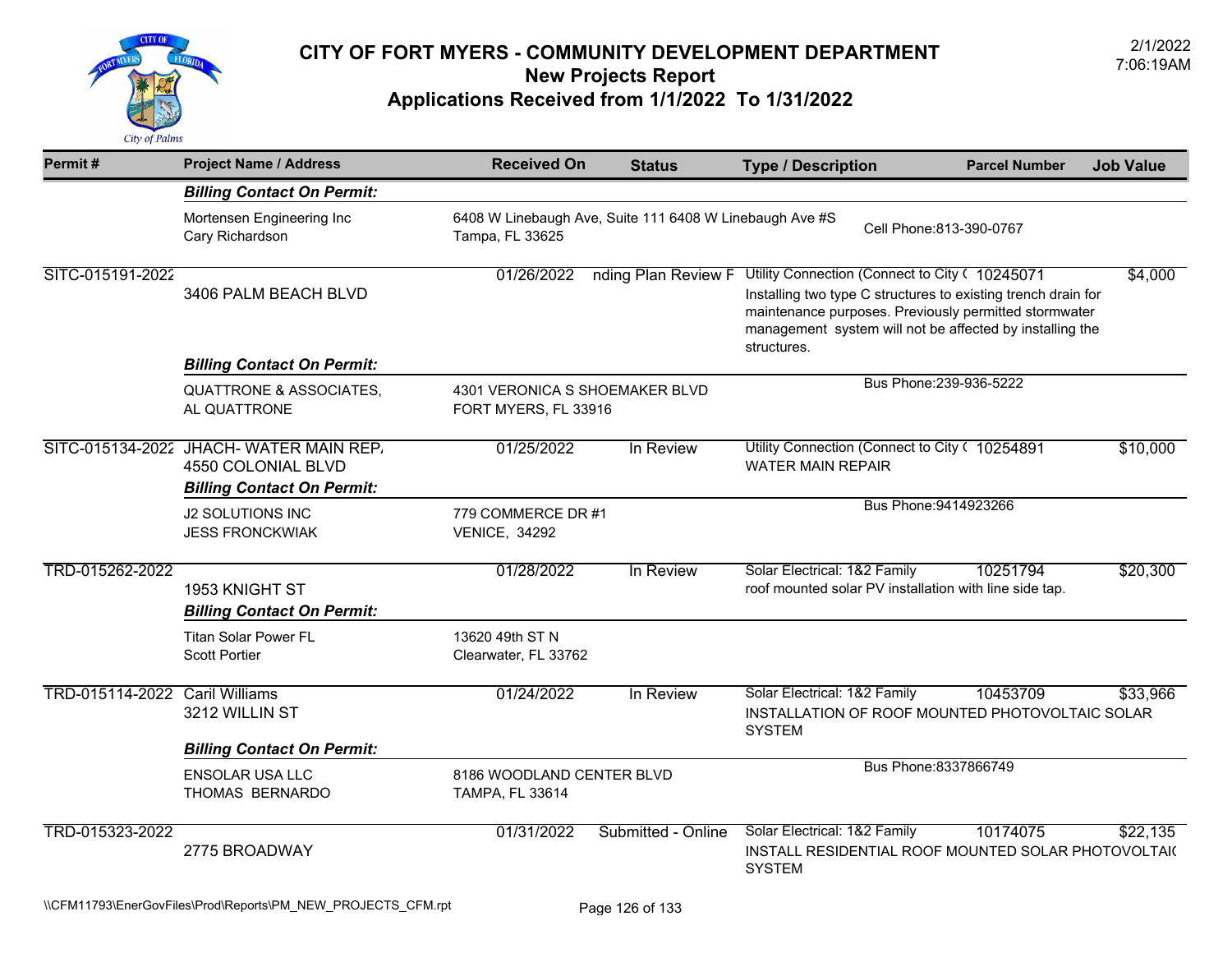# CITY OF FORT MYERS - COMMUNITY DEVELOPMENT DEPARTMENT
## New Projects Report
## Applications Received from 1/1/2022 To 1/31/2022

2/1/2022
7:06:19AM

| Permit # | Project Name / Address | Received On | Status | Type / Description | Parcel Number | Job Value |
|---|---|---|---|---|---|---|
| | ***Billing Contact On Permit:*** | | | | | |
| | Mortensen Engineering Inc<br>Cary Richardson | 6408 W Linebaugh Ave, Suite 111 6408 W Linebaugh Ave #S<br>Tampa, FL 33625 | | Cell Phone:813-390-0767 | | |
| SITC-015191-2022 | 3406 PALM BEACH BLVD | 01/26/2022 | nding Plan Review F | Utility Connection (Connect to City (<br>Installing two type C structures to existing trench drain for maintenance purposes. Previously permitted stormwater management system will not be affected by installing the structures. | 10245071 | $4,000 |
| | ***Billing Contact On Permit:*** | | | | | |
| | QUATTRONE & ASSOCIATES,<br>AL QUATTRONE | 4301 VERONICA S SHOEMAKER BLVD<br>FORT MYERS, FL 33916 | | Bus Phone:239-936-5222 | | |
| SITC-015134-2022 | JHACH- WATER MAIN REP.<br>4550 COLONIAL BLVD | 01/25/2022 | In Review | Utility Connection (Connect to City (<br>WATER MAIN REPAIR | 10254891 | $10,000 |
| | ***Billing Contact On Permit:*** | | | | | |
| | J2 SOLUTIONS INC<br>JESS FRONCKWIAK | 779 COMMERCE DR #1<br>VENICE, 34292 | | Bus Phone:9414923266 | | |
| TRD-015262-2022 | 1953 KNIGHT ST | 01/28/2022 | In Review | Solar Electrical: 1&2 Family<br>roof mounted solar PV installation with line side tap. | 10251794 | $20,300 |
| | ***Billing Contact On Permit:*** | | | | | |
| | Titan Solar Power FL<br>Scott Portier | 13620 49th ST N<br>Clearwater, FL 33762 | | | | |
| TRD-015114-2022 | Caril Williams<br>3212 WILLIN ST | 01/24/2022 | In Review | Solar Electrical: 1&2 Family<br>INSTALLATION OF ROOF MOUNTED PHOTOVOLTAIC SOLAR SYSTEM | 10453709 | $33,966 |
| | ***Billing Contact On Permit:*** | | | | | |
| | ENSOLAR USA LLC<br>THOMAS BERNARDO | 8186 WOODLAND CENTER BLVD<br>TAMPA, FL 33614 | | Bus Phone:8337866749 | | |
| TRD-015323-2022 | 2775 BROADWAY | 01/31/2022 | Submitted - Online | Solar Electrical: 1&2 Family<br>INSTALL RESIDENTIAL ROOF MOUNTED SOLAR PHOTOVOLTAI( SYSTEM | 10174075 | $22,135 |

\\CFM11793\EnerGovFiles\Prod\Reports\PM_NEW_PROJECTS_CFM.rpt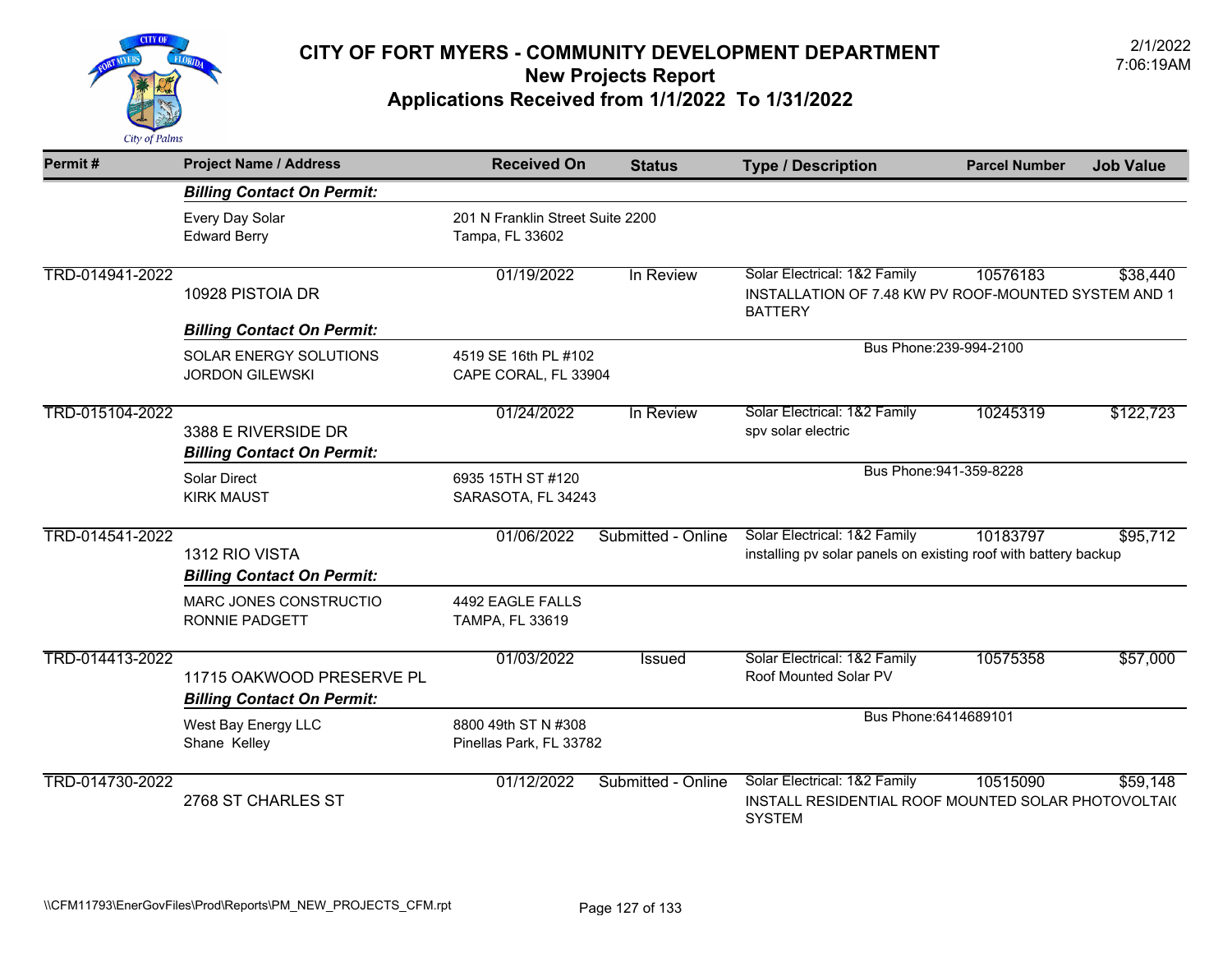# CITY OF FORT MYERS - COMMUNITY DEVELOPMENT DEPARTMENT
## New Projects Report
## Applications Received from 1/1/2022 To 1/31/2022

2/1/2022
7:06:19AM

| Permit # | Project Name / Address | Received On | Status | Type / Description | Parcel Number | Job Value |
|---|---|---|---|---|---|---|
| | ***Billing Contact On Permit:*** | | | | | |
| | Every Day Solar<br>Edward Berry | 201 N Franklin Street Suite 2200<br>Tampa, FL 33602 | | | | |
| TRD-014941-2022 | 10928 PISTOIA DR | 01/19/2022 | In Review | Solar Electrical: 1&2 Family<br>INSTALLATION OF 7.48 KW PV ROOF-MOUNTED SYSTEM AND 1 BATTERY | 10576183 | $38,440 |
| | ***Billing Contact On Permit:*** | | | | | |
| | SOLAR ENERGY SOLUTIONS<br>JORDON GILEWSKI | 4519 SE 16th PL #102<br>CAPE CORAL, FL 33904 | | Bus Phone:239-994-2100 | | |
| TRD-015104-2022 | 3388 E RIVERSIDE DR | 01/24/2022 | In Review | Solar Electrical: 1&2 Family<br>spv solar electric | 10245319 | $122,723 |
| | ***Billing Contact On Permit:*** | | | | | |
| | Solar Direct<br>KIRK MAUST | 6935 15TH ST #120<br>SARASOTA, FL 34243 | | Bus Phone:941-359-8228 | | |
| TRD-014541-2022 | 1312 RIO VISTA | 01/06/2022 | Submitted - Online | Solar Electrical: 1&2 Family<br>installing pv solar panels on existing roof with battery backup | 10183797 | $95,712 |
| | ***Billing Contact On Permit:*** | | | | | |
| | MARC JONES CONSTRUCTIO<br>RONNIE PADGETT | 4492 EAGLE FALLS<br>TAMPA, FL 33619 | | | | |
| TRD-014413-2022 | 11715 OAKWOOD PRESERVE PL | 01/03/2022 | Issued | Solar Electrical: 1&2 Family<br>Roof Mounted Solar PV | 10575358 | $57,000 |
| | ***Billing Contact On Permit:*** | | | | | |
| | West Bay Energy LLC<br>Shane Kelley | 8800 49th ST N #308<br>Pinellas Park, FL 33782 | | Bus Phone:6414689101 | | |
| TRD-014730-2022 | 2768 ST CHARLES ST | 01/12/2022 | Submitted - Online | Solar Electrical: 1&2 Family<br>INSTALL RESIDENTIAL ROOF MOUNTED SOLAR PHOTOVOLTAIC SYSTEM | 10515090 | $59,148 |

\\CFM11793\EnerGovFiles\Prod\Reports\PM_NEW_PROJECTS_CFM.rpt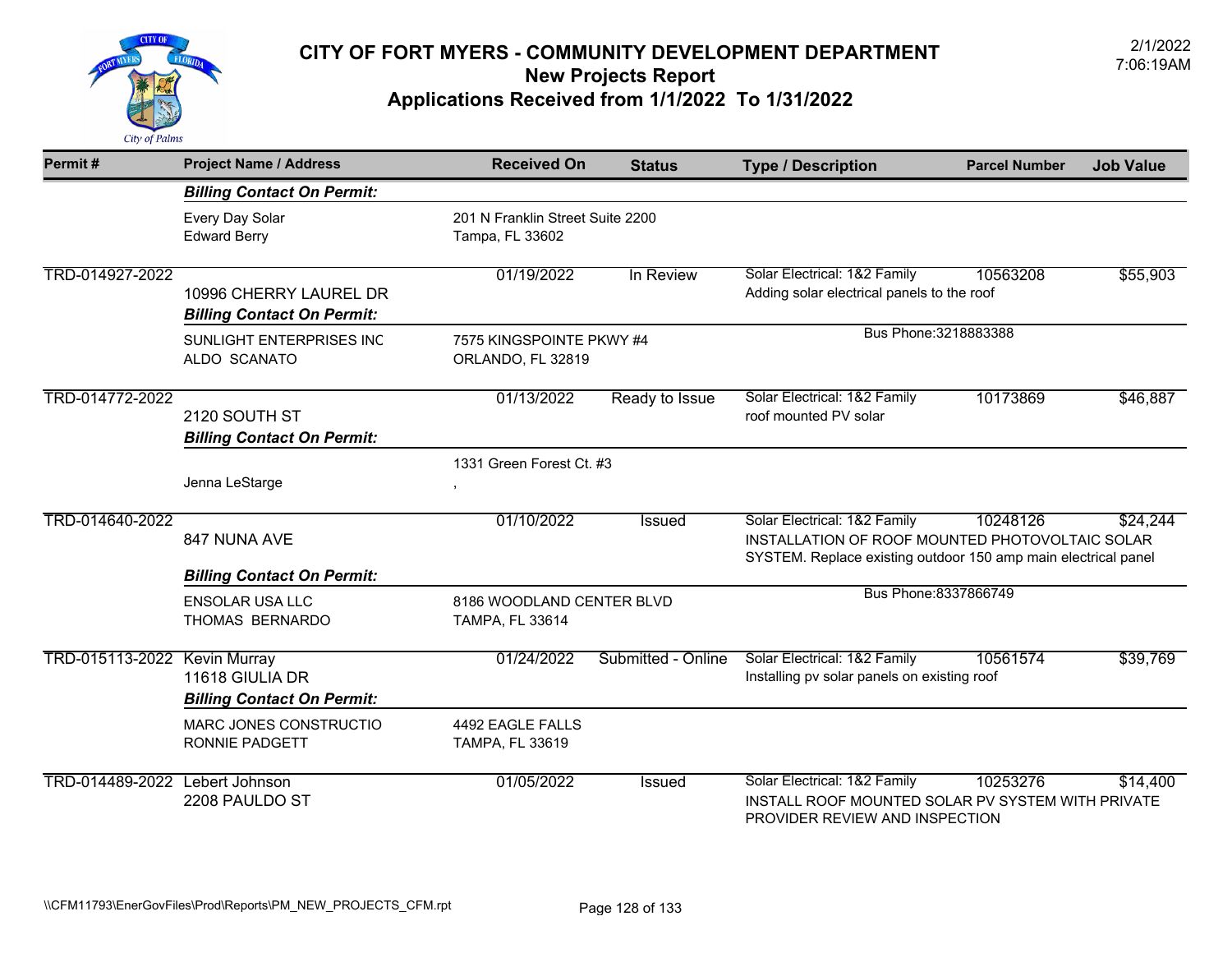# CITY OF FORT MYERS - COMMUNITY DEVELOPMENT DEPARTMENT
## New Projects Report
## Applications Received from 1/1/2022 To 1/31/2022

2/1/2022
7:06:19AM

| Permit # | Project Name / Address | Received On | Status | Type / Description | Parcel Number | Job Value |
|---|---|---|---|---|---|---|
| | ***Billing Contact On Permit:*** | | | | | |
| | Every Day Solar<br>Edward Berry | 201 N Franklin Street Suite 2200<br>Tampa, FL 33602 | | | | |
| TRD-014927-2022 | 10996 CHERRY LAUREL DR | 01/19/2022 | In Review | Solar Electrical: 1&2 Family<br>Adding solar electrical panels to the roof | 10563208 | $55,903 |
| | ***Billing Contact On Permit:*** | | | | | |
| | SUNLIGHT ENTERPRISES INC<br>ALDO SCANATO | 7575 KINGSPOINTE PKWY #4<br>ORLANDO, FL 32819 | | Bus Phone:3218883388 | | |
| TRD-014772-2022 | 2120 SOUTH ST | 01/13/2022 | Ready to Issue | Solar Electrical: 1&2 Family<br>roof mounted PV solar | 10173869 | $46,887 |
| | ***Billing Contact On Permit:*** | | | | | |
| | Jenna LeStarge | 1331 Green Forest Ct. #3<br>, | | | | |
| TRD-014640-2022 | 847 NUNA AVE | 01/10/2022 | Issued | Solar Electrical: 1&2 Family<br>INSTALLATION OF ROOF MOUNTED PHOTOVOLTAIC SOLAR SYSTEM. Replace existing outdoor 150 amp main electrical panel | 10248126 | $24,244 |
| | ***Billing Contact On Permit:*** | | | | | |
| | ENSOLAR USA LLC<br>THOMAS BERNARDO | 8186 WOODLAND CENTER BLVD<br>TAMPA, FL 33614 | | Bus Phone:8337866749 | | |
| TRD-015113-2022 | Kevin Murray<br>11618 GIULIA DR | 01/24/2022 | Submitted - Online | Solar Electrical: 1&2 Family<br>Installing pv solar panels on existing roof | 10561574 | $39,769 |
| | ***Billing Contact On Permit:*** | | | | | |
| | MARC JONES CONSTRUCTIO<br>RONNIE PADGETT | 4492 EAGLE FALLS<br>TAMPA, FL 33619 | | | | |
| TRD-014489-2022 | Lebert Johnson<br>2208 PAULDO ST | 01/05/2022 | Issued | Solar Electrical: 1&2 Family<br>INSTALL ROOF MOUNTED SOLAR PV SYSTEM WITH PRIVATE PROVIDER REVIEW AND INSPECTION | 10253276 | $14,400 |

\\CFM11793\EnerGovFiles\Prod\Reports\PM_NEW_PROJECTS_CFM.rpt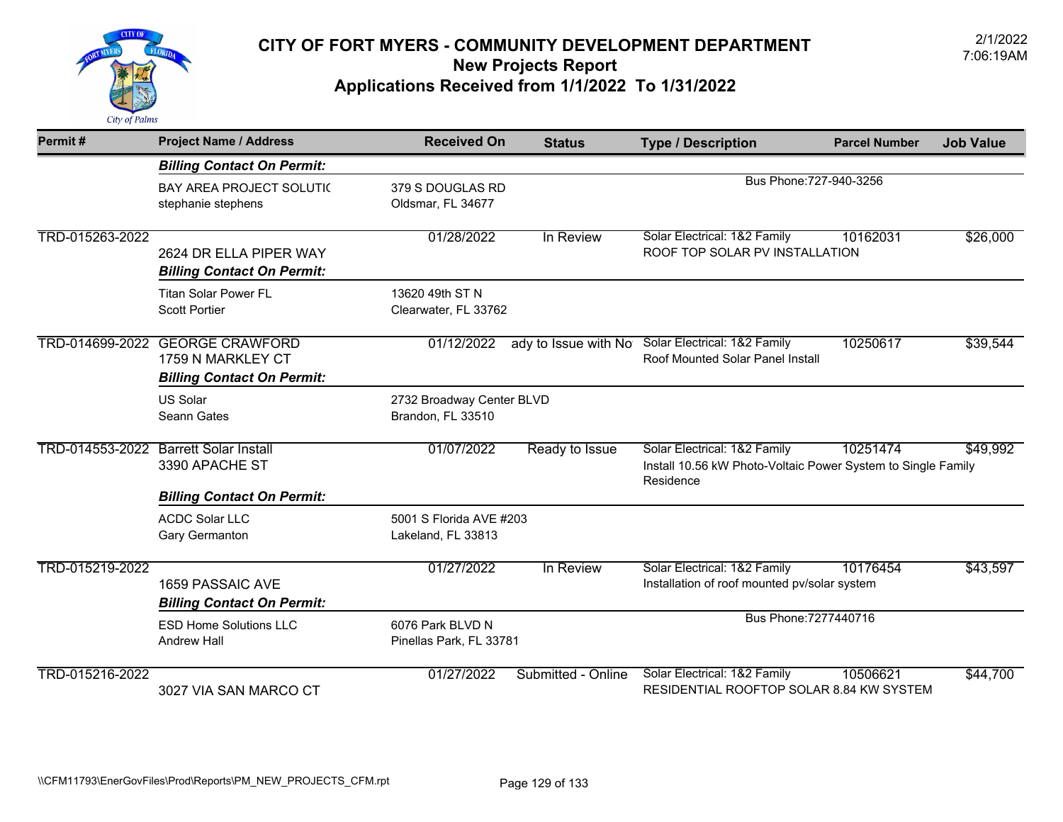# CITY OF FORT MYERS - COMMUNITY DEVELOPMENT DEPARTMENT
## New Projects Report
## Applications Received from 1/1/2022 To 1/31/2022

2/1/2022
7:06:19AM

| Permit # | Project Name / Address | Received On | Status | Type / Description | Parcel Number | Job Value |
|---|---|---|---|---|---|---|
| | ***Billing Contact On Permit:*** | | | | | |
| | BAY AREA PROJECT SOLUTIC<br>stephanie stephens | 379 S DOUGLAS RD<br>Oldsmar, FL 34677 | | Bus Phone:727-940-3256 | | |
| TRD-015263-2022 | 2624 DR ELLA PIPER WAY | 01/28/2022 | In Review | Solar Electrical: 1&2 Family<br>ROOF TOP SOLAR PV INSTALLATION | 10162031 | $26,000 |
| | ***Billing Contact On Permit:*** | | | | | |
| | Titan Solar Power FL<br>Scott Portier | 13620 49th ST N<br>Clearwater, FL 33762 | | | | |
| TRD-014699-2022 | GEORGE CRAWFORD<br>1759 N MARKLEY CT | 01/12/2022 | ady to Issue with No | Solar Electrical: 1&2 Family<br>Roof Mounted Solar Panel Install | 10250617 | $39,544 |
| | ***Billing Contact On Permit:*** | | | | | |
| | US Solar<br>Seann Gates | 2732 Broadway Center BLVD<br>Brandon, FL 33510 | | | | |
| TRD-014553-2022 | Barrett Solar Install<br>3390 APACHE ST | 01/07/2022 | Ready to Issue | Solar Electrical: 1&2 Family<br>Install 10.56 kW Photo-Voltaic Power System to Single Family Residence | 10251474 | $49,992 |
| | ***Billing Contact On Permit:*** | | | | | |
| | ACDC Solar LLC<br>Gary Germanton | 5001 S Florida AVE #203<br>Lakeland, FL 33813 | | | | |
| TRD-015219-2022 | 1659 PASSAIC AVE | 01/27/2022 | In Review | Solar Electrical: 1&2 Family<br>Installation of roof mounted pv/solar system | 10176454 | $43,597 |
| | ***Billing Contact On Permit:*** | | | | | |
| | ESD Home Solutions LLC<br>Andrew Hall | 6076 Park BLVD N<br>Pinellas Park, FL 33781 | | Bus Phone:7277440716 | | |
| TRD-015216-2022 | 3027 VIA SAN MARCO CT | 01/27/2022 | Submitted - Online | Solar Electrical: 1&2 Family<br>RESIDENTIAL ROOFTOP SOLAR 8.84 KW SYSTEM | 10506621 | $44,700 |

\\CFM11793\EnerGovFiles\Prod\Reports\PM_NEW_PROJECTS_CFM.rpt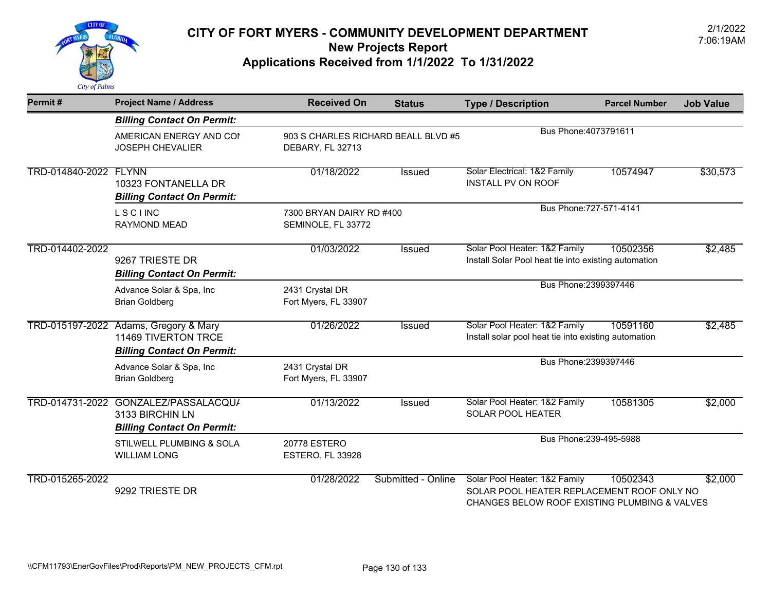# CITY OF FORT MYERS - COMMUNITY DEVELOPMENT DEPARTMENT

## New Projects Report

## Applications Received from 1/1/2022 To 1/31/2022

2/1/2022
7:06:19AM

| Permit # | Project Name / Address | Received On | Status | Type / Description | Parcel Number | Job Value |
|---|---|---|---|---|---|---|
| | ***Billing Contact On Permit:*** | | | | | |
| | AMERICAN ENERGY AND COI<br>JOSEPH CHEVALIER | 903 S CHARLES RICHARD BEALL BLVD #5<br>DEBARY, FL 32713 | | Bus Phone:4073791611 | | |
| TRD-014840-2022 | FLYNN<br>10323 FONTANELLA DR<br>***Billing Contact On Permit:*** | 01/18/2022 | Issued | Solar Electrical: 1&2 Family<br>INSTALL PV ON ROOF | 10574947 | $30,573 |
| | L S C I INC<br>RAYMOND MEAD | 7300 BRYAN DAIRY RD #400<br>SEMINOLE, FL 33772 | | Bus Phone:727-571-4141 | | |
| TRD-014402-2022 | 9267 TRIESTE DR<br>***Billing Contact On Permit:*** | 01/03/2022 | Issued | Solar Pool Heater: 1&2 Family<br>Install Solar Pool heat tie into existing automation | 10502356 | $2,485 |
| | Advance Solar & Spa, Inc<br>Brian Goldberg | 2431 Crystal DR<br>Fort Myers, FL 33907 | | Bus Phone:2399397446 | | |
| TRD-015197-2022 | Adams, Gregory & Mary<br>11469 TIVERTON TRCE<br>***Billing Contact On Permit:*** | 01/26/2022 | Issued | Solar Pool Heater: 1&2 Family<br>Install solar pool heat tie into existing automation | 10591160 | $2,485 |
| | Advance Solar & Spa, Inc<br>Brian Goldberg | 2431 Crystal DR<br>Fort Myers, FL 33907 | | Bus Phone:2399397446 | | |
| TRD-014731-2022 | GONZALEZ/PASSALACQUA<br>3133 BIRCHIN LN<br>***Billing Contact On Permit:*** | 01/13/2022 | Issued | Solar Pool Heater: 1&2 Family<br>SOLAR POOL HEATER | 10581305 | $2,000 |
| | STILWELL PLUMBING & SOLA<br>WILLIAM LONG | 20778 ESTERO<br>ESTERO, FL 33928 | | Bus Phone:239-495-5988 | | |
| TRD-015265-2022 | 9292 TRIESTE DR | 01/28/2022 | Submitted - Online | Solar Pool Heater: 1&2 Family<br>SOLAR POOL HEATER REPLACEMENT ROOF ONLY NO CHANGES BELOW ROOF EXISTING PLUMBING & VALVES | 10502343 | $2,000 |

\\CFM11793\EnerGovFiles\Prod\Reports\PM_NEW_PROJECTS_CFM.rpt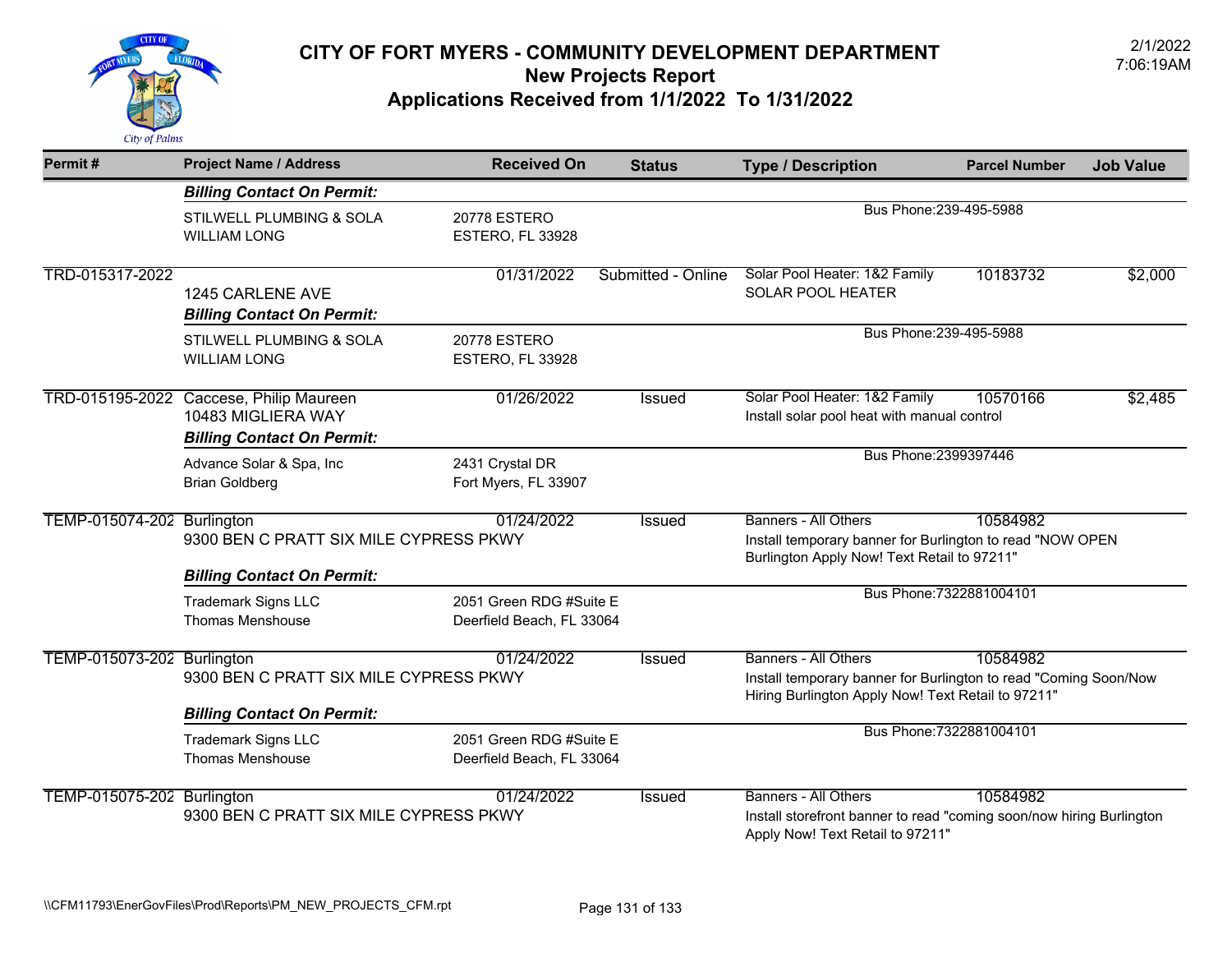# CITY OF FORT MYERS - COMMUNITY DEVELOPMENT DEPARTMENT

## New Projects Report

## Applications Received from 1/1/2022 To 1/31/2022

2/1/2022 7:06:19AM

| Permit # | Project Name / Address | Received On | Status | Type / Description | Parcel Number | Job Value |
|---|---|---|---|---|---|---|
| | ***Billing Contact On Permit:*** | | | | | |
| | STILWELL PLUMBING & SOLA<br>WILLIAM LONG | 20778 ESTERO<br>ESTERO, FL 33928 | | Bus Phone:239-495-5988 | | |
| TRD-015317-2022 | 1245 CARLENE AVE | 01/31/2022 | Submitted - Online | Solar Pool Heater: 1&2 Family<br>SOLAR POOL HEATER | 10183732 | $2,000 |
| | ***Billing Contact On Permit:*** | | | | | |
| | STILWELL PLUMBING & SOLA<br>WILLIAM LONG | 20778 ESTERO<br>ESTERO, FL 33928 | | Bus Phone:239-495-5988 | | |
| TRD-015195-2022 | Caccese, Philip Maureen<br>10483 MIGLIERA WAY | 01/26/2022 | Issued | Solar Pool Heater: 1&2 Family<br>Install solar pool heat with manual control | 10570166 | $2,485 |
| | ***Billing Contact On Permit:*** | | | | | |
| | Advance Solar & Spa, Inc<br>Brian Goldberg | 2431 Crystal DR<br>Fort Myers, FL 33907 | | Bus Phone:2399397446 | | |
| TEMP-015074-202 | Burlington<br>9300 BEN C PRATT SIX MILE CYPRESS PKWY | 01/24/2022 | Issued | Banners - All Others<br>Install temporary banner for Burlington to read "NOW OPEN Burlington Apply Now! Text Retail to 97211" | 10584982 | |
| | ***Billing Contact On Permit:*** | | | | | |
| | Trademark Signs LLC<br>Thomas Menshouse | 2051 Green RDG #Suite E<br>Deerfield Beach, FL 33064 | | Bus Phone:7322881004101 | | |
| TEMP-015073-202 | Burlington<br>9300 BEN C PRATT SIX MILE CYPRESS PKWY | 01/24/2022 | Issued | Banners - All Others<br>Install temporary banner for Burlington to read "Coming Soon/Now Hiring Burlington Apply Now! Text Retail to 97211" | 10584982 | |
| | ***Billing Contact On Permit:*** | | | | | |
| | Trademark Signs LLC<br>Thomas Menshouse | 2051 Green RDG #Suite E<br>Deerfield Beach, FL 33064 | | Bus Phone:7322881004101 | | |
| TEMP-015075-202 | Burlington<br>9300 BEN C PRATT SIX MILE CYPRESS PKWY | 01/24/2022 | Issued | Banners - All Others<br>Install storefront banner to read "coming soon/now hiring Burlington Apply Now! Text Retail to 97211" | 10584982 | |

\\CFM11793\EnerGovFiles\Prod\Reports\PM_NEW_PROJECTS_CFM.rpt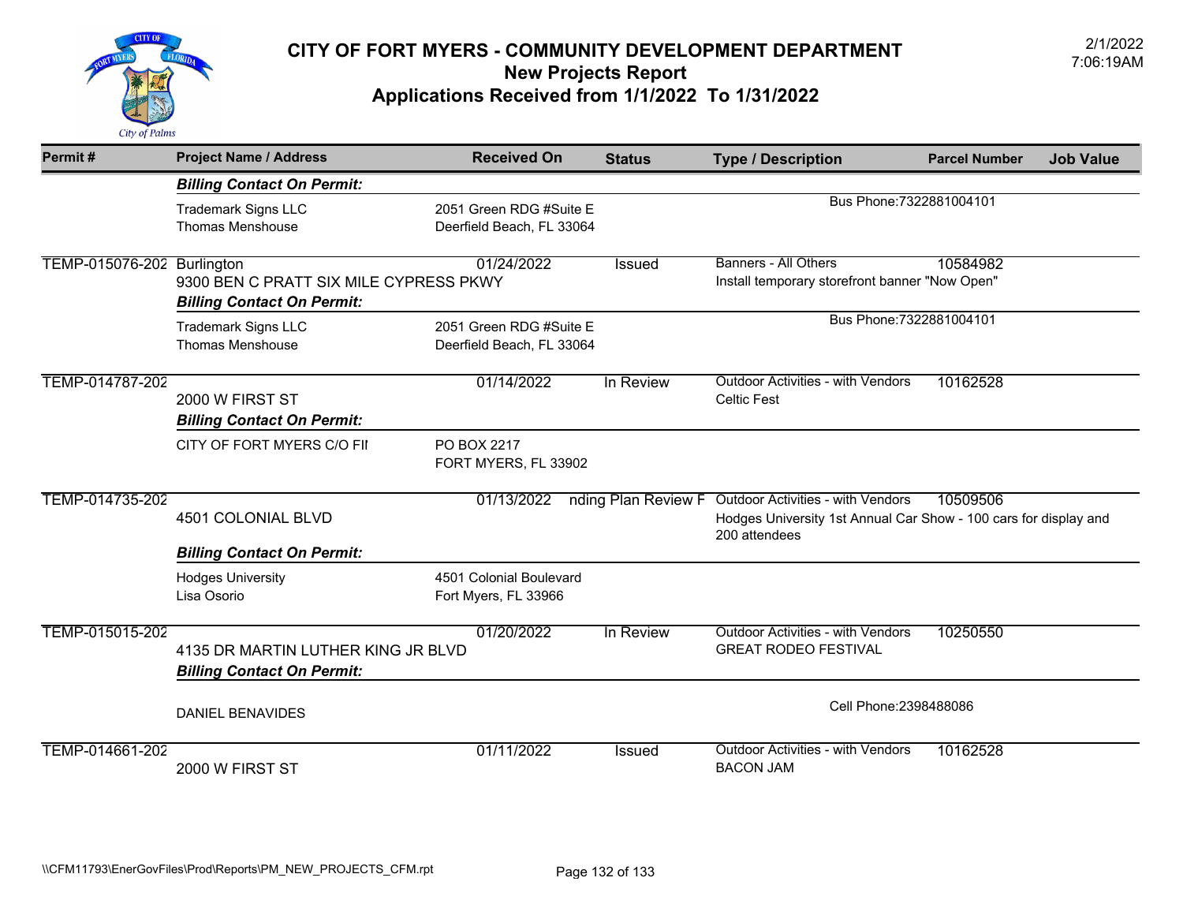# CITY OF FORT MYERS - COMMUNITY DEVELOPMENT DEPARTMENT

## New Projects Report

## Applications Received from 1/1/2022 To 1/31/2022

2/1/2022
7:06:19AM

| Permit # | Project Name / Address | | Received On | Status | Type / Description | Parcel Number | Job Value |
|---|---|---|---|---|---|---|---|
| | ***Billing Contact On Permit:*** | | | | | | |
| | Trademark Signs LLC<br>Thomas Menshouse | 2051 Green RDG #Suite E<br>Deerfield Beach, FL 33064 | | | Bus Phone:7322881004101 | | |
| TEMP-015076-202 | Burlington<br>9300 BEN C PRATT SIX MILE CYPRESS PKWY | | 01/24/2022 | Issued | Banners - All Others<br>Install temporary storefront banner "Now Open" | 10584982 | |
| | ***Billing Contact On Permit:*** | | | | | | |
| | Trademark Signs LLC<br>Thomas Menshouse | 2051 Green RDG #Suite E<br>Deerfield Beach, FL 33064 | | | Bus Phone:7322881004101 | | |
| TEMP-014787-202 | 2000 W FIRST ST | | 01/14/2022 | In Review | Outdoor Activities - with Vendors<br>Celtic Fest | 10162528 | |
| | ***Billing Contact On Permit:*** | | | | | | |
| | CITY OF FORT MYERS C/O FII | PO BOX 2217<br>FORT MYERS, FL 33902 | | | | | |
| TEMP-014735-202 | 4501 COLONIAL BLVD | | 01/13/2022 | nding Plan Review F | Outdoor Activities - with Vendors<br>Hodges University 1st Annual Car Show - 100 cars for display and 200 attendees | 10509506 | |
| | ***Billing Contact On Permit:*** | | | | | | |
| | Hodges University<br>Lisa Osorio | 4501 Colonial Boulevard<br>Fort Myers, FL 33966 | | | | | |
| TEMP-015015-202 | 4135 DR MARTIN LUTHER KING JR BLVD | | 01/20/2022 | In Review | Outdoor Activities - with Vendors<br>GREAT RODEO FESTIVAL | 10250550 | |
| | ***Billing Contact On Permit:*** | | | | | | |
| | DANIEL BENAVIDES | | | | Cell Phone:2398488086 | | |
| TEMP-014661-202 | 2000 W FIRST ST | | 01/11/2022 | Issued | Outdoor Activities - with Vendors<br>BACON JAM | 10162528 | |

\\CFM11793\EnerGovFiles\Prod\Reports\PM_NEW_PROJECTS_CFM.rpt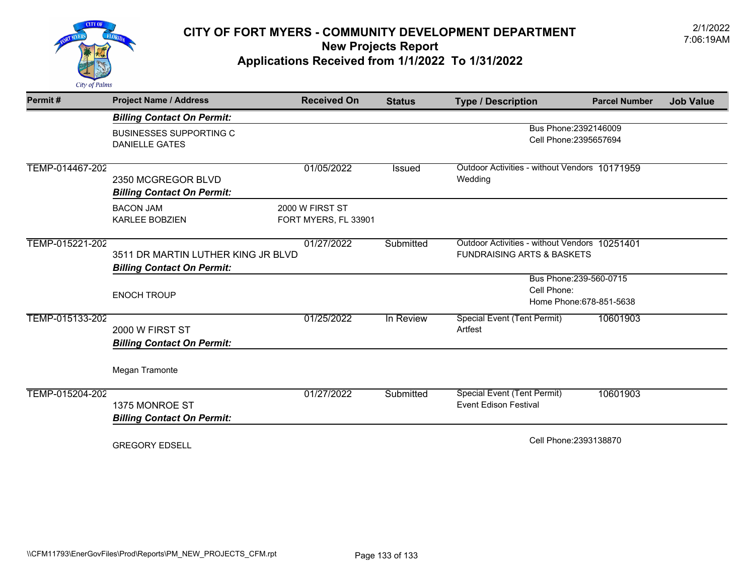# CITY OF FORT MYERS - COMMUNITY DEVELOPMENT DEPARTMENT
## New Projects Report
## Applications Received from 1/1/2022 To 1/31/2022

2/1/2022
7:06:19AM

| Permit # | Project Name / Address | Received On | Status | Type / Description | Parcel Number | Job Value |
|---|---|---|---|---|---|---|
| | ***Billing Contact On Permit:*** | | | | | |
| | BUSINESSES SUPPORTING C<br>DANIELLE GATES | | | Bus Phone:2392146009<br>Cell Phone:2395657694 | | |
| TEMP-014467-202 | 2350 MCGREGOR BLVD | 01/05/2022 | Issued | Outdoor Activities - without Vendors<br>Wedding | 10171959 | |
| | ***Billing Contact On Permit:*** | | | | | |
| | BACON JAM<br>KARLEE BOBZIEN | 2000 W FIRST ST<br>FORT MYERS, FL 33901 | | | | |
| TEMP-015221-202 | 3511 DR MARTIN LUTHER KING JR BLVD | 01/27/2022 | Submitted | Outdoor Activities - without Vendors<br>FUNDRAISING ARTS & BASKETS | 10251401 | |
| | ***Billing Contact On Permit:*** | | | | | |
| | ENOCH TROUP | | | Bus Phone:239-560-0715<br>Cell Phone:<br>Home Phone:678-851-5638 | | |
| TEMP-015133-202 | 2000 W FIRST ST | 01/25/2022 | In Review | Special Event (Tent Permit)<br>Artfest | 10601903 | |
| | ***Billing Contact On Permit:*** | | | | | |
| | Megan Tramonte | | | | | |
| TEMP-015204-202 | 1375 MONROE ST | 01/27/2022 | Submitted | Special Event (Tent Permit)<br>Event Edison Festival | 10601903 | |
| | ***Billing Contact On Permit:*** | | | | | |
| | GREGORY EDSELL | | | Cell Phone:2393138870 | | |

\\CFM11793\EnerGovFiles\Prod\Reports\PM_NEW_PROJECTS_CFM.rpt